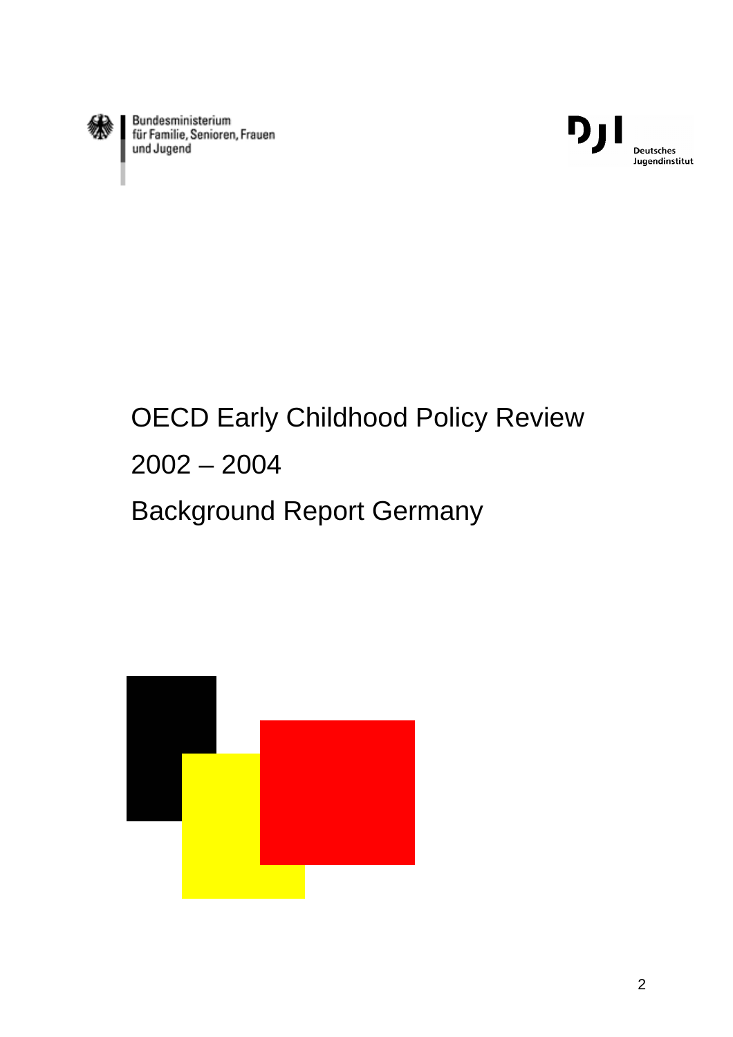Bundesministerium für Familie, Senioren, Frauen und Jugend

Deutsches Jugendinstitut

# OECD Early Childhood Policy Review

# 2002 – 2004

# Background Report Germany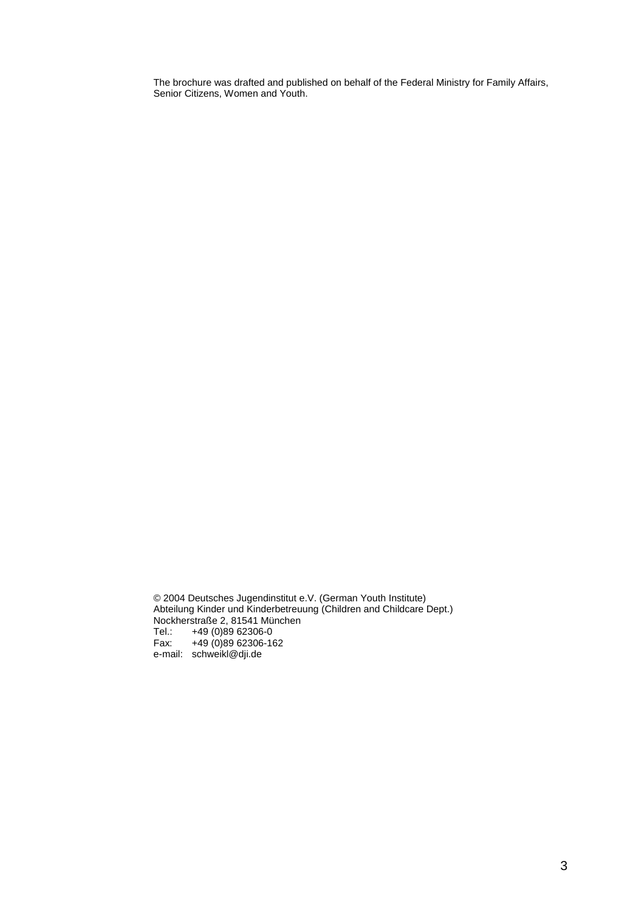The brochure was drafted and published on behalf of the Federal Ministry for Family Affairs, Senior Citizens, Women and Youth.

© 2004 Deutsches Jugendinstitut e.V. (German Youth Institute)
Abteilung Kinder und Kinderbetreuung (Children and Childcare Dept.)
Nockherstraße 2, 81541 München
Tel.: +49 (0)89 62306-0
Fax: +49 (0)89 62306-162
e-mail: schweikl@dji.de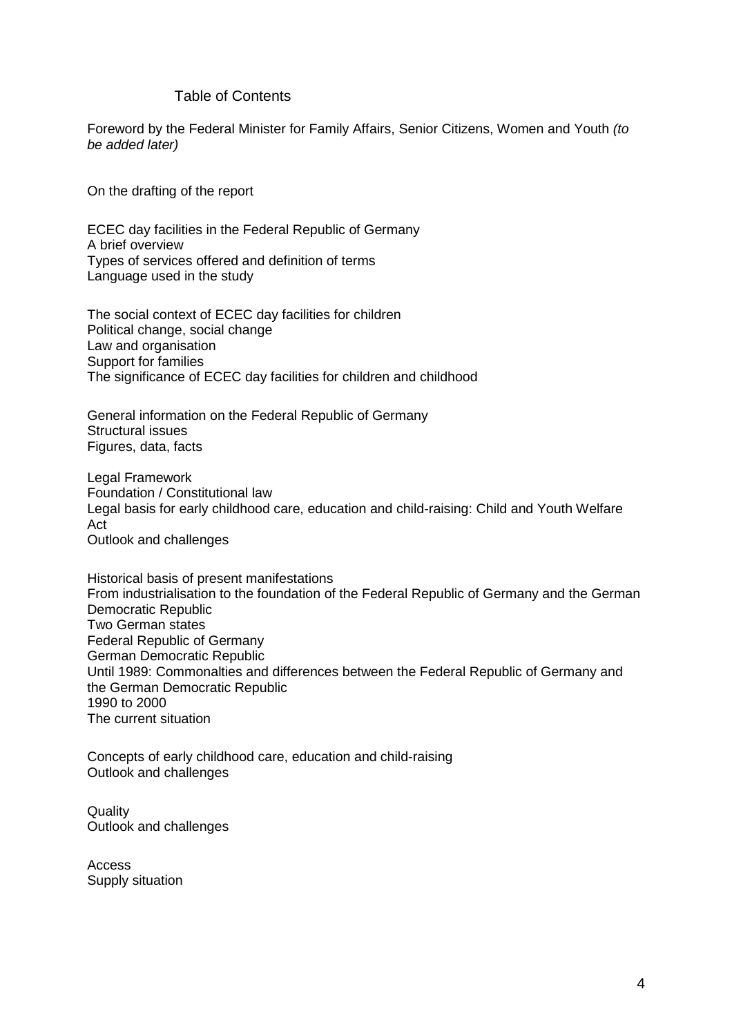# Table of Contents

Foreword by the Federal Minister for Family Affairs, Senior Citizens, Women and Youth *(to be added later)*

On the drafting of the report

ECEC day facilities in the Federal Republic of Germany
A brief overview
Types of services offered and definition of terms
Language used in the study

The social context of ECEC day facilities for children
Political change, social change
Law and organisation
Support for families
The significance of ECEC day facilities for children and childhood

General information on the Federal Republic of Germany
Structural issues
Figures, data, facts

Legal Framework
Foundation / Constitutional law
Legal basis for early childhood care, education and child-raising: Child and Youth Welfare Act
Outlook and challenges

Historical basis of present manifestations
From industrialisation to the foundation of the Federal Republic of Germany and the German Democratic Republic
Two German states
Federal Republic of Germany
German Democratic Republic
Until 1989: Commonalties and differences between the Federal Republic of Germany and the German Democratic Republic
1990 to 2000
The current situation

Concepts of early childhood care, education and child-raising
Outlook and challenges

Quality
Outlook and challenges

Access
Supply situation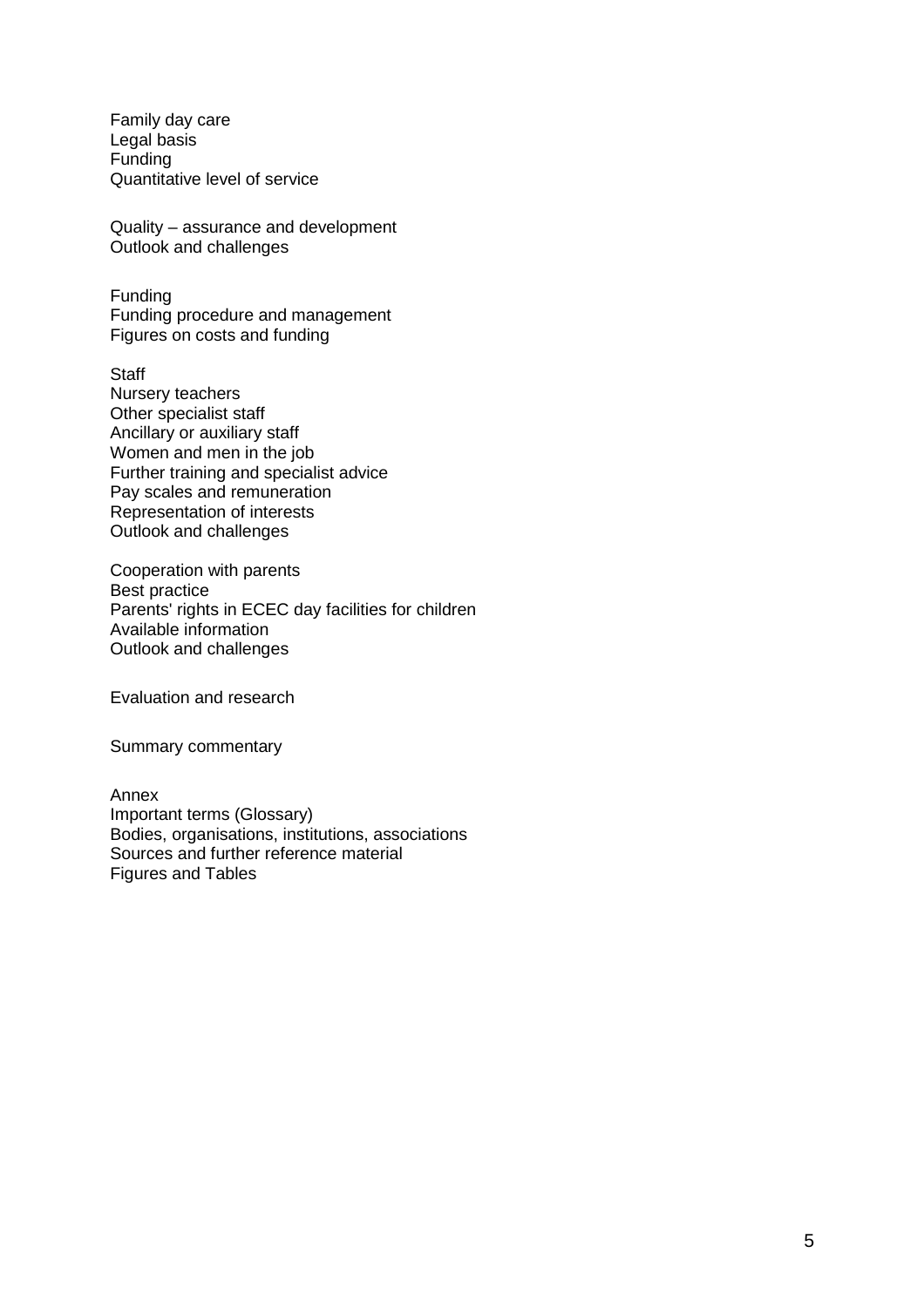Family day care
Legal basis
Funding
Quantitative level of service

Quality – assurance and development
Outlook and challenges

Funding
Funding procedure and management
Figures on costs and funding

Staff
Nursery teachers
Other specialist staff
Ancillary or auxiliary staff
Women and men in the job
Further training and specialist advice
Pay scales and remuneration
Representation of interests
Outlook and challenges

Cooperation with parents
Best practice
Parents' rights in ECEC day facilities for children
Available information
Outlook and challenges

Evaluation and research

Summary commentary

Annex
Important terms (Glossary)
Bodies, organisations, institutions, associations
Sources and further reference material
Figures and Tables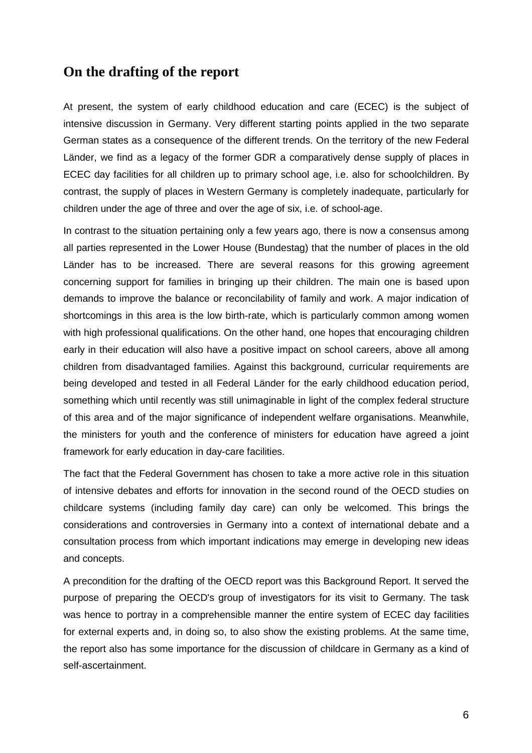## On the drafting of the report

At present, the system of early childhood education and care (ECEC) is the subject of intensive discussion in Germany. Very different starting points applied in the two separate German states as a consequence of the different trends. On the territory of the new Federal Länder, we find as a legacy of the former GDR a comparatively dense supply of places in ECEC day facilities for all children up to primary school age, i.e. also for schoolchildren. By contrast, the supply of places in Western Germany is completely inadequate, particularly for children under the age of three and over the age of six, i.e. of school-age.

In contrast to the situation pertaining only a few years ago, there is now a consensus among all parties represented in the Lower House (Bundestag) that the number of places in the old Länder has to be increased. There are several reasons for this growing agreement concerning support for families in bringing up their children. The main one is based upon demands to improve the balance or reconcilability of family and work. A major indication of shortcomings in this area is the low birth-rate, which is particularly common among women with high professional qualifications. On the other hand, one hopes that encouraging children early in their education will also have a positive impact on school careers, above all among children from disadvantaged families. Against this background, curricular requirements are being developed and tested in all Federal Länder for the early childhood education period, something which until recently was still unimaginable in light of the complex federal structure of this area and of the major significance of independent welfare organisations. Meanwhile, the ministers for youth and the conference of ministers for education have agreed a joint framework for early education in day-care facilities.

The fact that the Federal Government has chosen to take a more active role in this situation of intensive debates and efforts for innovation in the second round of the OECD studies on childcare systems (including family day care) can only be welcomed. This brings the considerations and controversies in Germany into a context of international debate and a consultation process from which important indications may emerge in developing new ideas and concepts.

A precondition for the drafting of the OECD report was this Background Report. It served the purpose of preparing the OECD's group of investigators for its visit to Germany. The task was hence to portray in a comprehensible manner the entire system of ECEC day facilities for external experts and, in doing so, to also show the existing problems. At the same time, the report also has some importance for the discussion of childcare in Germany as a kind of self-ascertainment.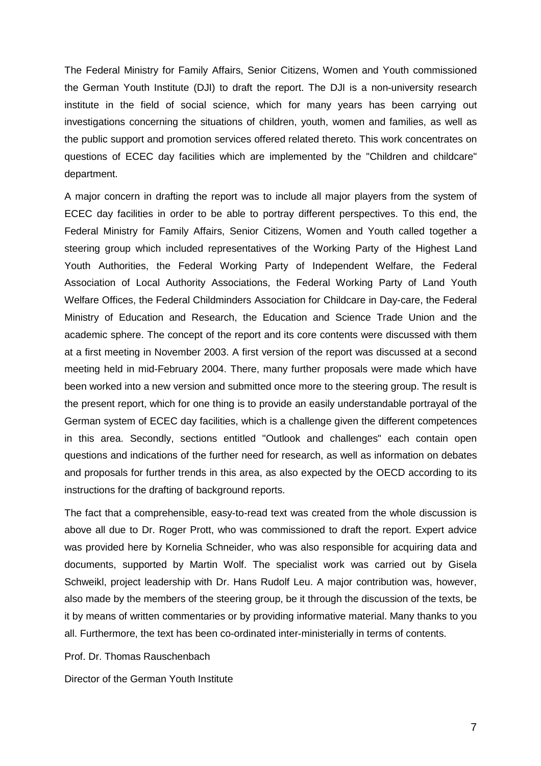The Federal Ministry for Family Affairs, Senior Citizens, Women and Youth commissioned the German Youth Institute (DJI) to draft the report. The DJI is a non-university research institute in the field of social science, which for many years has been carrying out investigations concerning the situations of children, youth, women and families, as well as the public support and promotion services offered related thereto. This work concentrates on questions of ECEC day facilities which are implemented by the "Children and childcare" department.

A major concern in drafting the report was to include all major players from the system of ECEC day facilities in order to be able to portray different perspectives. To this end, the Federal Ministry for Family Affairs, Senior Citizens, Women and Youth called together a steering group which included representatives of the Working Party of the Highest Land Youth Authorities, the Federal Working Party of Independent Welfare, the Federal Association of Local Authority Associations, the Federal Working Party of Land Youth Welfare Offices, the Federal Childminders Association for Childcare in Day-care, the Federal Ministry of Education and Research, the Education and Science Trade Union and the academic sphere. The concept of the report and its core contents were discussed with them at a first meeting in November 2003. A first version of the report was discussed at a second meeting held in mid-February 2004. There, many further proposals were made which have been worked into a new version and submitted once more to the steering group. The result is the present report, which for one thing is to provide an easily understandable portrayal of the German system of ECEC day facilities, which is a challenge given the different competences in this area. Secondly, sections entitled "Outlook and challenges" each contain open questions and indications of the further need for research, as well as information on debates and proposals for further trends in this area, as also expected by the OECD according to its instructions for the drafting of background reports.

The fact that a comprehensible, easy-to-read text was created from the whole discussion is above all due to Dr. Roger Prott, who was commissioned to draft the report. Expert advice was provided here by Kornelia Schneider, who was also responsible for acquiring data and documents, supported by Martin Wolf. The specialist work was carried out by Gisela Schweikl, project leadership with Dr. Hans Rudolf Leu. A major contribution was, however, also made by the members of the steering group, be it through the discussion of the texts, be it by means of written commentaries or by providing informative material. Many thanks to you all. Furthermore, the text has been co-ordinated inter-ministerially in terms of contents.

Prof. Dr. Thomas Rauschenbach

Director of the German Youth Institute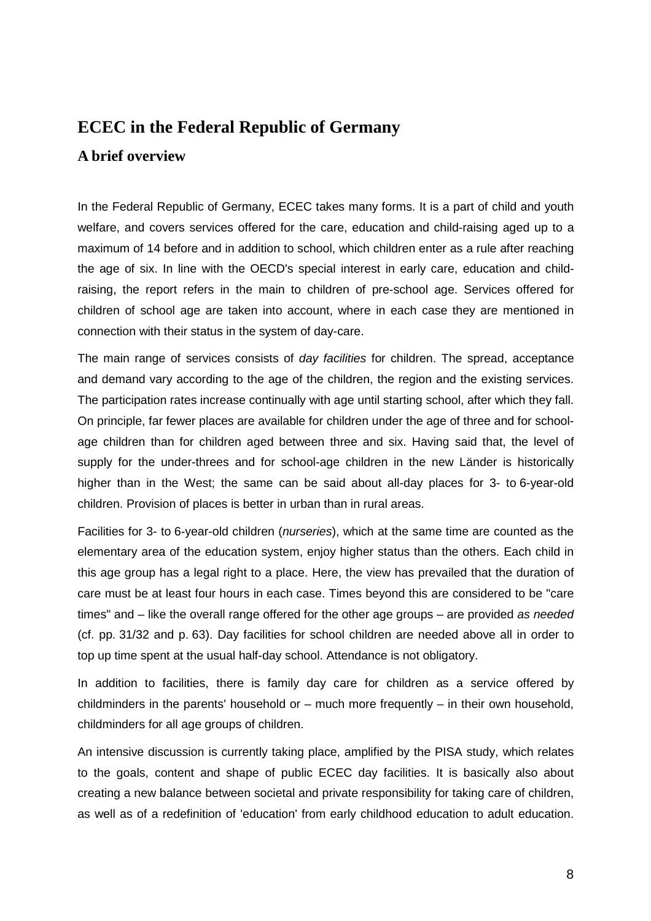# ECEC in the Federal Republic of Germany

## A brief overview

In the Federal Republic of Germany, ECEC takes many forms. It is a part of child and youth welfare, and covers services offered for the care, education and child-raising aged up to a maximum of 14 before and in addition to school, which children enter as a rule after reaching the age of six. In line with the OECD's special interest in early care, education and child-raising, the report refers in the main to children of pre-school age. Services offered for children of school age are taken into account, where in each case they are mentioned in connection with their status in the system of day-care.

The main range of services consists of *day facilities* for children. The spread, acceptance and demand vary according to the age of the children, the region and the existing services. The participation rates increase continually with age until starting school, after which they fall. On principle, far fewer places are available for children under the age of three and for school-age children than for children aged between three and six. Having said that, the level of supply for the under-threes and for school-age children in the new Länder is historically higher than in the West; the same can be said about all-day places for 3- to 6-year-old children. Provision of places is better in urban than in rural areas.

Facilities for 3- to 6-year-old children (*nurseries*), which at the same time are counted as the elementary area of the education system, enjoy higher status than the others. Each child in this age group has a legal right to a place. Here, the view has prevailed that the duration of care must be at least four hours in each case. Times beyond this are considered to be "care times" and – like the overall range offered for the other age groups – are provided *as needed* (cf. pp. 31/32 and p. 63). Day facilities for school children are needed above all in order to top up time spent at the usual half-day school. Attendance is not obligatory.

In addition to facilities, there is family day care for children as a service offered by childminders in the parents' household or – much more frequently – in their own household, childminders for all age groups of children.

An intensive discussion is currently taking place, amplified by the PISA study, which relates to the goals, content and shape of public ECEC day facilities. It is basically also about creating a new balance between societal and private responsibility for taking care of children, as well as of a redefinition of 'education' from early childhood education to adult education.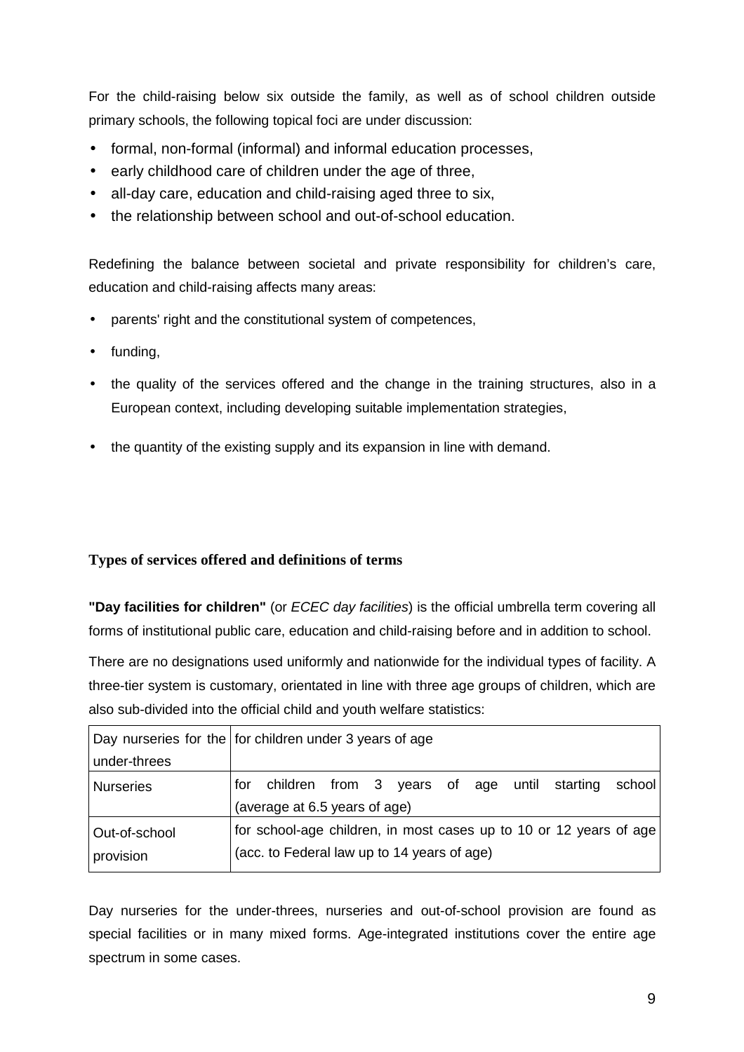For the child-raising below six outside the family, as well as of school children outside primary schools, the following topical foci are under discussion:

- formal, non-formal (informal) and informal education processes,
- early childhood care of children under the age of three,
- all-day care, education and child-raising aged three to six,
- the relationship between school and out-of-school education.

Redefining the balance between societal and private responsibility for children's care, education and child-raising affects many areas:

- parents' right and the constitutional system of competences,
- funding,
- the quality of the services offered and the change in the training structures, also in a European context, including developing suitable implementation strategies,
- the quantity of the existing supply and its expansion in line with demand.

### Types of services offered and definitions of terms

**"Day facilities for children"** (or *ECEC day facilities*) is the official umbrella term covering all forms of institutional public care, education and child-raising before and in addition to school.

There are no designations used uniformly and nationwide for the individual types of facility. A three-tier system is customary, orientated in line with three age groups of children, which are also sub-divided into the official child and youth welfare statistics:

| | |
|---|---|
| Day nurseries for the under-threes | for children under 3 years of age |
| Nurseries | for children from 3 years of age until starting school (average at 6.5 years of age) |
| Out-of-school provision | for school-age children, in most cases up to 10 or 12 years of age (acc. to Federal law up to 14 years of age) |

Day nurseries for the under-threes, nurseries and out-of-school provision are found as special facilities or in many mixed forms. Age-integrated institutions cover the entire age spectrum in some cases.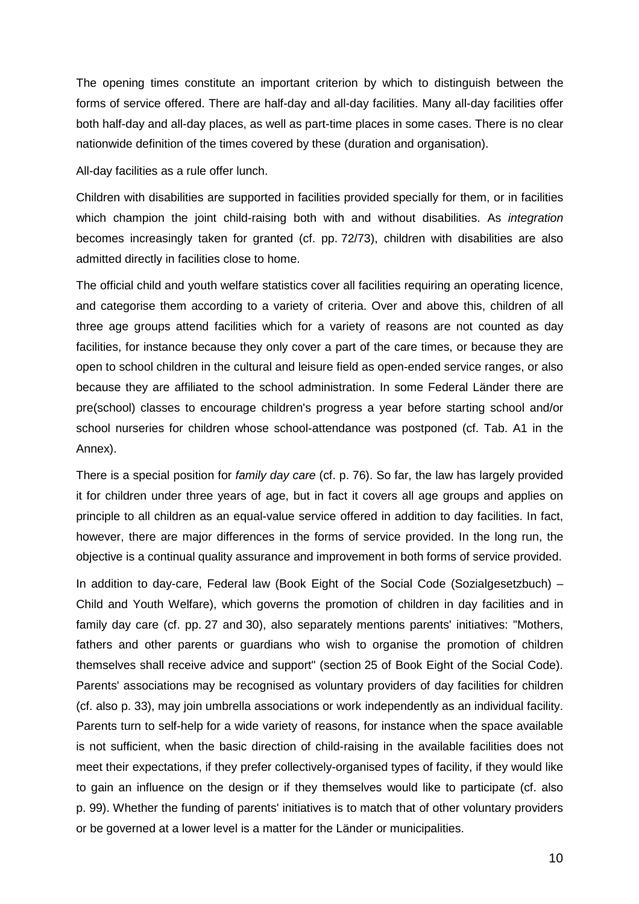The opening times constitute an important criterion by which to distinguish between the forms of service offered. There are half-day and all-day facilities. Many all-day facilities offer both half-day and all-day places, as well as part-time places in some cases. There is no clear nationwide definition of the times covered by these (duration and organisation).

All-day facilities as a rule offer lunch.

Children with disabilities are supported in facilities provided specially for them, or in facilities which champion the joint child-raising both with and without disabilities. As *integration* becomes increasingly taken for granted (cf. pp. 72/73), children with disabilities are also admitted directly in facilities close to home.

The official child and youth welfare statistics cover all facilities requiring an operating licence, and categorise them according to a variety of criteria. Over and above this, children of all three age groups attend facilities which for a variety of reasons are not counted as day facilities, for instance because they only cover a part of the care times, or because they are open to school children in the cultural and leisure field as open-ended service ranges, or also because they are affiliated to the school administration. In some Federal Länder there are pre(school) classes to encourage children's progress a year before starting school and/or school nurseries for children whose school-attendance was postponed (cf. Tab. A1 in the Annex).

There is a special position for *family day care* (cf. p. 76). So far, the law has largely provided it for children under three years of age, but in fact it covers all age groups and applies on principle to all children as an equal-value service offered in addition to day facilities. In fact, however, there are major differences in the forms of service provided. In the long run, the objective is a continual quality assurance and improvement in both forms of service provided.

In addition to day-care, Federal law (Book Eight of the Social Code (Sozialgesetzbuch) – Child and Youth Welfare), which governs the promotion of children in day facilities and in family day care (cf. pp. 27 and 30), also separately mentions parents' initiatives: "Mothers, fathers and other parents or guardians who wish to organise the promotion of children themselves shall receive advice and support" (section 25 of Book Eight of the Social Code). Parents' associations may be recognised as voluntary providers of day facilities for children (cf. also p. 33), may join umbrella associations or work independently as an individual facility. Parents turn to self-help for a wide variety of reasons, for instance when the space available is not sufficient, when the basic direction of child-raising in the available facilities does not meet their expectations, if they prefer collectively-organised types of facility, if they would like to gain an influence on the design or if they themselves would like to participate (cf. also p. 99). Whether the funding of parents' initiatives is to match that of other voluntary providers or be governed at a lower level is a matter for the Länder or municipalities.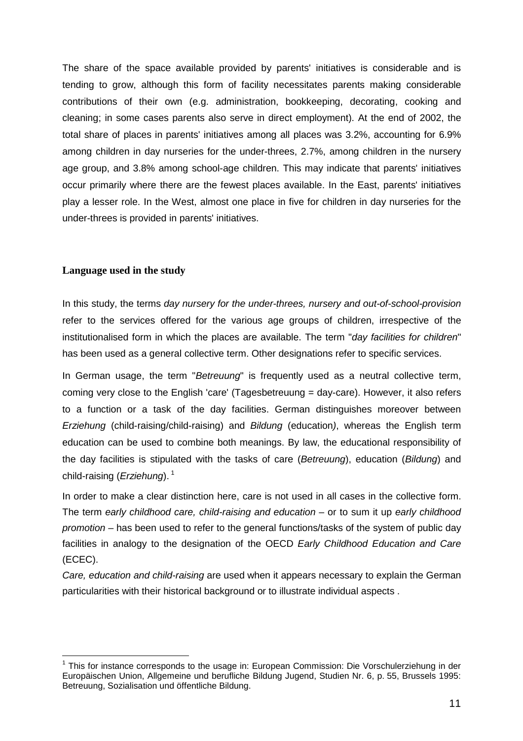The share of the space available provided by parents' initiatives is considerable and is tending to grow, although this form of facility necessitates parents making considerable contributions of their own (e.g. administration, bookkeeping, decorating, cooking and cleaning; in some cases parents also serve in direct employment). At the end of 2002, the total share of places in parents' initiatives among all places was 3.2%, accounting for 6.9% among children in day nurseries for the under-threes, 2.7%, among children in the nursery age group, and 3.8% among school-age children. This may indicate that parents' initiatives occur primarily where there are the fewest places available. In the East, parents' initiatives play a lesser role. In the West, almost one place in five for children in day nurseries for the under-threes is provided in parents' initiatives.

### Language used in the study

In this study, the terms *day nursery for the under-threes, nursery and out-of-school-provision* refer to the services offered for the various age groups of children, irrespective of the institutionalised form in which the places are available. The term "*day facilities for children*" has been used as a general collective term. Other designations refer to specific services.

In German usage, the term "*Betreuung*" is frequently used as a neutral collective term, coming very close to the English 'care' (Tagesbetreuung = day-care). However, it also refers to a function or a task of the day facilities. German distinguishes moreover between *Erziehung* (child-raising/child-raising) and *Bildung* (education), whereas the English term education can be used to combine both meanings. By law, the educational responsibility of the day facilities is stipulated with the tasks of care (*Betreuung*), education (*Bildung*) and child-raising (*Erziehung*).[1]

In order to make a clear distinction here, care is not used in all cases in the collective form. The term *early childhood care, child-raising and education* – or to sum it up *early childhood promotion* – has been used to refer to the general functions/tasks of the system of public day facilities in analogy to the designation of the OECD *Early Childhood Education and Care* (ECEC).

*Care, education and child-raising* are used when it appears necessary to explain the German particularities with their historical background or to illustrate individual aspects .

---

[1] This for instance corresponds to the usage in: European Commission: Die Vorschulerziehung in der Europäischen Union, Allgemeine und berufliche Bildung Jugend, Studien Nr. 6, p. 55, Brussels 1995: Betreuung, Sozialisation und öffentliche Bildung.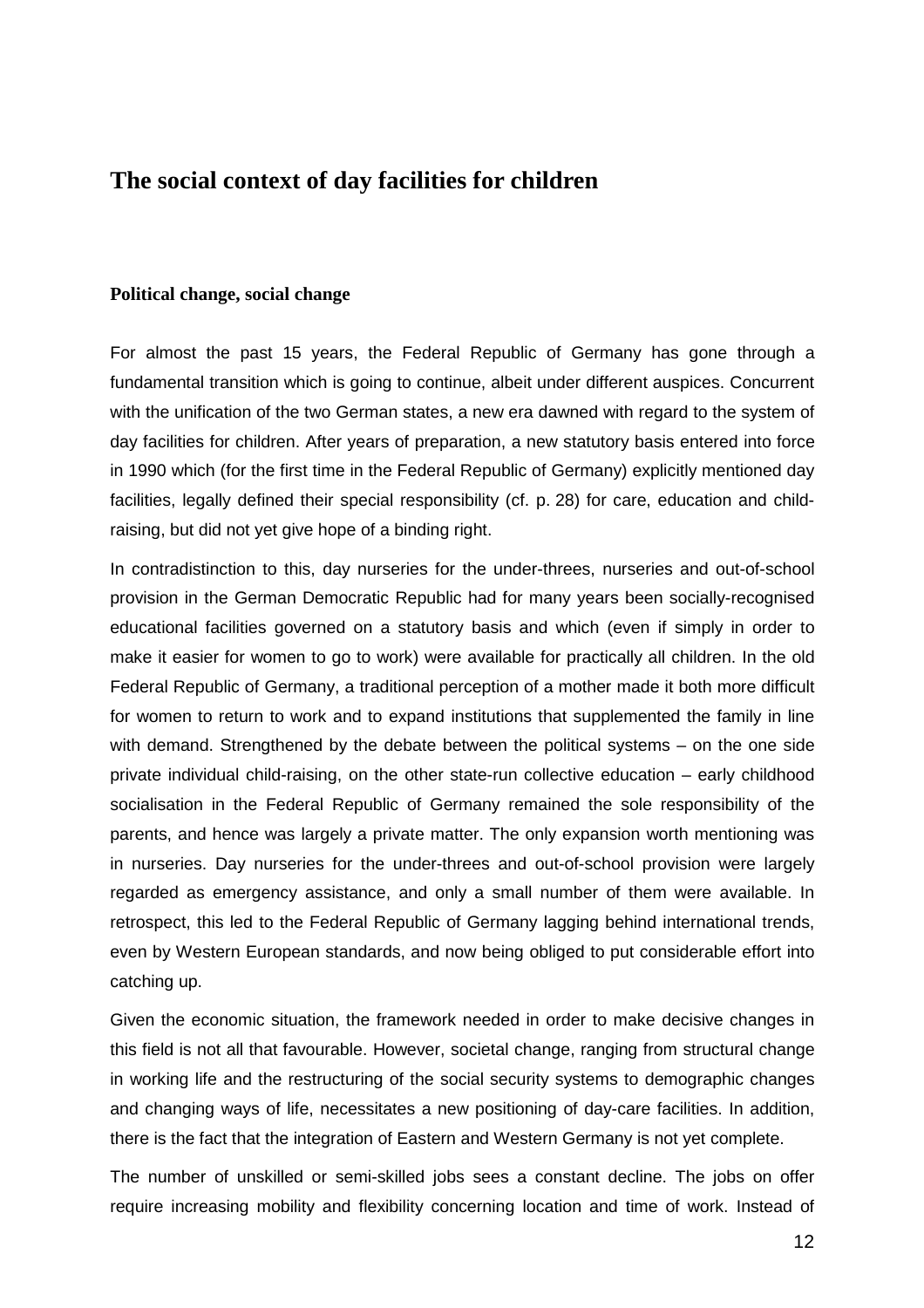# The social context of day facilities for children

## Political change, social change

For almost the past 15 years, the Federal Republic of Germany has gone through a fundamental transition which is going to continue, albeit under different auspices. Concurrent with the unification of the two German states, a new era dawned with regard to the system of day facilities for children. After years of preparation, a new statutory basis entered into force in 1990 which (for the first time in the Federal Republic of Germany) explicitly mentioned day facilities, legally defined their special responsibility (cf. p. 28) for care, education and child-raising, but did not yet give hope of a binding right.

In contradistinction to this, day nurseries for the under-threes, nurseries and out-of-school provision in the German Democratic Republic had for many years been socially-recognised educational facilities governed on a statutory basis and which (even if simply in order to make it easier for women to go to work) were available for practically all children. In the old Federal Republic of Germany, a traditional perception of a mother made it both more difficult for women to return to work and to expand institutions that supplemented the family in line with demand. Strengthened by the debate between the political systems – on the one side private individual child-raising, on the other state-run collective education – early childhood socialisation in the Federal Republic of Germany remained the sole responsibility of the parents, and hence was largely a private matter. The only expansion worth mentioning was in nurseries. Day nurseries for the under-threes and out-of-school provision were largely regarded as emergency assistance, and only a small number of them were available. In retrospect, this led to the Federal Republic of Germany lagging behind international trends, even by Western European standards, and now being obliged to put considerable effort into catching up.

Given the economic situation, the framework needed in order to make decisive changes in this field is not all that favourable. However, societal change, ranging from structural change in working life and the restructuring of the social security systems to demographic changes and changing ways of life, necessitates a new positioning of day-care facilities. In addition, there is the fact that the integration of Eastern and Western Germany is not yet complete.

The number of unskilled or semi-skilled jobs sees a constant decline. The jobs on offer require increasing mobility and flexibility concerning location and time of work. Instead of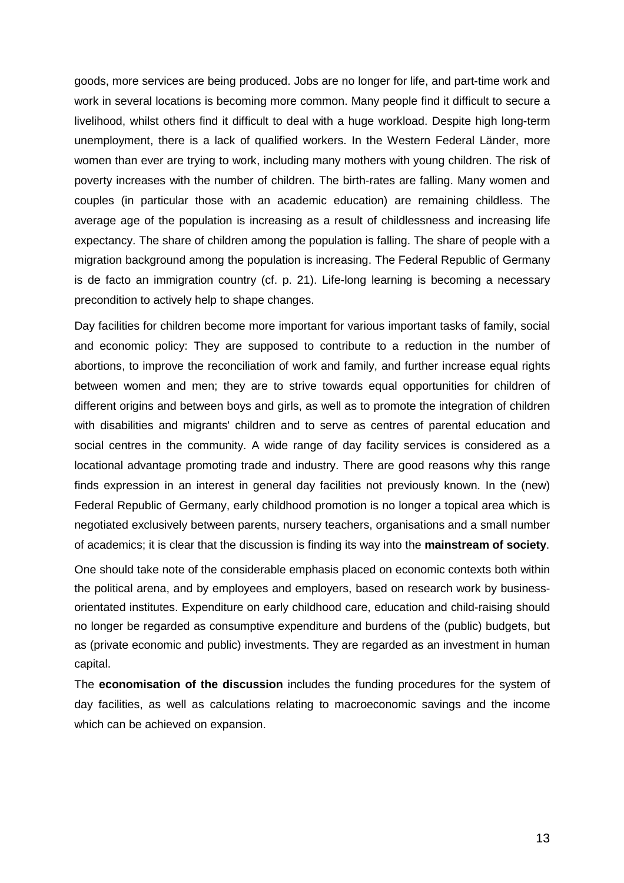goods, more services are being produced. Jobs are no longer for life, and part-time work and work in several locations is becoming more common. Many people find it difficult to secure a livelihood, whilst others find it difficult to deal with a huge workload. Despite high long-term unemployment, there is a lack of qualified workers. In the Western Federal Länder, more women than ever are trying to work, including many mothers with young children. The risk of poverty increases with the number of children. The birth-rates are falling. Many women and couples (in particular those with an academic education) are remaining childless. The average age of the population is increasing as a result of childlessness and increasing life expectancy. The share of children among the population is falling. The share of people with a migration background among the population is increasing. The Federal Republic of Germany is de facto an immigration country (cf. p. 21). Life-long learning is becoming a necessary precondition to actively help to shape changes.

Day facilities for children become more important for various important tasks of family, social and economic policy: They are supposed to contribute to a reduction in the number of abortions, to improve the reconciliation of work and family, and further increase equal rights between women and men; they are to strive towards equal opportunities for children of different origins and between boys and girls, as well as to promote the integration of children with disabilities and migrants' children and to serve as centres of parental education and social centres in the community. A wide range of day facility services is considered as a locational advantage promoting trade and industry. There are good reasons why this range finds expression in an interest in general day facilities not previously known. In the (new) Federal Republic of Germany, early childhood promotion is no longer a topical area which is negotiated exclusively between parents, nursery teachers, organisations and a small number of academics; it is clear that the discussion is finding its way into the **mainstream of society**.

One should take note of the considerable emphasis placed on economic contexts both within the political arena, and by employees and employers, based on research work by business-orientated institutes. Expenditure on early childhood care, education and child-raising should no longer be regarded as consumptive expenditure and burdens of the (public) budgets, but as (private economic and public) investments. They are regarded as an investment in human capital.

The **economisation of the discussion** includes the funding procedures for the system of day facilities, as well as calculations relating to macroeconomic savings and the income which can be achieved on expansion.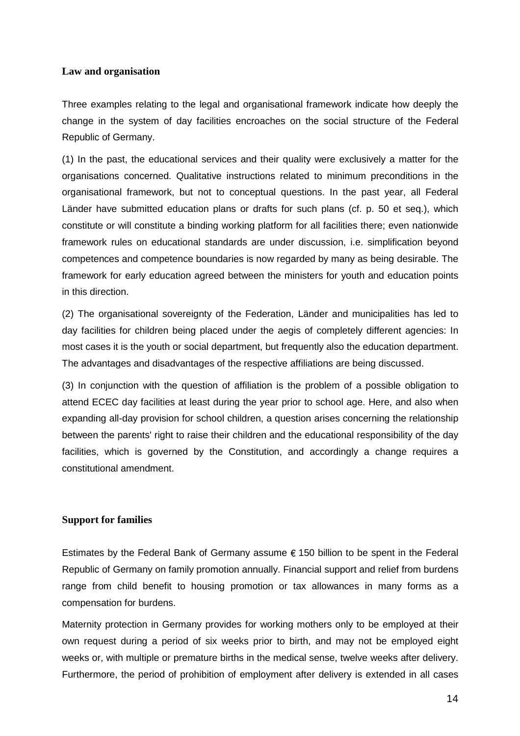## Law and organisation

Three examples relating to the legal and organisational framework indicate how deeply the change in the system of day facilities encroaches on the social structure of the Federal Republic of Germany.

(1) In the past, the educational services and their quality were exclusively a matter for the organisations concerned. Qualitative instructions related to minimum preconditions in the organisational framework, but not to conceptual questions. In the past year, all Federal Länder have submitted education plans or drafts for such plans (cf. p. 50 et seq.), which constitute or will constitute a binding working platform for all facilities there; even nationwide framework rules on educational standards are under discussion, i.e. simplification beyond competences and competence boundaries is now regarded by many as being desirable. The framework for early education agreed between the ministers for youth and education points in this direction.

(2) The organisational sovereignty of the Federation, Länder and municipalities has led to day facilities for children being placed under the aegis of completely different agencies: In most cases it is the youth or social department, but frequently also the education department. The advantages and disadvantages of the respective affiliations are being discussed.

(3) In conjunction with the question of affiliation is the problem of a possible obligation to attend ECEC day facilities at least during the year prior to school age. Here, and also when expanding all-day provision for school children, a question arises concerning the relationship between the parents' right to raise their children and the educational responsibility of the day facilities, which is governed by the Constitution, and accordingly a change requires a constitutional amendment.

## Support for families

Estimates by the Federal Bank of Germany assume € 150 billion to be spent in the Federal Republic of Germany on family promotion annually. Financial support and relief from burdens range from child benefit to housing promotion or tax allowances in many forms as a compensation for burdens.

Maternity protection in Germany provides for working mothers only to be employed at their own request during a period of six weeks prior to birth, and may not be employed eight weeks or, with multiple or premature births in the medical sense, twelve weeks after delivery. Furthermore, the period of prohibition of employment after delivery is extended in all cases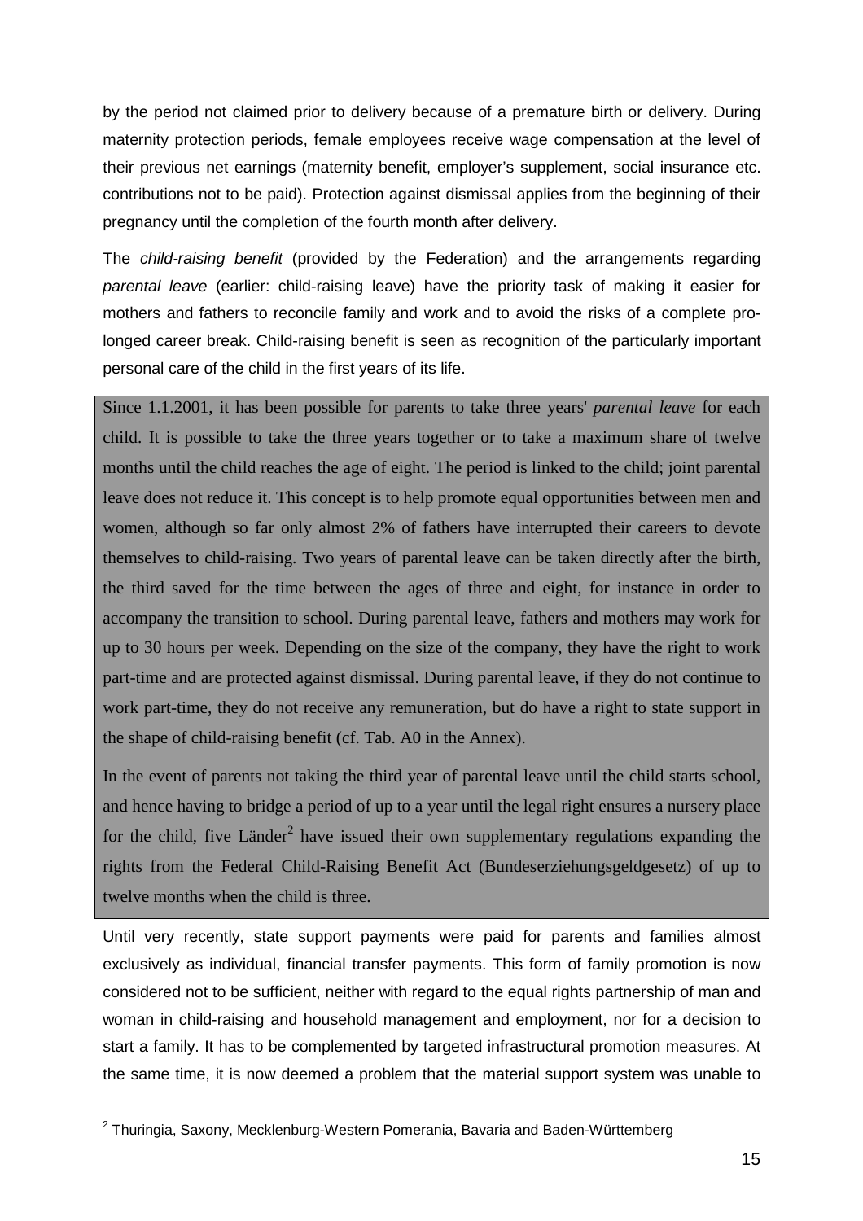by the period not claimed prior to delivery because of a premature birth or delivery. During maternity protection periods, female employees receive wage compensation at the level of their previous net earnings (maternity benefit, employer's supplement, social insurance etc. contributions not to be paid). Protection against dismissal applies from the beginning of their pregnancy until the completion of the fourth month after delivery.

The *child-raising benefit* (provided by the Federation) and the arrangements regarding *parental leave* (earlier: child-raising leave) have the priority task of making it easier for mothers and fathers to reconcile family and work and to avoid the risks of a complete prolonged career break. Child-raising benefit is seen as recognition of the particularly important personal care of the child in the first years of its life.

Since 1.1.2001, it has been possible for parents to take three years' *parental leave* for each child. It is possible to take the three years together or to take a maximum share of twelve months until the child reaches the age of eight. The period is linked to the child; joint parental leave does not reduce it. This concept is to help promote equal opportunities between men and women, although so far only almost 2% of fathers have interrupted their careers to devote themselves to child-raising. Two years of parental leave can be taken directly after the birth, the third saved for the time between the ages of three and eight, for instance in order to accompany the transition to school. During parental leave, fathers and mothers may work for up to 30 hours per week. Depending on the size of the company, they have the right to work part-time and are protected against dismissal. During parental leave, if they do not continue to work part-time, they do not receive any remuneration, but do have a right to state support in the shape of child-raising benefit (cf. Tab. A0 in the Annex).

In the event of parents not taking the third year of parental leave until the child starts school, and hence having to bridge a period of up to a year until the legal right ensures a nursery place for the child, five Länder[2] have issued their own supplementary regulations expanding the rights from the Federal Child-Raising Benefit Act (Bundeserziehungsgeldgesetz) of up to twelve months when the child is three.

Until very recently, state support payments were paid for parents and families almost exclusively as individual, financial transfer payments. This form of family promotion is now considered not to be sufficient, neither with regard to the equal rights partnership of man and woman in child-raising and household management and employment, nor for a decision to start a family. It has to be complemented by targeted infrastructural promotion measures. At the same time, it is now deemed a problem that the material support system was unable to

[2] Thuringia, Saxony, Mecklenburg-Western Pomerania, Bavaria and Baden-Württemberg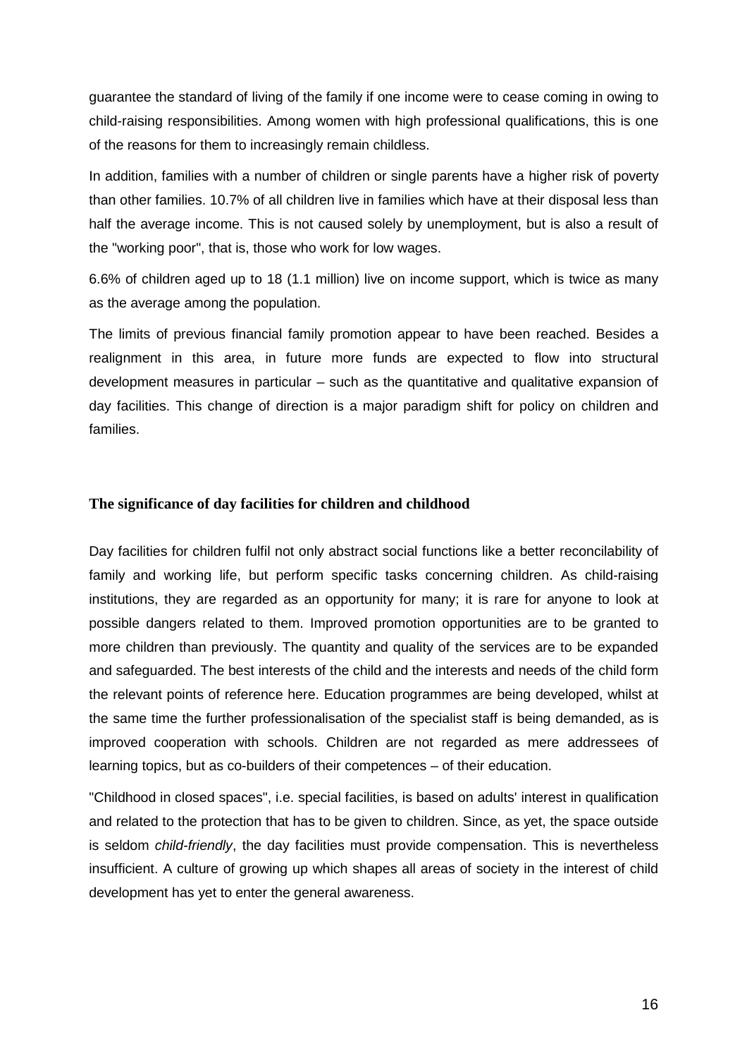guarantee the standard of living of the family if one income were to cease coming in owing to child-raising responsibilities. Among women with high professional qualifications, this is one of the reasons for them to increasingly remain childless.

In addition, families with a number of children or single parents have a higher risk of poverty than other families. 10.7% of all children live in families which have at their disposal less than half the average income. This is not caused solely by unemployment, but is also a result of the "working poor", that is, those who work for low wages.

6.6% of children aged up to 18 (1.1 million) live on income support, which is twice as many as the average among the population.

The limits of previous financial family promotion appear to have been reached. Besides a realignment in this area, in future more funds are expected to flow into structural development measures in particular – such as the quantitative and qualitative expansion of day facilities. This change of direction is a major paradigm shift for policy on children and families.

## The significance of day facilities for children and childhood

Day facilities for children fulfil not only abstract social functions like a better reconcilability of family and working life, but perform specific tasks concerning children. As child-raising institutions, they are regarded as an opportunity for many; it is rare for anyone to look at possible dangers related to them. Improved promotion opportunities are to be granted to more children than previously. The quantity and quality of the services are to be expanded and safeguarded. The best interests of the child and the interests and needs of the child form the relevant points of reference here. Education programmes are being developed, whilst at the same time the further professionalisation of the specialist staff is being demanded, as is improved cooperation with schools. Children are not regarded as mere addressees of learning topics, but as co-builders of their competences – of their education.

"Childhood in closed spaces", i.e. special facilities, is based on adults' interest in qualification and related to the protection that has to be given to children. Since, as yet, the space outside is seldom *child-friendly*, the day facilities must provide compensation. This is nevertheless insufficient. A culture of growing up which shapes all areas of society in the interest of child development has yet to enter the general awareness.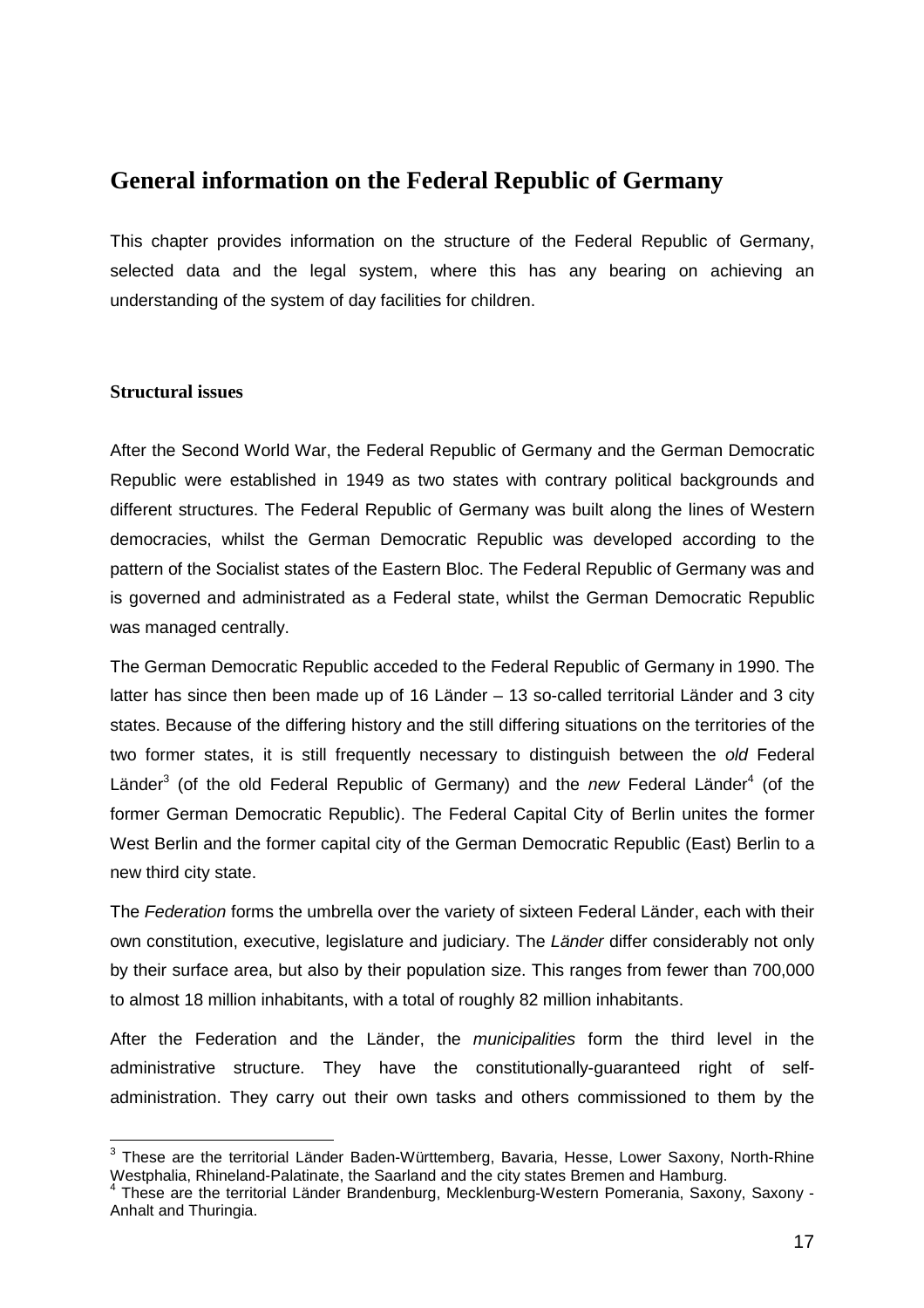# General information on the Federal Republic of Germany

This chapter provides information on the structure of the Federal Republic of Germany, selected data and the legal system, where this has any bearing on achieving an understanding of the system of day facilities for children.

### Structural issues

After the Second World War, the Federal Republic of Germany and the German Democratic Republic were established in 1949 as two states with contrary political backgrounds and different structures. The Federal Republic of Germany was built along the lines of Western democracies, whilst the German Democratic Republic was developed according to the pattern of the Socialist states of the Eastern Bloc. The Federal Republic of Germany was and is governed and administrated as a Federal state, whilst the German Democratic Republic was managed centrally.

The German Democratic Republic acceded to the Federal Republic of Germany in 1990. The latter has since then been made up of 16 Länder – 13 so-called territorial Länder and 3 city states. Because of the differing history and the still differing situations on the territories of the two former states, it is still frequently necessary to distinguish between the *old* Federal Länder[3] (of the old Federal Republic of Germany) and the *new* Federal Länder[4] (of the former German Democratic Republic). The Federal Capital City of Berlin unites the former West Berlin and the former capital city of the German Democratic Republic (East) Berlin to a new third city state.

The *Federation* forms the umbrella over the variety of sixteen Federal Länder, each with their own constitution, executive, legislature and judiciary. The *Länder* differ considerably not only by their surface area, but also by their population size. This ranges from fewer than 700,000 to almost 18 million inhabitants, with a total of roughly 82 million inhabitants.

After the Federation and the Länder, the *municipalities* form the third level in the administrative structure. They have the constitutionally-guaranteed right of self-administration. They carry out their own tasks and others commissioned to them by the

---

[3] These are the territorial Länder Baden-Württemberg, Bavaria, Hesse, Lower Saxony, North-Rhine Westphalia, Rhineland-Palatinate, the Saarland and the city states Bremen and Hamburg.

[4] These are the territorial Länder Brandenburg, Mecklenburg-Western Pomerania, Saxony, Saxony - Anhalt and Thuringia.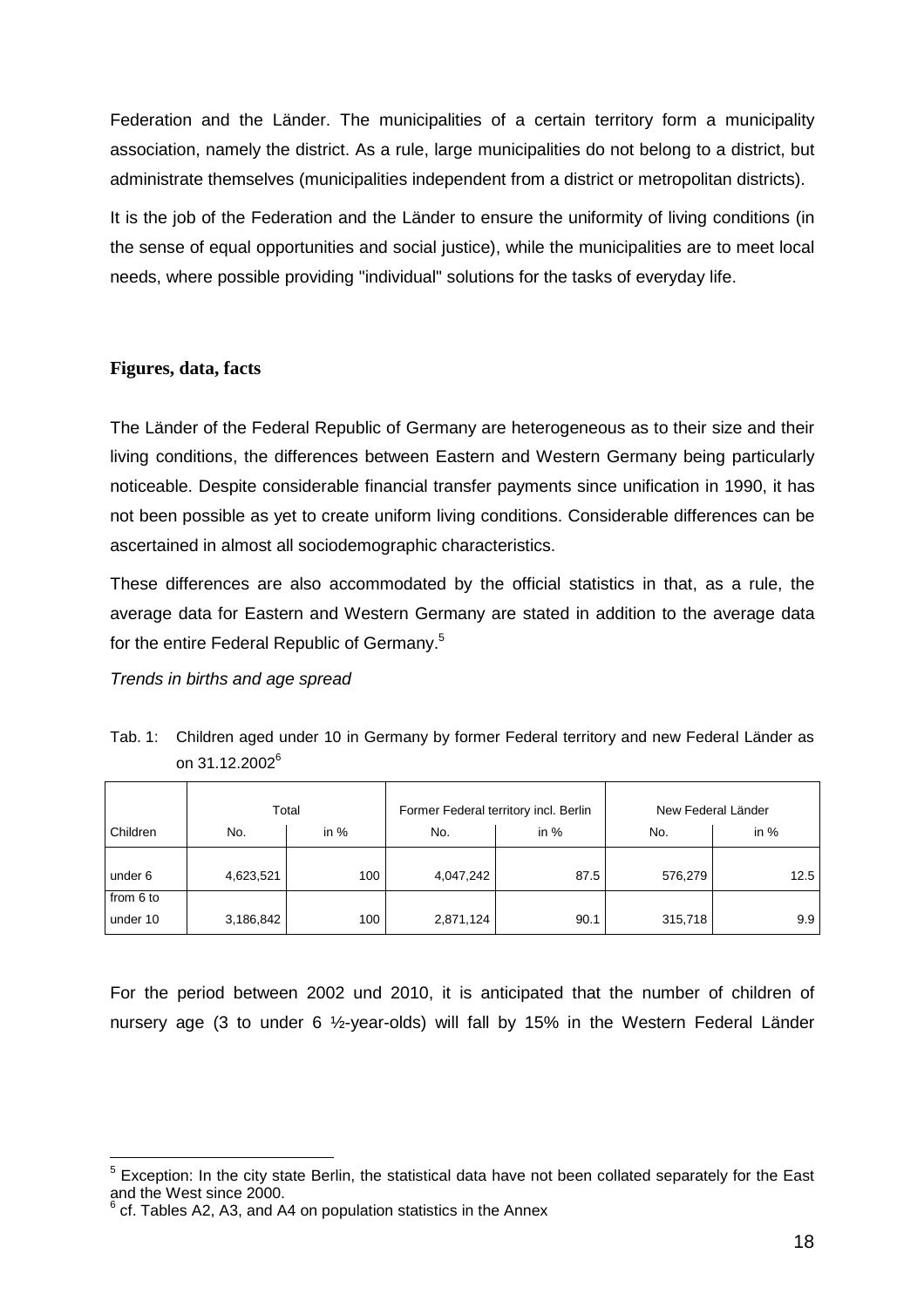Federation and the Länder. The municipalities of a certain territory form a municipality association, namely the district. As a rule, large municipalities do not belong to a district, but administrate themselves (municipalities independent from a district or metropolitan districts).

It is the job of the Federation and the Länder to ensure the uniformity of living conditions (in the sense of equal opportunities and social justice), while the municipalities are to meet local needs, where possible providing "individual" solutions for the tasks of everyday life.

## Figures, data, facts

The Länder of the Federal Republic of Germany are heterogeneous as to their size and their living conditions, the differences between Eastern and Western Germany being particularly noticeable. Despite considerable financial transfer payments since unification in 1990, it has not been possible as yet to create uniform living conditions. Considerable differences can be ascertained in almost all sociodemographic characteristics.

These differences are also accommodated by the official statistics in that, as a rule, the average data for Eastern and Western Germany are stated in addition to the average data for the entire Federal Republic of Germany.[5]

*Trends in births and age spread*

Tab. 1: Children aged under 10 in Germany by former Federal territory and new Federal Länder as on 31.12.2002[6]

| | Total | | Former Federal territory incl. Berlin | | New Federal Länder | |
|---|---|---|---|---|---|---|
| Children | No. | in % | No. | in % | No. | in % |
| under 6 | 4,623,521 | 100 | 4,047,242 | 87.5 | 576,279 | 12.5 |
| from 6 to under 10 | 3,186,842 | 100 | 2,871,124 | 90.1 | 315,718 | 9.9 |

For the period between 2002 und 2010, it is anticipated that the number of children of nursery age (3 to under 6 ½-year-olds) will fall by 15% in the Western Federal Länder

---

[5] Exception: In the city state Berlin, the statistical data have not been collated separately for the East and the West since 2000.

[6] cf. Tables A2, A3, and A4 on population statistics in the Annex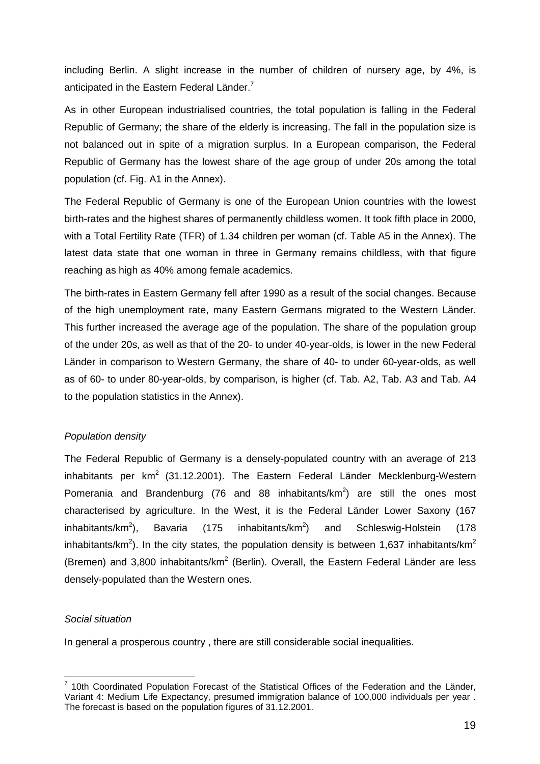including Berlin. A slight increase in the number of children of nursery age, by 4%, is anticipated in the Eastern Federal Länder.[7]

As in other European industrialised countries, the total population is falling in the Federal Republic of Germany; the share of the elderly is increasing. The fall in the population size is not balanced out in spite of a migration surplus. In a European comparison, the Federal Republic of Germany has the lowest share of the age group of under 20s among the total population (cf. Fig. A1 in the Annex).

The Federal Republic of Germany is one of the European Union countries with the lowest birth-rates and the highest shares of permanently childless women. It took fifth place in 2000, with a Total Fertility Rate (TFR) of 1.34 children per woman (cf. Table A5 in the Annex). The latest data state that one woman in three in Germany remains childless, with that figure reaching as high as 40% among female academics.

The birth-rates in Eastern Germany fell after 1990 as a result of the social changes. Because of the high unemployment rate, many Eastern Germans migrated to the Western Länder. This further increased the average age of the population. The share of the population group of the under 20s, as well as that of the 20- to under 40-year-olds, is lower in the new Federal Länder in comparison to Western Germany, the share of 40- to under 60-year-olds, as well as of 60- to under 80-year-olds, by comparison, is higher (cf. Tab. A2, Tab. A3 and Tab. A4 to the population statistics in the Annex).

*Population density*

The Federal Republic of Germany is a densely-populated country with an average of 213 inhabitants per km$^2$ (31.12.2001). The Eastern Federal Länder Mecklenburg-Western Pomerania and Brandenburg (76 and 88 inhabitants/km$^2$) are still the ones most characterised by agriculture. In the West, it is the Federal Länder Lower Saxony (167 inhabitants/km$^2$), Bavaria (175 inhabitants/km$^2$) and Schleswig-Holstein (178 inhabitants/km$^2$). In the city states, the population density is between 1,637 inhabitants/km$^2$ (Bremen) and 3,800 inhabitants/km$^2$ (Berlin). Overall, the Eastern Federal Länder are less densely-populated than the Western ones.

*Social situation*

In general a prosperous country , there are still considerable social inequalities.

[7] 10th Coordinated Population Forecast of the Statistical Offices of the Federation and the Länder, Variant 4: Medium Life Expectancy, presumed immigration balance of 100,000 individuals per year . The forecast is based on the population figures of 31.12.2001.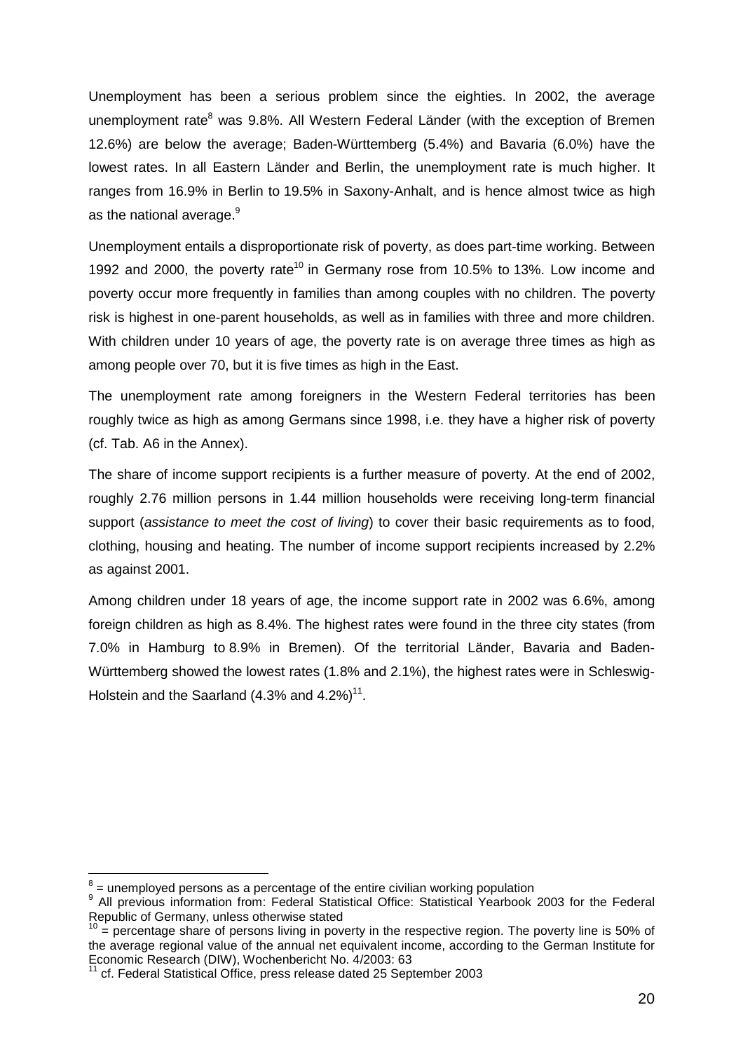Unemployment has been a serious problem since the eighties. In 2002, the average unemployment rate[8] was 9.8%. All Western Federal Länder (with the exception of Bremen 12.6%) are below the average; Baden-Württemberg (5.4%) and Bavaria (6.0%) have the lowest rates. In all Eastern Länder and Berlin, the unemployment rate is much higher. It ranges from 16.9% in Berlin to 19.5% in Saxony-Anhalt, and is hence almost twice as high as the national average.[9]

Unemployment entails a disproportionate risk of poverty, as does part-time working. Between 1992 and 2000, the poverty rate[10] in Germany rose from 10.5% to 13%. Low income and poverty occur more frequently in families than among couples with no children. The poverty risk is highest in one-parent households, as well as in families with three and more children. With children under 10 years of age, the poverty rate is on average three times as high as among people over 70, but it is five times as high in the East.

The unemployment rate among foreigners in the Western Federal territories has been roughly twice as high as among Germans since 1998, i.e. they have a higher risk of poverty (cf. Tab. A6 in the Annex).

The share of income support recipients is a further measure of poverty. At the end of 2002, roughly 2.76 million persons in 1.44 million households were receiving long-term financial support (*assistance to meet the cost of living*) to cover their basic requirements as to food, clothing, housing and heating. The number of income support recipients increased by 2.2% as against 2001.

Among children under 18 years of age, the income support rate in 2002 was 6.6%, among foreign children as high as 8.4%. The highest rates were found in the three city states (from 7.0% in Hamburg to 8.9% in Bremen). Of the territorial Länder, Bavaria and Baden-Württemberg showed the lowest rates (1.8% and 2.1%), the highest rates were in Schleswig-Holstein and the Saarland (4.3% and 4.2%)[11].

---

[8] = unemployed persons as a percentage of the entire civilian working population

[9] All previous information from: Federal Statistical Office: Statistical Yearbook 2003 for the Federal Republic of Germany, unless otherwise stated

[10] = percentage share of persons living in poverty in the respective region. The poverty line is 50% of the average regional value of the annual net equivalent income, according to the German Institute for Economic Research (DIW), Wochenbericht No. 4/2003: 63

[11] cf. Federal Statistical Office, press release dated 25 September 2003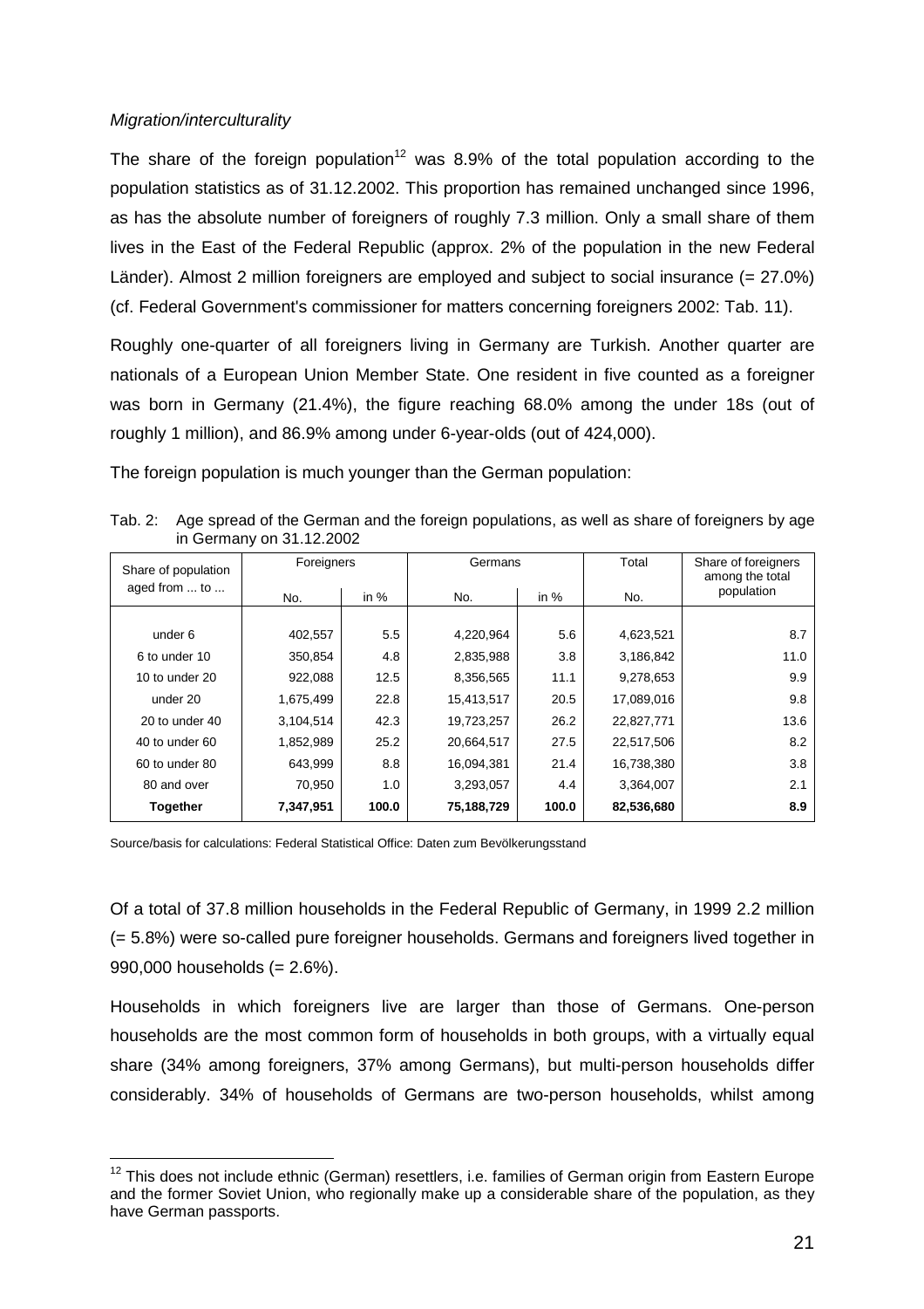*Migration/interculturality*

The share of the foreign population[12] was 8.9% of the total population according to the population statistics as of 31.12.2002. This proportion has remained unchanged since 1996, as has the absolute number of foreigners of roughly 7.3 million. Only a small share of them lives in the East of the Federal Republic (approx. 2% of the population in the new Federal Länder). Almost 2 million foreigners are employed and subject to social insurance (= 27.0%) (cf. Federal Government's commissioner for matters concerning foreigners 2002: Tab. 11).

Roughly one-quarter of all foreigners living in Germany are Turkish. Another quarter are nationals of a European Union Member State. One resident in five counted as a foreigner was born in Germany (21.4%), the figure reaching 68.0% among the under 18s (out of roughly 1 million), and 86.9% among under 6-year-olds (out of 424,000).

The foreign population is much younger than the German population:

Tab. 2: Age spread of the German and the foreign populations, as well as share of foreigners by age in Germany on 31.12.2002

| Share of population aged from ... to ... | Foreigners | | Germans | | Total | Share of foreigners among the total population |
|---|---|---|---|---|---|---|
| | No. | in % | No. | in % | No. | |
| under 6 | 402,557 | 5.5 | 4,220,964 | 5.6 | 4,623,521 | 8.7 |
| 6 to under 10 | 350,854 | 4.8 | 2,835,988 | 3.8 | 3,186,842 | 11.0 |
| 10 to under 20 | 922,088 | 12.5 | 8,356,565 | 11.1 | 9,278,653 | 9.9 |
| under 20 | 1,675,499 | 22.8 | 15,413,517 | 20.5 | 17,089,016 | 9.8 |
| 20 to under 40 | 3,104,514 | 42.3 | 19,723,257 | 26.2 | 22,827,771 | 13.6 |
| 40 to under 60 | 1,852,989 | 25.2 | 20,664,517 | 27.5 | 22,517,506 | 8.2 |
| 60 to under 80 | 643,999 | 8.8 | 16,094,381 | 21.4 | 16,738,380 | 3.8 |
| 80 and over | 70,950 | 1.0 | 3,293,057 | 4.4 | 3,364,007 | 2.1 |
| **Together** | **7,347,951** | **100.0** | **75,188,729** | **100.0** | **82,536,680** | **8.9** |

Source/basis for calculations: Federal Statistical Office: Daten zum Bevölkerungsstand

Of a total of 37.8 million households in the Federal Republic of Germany, in 1999 2.2 million (= 5.8%) were so-called pure foreigner households. Germans and foreigners lived together in 990,000 households (= 2.6%).

Households in which foreigners live are larger than those of Germans. One-person households are the most common form of households in both groups, with a virtually equal share (34% among foreigners, 37% among Germans), but multi-person households differ considerably. 34% of households of Germans are two-person households, whilst among

[12] This does not include ethnic (German) resettlers, i.e. families of German origin from Eastern Europe and the former Soviet Union, who regionally make up a considerable share of the population, as they have German passports.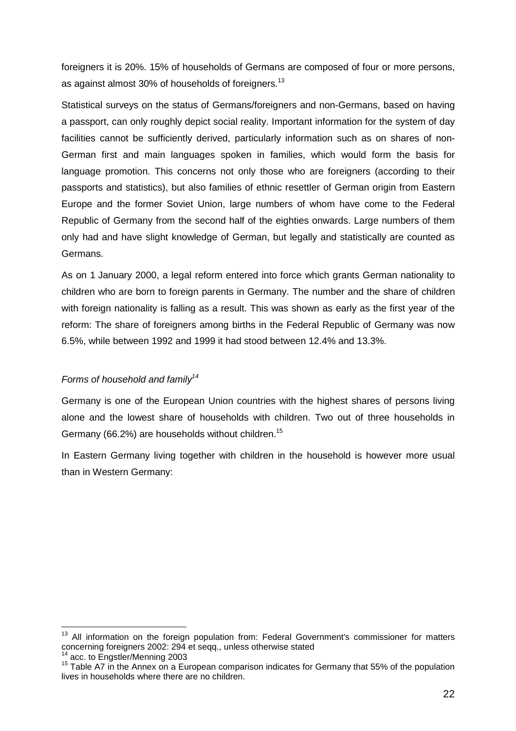foreigners it is 20%. 15% of households of Germans are composed of four or more persons, as against almost 30% of households of foreigners.[13]

Statistical surveys on the status of Germans/foreigners and non-Germans, based on having a passport, can only roughly depict social reality. Important information for the system of day facilities cannot be sufficiently derived, particularly information such as on shares of non-German first and main languages spoken in families, which would form the basis for language promotion. This concerns not only those who are foreigners (according to their passports and statistics), but also families of ethnic resettler of German origin from Eastern Europe and the former Soviet Union, large numbers of whom have come to the Federal Republic of Germany from the second half of the eighties onwards. Large numbers of them only had and have slight knowledge of German, but legally and statistically are counted as Germans.

As on 1 January 2000, a legal reform entered into force which grants German nationality to children who are born to foreign parents in Germany. The number and the share of children with foreign nationality is falling as a result. This was shown as early as the first year of the reform: The share of foreigners among births in the Federal Republic of Germany was now 6.5%, while between 1992 and 1999 it had stood between 12.4% and 13.3%.

*Forms of household and family*[14]

Germany is one of the European Union countries with the highest shares of persons living alone and the lowest share of households with children. Two out of three households in Germany (66.2%) are households without children.[15]

In Eastern Germany living together with children in the household is however more usual than in Western Germany:

---

[13] All information on the foreign population from: Federal Government's commissioner for matters concerning foreigners 2002: 294 et seqq., unless otherwise stated

[14] acc. to Engstler/Menning 2003

[15] Table A7 in the Annex on a European comparison indicates for Germany that 55% of the population lives in households where there are no children.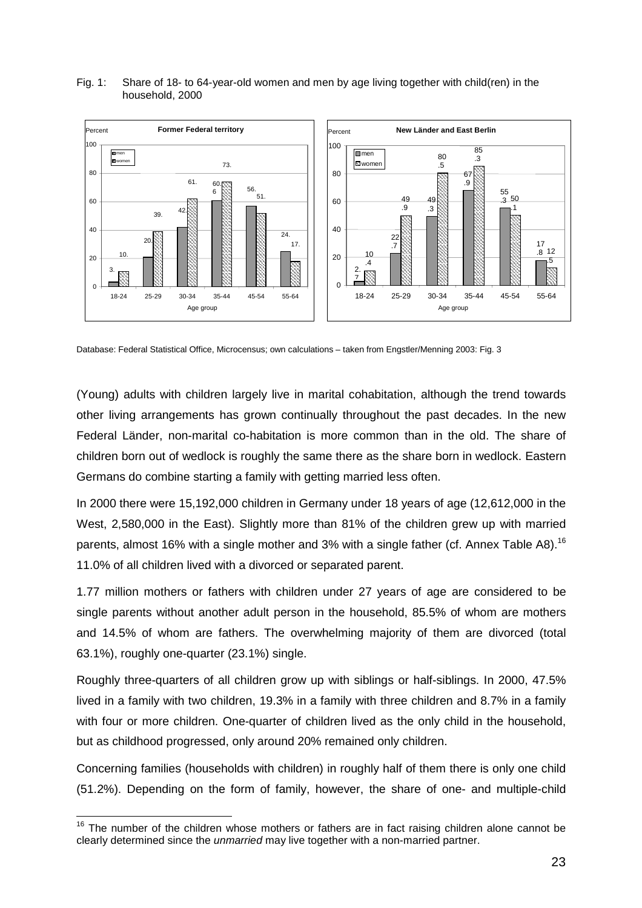Fig. 1: Share of 18- to 64-year-old women and men by age living together with child(ren) in the household, 2000

**Former Federal territory**

| Age group | men | women |
|---|---|---|
| 18-24 | 3. | 10. |
| 25-29 | 20. | 39. |
| 30-34 | 42. | 61. |
| 35-44 | 60.6 | 73. |
| 45-54 | 56. | 51. |
| 55-64 | 24. | 17. |

**New Länder and East Berlin**

| Age group | men | women |
|---|---|---|
| 18-24 | 2.7 | 10.4 |
| 25-29 | 22.7 | 49.9 |
| 30-34 | 49.3 | 80.5 |
| 35-44 | 67.9 | 85.3 |
| 45-54 | 55.3 | 50.1 |
| 55-64 | 17.8 | 12.5 |

Database: Federal Statistical Office, Microcensus; own calculations – taken from Engstler/Menning 2003: Fig. 3

(Young) adults with children largely live in marital cohabitation, although the trend towards other living arrangements has grown continually throughout the past decades. In the new Federal Länder, non-marital co-habitation is more common than in the old. The share of children born out of wedlock is roughly the same there as the share born in wedlock. Eastern Germans do combine starting a family with getting married less often.

In 2000 there were 15,192,000 children in Germany under 18 years of age (12,612,000 in the West, 2,580,000 in the East). Slightly more than 81% of the children grew up with married parents, almost 16% with a single mother and 3% with a single father (cf. Annex Table A8).[16] 11.0% of all children lived with a divorced or separated parent.

1.77 million mothers or fathers with children under 27 years of age are considered to be single parents without another adult person in the household, 85.5% of whom are mothers and 14.5% of whom are fathers. The overwhelming majority of them are divorced (total 63.1%), roughly one-quarter (23.1%) single.

Roughly three-quarters of all children grow up with siblings or half-siblings. In 2000, 47.5% lived in a family with two children, 19.3% in a family with three children and 8.7% in a family with four or more children. One-quarter of children lived as the only child in the household, but as childhood progressed, only around 20% remained only children.

Concerning families (households with children) in roughly half of them there is only one child (51.2%). Depending on the form of family, however, the share of one- and multiple-child

[16] The number of the children whose mothers or fathers are in fact raising children alone cannot be clearly determined since the *unmarried* may live together with a non-married partner.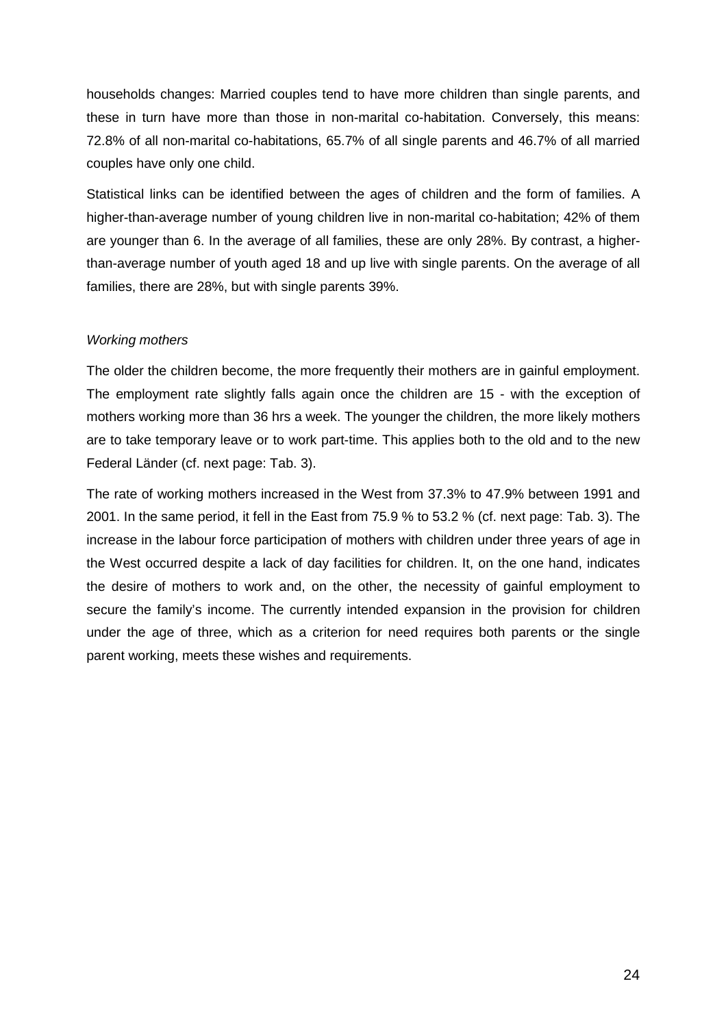households changes: Married couples tend to have more children than single parents, and these in turn have more than those in non-marital co-habitation. Conversely, this means: 72.8% of all non-marital co-habitations, 65.7% of all single parents and 46.7% of all married couples have only one child.

Statistical links can be identified between the ages of children and the form of families. A higher-than-average number of young children live in non-marital co-habitation; 42% of them are younger than 6. In the average of all families, these are only 28%. By contrast, a higher-than-average number of youth aged 18 and up live with single parents. On the average of all families, there are 28%, but with single parents 39%.

*Working mothers*

The older the children become, the more frequently their mothers are in gainful employment. The employment rate slightly falls again once the children are 15 - with the exception of mothers working more than 36 hrs a week. The younger the children, the more likely mothers are to take temporary leave or to work part-time. This applies both to the old and to the new Federal Länder (cf. next page: Tab. 3).

The rate of working mothers increased in the West from 37.3% to 47.9% between 1991 and 2001. In the same period, it fell in the East from 75.9 % to 53.2 % (cf. next page: Tab. 3). The increase in the labour force participation of mothers with children under three years of age in the West occurred despite a lack of day facilities for children. It, on the one hand, indicates the desire of mothers to work and, on the other, the necessity of gainful employment to secure the family's income. The currently intended expansion in the provision for children under the age of three, which as a criterion for need requires both parents or the single parent working, meets these wishes and requirements.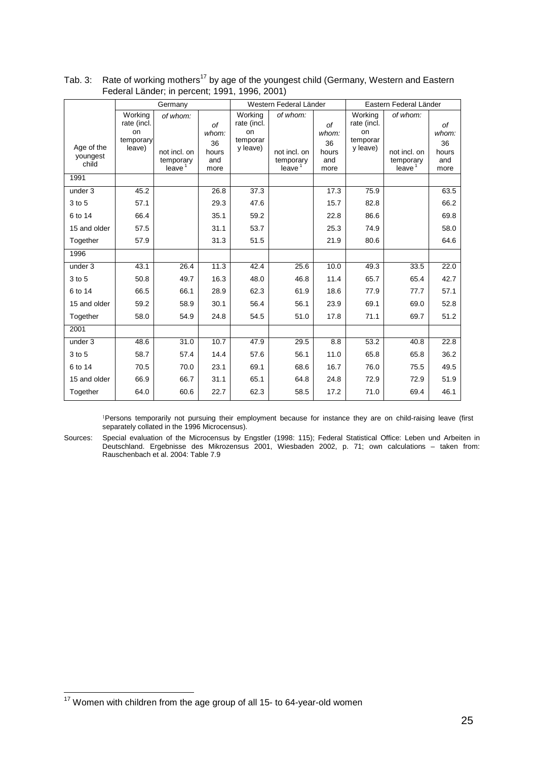Tab. 3: Rate of working mothers[17] by age of the youngest child (Germany, Western and Eastern Federal Länder; in percent; 1991, 1996, 2001)

| Age of the youngest child | Germany | | | Western Federal Länder | | | Eastern Federal Länder | | |
|---|---|---|---|---|---|---|---|---|---|
| | Working rate (incl. on temporary leave) | *of whom:* not incl. on temporary leave[1] | *of whom:* 36 hours and more | Working rate (incl. on temporary leave) | *of whom:* not incl. on temporary leave[1] | *of whom:* 36 hours and more | Working rate (incl. on temporary leave) | *of whom:* not incl. on temporary leave[1] | *of whom:* 36 hours and more |
| 1991 | | | | | | | | | |
| under 3 | 45.2 | | 26.8 | 37.3 | | 17.3 | 75.9 | | 63.5 |
| 3 to 5 | 57.1 | | 29.3 | 47.6 | | 15.7 | 82.8 | | 66.2 |
| 6 to 14 | 66.4 | | 35.1 | 59.2 | | 22.8 | 86.6 | | 69.8 |
| 15 and older | 57.5 | | 31.1 | 53.7 | | 25.3 | 74.9 | | 58.0 |
| Together | 57.9 | | 31.3 | 51.5 | | 21.9 | 80.6 | | 64.6 |
| 1996 | | | | | | | | | |
| under 3 | 43.1 | 26.4 | 11.3 | 42.4 | 25.6 | 10.0 | 49.3 | 33.5 | 22.0 |
| 3 to 5 | 50.8 | 49.7 | 16.3 | 48.0 | 46.8 | 11.4 | 65.7 | 65.4 | 42.7 |
| 6 to 14 | 66.5 | 66.1 | 28.9 | 62.3 | 61.9 | 18.6 | 77.9 | 77.7 | 57.1 |
| 15 and older | 59.2 | 58.9 | 30.1 | 56.4 | 56.1 | 23.9 | 69.1 | 69.0 | 52.8 |
| Together | 58.0 | 54.9 | 24.8 | 54.5 | 51.0 | 17.8 | 71.1 | 69.7 | 51.2 |
| 2001 | | | | | | | | | |
| under 3 | 48.6 | 31.0 | 10.7 | 47.9 | 29.5 | 8.8 | 53.2 | 40.8 | 22.8 |
| 3 to 5 | 58.7 | 57.4 | 14.4 | 57.6 | 56.1 | 11.0 | 65.8 | 65.8 | 36.2 |
| 6 to 14 | 70.5 | 70.0 | 23.1 | 69.1 | 68.6 | 16.7 | 76.0 | 75.5 | 49.5 |
| 15 and older | 66.9 | 66.7 | 31.1 | 65.1 | 64.8 | 24.8 | 72.9 | 72.9 | 51.9 |
| Together | 64.0 | 60.6 | 22.7 | 62.3 | 58.5 | 17.2 | 71.0 | 69.4 | 46.1 |

[1]Persons temporarily not pursuing their employment because for instance they are on child-raising leave (first separately collated in the 1996 Microcensus).

Sources: Special evaluation of the Microcensus by Engstler (1998: 115); Federal Statistical Office: Leben und Arbeiten in Deutschland. Ergebnisse des Mikrozensus 2001, Wiesbaden 2002, p. 71; own calculations – taken from: Rauschenbach et al. 2004: Table 7.9

[17] Women with children from the age group of all 15- to 64-year-old women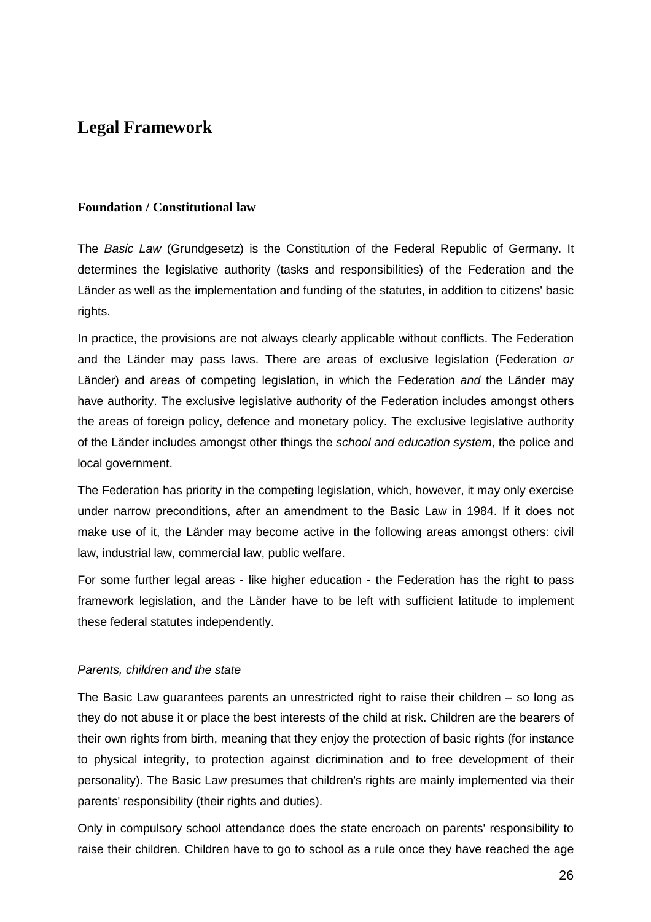# Legal Framework

### Foundation / Constitutional law

The *Basic Law* (Grundgesetz) is the Constitution of the Federal Republic of Germany. It determines the legislative authority (tasks and responsibilities) of the Federation and the Länder as well as the implementation and funding of the statutes, in addition to citizens' basic rights.

In practice, the provisions are not always clearly applicable without conflicts. The Federation and the Länder may pass laws. There are areas of exclusive legislation (Federation *or* Länder) and areas of competing legislation, in which the Federation *and* the Länder may have authority. The exclusive legislative authority of the Federation includes amongst others the areas of foreign policy, defence and monetary policy. The exclusive legislative authority of the Länder includes amongst other things the *school and education system*, the police and local government.

The Federation has priority in the competing legislation, which, however, it may only exercise under narrow preconditions, after an amendment to the Basic Law in 1984. If it does not make use of it, the Länder may become active in the following areas amongst others: civil law, industrial law, commercial law, public welfare.

For some further legal areas - like higher education - the Federation has the right to pass framework legislation, and the Länder have to be left with sufficient latitude to implement these federal statutes independently.

*Parents, children and the state*

The Basic Law guarantees parents an unrestricted right to raise their children – so long as they do not abuse it or place the best interests of the child at risk. Children are the bearers of their own rights from birth, meaning that they enjoy the protection of basic rights (for instance to physical integrity, to protection against dicrimination and to free development of their personality). The Basic Law presumes that children's rights are mainly implemented via their parents' responsibility (their rights and duties).

Only in compulsory school attendance does the state encroach on parents' responsibility to raise their children. Children have to go to school as a rule once they have reached the age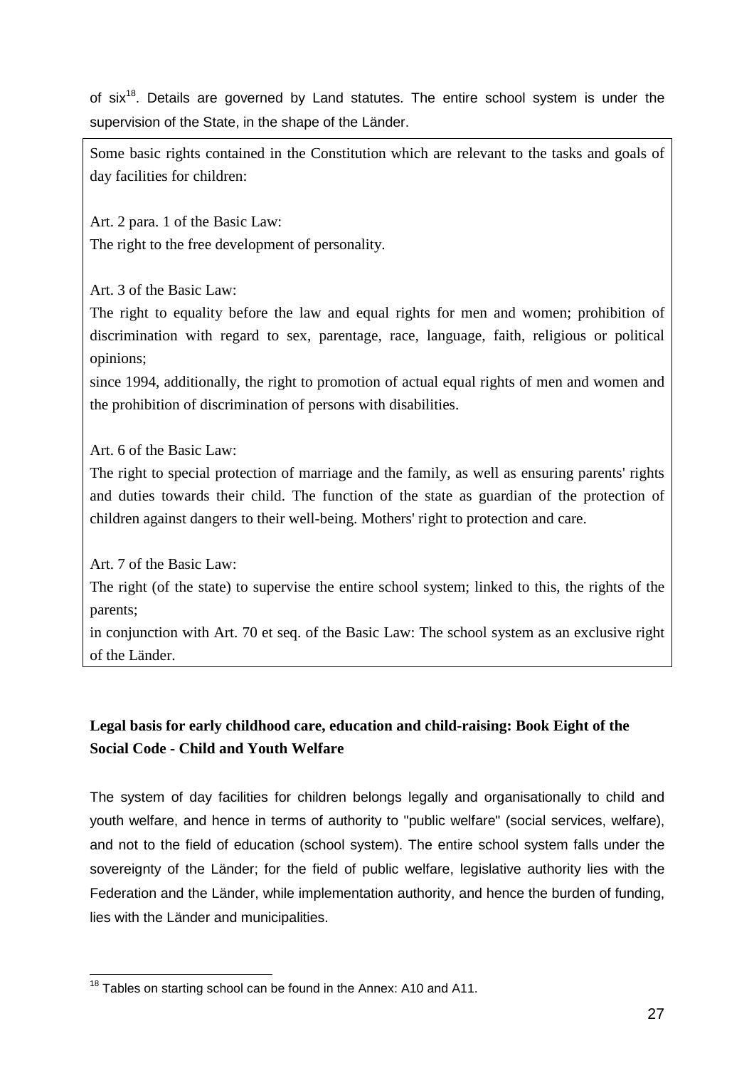of six[18]. Details are governed by Land statutes. The entire school system is under the supervision of the State, in the shape of the Länder.

Some basic rights contained in the Constitution which are relevant to the tasks and goals of day facilities for children:

Art. 2 para. 1 of the Basic Law:
The right to the free development of personality.

Art. 3 of the Basic Law:
The right to equality before the law and equal rights for men and women; prohibition of discrimination with regard to sex, parentage, race, language, faith, religious or political opinions;
since 1994, additionally, the right to promotion of actual equal rights of men and women and the prohibition of discrimination of persons with disabilities.

Art. 6 of the Basic Law:
The right to special protection of marriage and the family, as well as ensuring parents' rights and duties towards their child. The function of the state as guardian of the protection of children against dangers to their well-being. Mothers' right to protection and care.

Art. 7 of the Basic Law:
The right (of the state) to supervise the entire school system; linked to this, the rights of the parents;
in conjunction with Art. 70 et seq. of the Basic Law: The school system as an exclusive right of the Länder.

**Legal basis for early childhood care, education and child-raising: Book Eight of the Social Code - Child and Youth Welfare**

The system of day facilities for children belongs legally and organisationally to child and youth welfare, and hence in terms of authority to "public welfare" (social services, welfare), and not to the field of education (school system). The entire school system falls under the sovereignty of the Länder; for the field of public welfare, legislative authority lies with the Federation and the Länder, while implementation authority, and hence the burden of funding, lies with the Länder and municipalities.

[18] Tables on starting school can be found in the Annex: A10 and A11.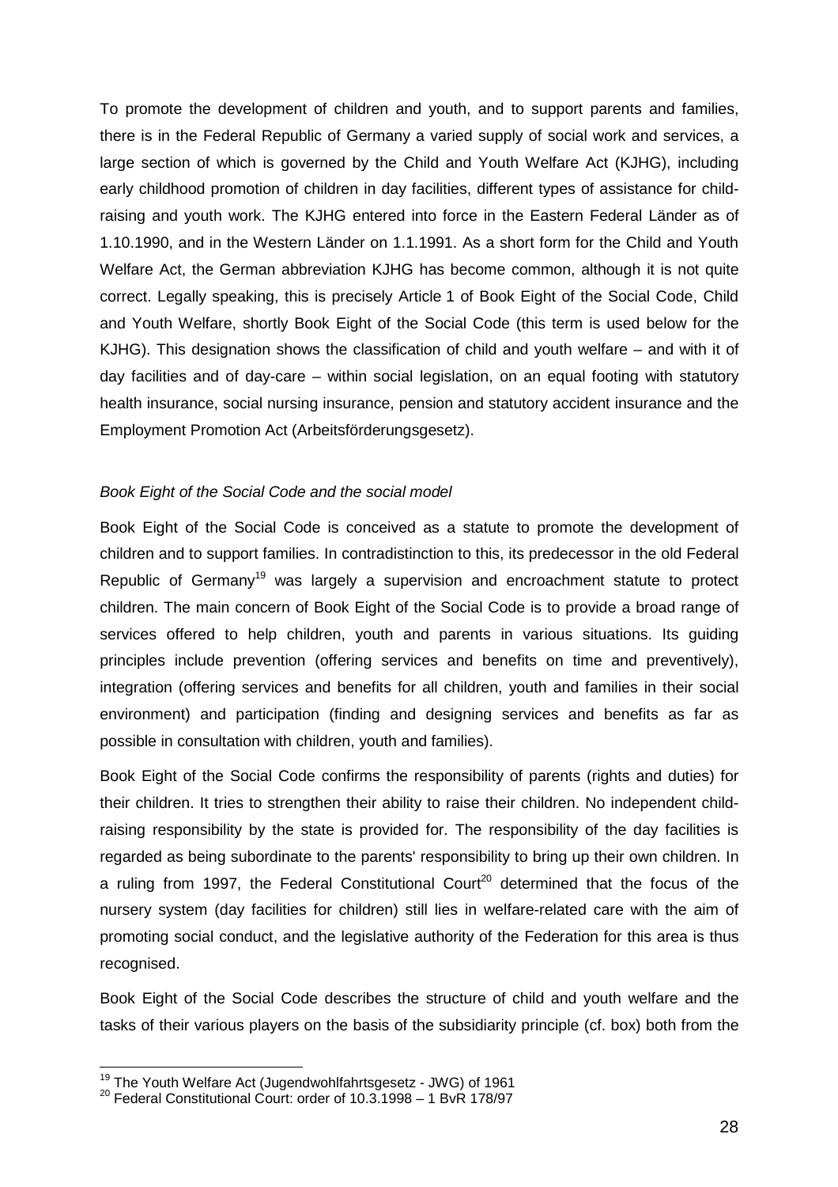To promote the development of children and youth, and to support parents and families, there is in the Federal Republic of Germany a varied supply of social work and services, a large section of which is governed by the Child and Youth Welfare Act (KJHG), including early childhood promotion of children in day facilities, different types of assistance for child-raising and youth work. The KJHG entered into force in the Eastern Federal Länder as of 1.10.1990, and in the Western Länder on 1.1.1991. As a short form for the Child and Youth Welfare Act, the German abbreviation KJHG has become common, although it is not quite correct. Legally speaking, this is precisely Article 1 of Book Eight of the Social Code, Child and Youth Welfare, shortly Book Eight of the Social Code (this term is used below for the KJHG). This designation shows the classification of child and youth welfare – and with it of day facilities and of day-care – within social legislation, on an equal footing with statutory health insurance, social nursing insurance, pension and statutory accident insurance and the Employment Promotion Act (Arbeitsförderungsgesetz).

*Book Eight of the Social Code and the social model*

Book Eight of the Social Code is conceived as a statute to promote the development of children and to support families. In contradistinction to this, its predecessor in the old Federal Republic of Germany[19] was largely a supervision and encroachment statute to protect children. The main concern of Book Eight of the Social Code is to provide a broad range of services offered to help children, youth and parents in various situations. Its guiding principles include prevention (offering services and benefits on time and preventively), integration (offering services and benefits for all children, youth and families in their social environment) and participation (finding and designing services and benefits as far as possible in consultation with children, youth and families).

Book Eight of the Social Code confirms the responsibility of parents (rights and duties) for their children. It tries to strengthen their ability to raise their children. No independent child-raising responsibility by the state is provided for. The responsibility of the day facilities is regarded as being subordinate to the parents' responsibility to bring up their own children. In a ruling from 1997, the Federal Constitutional Court[20] determined that the focus of the nursery system (day facilities for children) still lies in welfare-related care with the aim of promoting social conduct, and the legislative authority of the Federation for this area is thus recognised.

Book Eight of the Social Code describes the structure of child and youth welfare and the tasks of their various players on the basis of the subsidiarity principle (cf. box) both from the

[19] The Youth Welfare Act (Jugendwohlfahrtsgesetz - JWG) of 1961

[20] Federal Constitutional Court: order of 10.3.1998 – 1 BvR 178/97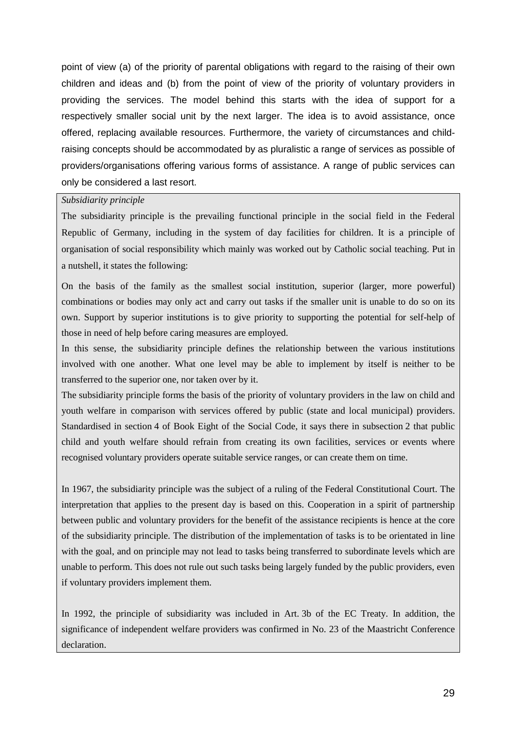point of view (a) of the priority of parental obligations with regard to the raising of their own children and ideas and (b) from the point of view of the priority of voluntary providers in providing the services. The model behind this starts with the idea of support for a respectively smaller social unit by the next larger. The idea is to avoid assistance, once offered, replacing available resources. Furthermore, the variety of circumstances and child-raising concepts should be accommodated by as pluralistic a range of services as possible of providers/organisations offering various forms of assistance. A range of public services can only be considered a last resort.

*Subsidiarity principle*

The subsidiarity principle is the prevailing functional principle in the social field in the Federal Republic of Germany, including in the system of day facilities for children. It is a principle of organisation of social responsibility which mainly was worked out by Catholic social teaching. Put in a nutshell, it states the following:

On the basis of the family as the smallest social institution, superior (larger, more powerful) combinations or bodies may only act and carry out tasks if the smaller unit is unable to do so on its own. Support by superior institutions is to give priority to supporting the potential for self-help of those in need of help before caring measures are employed.

In this sense, the subsidiarity principle defines the relationship between the various institutions involved with one another. What one level may be able to implement by itself is neither to be transferred to the superior one, nor taken over by it.

The subsidiarity principle forms the basis of the priority of voluntary providers in the law on child and youth welfare in comparison with services offered by public (state and local municipal) providers. Standardised in section 4 of Book Eight of the Social Code, it says there in subsection 2 that public child and youth welfare should refrain from creating its own facilities, services or events where recognised voluntary providers operate suitable service ranges, or can create them on time.

In 1967, the subsidiarity principle was the subject of a ruling of the Federal Constitutional Court. The interpretation that applies to the present day is based on this. Cooperation in a spirit of partnership between public and voluntary providers for the benefit of the assistance recipients is hence at the core of the subsidiarity principle. The distribution of the implementation of tasks is to be orientated in line with the goal, and on principle may not lead to tasks being transferred to subordinate levels which are unable to perform. This does not rule out such tasks being largely funded by the public providers, even if voluntary providers implement them.

In 1992, the principle of subsidiarity was included in Art. 3b of the EC Treaty. In addition, the significance of independent welfare providers was confirmed in No. 23 of the Maastricht Conference declaration.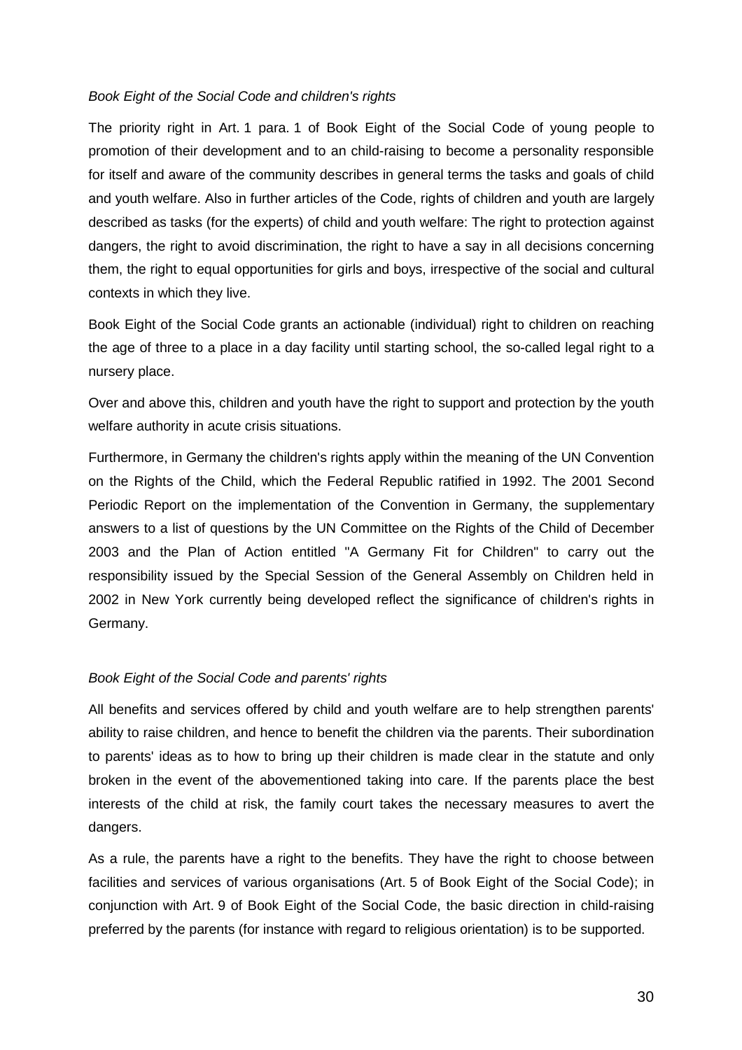*Book Eight of the Social Code and children's rights*

The priority right in Art. 1 para. 1 of Book Eight of the Social Code of young people to promotion of their development and to an child-raising to become a personality responsible for itself and aware of the community describes in general terms the tasks and goals of child and youth welfare. Also in further articles of the Code, rights of children and youth are largely described as tasks (for the experts) of child and youth welfare: The right to protection against dangers, the right to avoid discrimination, the right to have a say in all decisions concerning them, the right to equal opportunities for girls and boys, irrespective of the social and cultural contexts in which they live.

Book Eight of the Social Code grants an actionable (individual) right to children on reaching the age of three to a place in a day facility until starting school, the so-called legal right to a nursery place.

Over and above this, children and youth have the right to support and protection by the youth welfare authority in acute crisis situations.

Furthermore, in Germany the children's rights apply within the meaning of the UN Convention on the Rights of the Child, which the Federal Republic ratified in 1992. The 2001 Second Periodic Report on the implementation of the Convention in Germany, the supplementary answers to a list of questions by the UN Committee on the Rights of the Child of December 2003 and the Plan of Action entitled "A Germany Fit for Children" to carry out the responsibility issued by the Special Session of the General Assembly on Children held in 2002 in New York currently being developed reflect the significance of children's rights in Germany.

*Book Eight of the Social Code and parents' rights*

All benefits and services offered by child and youth welfare are to help strengthen parents' ability to raise children, and hence to benefit the children via the parents. Their subordination to parents' ideas as to how to bring up their children is made clear in the statute and only broken in the event of the abovementioned taking into care. If the parents place the best interests of the child at risk, the family court takes the necessary measures to avert the dangers.

As a rule, the parents have a right to the benefits. They have the right to choose between facilities and services of various organisations (Art. 5 of Book Eight of the Social Code); in conjunction with Art. 9 of Book Eight of the Social Code, the basic direction in child-raising preferred by the parents (for instance with regard to religious orientation) is to be supported.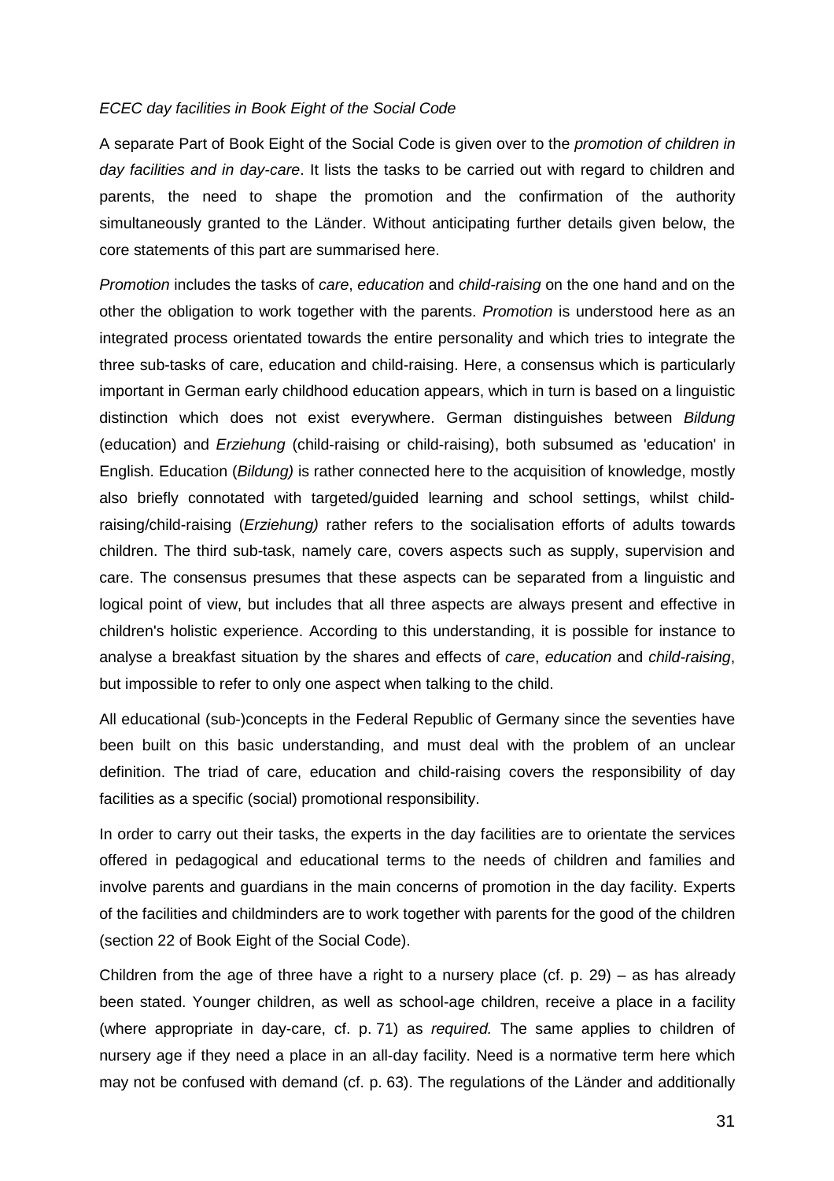*ECEC day facilities in Book Eight of the Social Code*

A separate Part of Book Eight of the Social Code is given over to the *promotion of children in day facilities and in day-care*. It lists the tasks to be carried out with regard to children and parents, the need to shape the promotion and the confirmation of the authority simultaneously granted to the Länder. Without anticipating further details given below, the core statements of this part are summarised here.

*Promotion* includes the tasks of *care*, *education* and *child-raising* on the one hand and on the other the obligation to work together with the parents. *Promotion* is understood here as an integrated process orientated towards the entire personality and which tries to integrate the three sub-tasks of care, education and child-raising. Here, a consensus which is particularly important in German early childhood education appears, which in turn is based on a linguistic distinction which does not exist everywhere. German distinguishes between *Bildung* (education) and *Erziehung* (child-raising or child-raising), both subsumed as 'education' in English. Education (*Bildung)* is rather connected here to the acquisition of knowledge, mostly also briefly connotated with targeted/guided learning and school settings, whilst child-raising/child-raising (*Erziehung)* rather refers to the socialisation efforts of adults towards children. The third sub-task, namely care, covers aspects such as supply, supervision and care. The consensus presumes that these aspects can be separated from a linguistic and logical point of view, but includes that all three aspects are always present and effective in children's holistic experience. According to this understanding, it is possible for instance to analyse a breakfast situation by the shares and effects of *care*, *education* and *child-raising*, but impossible to refer to only one aspect when talking to the child.

All educational (sub-)concepts in the Federal Republic of Germany since the seventies have been built on this basic understanding, and must deal with the problem of an unclear definition. The triad of care, education and child-raising covers the responsibility of day facilities as a specific (social) promotional responsibility.

In order to carry out their tasks, the experts in the day facilities are to orientate the services offered in pedagogical and educational terms to the needs of children and families and involve parents and guardians in the main concerns of promotion in the day facility. Experts of the facilities and childminders are to work together with parents for the good of the children (section 22 of Book Eight of the Social Code).

Children from the age of three have a right to a nursery place (cf. p. 29) – as has already been stated. Younger children, as well as school-age children, receive a place in a facility (where appropriate in day-care, cf. p. 71) as *required.* The same applies to children of nursery age if they need a place in an all-day facility. Need is a normative term here which may not be confused with demand (cf. p. 63). The regulations of the Länder and additionally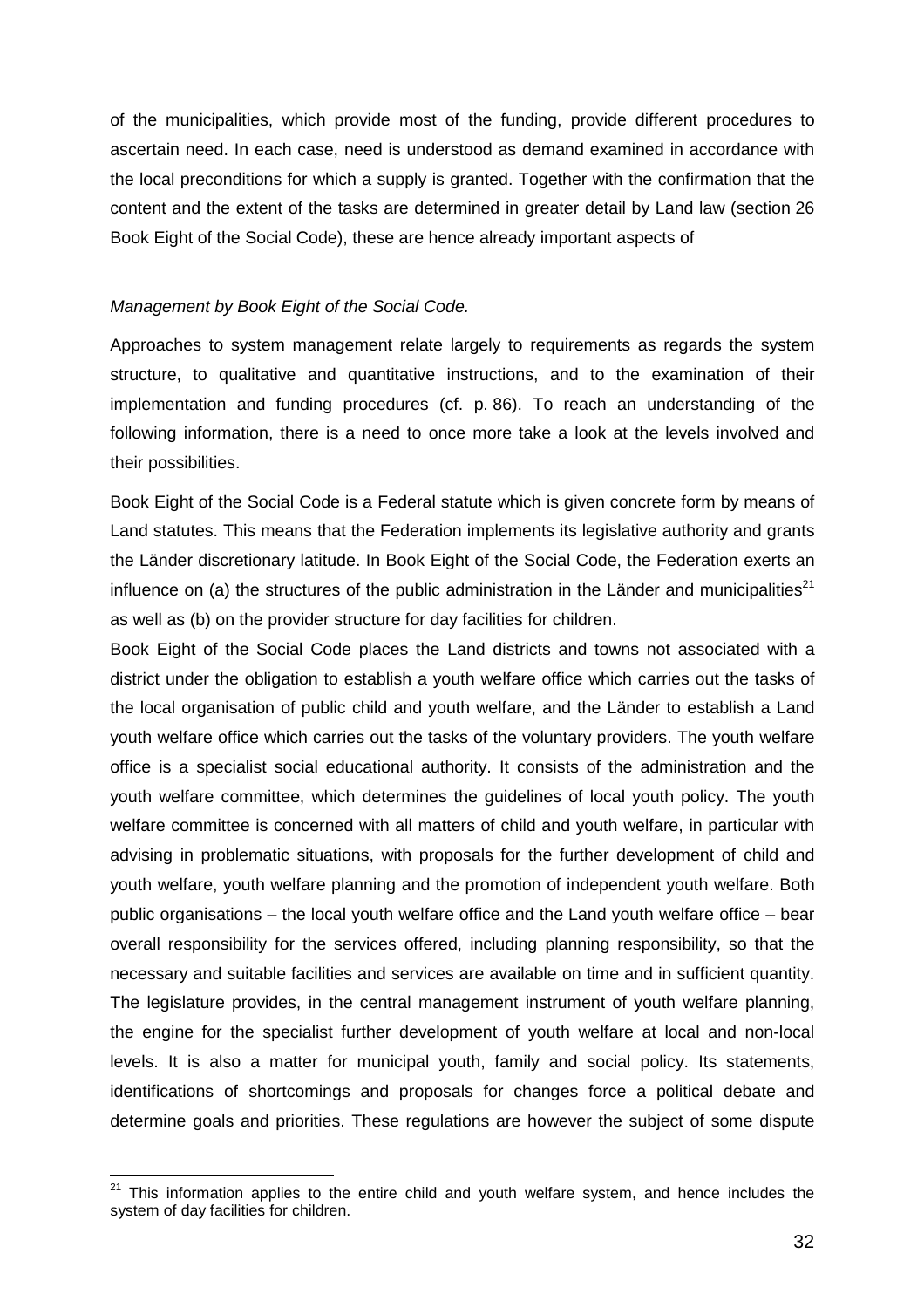of the municipalities, which provide most of the funding, provide different procedures to ascertain need. In each case, need is understood as demand examined in accordance with the local preconditions for which a supply is granted. Together with the confirmation that the content and the extent of the tasks are determined in greater detail by Land law (section 26 Book Eight of the Social Code), these are hence already important aspects of

*Management by Book Eight of the Social Code.*

Approaches to system management relate largely to requirements as regards the system structure, to qualitative and quantitative instructions, and to the examination of their implementation and funding procedures (cf. p. 86). To reach an understanding of the following information, there is a need to once more take a look at the levels involved and their possibilities.

Book Eight of the Social Code is a Federal statute which is given concrete form by means of Land statutes. This means that the Federation implements its legislative authority and grants the Länder discretionary latitude. In Book Eight of the Social Code, the Federation exerts an influence on (a) the structures of the public administration in the Länder and municipalities[21] as well as (b) on the provider structure for day facilities for children.

Book Eight of the Social Code places the Land districts and towns not associated with a district under the obligation to establish a youth welfare office which carries out the tasks of the local organisation of public child and youth welfare, and the Länder to establish a Land youth welfare office which carries out the tasks of the voluntary providers. The youth welfare office is a specialist social educational authority. It consists of the administration and the youth welfare committee, which determines the guidelines of local youth policy. The youth welfare committee is concerned with all matters of child and youth welfare, in particular with advising in problematic situations, with proposals for the further development of child and youth welfare, youth welfare planning and the promotion of independent youth welfare. Both public organisations – the local youth welfare office and the Land youth welfare office – bear overall responsibility for the services offered, including planning responsibility, so that the necessary and suitable facilities and services are available on time and in sufficient quantity. The legislature provides, in the central management instrument of youth welfare planning, the engine for the specialist further development of youth welfare at local and non-local levels. It is also a matter for municipal youth, family and social policy. Its statements, identifications of shortcomings and proposals for changes force a political debate and determine goals and priorities. These regulations are however the subject of some dispute

[21] This information applies to the entire child and youth welfare system, and hence includes the system of day facilities for children.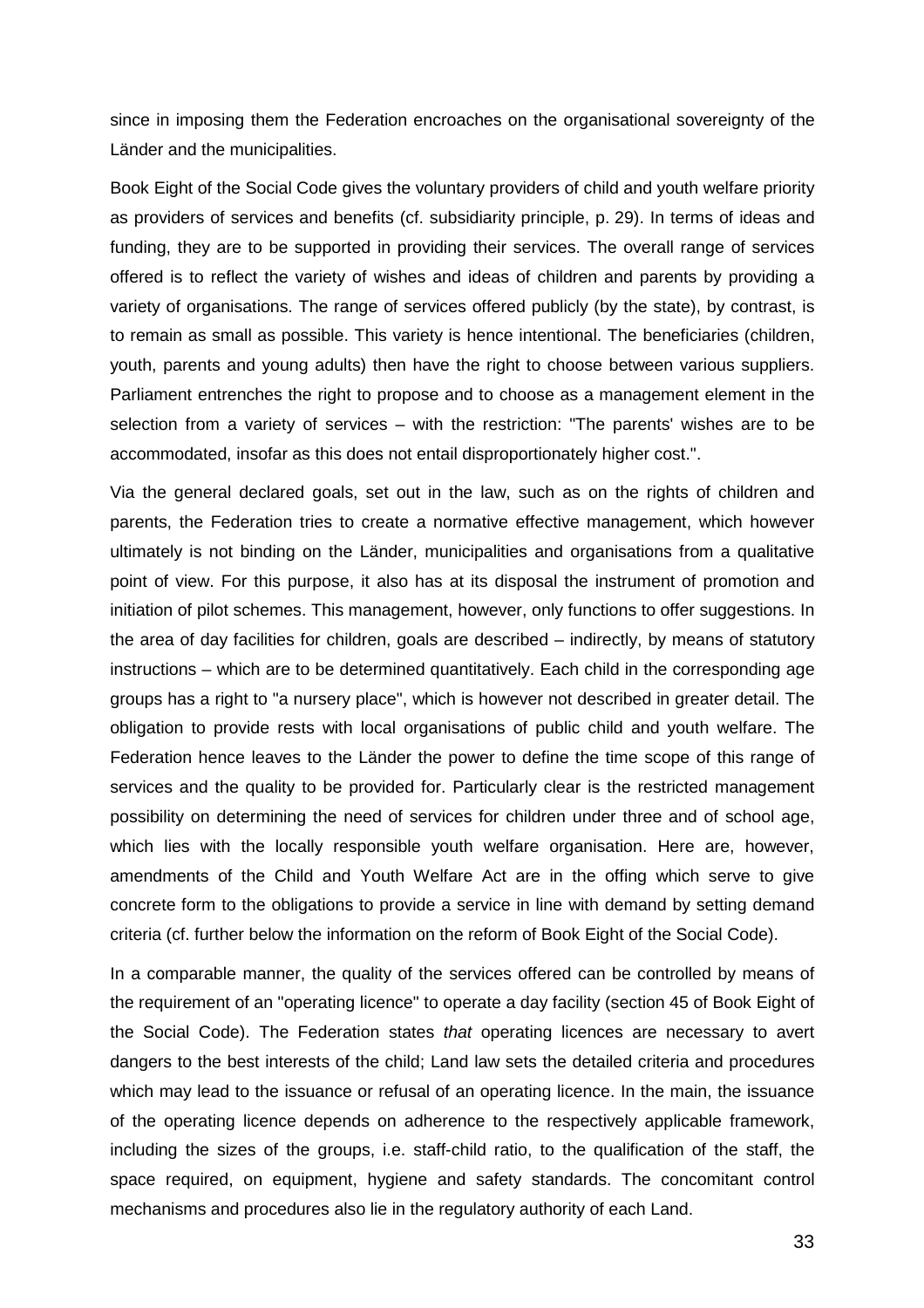since in imposing them the Federation encroaches on the organisational sovereignty of the Länder and the municipalities.

Book Eight of the Social Code gives the voluntary providers of child and youth welfare priority as providers of services and benefits (cf. subsidiarity principle, p. 29). In terms of ideas and funding, they are to be supported in providing their services. The overall range of services offered is to reflect the variety of wishes and ideas of children and parents by providing a variety of organisations. The range of services offered publicly (by the state), by contrast, is to remain as small as possible. This variety is hence intentional. The beneficiaries (children, youth, parents and young adults) then have the right to choose between various suppliers. Parliament entrenches the right to propose and to choose as a management element in the selection from a variety of services – with the restriction: "The parents' wishes are to be accommodated, insofar as this does not entail disproportionately higher cost.".

Via the general declared goals, set out in the law, such as on the rights of children and parents, the Federation tries to create a normative effective management, which however ultimately is not binding on the Länder, municipalities and organisations from a qualitative point of view. For this purpose, it also has at its disposal the instrument of promotion and initiation of pilot schemes. This management, however, only functions to offer suggestions. In the area of day facilities for children, goals are described – indirectly, by means of statutory instructions – which are to be determined quantitatively. Each child in the corresponding age groups has a right to "a nursery place", which is however not described in greater detail. The obligation to provide rests with local organisations of public child and youth welfare. The Federation hence leaves to the Länder the power to define the time scope of this range of services and the quality to be provided for. Particularly clear is the restricted management possibility on determining the need of services for children under three and of school age, which lies with the locally responsible youth welfare organisation. Here are, however, amendments of the Child and Youth Welfare Act are in the offing which serve to give concrete form to the obligations to provide a service in line with demand by setting demand criteria (cf. further below the information on the reform of Book Eight of the Social Code).

In a comparable manner, the quality of the services offered can be controlled by means of the requirement of an "operating licence" to operate a day facility (section 45 of Book Eight of the Social Code). The Federation states *that* operating licences are necessary to avert dangers to the best interests of the child; Land law sets the detailed criteria and procedures which may lead to the issuance or refusal of an operating licence. In the main, the issuance of the operating licence depends on adherence to the respectively applicable framework, including the sizes of the groups, i.e. staff-child ratio, to the qualification of the staff, the space required, on equipment, hygiene and safety standards. The concomitant control mechanisms and procedures also lie in the regulatory authority of each Land.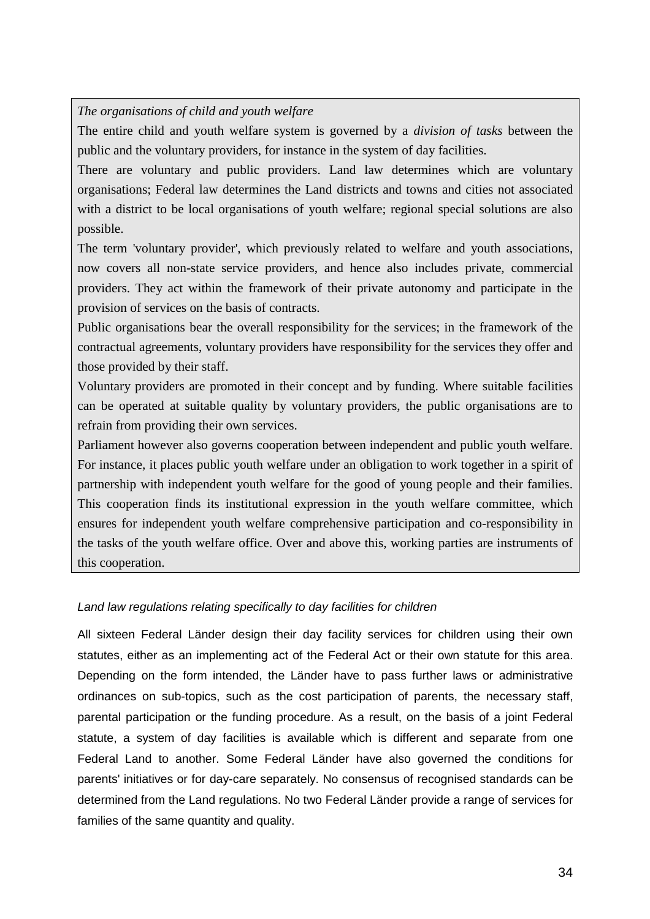*The organisations of child and youth welfare*

The entire child and youth welfare system is governed by a *division of tasks* between the public and the voluntary providers, for instance in the system of day facilities.

There are voluntary and public providers. Land law determines which are voluntary organisations; Federal law determines the Land districts and towns and cities not associated with a district to be local organisations of youth welfare; regional special solutions are also possible.

The term 'voluntary provider', which previously related to welfare and youth associations, now covers all non-state service providers, and hence also includes private, commercial providers. They act within the framework of their private autonomy and participate in the provision of services on the basis of contracts.

Public organisations bear the overall responsibility for the services; in the framework of the contractual agreements, voluntary providers have responsibility for the services they offer and those provided by their staff.

Voluntary providers are promoted in their concept and by funding. Where suitable facilities can be operated at suitable quality by voluntary providers, the public organisations are to refrain from providing their own services.

Parliament however also governs cooperation between independent and public youth welfare. For instance, it places public youth welfare under an obligation to work together in a spirit of partnership with independent youth welfare for the good of young people and their families. This cooperation finds its institutional expression in the youth welfare committee, which ensures for independent youth welfare comprehensive participation and co-responsibility in the tasks of the youth welfare office. Over and above this, working parties are instruments of this cooperation.

*Land law regulations relating specifically to day facilities for children*

All sixteen Federal Länder design their day facility services for children using their own statutes, either as an implementing act of the Federal Act or their own statute for this area. Depending on the form intended, the Länder have to pass further laws or administrative ordinances on sub-topics, such as the cost participation of parents, the necessary staff, parental participation or the funding procedure. As a result, on the basis of a joint Federal statute, a system of day facilities is available which is different and separate from one Federal Land to another. Some Federal Länder have also governed the conditions for parents' initiatives or for day-care separately. No consensus of recognised standards can be determined from the Land regulations. No two Federal Länder provide a range of services for families of the same quantity and quality.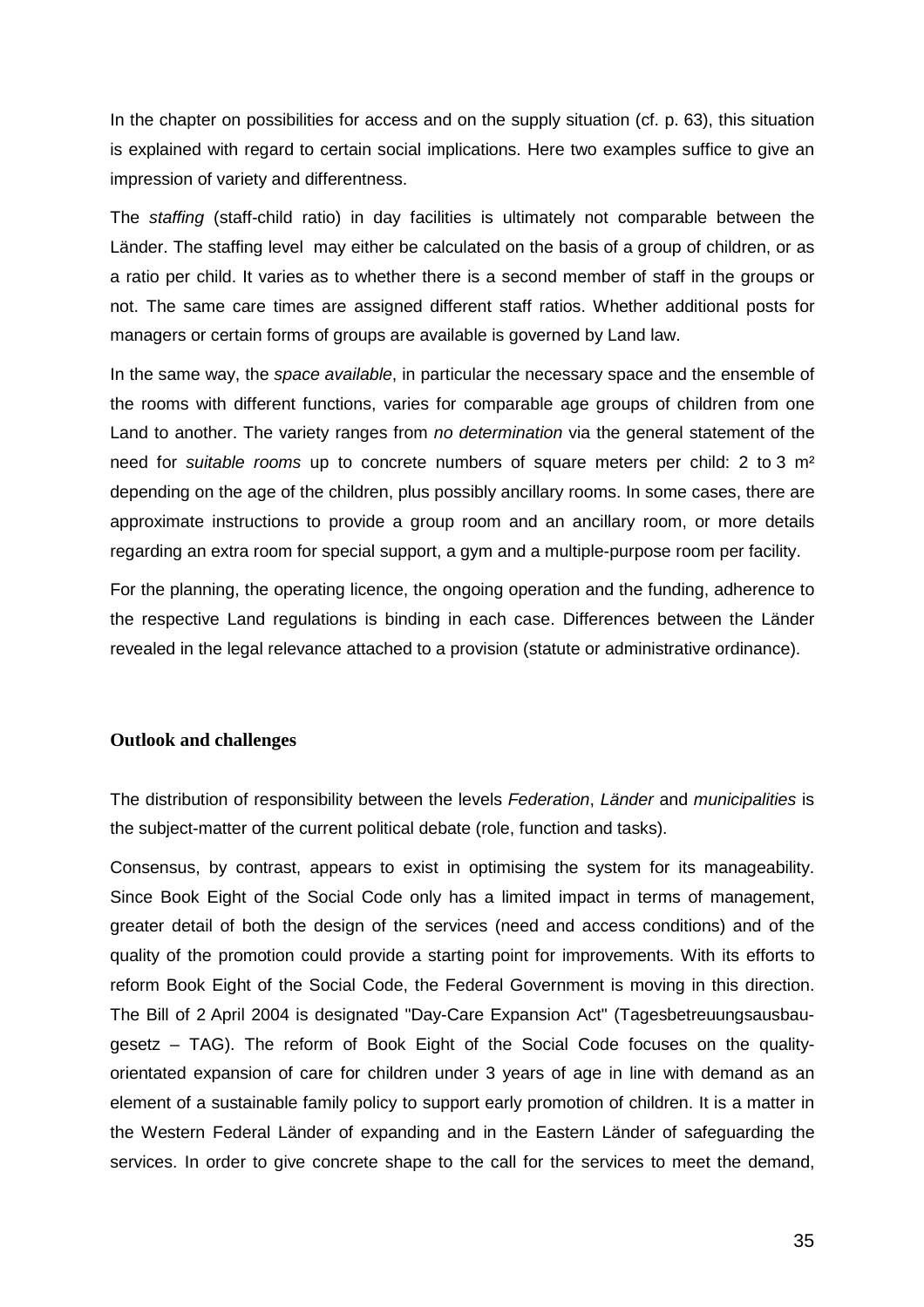In the chapter on possibilities for access and on the supply situation (cf. p. 63), this situation is explained with regard to certain social implications. Here two examples suffice to give an impression of variety and differentness.

The *staffing* (staff-child ratio) in day facilities is ultimately not comparable between the Länder. The staffing level may either be calculated on the basis of a group of children, or as a ratio per child. It varies as to whether there is a second member of staff in the groups or not. The same care times are assigned different staff ratios. Whether additional posts for managers or certain forms of groups are available is governed by Land law.

In the same way, the *space available*, in particular the necessary space and the ensemble of the rooms with different functions, varies for comparable age groups of children from one Land to another. The variety ranges from *no determination* via the general statement of the need for *suitable rooms* up to concrete numbers of square meters per child: 2 to 3 m² depending on the age of the children, plus possibly ancillary rooms. In some cases, there are approximate instructions to provide a group room and an ancillary room, or more details regarding an extra room for special support, a gym and a multiple-purpose room per facility.

For the planning, the operating licence, the ongoing operation and the funding, adherence to the respective Land regulations is binding in each case. Differences between the Länder revealed in the legal relevance attached to a provision (statute or administrative ordinance).

## Outlook and challenges

The distribution of responsibility between the levels *Federation*, *Länder* and *municipalities* is the subject-matter of the current political debate (role, function and tasks).

Consensus, by contrast, appears to exist in optimising the system for its manageability. Since Book Eight of the Social Code only has a limited impact in terms of management, greater detail of both the design of the services (need and access conditions) and of the quality of the promotion could provide a starting point for improvements. With its efforts to reform Book Eight of the Social Code, the Federal Government is moving in this direction. The Bill of 2 April 2004 is designated "Day-Care Expansion Act" (Tagesbetreuungsausbaugesetz – TAG). The reform of Book Eight of the Social Code focuses on the quality-orientated expansion of care for children under 3 years of age in line with demand as an element of a sustainable family policy to support early promotion of children. It is a matter in the Western Federal Länder of expanding and in the Eastern Länder of safeguarding the services. In order to give concrete shape to the call for the services to meet the demand,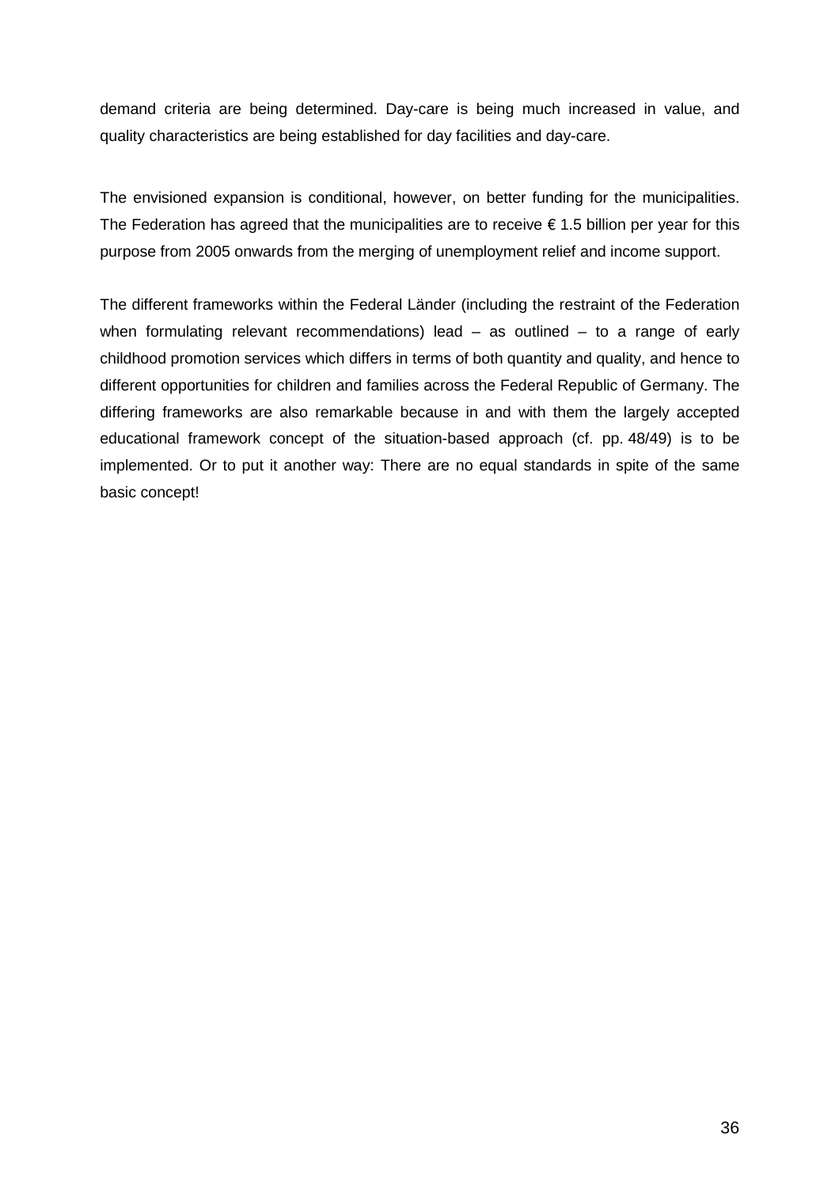demand criteria are being determined. Day-care is being much increased in value, and quality characteristics are being established for day facilities and day-care.

The envisioned expansion is conditional, however, on better funding for the municipalities. The Federation has agreed that the municipalities are to receive € 1.5 billion per year for this purpose from 2005 onwards from the merging of unemployment relief and income support.

The different frameworks within the Federal Länder (including the restraint of the Federation when formulating relevant recommendations) lead – as outlined – to a range of early childhood promotion services which differs in terms of both quantity and quality, and hence to different opportunities for children and families across the Federal Republic of Germany. The differing frameworks are also remarkable because in and with them the largely accepted educational framework concept of the situation-based approach (cf. pp. 48/49) is to be implemented. Or to put it another way: There are no equal standards in spite of the same basic concept!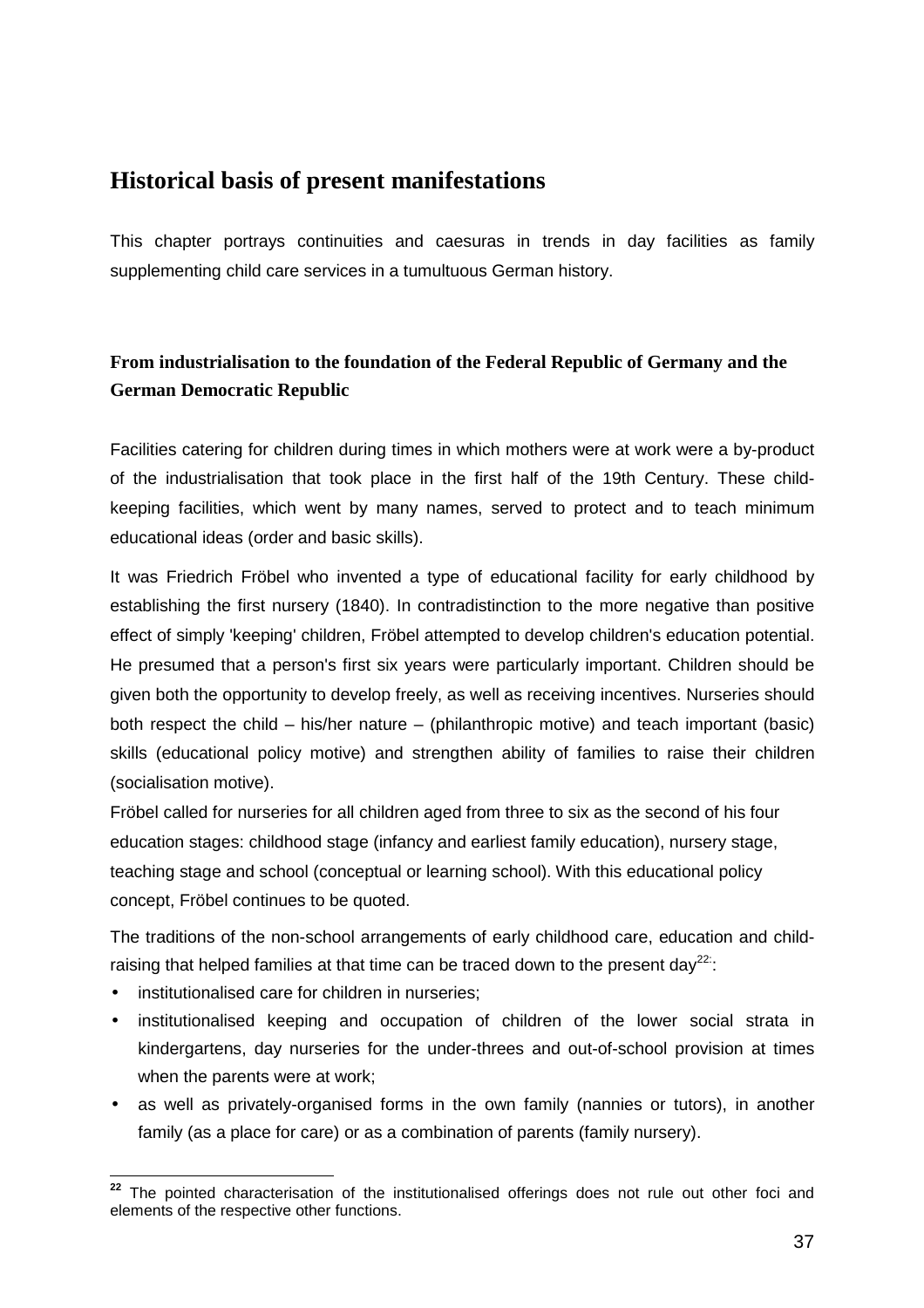## Historical basis of present manifestations

This chapter portrays continuities and caesuras in trends in day facilities as family supplementing child care services in a tumultuous German history.

### From industrialisation to the foundation of the Federal Republic of Germany and the German Democratic Republic

Facilities catering for children during times in which mothers were at work were a by-product of the industrialisation that took place in the first half of the 19th Century. These child-keeping facilities, which went by many names, served to protect and to teach minimum educational ideas (order and basic skills).

It was Friedrich Fröbel who invented a type of educational facility for early childhood by establishing the first nursery (1840). In contradistinction to the more negative than positive effect of simply 'keeping' children, Fröbel attempted to develop children's education potential. He presumed that a person's first six years were particularly important. Children should be given both the opportunity to develop freely, as well as receiving incentives. Nurseries should both respect the child – his/her nature – (philanthropic motive) and teach important (basic) skills (educational policy motive) and strengthen ability of families to raise their children (socialisation motive).

Fröbel called for nurseries for all children aged from three to six as the second of his four education stages: childhood stage (infancy and earliest family education), nursery stage, teaching stage and school (conceptual or learning school). With this educational policy concept, Fröbel continues to be quoted.

The traditions of the non-school arrangements of early childhood care, education and child-raising that helped families at that time can be traced down to the present day[22]:

- institutionalised care for children in nurseries;
- institutionalised keeping and occupation of children of the lower social strata in kindergartens, day nurseries for the under-threes and out-of-school provision at times when the parents were at work;
- as well as privately-organised forms in the own family (nannies or tutors), in another family (as a place for care) or as a combination of parents (family nursery).

---

[22] The pointed characterisation of the institutionalised offerings does not rule out other foci and elements of the respective other functions.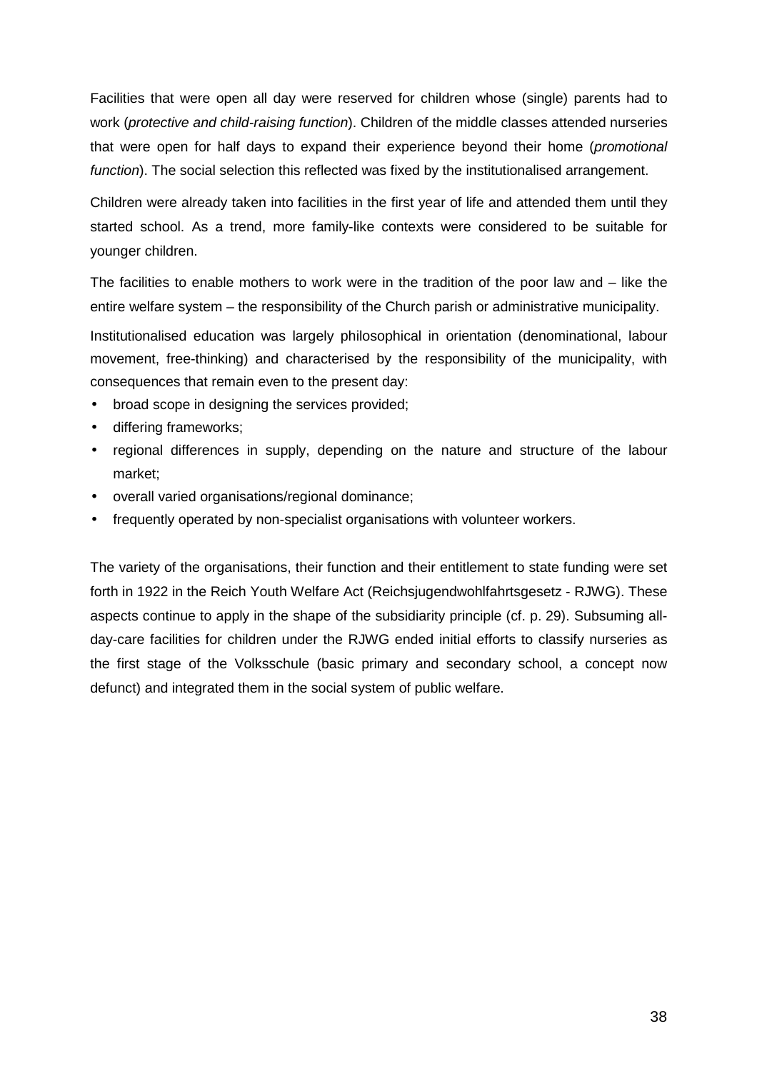Facilities that were open all day were reserved for children whose (single) parents had to work (*protective and child-raising function*). Children of the middle classes attended nurseries that were open for half days to expand their experience beyond their home (*promotional function*). The social selection this reflected was fixed by the institutionalised arrangement.

Children were already taken into facilities in the first year of life and attended them until they started school. As a trend, more family-like contexts were considered to be suitable for younger children.

The facilities to enable mothers to work were in the tradition of the poor law and – like the entire welfare system – the responsibility of the Church parish or administrative municipality.

Institutionalised education was largely philosophical in orientation (denominational, labour movement, free-thinking) and characterised by the responsibility of the municipality, with consequences that remain even to the present day:

- broad scope in designing the services provided;
- differing frameworks;
- regional differences in supply, depending on the nature and structure of the labour market;
- overall varied organisations/regional dominance;
- frequently operated by non-specialist organisations with volunteer workers.

The variety of the organisations, their function and their entitlement to state funding were set forth in 1922 in the Reich Youth Welfare Act (Reichsjugendwohlfahrtsgesetz - RJWG). These aspects continue to apply in the shape of the subsidiarity principle (cf. p. 29). Subsuming all-day-care facilities for children under the RJWG ended initial efforts to classify nurseries as the first stage of the Volksschule (basic primary and secondary school, a concept now defunct) and integrated them in the social system of public welfare.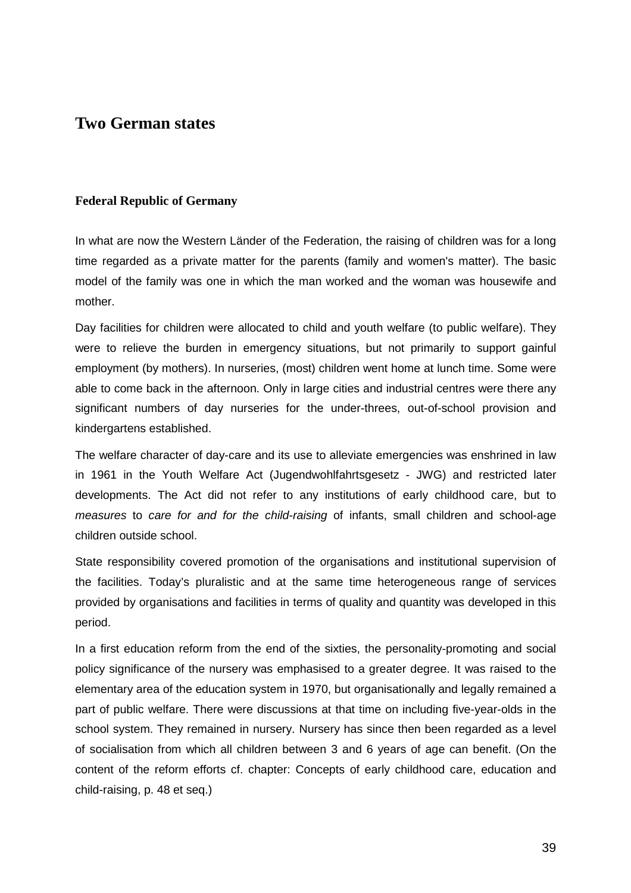## Two German states

### Federal Republic of Germany

In what are now the Western Länder of the Federation, the raising of children was for a long time regarded as a private matter for the parents (family and women's matter). The basic model of the family was one in which the man worked and the woman was housewife and mother.

Day facilities for children were allocated to child and youth welfare (to public welfare). They were to relieve the burden in emergency situations, but not primarily to support gainful employment (by mothers). In nurseries, (most) children went home at lunch time. Some were able to come back in the afternoon. Only in large cities and industrial centres were there any significant numbers of day nurseries for the under-threes, out-of-school provision and kindergartens established.

The welfare character of day-care and its use to alleviate emergencies was enshrined in law in 1961 in the Youth Welfare Act (Jugendwohlfahrtsgesetz - JWG) and restricted later developments. The Act did not refer to any institutions of early childhood care, but to *measures* to *care for and for the child-raising* of infants, small children and school-age children outside school.

State responsibility covered promotion of the organisations and institutional supervision of the facilities. Today's pluralistic and at the same time heterogeneous range of services provided by organisations and facilities in terms of quality and quantity was developed in this period.

In a first education reform from the end of the sixties, the personality-promoting and social policy significance of the nursery was emphasised to a greater degree. It was raised to the elementary area of the education system in 1970, but organisationally and legally remained a part of public welfare. There were discussions at that time on including five-year-olds in the school system. They remained in nursery. Nursery has since then been regarded as a level of socialisation from which all children between 3 and 6 years of age can benefit. (On the content of the reform efforts cf. chapter: Concepts of early childhood care, education and child-raising, p. 48 et seq.)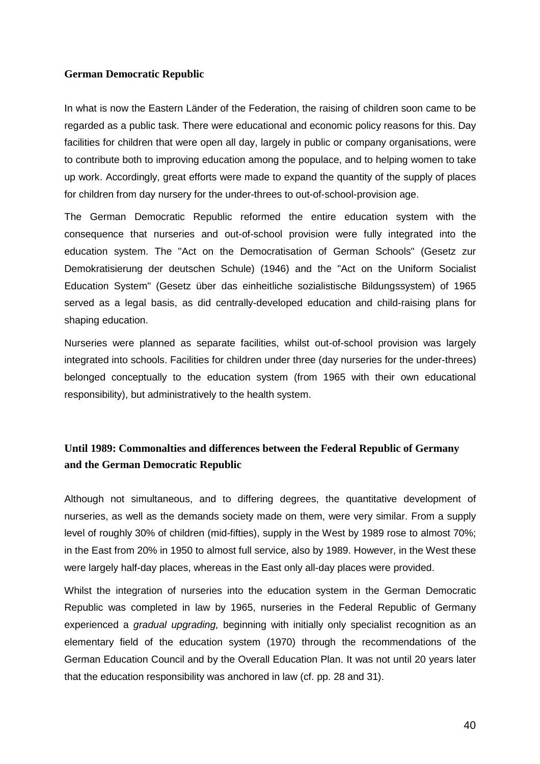### German Democratic Republic

In what is now the Eastern Länder of the Federation, the raising of children soon came to be regarded as a public task. There were educational and economic policy reasons for this. Day facilities for children that were open all day, largely in public or company organisations, were to contribute both to improving education among the populace, and to helping women to take up work. Accordingly, great efforts were made to expand the quantity of the supply of places for children from day nursery for the under-threes to out-of-school-provision age.

The German Democratic Republic reformed the entire education system with the consequence that nurseries and out-of-school provision were fully integrated into the education system. The "Act on the Democratisation of German Schools" (Gesetz zur Demokratisierung der deutschen Schule) (1946) and the "Act on the Uniform Socialist Education System" (Gesetz über das einheitliche sozialistische Bildungssystem) of 1965 served as a legal basis, as did centrally-developed education and child-raising plans for shaping education.

Nurseries were planned as separate facilities, whilst out-of-school provision was largely integrated into schools. Facilities for children under three (day nurseries for the under-threes) belonged conceptually to the education system (from 1965 with their own educational responsibility), but administratively to the health system.

### Until 1989: Commonalties and differences between the Federal Republic of Germany and the German Democratic Republic

Although not simultaneous, and to differing degrees, the quantitative development of nurseries, as well as the demands society made on them, were very similar. From a supply level of roughly 30% of children (mid-fifties), supply in the West by 1989 rose to almost 70%; in the East from 20% in 1950 to almost full service, also by 1989. However, in the West these were largely half-day places, whereas in the East only all-day places were provided.

Whilst the integration of nurseries into the education system in the German Democratic Republic was completed in law by 1965, nurseries in the Federal Republic of Germany experienced a *gradual upgrading,* beginning with initially only specialist recognition as an elementary field of the education system (1970) through the recommendations of the German Education Council and by the Overall Education Plan. It was not until 20 years later that the education responsibility was anchored in law (cf. pp. 28 and 31).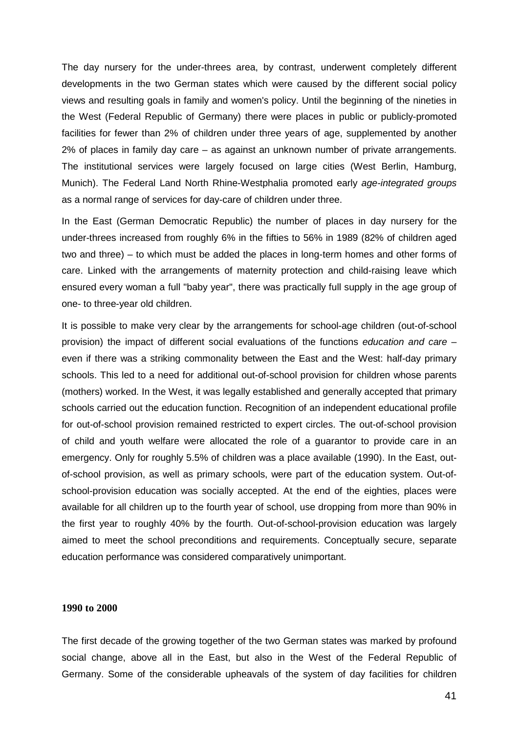The day nursery for the under-threes area, by contrast, underwent completely different developments in the two German states which were caused by the different social policy views and resulting goals in family and women's policy. Until the beginning of the nineties in the West (Federal Republic of Germany) there were places in public or publicly-promoted facilities for fewer than 2% of children under three years of age, supplemented by another 2% of places in family day care – as against an unknown number of private arrangements. The institutional services were largely focused on large cities (West Berlin, Hamburg, Munich). The Federal Land North Rhine-Westphalia promoted early *age-integrated groups* as a normal range of services for day-care of children under three.

In the East (German Democratic Republic) the number of places in day nursery for the under-threes increased from roughly 6% in the fifties to 56% in 1989 (82% of children aged two and three) – to which must be added the places in long-term homes and other forms of care. Linked with the arrangements of maternity protection and child-raising leave which ensured every woman a full "baby year", there was practically full supply in the age group of one- to three-year old children.

It is possible to make very clear by the arrangements for school-age children (out-of-school provision) the impact of different social evaluations of the functions *education and care* – even if there was a striking commonality between the East and the West: half-day primary schools. This led to a need for additional out-of-school provision for children whose parents (mothers) worked. In the West, it was legally established and generally accepted that primary schools carried out the education function. Recognition of an independent educational profile for out-of-school provision remained restricted to expert circles. The out-of-school provision of child and youth welfare were allocated the role of a guarantor to provide care in an emergency. Only for roughly 5.5% of children was a place available (1990). In the East, out-of-school provision, as well as primary schools, were part of the education system. Out-of-school-provision education was socially accepted. At the end of the eighties, places were available for all children up to the fourth year of school, use dropping from more than 90% in the first year to roughly 40% by the fourth. Out-of-school-provision education was largely aimed to meet the school preconditions and requirements. Conceptually secure, separate education performance was considered comparatively unimportant.

**1990 to 2000**

The first decade of the growing together of the two German states was marked by profound social change, above all in the East, but also in the West of the Federal Republic of Germany. Some of the considerable upheavals of the system of day facilities for children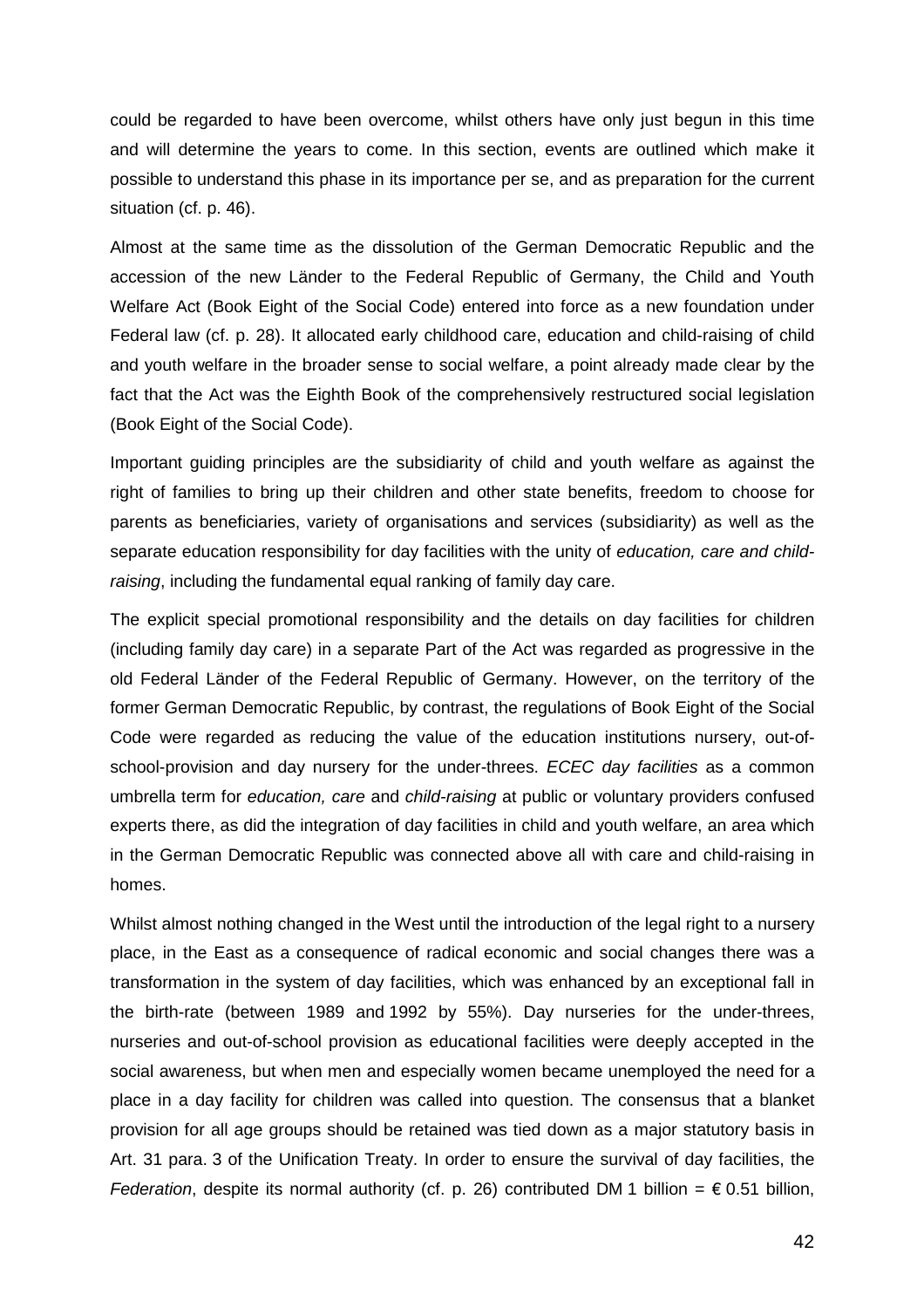could be regarded to have been overcome, whilst others have only just begun in this time and will determine the years to come. In this section, events are outlined which make it possible to understand this phase in its importance per se, and as preparation for the current situation (cf. p. 46).

Almost at the same time as the dissolution of the German Democratic Republic and the accession of the new Länder to the Federal Republic of Germany, the Child and Youth Welfare Act (Book Eight of the Social Code) entered into force as a new foundation under Federal law (cf. p. 28). It allocated early childhood care, education and child-raising of child and youth welfare in the broader sense to social welfare, a point already made clear by the fact that the Act was the Eighth Book of the comprehensively restructured social legislation (Book Eight of the Social Code).

Important guiding principles are the subsidiarity of child and youth welfare as against the right of families to bring up their children and other state benefits, freedom to choose for parents as beneficiaries, variety of organisations and services (subsidiarity) as well as the separate education responsibility for day facilities with the unity of *education, care and child-raising*, including the fundamental equal ranking of family day care.

The explicit special promotional responsibility and the details on day facilities for children (including family day care) in a separate Part of the Act was regarded as progressive in the old Federal Länder of the Federal Republic of Germany. However, on the territory of the former German Democratic Republic, by contrast, the regulations of Book Eight of the Social Code were regarded as reducing the value of the education institutions nursery, out-of-school-provision and day nursery for the under-threes. *ECEC day facilities* as a common umbrella term for *education, care* and *child-raising* at public or voluntary providers confused experts there, as did the integration of day facilities in child and youth welfare, an area which in the German Democratic Republic was connected above all with care and child-raising in homes.

Whilst almost nothing changed in the West until the introduction of the legal right to a nursery place, in the East as a consequence of radical economic and social changes there was a transformation in the system of day facilities, which was enhanced by an exceptional fall in the birth-rate (between 1989 and 1992 by 55%). Day nurseries for the under-threes, nurseries and out-of-school provision as educational facilities were deeply accepted in the social awareness, but when men and especially women became unemployed the need for a place in a day facility for children was called into question. The consensus that a blanket provision for all age groups should be retained was tied down as a major statutory basis in Art. 31 para. 3 of the Unification Treaty. In order to ensure the survival of day facilities, the *Federation*, despite its normal authority (cf. p. 26) contributed DM 1 billion = € 0.51 billion,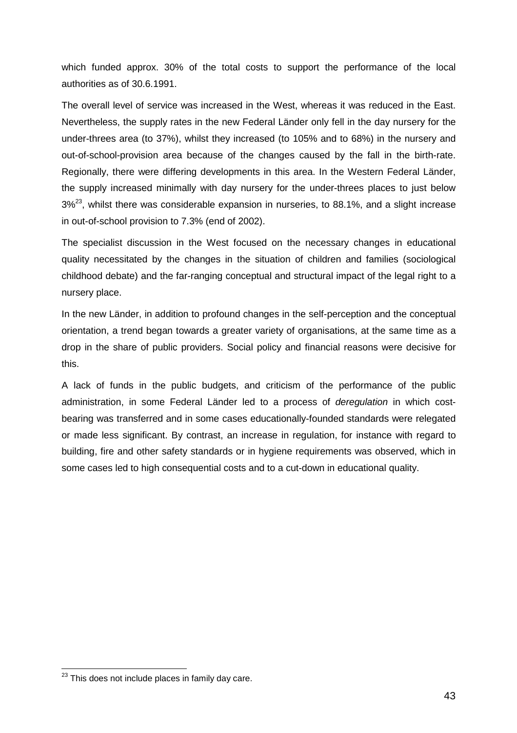which funded approx. 30% of the total costs to support the performance of the local authorities as of 30.6.1991.

The overall level of service was increased in the West, whereas it was reduced in the East. Nevertheless, the supply rates in the new Federal Länder only fell in the day nursery for the under-threes area (to 37%), whilst they increased (to 105% and to 68%) in the nursery and out-of-school-provision area because of the changes caused by the fall in the birth-rate. Regionally, there were differing developments in this area. In the Western Federal Länder, the supply increased minimally with day nursery for the under-threes places to just below 3%[23], whilst there was considerable expansion in nurseries, to 88.1%, and a slight increase in out-of-school provision to 7.3% (end of 2002).

The specialist discussion in the West focused on the necessary changes in educational quality necessitated by the changes in the situation of children and families (sociological childhood debate) and the far-ranging conceptual and structural impact of the legal right to a nursery place.

In the new Länder, in addition to profound changes in the self-perception and the conceptual orientation, a trend began towards a greater variety of organisations, at the same time as a drop in the share of public providers. Social policy and financial reasons were decisive for this.

A lack of funds in the public budgets, and criticism of the performance of the public administration, in some Federal Länder led to a process of *deregulation* in which cost-bearing was transferred and in some cases educationally-founded standards were relegated or made less significant. By contrast, an increase in regulation, for instance with regard to building, fire and other safety standards or in hygiene requirements was observed, which in some cases led to high consequential costs and to a cut-down in educational quality.

[23] This does not include places in family day care.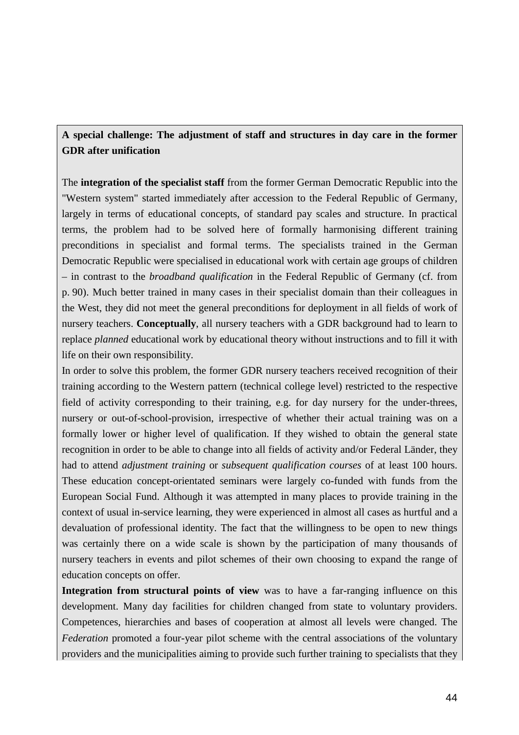**A special challenge: The adjustment of staff and structures in day care in the former GDR after unification**

The **integration of the specialist staff** from the former German Democratic Republic into the "Western system" started immediately after accession to the Federal Republic of Germany, largely in terms of educational concepts, of standard pay scales and structure. In practical terms, the problem had to be solved here of formally harmonising different training preconditions in specialist and formal terms. The specialists trained in the German Democratic Republic were specialised in educational work with certain age groups of children – in contrast to the *broadband qualification* in the Federal Republic of Germany (cf. from p. 90). Much better trained in many cases in their specialist domain than their colleagues in the West, they did not meet the general preconditions for deployment in all fields of work of nursery teachers. **Conceptually**, all nursery teachers with a GDR background had to learn to replace *planned* educational work by educational theory without instructions and to fill it with life on their own responsibility.

In order to solve this problem, the former GDR nursery teachers received recognition of their training according to the Western pattern (technical college level) restricted to the respective field of activity corresponding to their training, e.g. for day nursery for the under-threes, nursery or out-of-school-provision, irrespective of whether their actual training was on a formally lower or higher level of qualification. If they wished to obtain the general state recognition in order to be able to change into all fields of activity and/or Federal Länder, they had to attend *adjustment training* or *subsequent qualification courses* of at least 100 hours. These education concept-orientated seminars were largely co-funded with funds from the European Social Fund. Although it was attempted in many places to provide training in the context of usual in-service learning, they were experienced in almost all cases as hurtful and a devaluation of professional identity. The fact that the willingness to be open to new things was certainly there on a wide scale is shown by the participation of many thousands of nursery teachers in events and pilot schemes of their own choosing to expand the range of education concepts on offer.

**Integration from structural points of view** was to have a far-ranging influence on this development. Many day facilities for children changed from state to voluntary providers. Competences, hierarchies and bases of cooperation at almost all levels were changed. The *Federation* promoted a four-year pilot scheme with the central associations of the voluntary providers and the municipalities aiming to provide such further training to specialists that they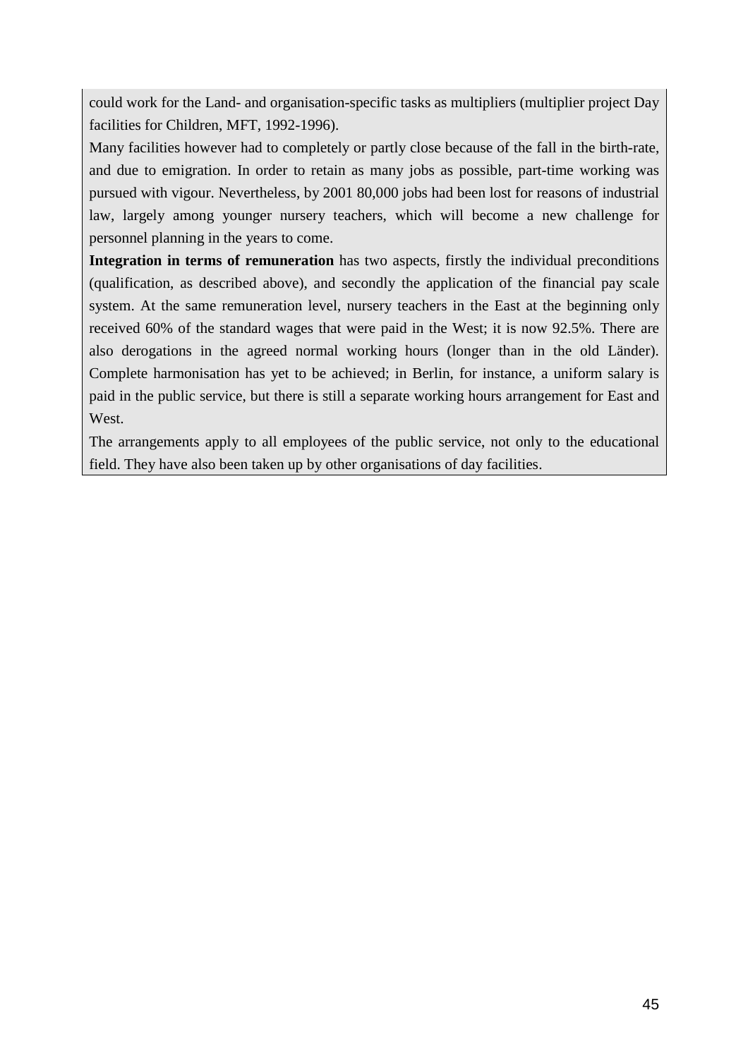could work for the Land- and organisation-specific tasks as multipliers (multiplier project Day facilities for Children, MFT, 1992-1996).

Many facilities however had to completely or partly close because of the fall in the birth-rate, and due to emigration. In order to retain as many jobs as possible, part-time working was pursued with vigour. Nevertheless, by 2001 80,000 jobs had been lost for reasons of industrial law, largely among younger nursery teachers, which will become a new challenge for personnel planning in the years to come.

**Integration in terms of remuneration** has two aspects, firstly the individual preconditions (qualification, as described above), and secondly the application of the financial pay scale system. At the same remuneration level, nursery teachers in the East at the beginning only received 60% of the standard wages that were paid in the West; it is now 92.5%. There are also derogations in the agreed normal working hours (longer than in the old Länder). Complete harmonisation has yet to be achieved; in Berlin, for instance, a uniform salary is paid in the public service, but there is still a separate working hours arrangement for East and West.

The arrangements apply to all employees of the public service, not only to the educational field. They have also been taken up by other organisations of day facilities.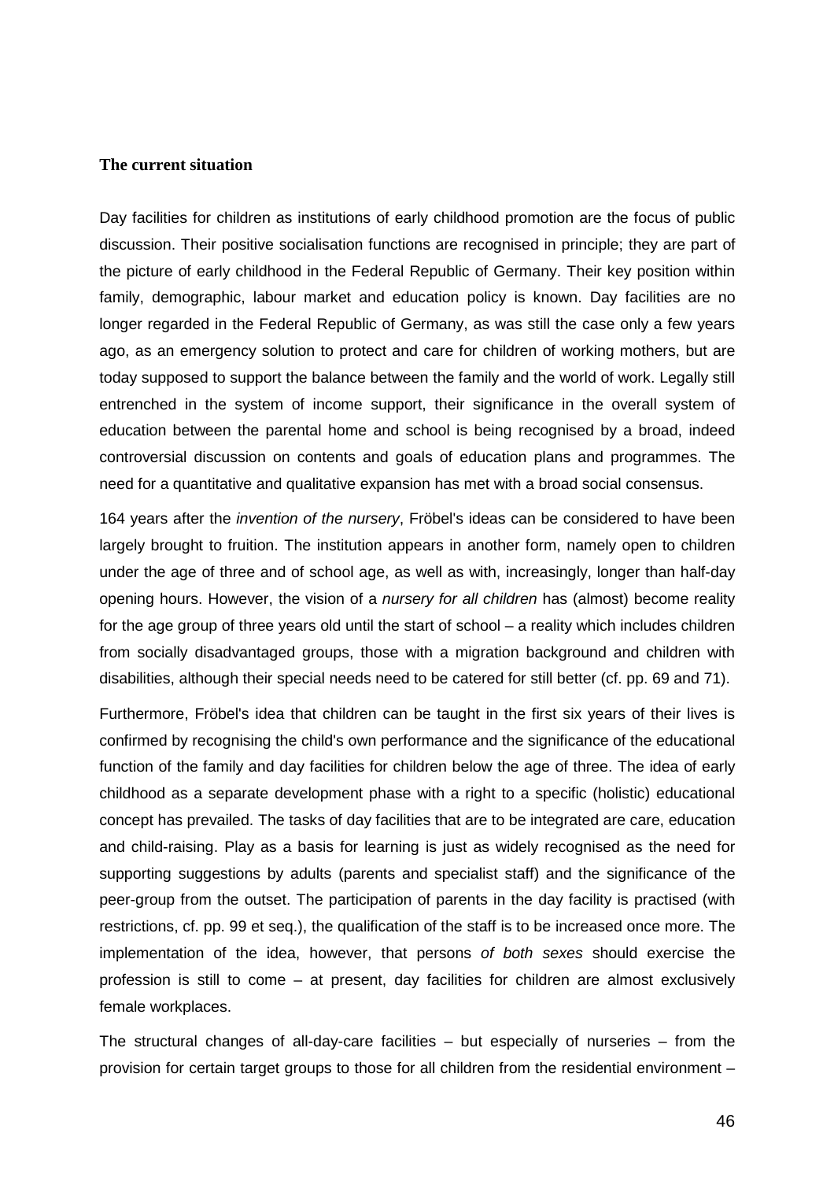## The current situation

Day facilities for children as institutions of early childhood promotion are the focus of public discussion. Their positive socialisation functions are recognised in principle; they are part of the picture of early childhood in the Federal Republic of Germany. Their key position within family, demographic, labour market and education policy is known. Day facilities are no longer regarded in the Federal Republic of Germany, as was still the case only a few years ago, as an emergency solution to protect and care for children of working mothers, but are today supposed to support the balance between the family and the world of work. Legally still entrenched in the system of income support, their significance in the overall system of education between the parental home and school is being recognised by a broad, indeed controversial discussion on contents and goals of education plans and programmes. The need for a quantitative and qualitative expansion has met with a broad social consensus.

164 years after the *invention of the nursery*, Fröbel's ideas can be considered to have been largely brought to fruition. The institution appears in another form, namely open to children under the age of three and of school age, as well as with, increasingly, longer than half-day opening hours. However, the vision of a *nursery for all children* has (almost) become reality for the age group of three years old until the start of school – a reality which includes children from socially disadvantaged groups, those with a migration background and children with disabilities, although their special needs need to be catered for still better (cf. pp. 69 and 71).

Furthermore, Fröbel's idea that children can be taught in the first six years of their lives is confirmed by recognising the child's own performance and the significance of the educational function of the family and day facilities for children below the age of three. The idea of early childhood as a separate development phase with a right to a specific (holistic) educational concept has prevailed. The tasks of day facilities that are to be integrated are care, education and child-raising. Play as a basis for learning is just as widely recognised as the need for supporting suggestions by adults (parents and specialist staff) and the significance of the peer-group from the outset. The participation of parents in the day facility is practised (with restrictions, cf. pp. 99 et seq.), the qualification of the staff is to be increased once more. The implementation of the idea, however, that persons *of both sexes* should exercise the profession is still to come – at present, day facilities for children are almost exclusively female workplaces.

The structural changes of all-day-care facilities – but especially of nurseries – from the provision for certain target groups to those for all children from the residential environment –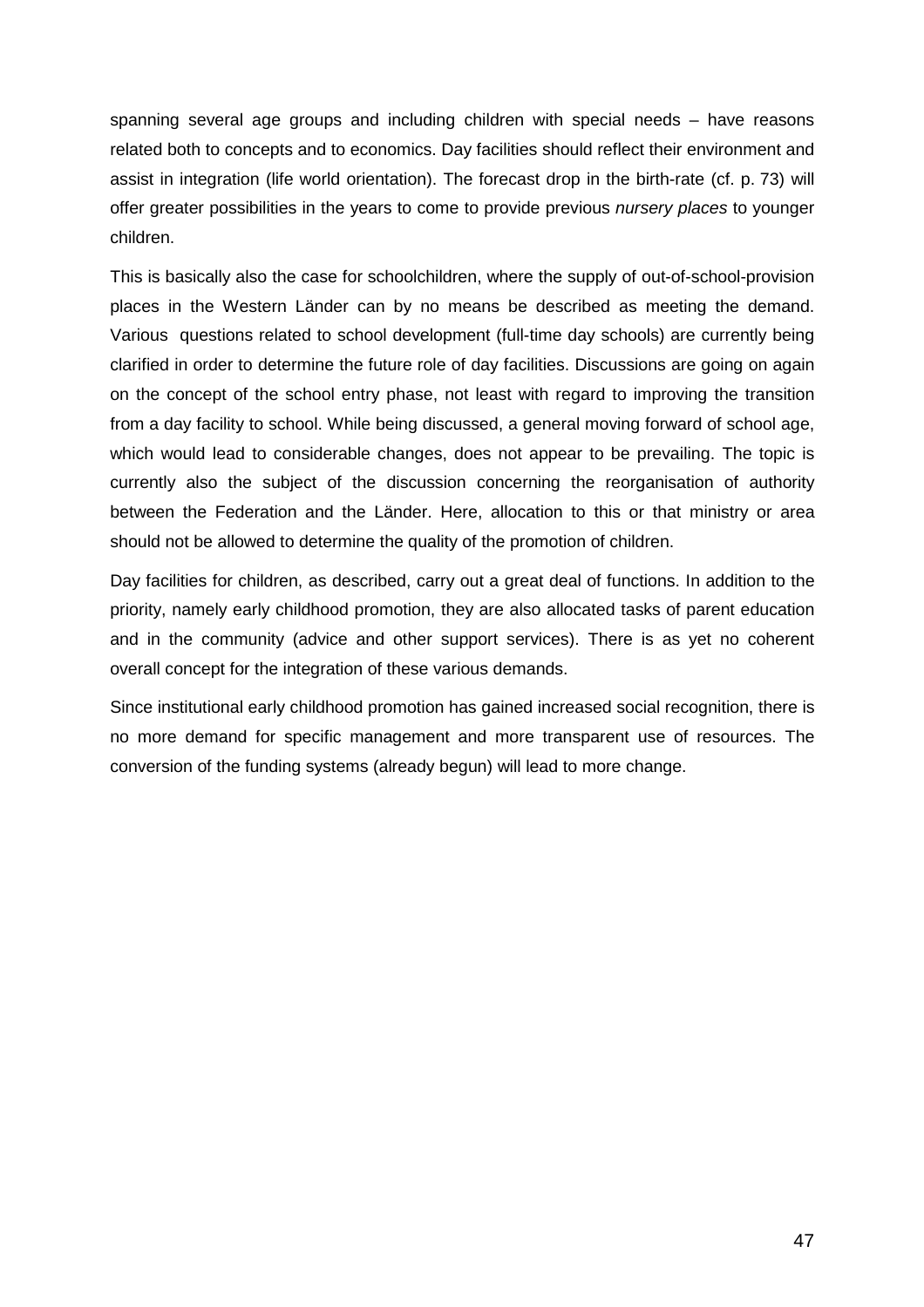spanning several age groups and including children with special needs – have reasons related both to concepts and to economics. Day facilities should reflect their environment and assist in integration (life world orientation). The forecast drop in the birth-rate (cf. p. 73) will offer greater possibilities in the years to come to provide previous *nursery places* to younger children.

This is basically also the case for schoolchildren, where the supply of out-of-school-provision places in the Western Länder can by no means be described as meeting the demand. Various questions related to school development (full-time day schools) are currently being clarified in order to determine the future role of day facilities. Discussions are going on again on the concept of the school entry phase, not least with regard to improving the transition from a day facility to school. While being discussed, a general moving forward of school age, which would lead to considerable changes, does not appear to be prevailing. The topic is currently also the subject of the discussion concerning the reorganisation of authority between the Federation and the Länder. Here, allocation to this or that ministry or area should not be allowed to determine the quality of the promotion of children.

Day facilities for children, as described, carry out a great deal of functions. In addition to the priority, namely early childhood promotion, they are also allocated tasks of parent education and in the community (advice and other support services). There is as yet no coherent overall concept for the integration of these various demands.

Since institutional early childhood promotion has gained increased social recognition, there is no more demand for specific management and more transparent use of resources. The conversion of the funding systems (already begun) will lead to more change.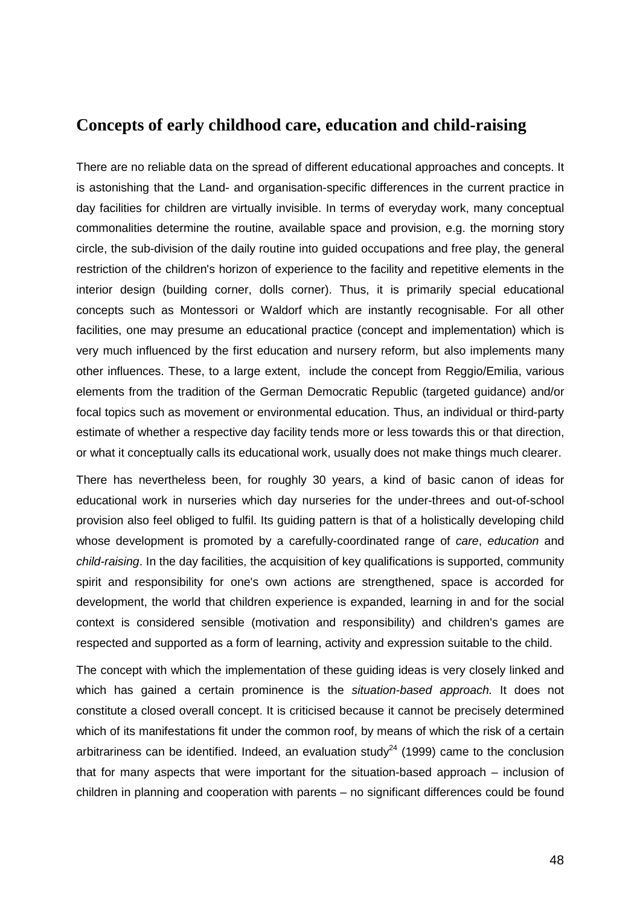## Concepts of early childhood care, education and child-raising

There are no reliable data on the spread of different educational approaches and concepts. It is astonishing that the Land- and organisation-specific differences in the current practice in day facilities for children are virtually invisible. In terms of everyday work, many conceptual commonalities determine the routine, available space and provision, e.g. the morning story circle, the sub-division of the daily routine into guided occupations and free play, the general restriction of the children's horizon of experience to the facility and repetitive elements in the interior design (building corner, dolls corner). Thus, it is primarily special educational concepts such as Montessori or Waldorf which are instantly recognisable. For all other facilities, one may presume an educational practice (concept and implementation) which is very much influenced by the first education and nursery reform, but also implements many other influences. These, to a large extent, include the concept from Reggio/Emilia, various elements from the tradition of the German Democratic Republic (targeted guidance) and/or focal topics such as movement or environmental education. Thus, an individual or third-party estimate of whether a respective day facility tends more or less towards this or that direction, or what it conceptually calls its educational work, usually does not make things much clearer.

There has nevertheless been, for roughly 30 years, a kind of basic canon of ideas for educational work in nurseries which day nurseries for the under-threes and out-of-school provision also feel obliged to fulfil. Its guiding pattern is that of a holistically developing child whose development is promoted by a carefully-coordinated range of *care*, *education* and *child-raising*. In the day facilities, the acquisition of key qualifications is supported, community spirit and responsibility for one's own actions are strengthened, space is accorded for development, the world that children experience is expanded, learning in and for the social context is considered sensible (motivation and responsibility) and children's games are respected and supported as a form of learning, activity and expression suitable to the child.

The concept with which the implementation of these guiding ideas is very closely linked and which has gained a certain prominence is the *situation-based approach.* It does not constitute a closed overall concept. It is criticised because it cannot be precisely determined which of its manifestations fit under the common roof, by means of which the risk of a certain arbitrariness can be identified. Indeed, an evaluation study[24] (1999) came to the conclusion that for many aspects that were important for the situation-based approach – inclusion of children in planning and cooperation with parents – no significant differences could be found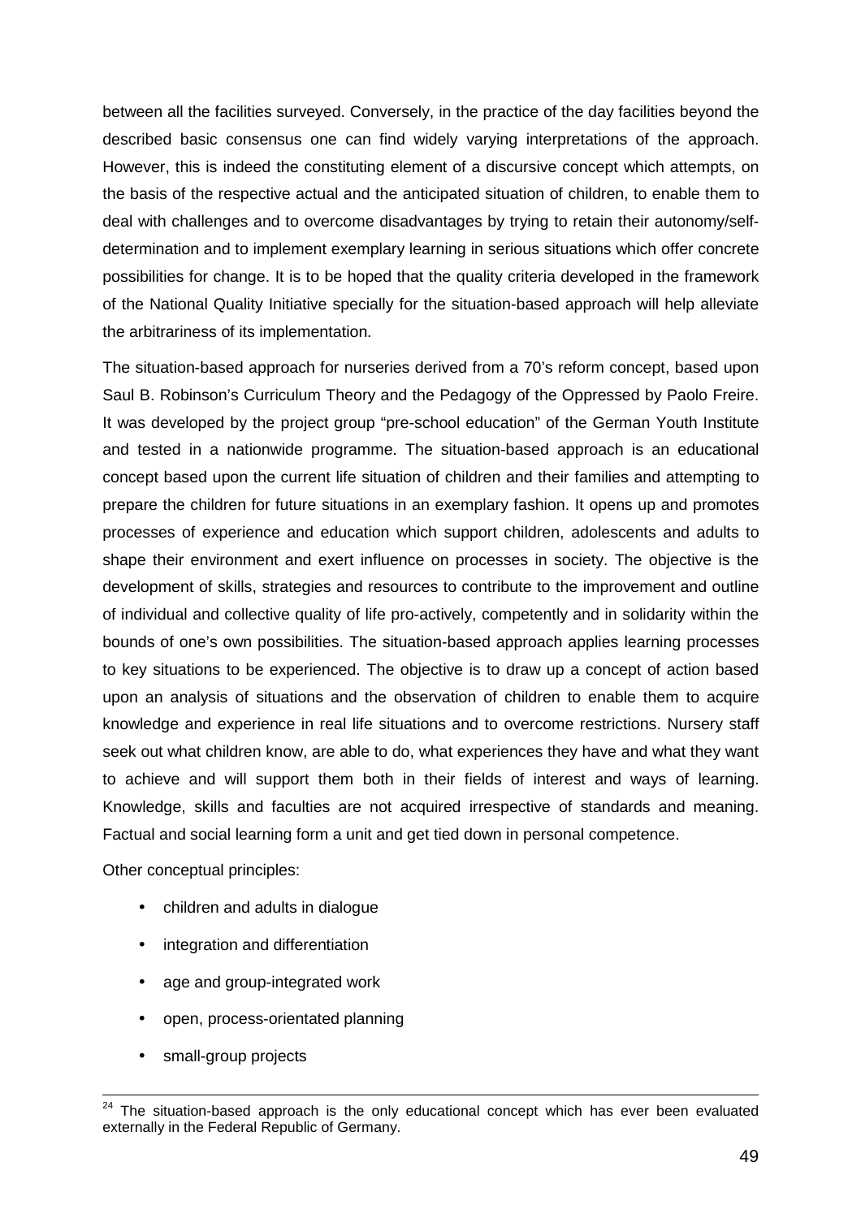between all the facilities surveyed. Conversely, in the practice of the day facilities beyond the described basic consensus one can find widely varying interpretations of the approach. However, this is indeed the constituting element of a discursive concept which attempts, on the basis of the respective actual and the anticipated situation of children, to enable them to deal with challenges and to overcome disadvantages by trying to retain their autonomy/self-determination and to implement exemplary learning in serious situations which offer concrete possibilities for change. It is to be hoped that the quality criteria developed in the framework of the National Quality Initiative specially for the situation-based approach will help alleviate the arbitrariness of its implementation.

The situation-based approach for nurseries derived from a 70's reform concept, based upon Saul B. Robinson's Curriculum Theory and the Pedagogy of the Oppressed by Paolo Freire. It was developed by the project group "pre-school education" of the German Youth Institute and tested in a nationwide programme. The situation-based approach is an educational concept based upon the current life situation of children and their families and attempting to prepare the children for future situations in an exemplary fashion. It opens up and promotes processes of experience and education which support children, adolescents and adults to shape their environment and exert influence on processes in society. The objective is the development of skills, strategies and resources to contribute to the improvement and outline of individual and collective quality of life pro-actively, competently and in solidarity within the bounds of one's own possibilities. The situation-based approach applies learning processes to key situations to be experienced. The objective is to draw up a concept of action based upon an analysis of situations and the observation of children to enable them to acquire knowledge and experience in real life situations and to overcome restrictions. Nursery staff seek out what children know, are able to do, what experiences they have and what they want to achieve and will support them both in their fields of interest and ways of learning. Knowledge, skills and faculties are not acquired irrespective of standards and meaning. Factual and social learning form a unit and get tied down in personal competence.

Other conceptual principles:

- children and adults in dialogue
- integration and differentiation
- age and group-integrated work
- open, process-orientated planning
- small-group projects

[24] The situation-based approach is the only educational concept which has ever been evaluated externally in the Federal Republic of Germany.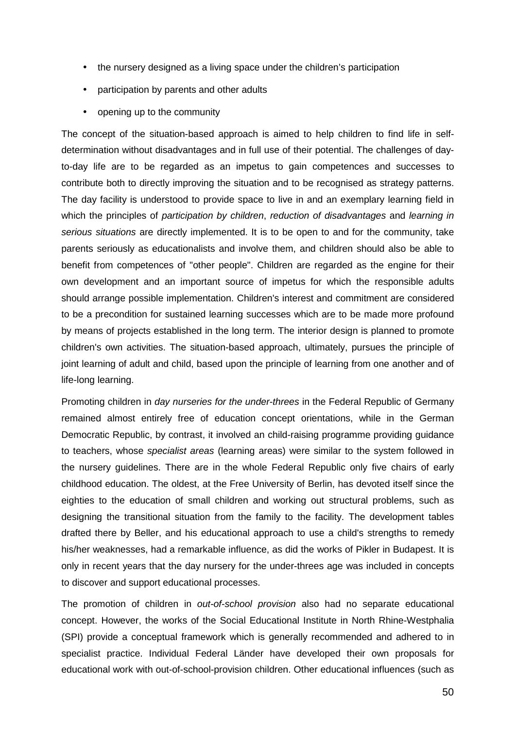- the nursery designed as a living space under the children's participation
- participation by parents and other adults
- opening up to the community

The concept of the situation-based approach is aimed to help children to find life in self-determination without disadvantages and in full use of their potential. The challenges of day-to-day life are to be regarded as an impetus to gain competences and successes to contribute both to directly improving the situation and to be recognised as strategy patterns. The day facility is understood to provide space to live in and an exemplary learning field in which the principles of *participation by children*, *reduction of disadvantages* and *learning in serious situations* are directly implemented. It is to be open to and for the community, take parents seriously as educationalists and involve them, and children should also be able to benefit from competences of "other people". Children are regarded as the engine for their own development and an important source of impetus for which the responsible adults should arrange possible implementation. Children's interest and commitment are considered to be a precondition for sustained learning successes which are to be made more profound by means of projects established in the long term. The interior design is planned to promote children's own activities. The situation-based approach, ultimately, pursues the principle of joint learning of adult and child, based upon the principle of learning from one another and of life-long learning.

Promoting children in *day nurseries for the under-threes* in the Federal Republic of Germany remained almost entirely free of education concept orientations, while in the German Democratic Republic, by contrast, it involved an child-raising programme providing guidance to teachers, whose *specialist areas* (learning areas) were similar to the system followed in the nursery guidelines. There are in the whole Federal Republic only five chairs of early childhood education. The oldest, at the Free University of Berlin, has devoted itself since the eighties to the education of small children and working out structural problems, such as designing the transitional situation from the family to the facility. The development tables drafted there by Beller, and his educational approach to use a child's strengths to remedy his/her weaknesses, had a remarkable influence, as did the works of Pikler in Budapest. It is only in recent years that the day nursery for the under-threes age was included in concepts to discover and support educational processes.

The promotion of children in *out-of-school provision* also had no separate educational concept. However, the works of the Social Educational Institute in North Rhine-Westphalia (SPI) provide a conceptual framework which is generally recommended and adhered to in specialist practice. Individual Federal Länder have developed their own proposals for educational work with out-of-school-provision children. Other educational influences (such as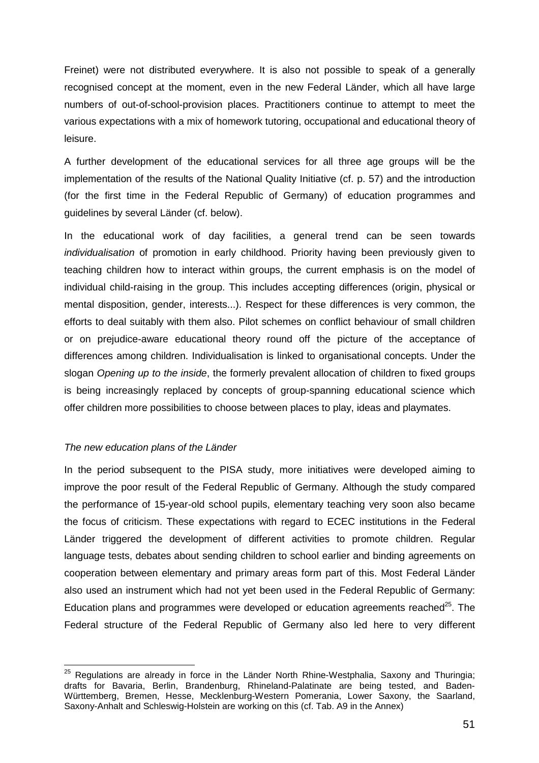Freinet) were not distributed everywhere. It is also not possible to speak of a generally recognised concept at the moment, even in the new Federal Länder, which all have large numbers of out-of-school-provision places. Practitioners continue to attempt to meet the various expectations with a mix of homework tutoring, occupational and educational theory of leisure.

A further development of the educational services for all three age groups will be the implementation of the results of the National Quality Initiative (cf. p. 57) and the introduction (for the first time in the Federal Republic of Germany) of education programmes and guidelines by several Länder (cf. below).

In the educational work of day facilities, a general trend can be seen towards *individualisation* of promotion in early childhood. Priority having been previously given to teaching children how to interact within groups, the current emphasis is on the model of individual child-raising in the group. This includes accepting differences (origin, physical or mental disposition, gender, interests...). Respect for these differences is very common, the efforts to deal suitably with them also. Pilot schemes on conflict behaviour of small children or on prejudice-aware educational theory round off the picture of the acceptance of differences among children. Individualisation is linked to organisational concepts. Under the slogan *Opening up to the inside*, the formerly prevalent allocation of children to fixed groups is being increasingly replaced by concepts of group-spanning educational science which offer children more possibilities to choose between places to play, ideas and playmates.

*The new education plans of the Länder*

In the period subsequent to the PISA study, more initiatives were developed aiming to improve the poor result of the Federal Republic of Germany. Although the study compared the performance of 15-year-old school pupils, elementary teaching very soon also became the focus of criticism. These expectations with regard to ECEC institutions in the Federal Länder triggered the development of different activities to promote children. Regular language tests, debates about sending children to school earlier and binding agreements on cooperation between elementary and primary areas form part of this. Most Federal Länder also used an instrument which had not yet been used in the Federal Republic of Germany: Education plans and programmes were developed or education agreements reached[25]. The Federal structure of the Federal Republic of Germany also led here to very different

[25] Regulations are already in force in the Länder North Rhine-Westphalia, Saxony and Thuringia; drafts for Bavaria, Berlin, Brandenburg, Rhineland-Palatinate are being tested, and Baden-Württemberg, Bremen, Hesse, Mecklenburg-Western Pomerania, Lower Saxony, the Saarland, Saxony-Anhalt and Schleswig-Holstein are working on this (cf. Tab. A9 in the Annex)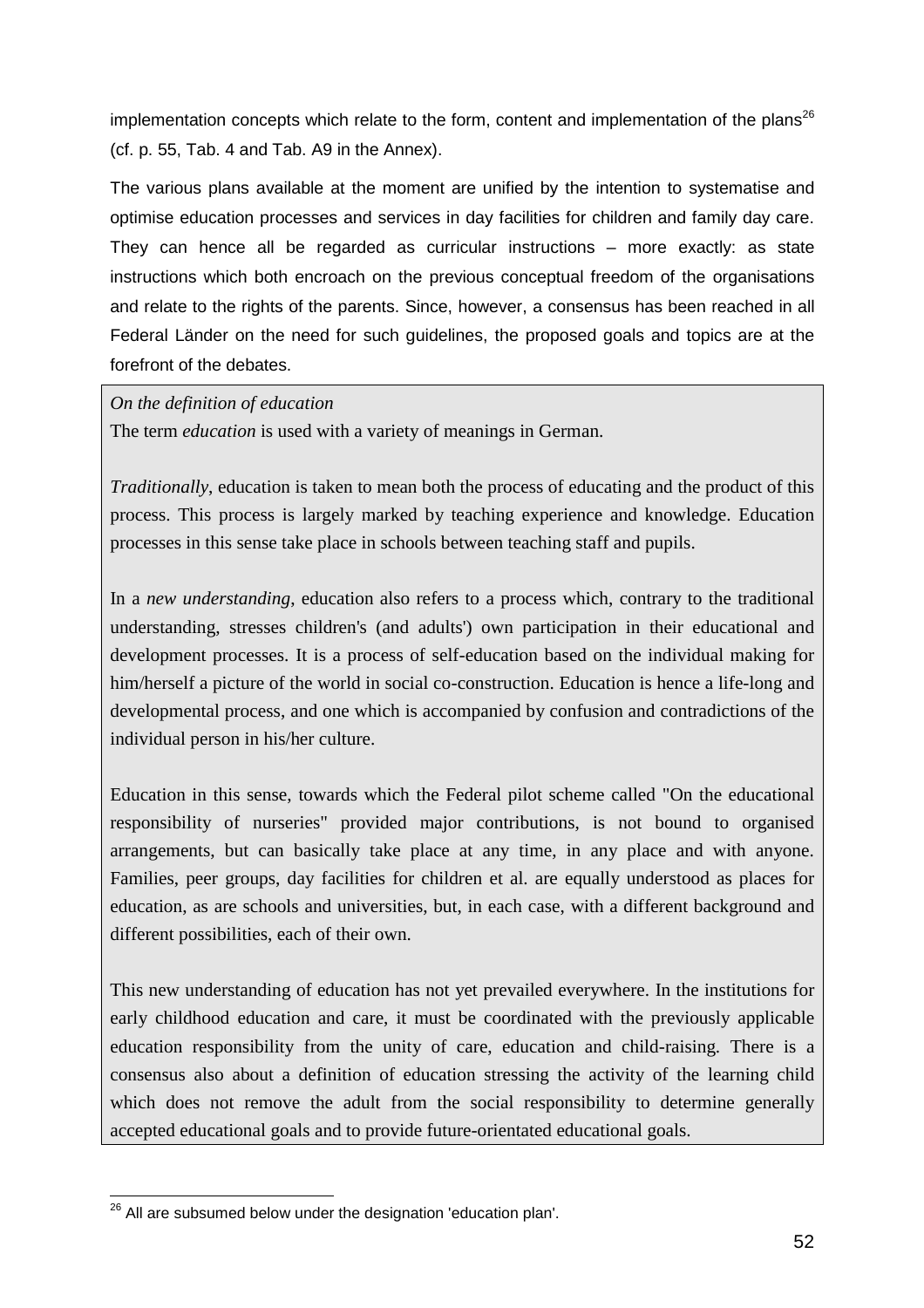implementation concepts which relate to the form, content and implementation of the plans[26] (cf. p. 55, Tab. 4 and Tab. A9 in the Annex).

The various plans available at the moment are unified by the intention to systematise and optimise education processes and services in day facilities for children and family day care. They can hence all be regarded as curricular instructions – more exactly: as state instructions which both encroach on the previous conceptual freedom of the organisations and relate to the rights of the parents. Since, however, a consensus has been reached in all Federal Länder on the need for such guidelines, the proposed goals and topics are at the forefront of the debates.

> *On the definition of education*
>
> The term *education* is used with a variety of meanings in German.
>
> *Traditionally*, education is taken to mean both the process of educating and the product of this process. This process is largely marked by teaching experience and knowledge. Education processes in this sense take place in schools between teaching staff and pupils.
>
> In a *new understanding*, education also refers to a process which, contrary to the traditional understanding, stresses children's (and adults') own participation in their educational and development processes. It is a process of self-education based on the individual making for him/herself a picture of the world in social co-construction. Education is hence a life-long and developmental process, and one which is accompanied by confusion and contradictions of the individual person in his/her culture.
>
> Education in this sense, towards which the Federal pilot scheme called "On the educational responsibility of nurseries" provided major contributions, is not bound to organised arrangements, but can basically take place at any time, in any place and with anyone. Families, peer groups, day facilities for children et al. are equally understood as places for education, as are schools and universities, but, in each case, with a different background and different possibilities, each of their own.
>
> This new understanding of education has not yet prevailed everywhere. In the institutions for early childhood education and care, it must be coordinated with the previously applicable education responsibility from the unity of care, education and child-raising. There is a consensus also about a definition of education stressing the activity of the learning child which does not remove the adult from the social responsibility to determine generally accepted educational goals and to provide future-orientated educational goals.

[26] All are subsumed below under the designation 'education plan'.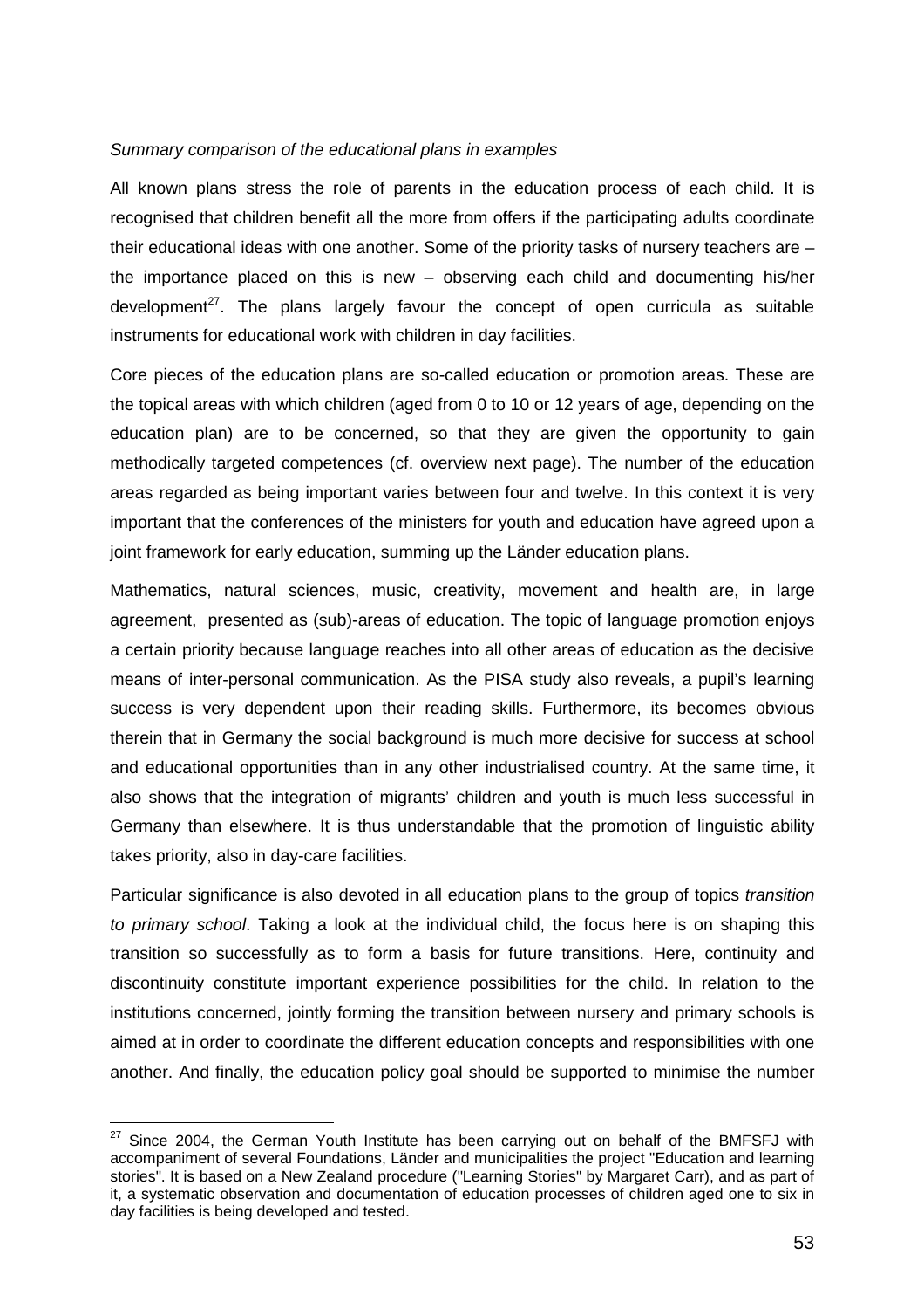*Summary comparison of the educational plans in examples*

All known plans stress the role of parents in the education process of each child. It is recognised that children benefit all the more from offers if the participating adults coordinate their educational ideas with one another. Some of the priority tasks of nursery teachers are – the importance placed on this is new – observing each child and documenting his/her development[27]. The plans largely favour the concept of open curricula as suitable instruments for educational work with children in day facilities.

Core pieces of the education plans are so-called education or promotion areas. These are the topical areas with which children (aged from 0 to 10 or 12 years of age, depending on the education plan) are to be concerned, so that they are given the opportunity to gain methodically targeted competences (cf. overview next page). The number of the education areas regarded as being important varies between four and twelve. In this context it is very important that the conferences of the ministers for youth and education have agreed upon a joint framework for early education, summing up the Länder education plans.

Mathematics, natural sciences, music, creativity, movement and health are, in large agreement, presented as (sub)-areas of education. The topic of language promotion enjoys a certain priority because language reaches into all other areas of education as the decisive means of inter-personal communication. As the PISA study also reveals, a pupil's learning success is very dependent upon their reading skills. Furthermore, its becomes obvious therein that in Germany the social background is much more decisive for success at school and educational opportunities than in any other industrialised country. At the same time, it also shows that the integration of migrants' children and youth is much less successful in Germany than elsewhere. It is thus understandable that the promotion of linguistic ability takes priority, also in day-care facilities.

Particular significance is also devoted in all education plans to the group of topics *transition to primary school*. Taking a look at the individual child, the focus here is on shaping this transition so successfully as to form a basis for future transitions. Here, continuity and discontinuity constitute important experience possibilities for the child. In relation to the institutions concerned, jointly forming the transition between nursery and primary schools is aimed at in order to coordinate the different education concepts and responsibilities with one another. And finally, the education policy goal should be supported to minimise the number

[27] Since 2004, the German Youth Institute has been carrying out on behalf of the BMFSFJ with accompaniment of several Foundations, Länder and municipalities the project "Education and learning stories". It is based on a New Zealand procedure ("Learning Stories" by Margaret Carr), and as part of it, a systematic observation and documentation of education processes of children aged one to six in day facilities is being developed and tested.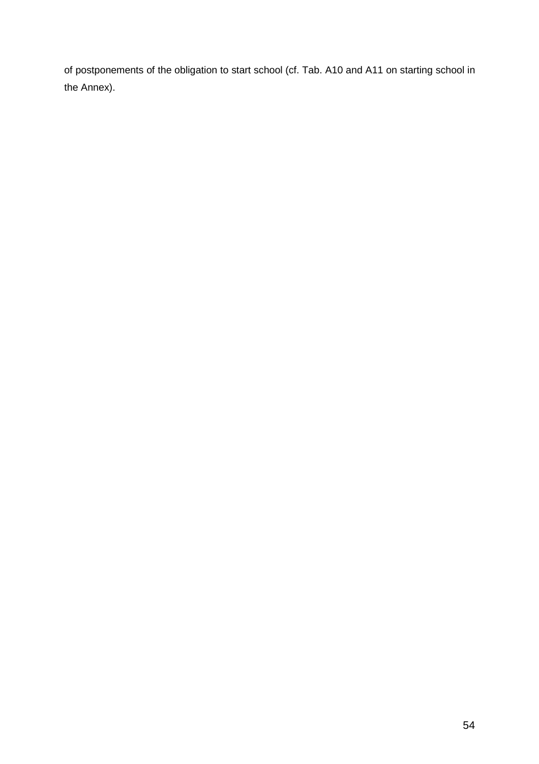of postponements of the obligation to start school (cf. Tab. A10 and A11 on starting school in the Annex).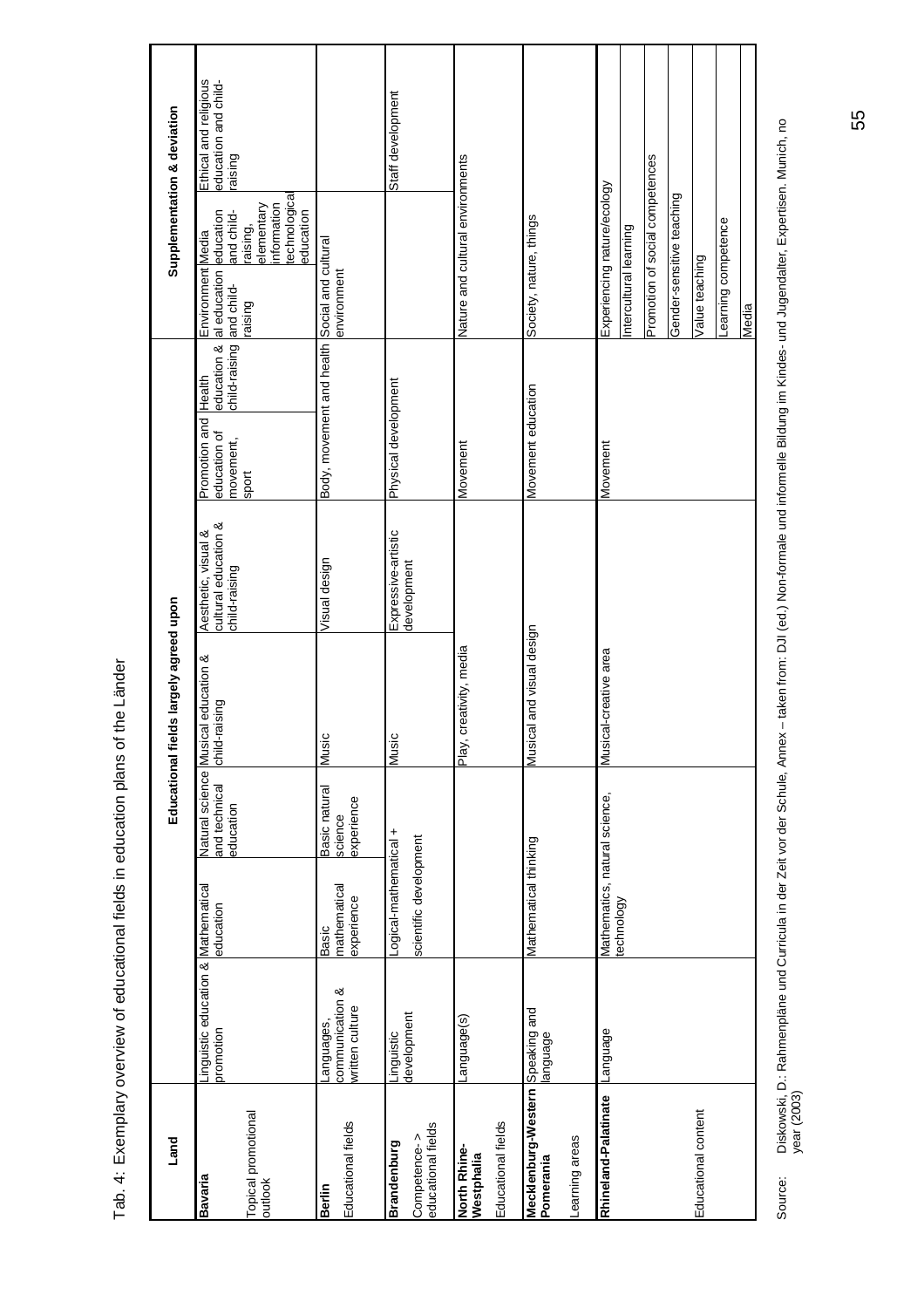Tab. 4: Exemplary overview of educational fields in education plans of the Länder

| Land | Educational fields largely agreed upon | | | | | | | Supplementation & deviation | | |
|---|---|---|---|---|---|---|---|---|---|---|
| **Bavaria**<br>Topical promotional outlook | Linguistic education & promotion | Mathematical education | Natural science and technical education | Musical education & child-raising | Aesthetic, visual & cultural education & child-raising | Promotion and education of movement, sport | Health education & child-raising | Environmental education and child-raising | Media education and child-raising, elementary information technological education | Ethical and religious education and child-raising |
| **Berlin**<br>Educational fields | Languages, communication & written culture | Basic mathematical experience | Basic natural science experience | Music | Visual design | Body, movement and health | | Social and cultural environment | | |
| **Brandenburg**<br>Competence-> educational fields | Linguistic development | Logical-mathematical + scientific development | | Music | Expressive-artistic development | Physical development | | | | Staff development |
| **North Rhine-Westphalia**<br>Educational fields | Language(s) | | | Play, creativity, media | | Movement | | Nature and cultural environments | | |
| **Mecklenburg-Western Pomerania**<br>Learning areas | Speaking and language | Mathematical thinking | | Musical and visual design | | Movement education | | Society, nature, things | | |
| **Rhineland-Palatinate**<br>Educational content | Language | Mathematics, natural science, technology | | Musical-creative area | | Movement | | Experiencing nature/ecology<br>Intercultural learning<br>Promotion of social competences<br>Gender-sensitive teaching<br>Value teaching<br>Learning competence<br>Media | | |

Source: Diskowski, D.: Rahmenpläne und Curricula in der Zeit vor der Schule, Annex – taken from: DJI (ed.) Non-formale und informelle Bildung im Kindes- und Jugendalter, Expertisen. Munich, no year (2003)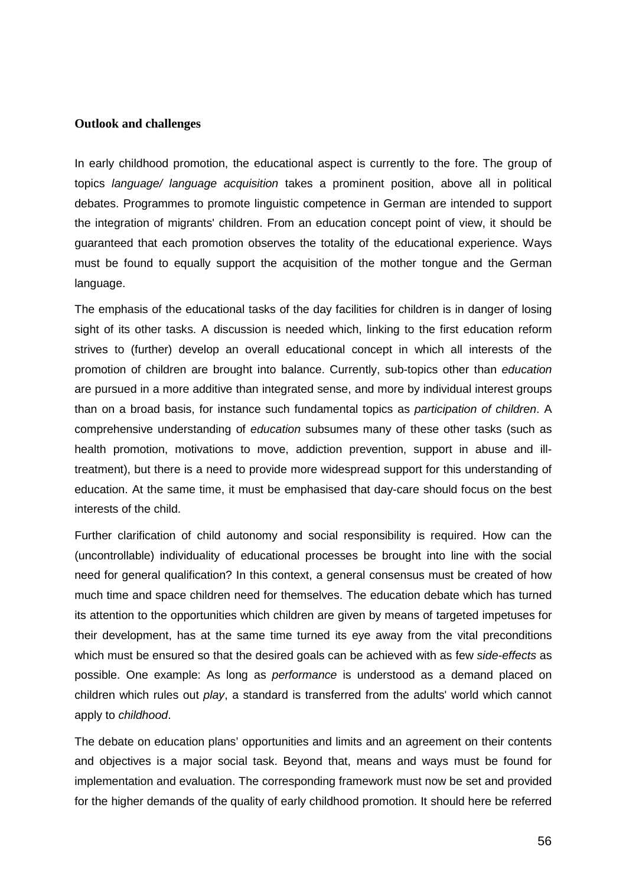**Outlook and challenges**

In early childhood promotion, the educational aspect is currently to the fore. The group of topics *language/ language acquisition* takes a prominent position, above all in political debates. Programmes to promote linguistic competence in German are intended to support the integration of migrants' children. From an education concept point of view, it should be guaranteed that each promotion observes the totality of the educational experience. Ways must be found to equally support the acquisition of the mother tongue and the German language.

The emphasis of the educational tasks of the day facilities for children is in danger of losing sight of its other tasks. A discussion is needed which, linking to the first education reform strives to (further) develop an overall educational concept in which all interests of the promotion of children are brought into balance. Currently, sub-topics other than *education* are pursued in a more additive than integrated sense, and more by individual interest groups than on a broad basis, for instance such fundamental topics as *participation of children*. A comprehensive understanding of *education* subsumes many of these other tasks (such as health promotion, motivations to move, addiction prevention, support in abuse and ill-treatment), but there is a need to provide more widespread support for this understanding of education. At the same time, it must be emphasised that day-care should focus on the best interests of the child.

Further clarification of child autonomy and social responsibility is required. How can the (uncontrollable) individuality of educational processes be brought into line with the social need for general qualification? In this context, a general consensus must be created of how much time and space children need for themselves. The education debate which has turned its attention to the opportunities which children are given by means of targeted impetuses for their development, has at the same time turned its eye away from the vital preconditions which must be ensured so that the desired goals can be achieved with as few *side-effects* as possible. One example: As long as *performance* is understood as a demand placed on children which rules out *play*, a standard is transferred from the adults' world which cannot apply to *childhood*.

The debate on education plans' opportunities and limits and an agreement on their contents and objectives is a major social task. Beyond that, means and ways must be found for implementation and evaluation. The corresponding framework must now be set and provided for the higher demands of the quality of early childhood promotion. It should here be referred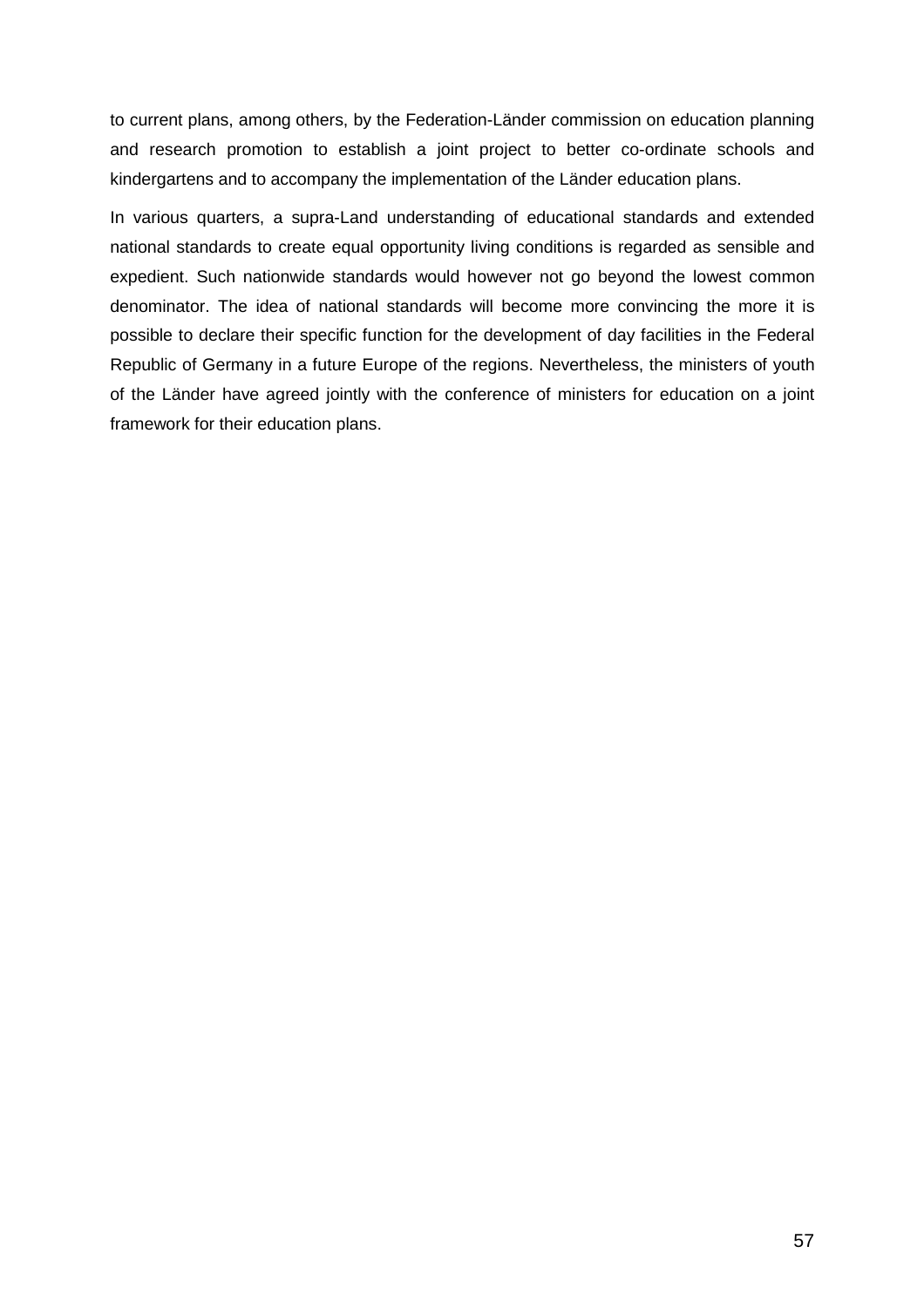to current plans, among others, by the Federation-Länder commission on education planning and research promotion to establish a joint project to better co-ordinate schools and kindergartens and to accompany the implementation of the Länder education plans.

In various quarters, a supra-Land understanding of educational standards and extended national standards to create equal opportunity living conditions is regarded as sensible and expedient. Such nationwide standards would however not go beyond the lowest common denominator. The idea of national standards will become more convincing the more it is possible to declare their specific function for the development of day facilities in the Federal Republic of Germany in a future Europe of the regions. Nevertheless, the ministers of youth of the Länder have agreed jointly with the conference of ministers for education on a joint framework for their education plans.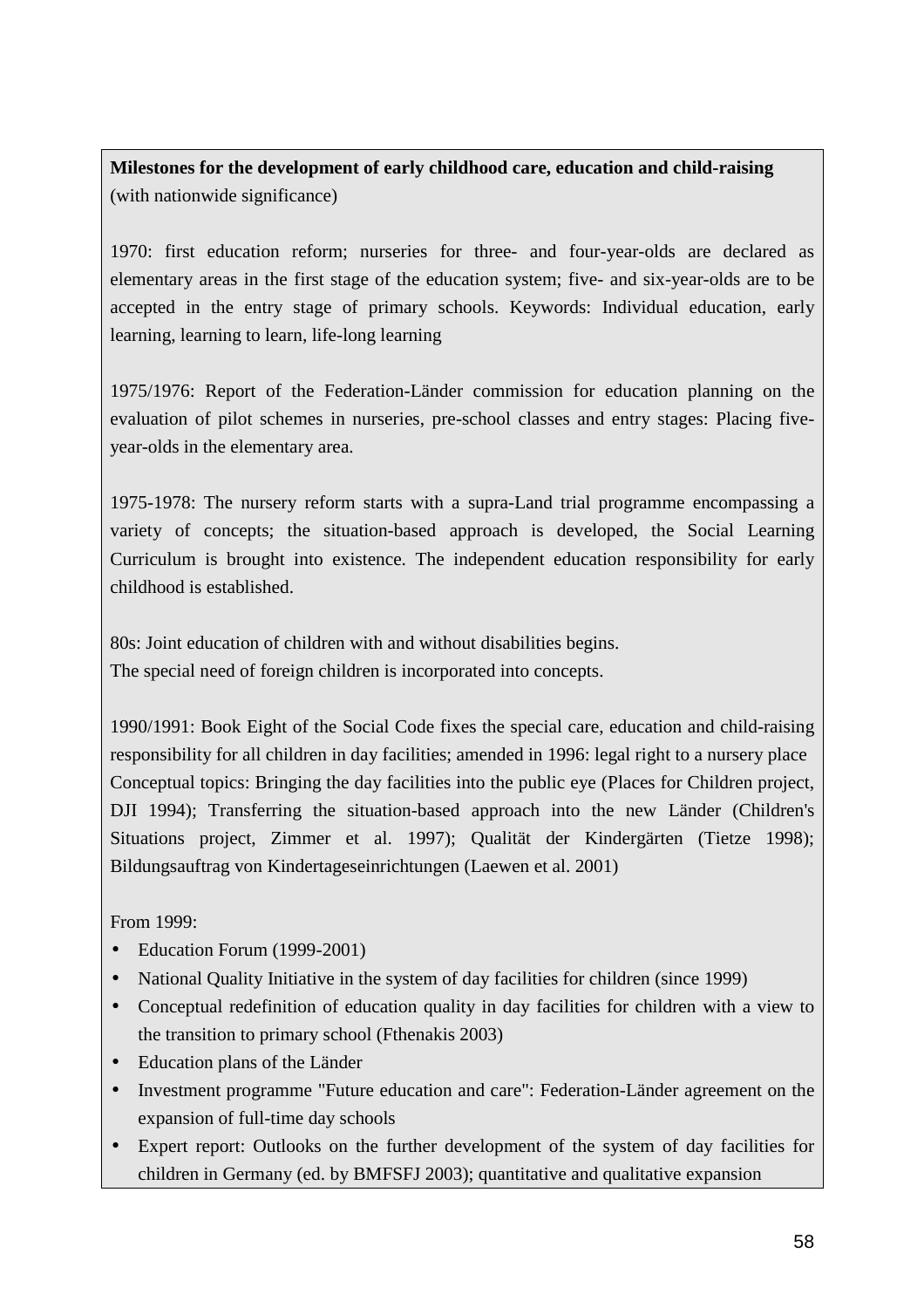**Milestones for the development of early childhood care, education and child-raising** (with nationwide significance)

1970: first education reform; nurseries for three- and four-year-olds are declared as elementary areas in the first stage of the education system; five- and six-year-olds are to be accepted in the entry stage of primary schools. Keywords: Individual education, early learning, learning to learn, life-long learning

1975/1976: Report of the Federation-Länder commission for education planning on the evaluation of pilot schemes in nurseries, pre-school classes and entry stages: Placing five-year-olds in the elementary area.

1975-1978: The nursery reform starts with a supra-Land trial programme encompassing a variety of concepts; the situation-based approach is developed, the Social Learning Curriculum is brought into existence. The independent education responsibility for early childhood is established.

80s: Joint education of children with and without disabilities begins.
The special need of foreign children is incorporated into concepts.

1990/1991: Book Eight of the Social Code fixes the special care, education and child-raising responsibility for all children in day facilities; amended in 1996: legal right to a nursery place
Conceptual topics: Bringing the day facilities into the public eye (Places for Children project, DJI 1994); Transferring the situation-based approach into the new Länder (Children's Situations project, Zimmer et al. 1997); Qualität der Kindergärten (Tietze 1998); Bildungsauftrag von Kindertageseinrichtungen (Laewen et al. 2001)

From 1999:

- Education Forum (1999-2001)
- National Quality Initiative in the system of day facilities for children (since 1999)
- Conceptual redefinition of education quality in day facilities for children with a view to the transition to primary school (Fthenakis 2003)
- Education plans of the Länder
- Investment programme "Future education and care": Federation-Länder agreement on the expansion of full-time day schools
- Expert report: Outlooks on the further development of the system of day facilities for children in Germany (ed. by BMFSFJ 2003); quantitative and qualitative expansion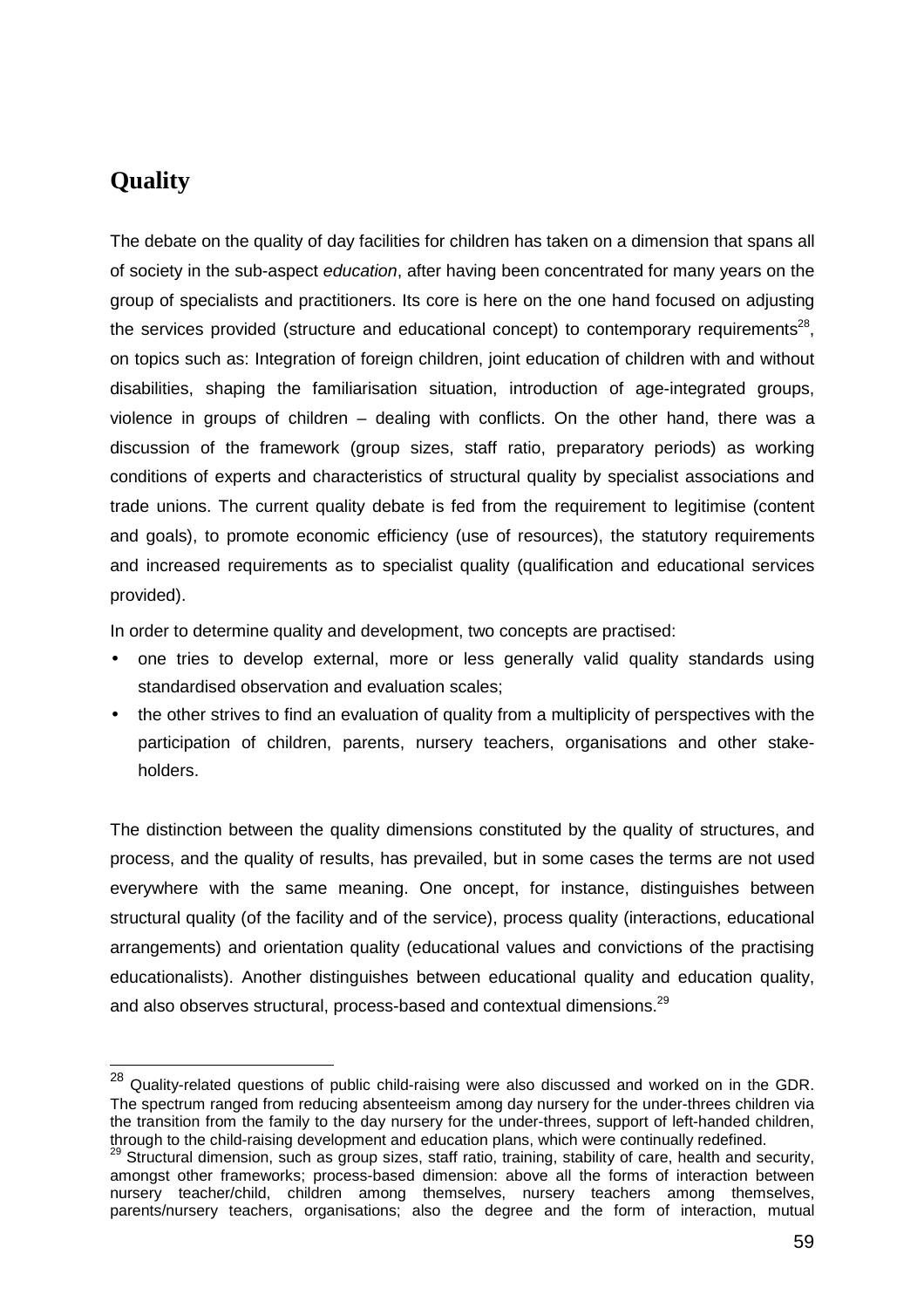# Quality

The debate on the quality of day facilities for children has taken on a dimension that spans all of society in the sub-aspect *education*, after having been concentrated for many years on the group of specialists and practitioners. Its core is here on the one hand focused on adjusting the services provided (structure and educational concept) to contemporary requirements[28], on topics such as: Integration of foreign children, joint education of children with and without disabilities, shaping the familiarisation situation, introduction of age-integrated groups, violence in groups of children – dealing with conflicts. On the other hand, there was a discussion of the framework (group sizes, staff ratio, preparatory periods) as working conditions of experts and characteristics of structural quality by specialist associations and trade unions. The current quality debate is fed from the requirement to legitimise (content and goals), to promote economic efficiency (use of resources), the statutory requirements and increased requirements as to specialist quality (qualification and educational services provided).

In order to determine quality and development, two concepts are practised:

- one tries to develop external, more or less generally valid quality standards using standardised observation and evaluation scales;
- the other strives to find an evaluation of quality from a multiplicity of perspectives with the participation of children, parents, nursery teachers, organisations and other stake-holders.

The distinction between the quality dimensions constituted by the quality of structures, and process, and the quality of results, has prevailed, but in some cases the terms are not used everywhere with the same meaning. One oncept, for instance, distinguishes between structural quality (of the facility and of the service), process quality (interactions, educational arrangements) and orientation quality (educational values and convictions of the practising educationalists). Another distinguishes between educational quality and education quality, and also observes structural, process-based and contextual dimensions.[29]

---

[28] Quality-related questions of public child-raising were also discussed and worked on in the GDR. The spectrum ranged from reducing absenteeism among day nursery for the under-threes children via the transition from the family to the day nursery for the under-threes, support of left-handed children, through to the child-raising development and education plans, which were continually redefined.

[29] Structural dimension, such as group sizes, staff ratio, training, stability of care, health and security, amongst other frameworks; process-based dimension: above all the forms of interaction between nursery teacher/child, children among themselves, nursery teachers among themselves, parents/nursery teachers, organisations; also the degree and the form of interaction, mutual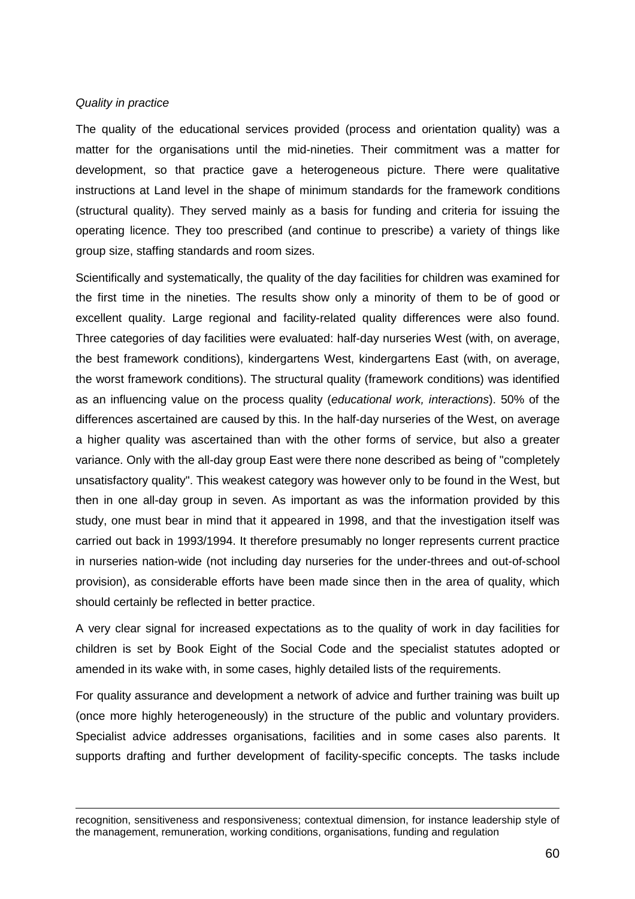*Quality in practice*

The quality of the educational services provided (process and orientation quality) was a matter for the organisations until the mid-nineties. Their commitment was a matter for development, so that practice gave a heterogeneous picture. There were qualitative instructions at Land level in the shape of minimum standards for the framework conditions (structural quality). They served mainly as a basis for funding and criteria for issuing the operating licence. They too prescribed (and continue to prescribe) a variety of things like group size, staffing standards and room sizes.

Scientifically and systematically, the quality of the day facilities for children was examined for the first time in the nineties. The results show only a minority of them to be of good or excellent quality. Large regional and facility-related quality differences were also found. Three categories of day facilities were evaluated: half-day nurseries West (with, on average, the best framework conditions), kindergartens West, kindergartens East (with, on average, the worst framework conditions). The structural quality (framework conditions) was identified as an influencing value on the process quality (*educational work, interactions*). 50% of the differences ascertained are caused by this. In the half-day nurseries of the West, on average a higher quality was ascertained than with the other forms of service, but also a greater variance. Only with the all-day group East were there none described as being of "completely unsatisfactory quality". This weakest category was however only to be found in the West, but then in one all-day group in seven. As important as was the information provided by this study, one must bear in mind that it appeared in 1998, and that the investigation itself was carried out back in 1993/1994. It therefore presumably no longer represents current practice in nurseries nation-wide (not including day nurseries for the under-threes and out-of-school provision), as considerable efforts have been made since then in the area of quality, which should certainly be reflected in better practice.

A very clear signal for increased expectations as to the quality of work in day facilities for children is set by Book Eight of the Social Code and the specialist statutes adopted or amended in its wake with, in some cases, highly detailed lists of the requirements.

For quality assurance and development a network of advice and further training was built up (once more highly heterogeneously) in the structure of the public and voluntary providers. Specialist advice addresses organisations, facilities and in some cases also parents. It supports drafting and further development of facility-specific concepts. The tasks include

---

recognition, sensitiveness and responsiveness; contextual dimension, for instance leadership style of the management, remuneration, working conditions, organisations, funding and regulation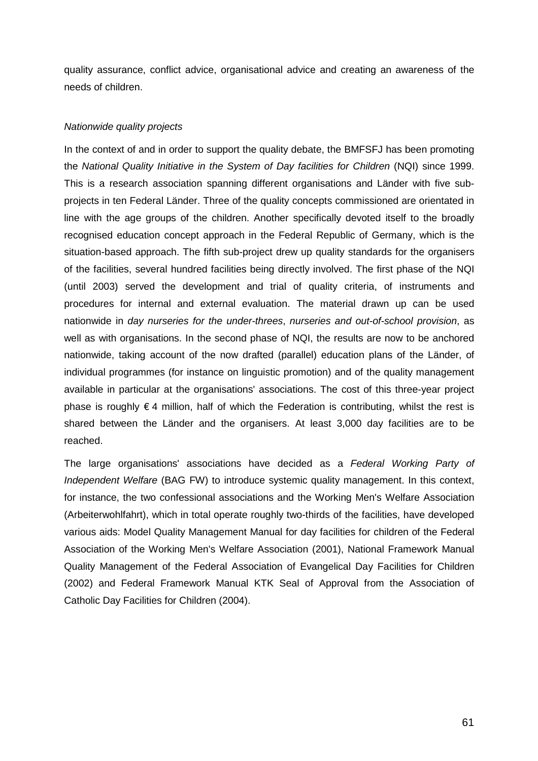quality assurance, conflict advice, organisational advice and creating an awareness of the needs of children.

*Nationwide quality projects*

In the context of and in order to support the quality debate, the BMFSFJ has been promoting the *National Quality Initiative in the System of Day facilities for Children* (NQI) since 1999. This is a research association spanning different organisations and Länder with five sub-projects in ten Federal Länder. Three of the quality concepts commissioned are orientated in line with the age groups of the children. Another specifically devoted itself to the broadly recognised education concept approach in the Federal Republic of Germany, which is the situation-based approach. The fifth sub-project drew up quality standards for the organisers of the facilities, several hundred facilities being directly involved. The first phase of the NQI (until 2003) served the development and trial of quality criteria, of instruments and procedures for internal and external evaluation. The material drawn up can be used nationwide in *day nurseries for the under-threes*, *nurseries and out-of-school provision*, as well as with organisations. In the second phase of NQI, the results are now to be anchored nationwide, taking account of the now drafted (parallel) education plans of the Länder, of individual programmes (for instance on linguistic promotion) and of the quality management available in particular at the organisations' associations. The cost of this three-year project phase is roughly € 4 million, half of which the Federation is contributing, whilst the rest is shared between the Länder and the organisers. At least 3,000 day facilities are to be reached.

The large organisations' associations have decided as a *Federal Working Party of Independent Welfare* (BAG FW) to introduce systemic quality management. In this context, for instance, the two confessional associations and the Working Men's Welfare Association (Arbeiterwohlfahrt), which in total operate roughly two-thirds of the facilities, have developed various aids: Model Quality Management Manual for day facilities for children of the Federal Association of the Working Men's Welfare Association (2001), National Framework Manual Quality Management of the Federal Association of Evangelical Day Facilities for Children (2002) and Federal Framework Manual KTK Seal of Approval from the Association of Catholic Day Facilities for Children (2004).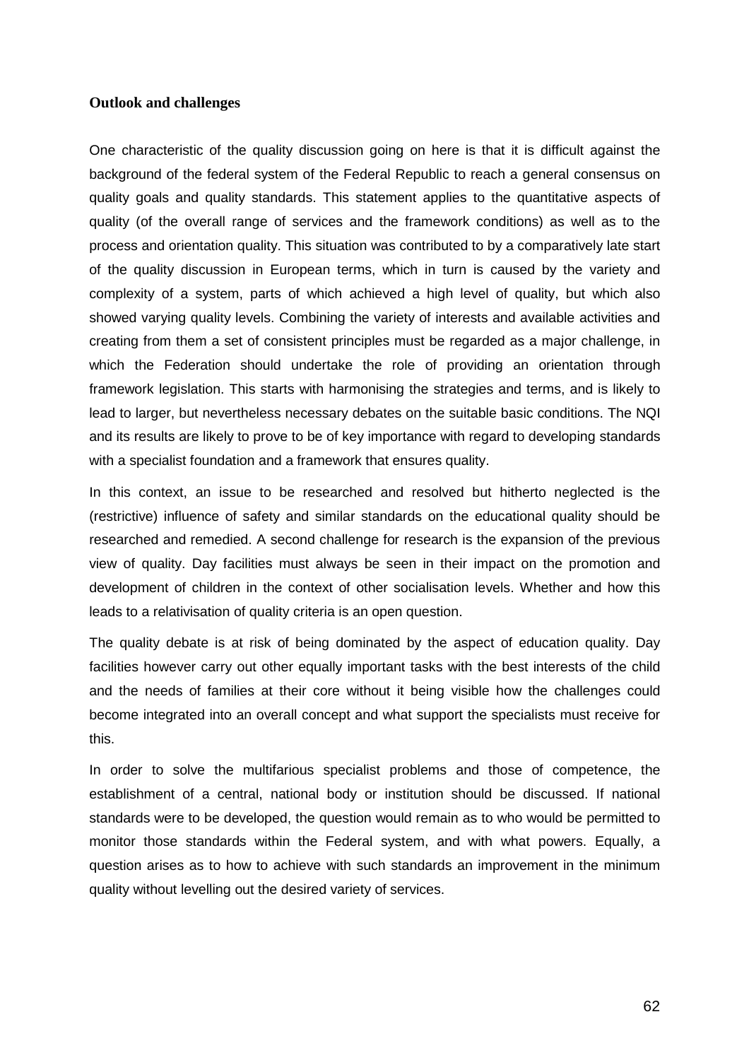### Outlook and challenges

One characteristic of the quality discussion going on here is that it is difficult against the background of the federal system of the Federal Republic to reach a general consensus on quality goals and quality standards. This statement applies to the quantitative aspects of quality (of the overall range of services and the framework conditions) as well as to the process and orientation quality. This situation was contributed to by a comparatively late start of the quality discussion in European terms, which in turn is caused by the variety and complexity of a system, parts of which achieved a high level of quality, but which also showed varying quality levels. Combining the variety of interests and available activities and creating from them a set of consistent principles must be regarded as a major challenge, in which the Federation should undertake the role of providing an orientation through framework legislation. This starts with harmonising the strategies and terms, and is likely to lead to larger, but nevertheless necessary debates on the suitable basic conditions. The NQI and its results are likely to prove to be of key importance with regard to developing standards with a specialist foundation and a framework that ensures quality.

In this context, an issue to be researched and resolved but hitherto neglected is the (restrictive) influence of safety and similar standards on the educational quality should be researched and remedied. A second challenge for research is the expansion of the previous view of quality. Day facilities must always be seen in their impact on the promotion and development of children in the context of other socialisation levels. Whether and how this leads to a relativisation of quality criteria is an open question.

The quality debate is at risk of being dominated by the aspect of education quality. Day facilities however carry out other equally important tasks with the best interests of the child and the needs of families at their core without it being visible how the challenges could become integrated into an overall concept and what support the specialists must receive for this.

In order to solve the multifarious specialist problems and those of competence, the establishment of a central, national body or institution should be discussed. If national standards were to be developed, the question would remain as to who would be permitted to monitor those standards within the Federal system, and with what powers. Equally, a question arises as to how to achieve with such standards an improvement in the minimum quality without levelling out the desired variety of services.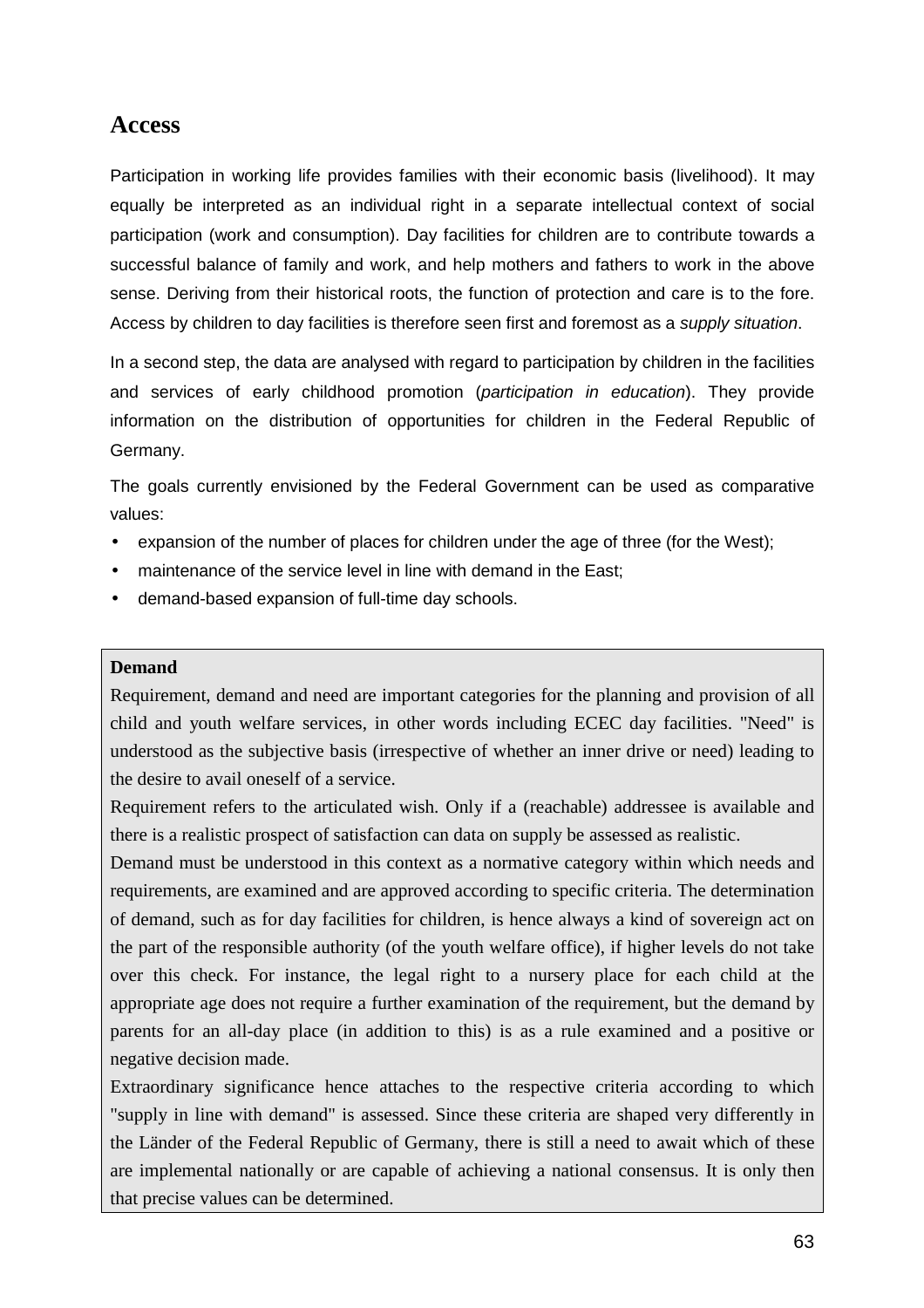## Access

Participation in working life provides families with their economic basis (livelihood). It may equally be interpreted as an individual right in a separate intellectual context of social participation (work and consumption). Day facilities for children are to contribute towards a successful balance of family and work, and help mothers and fathers to work in the above sense. Deriving from their historical roots, the function of protection and care is to the fore. Access by children to day facilities is therefore seen first and foremost as a *supply situation*.

In a second step, the data are analysed with regard to participation by children in the facilities and services of early childhood promotion (*participation in education*). They provide information on the distribution of opportunities for children in the Federal Republic of Germany.

The goals currently envisioned by the Federal Government can be used as comparative values:

- expansion of the number of places for children under the age of three (for the West);
- maintenance of the service level in line with demand in the East;
- demand-based expansion of full-time day schools.

**Demand**

Requirement, demand and need are important categories for the planning and provision of all child and youth welfare services, in other words including ECEC day facilities. "Need" is understood as the subjective basis (irrespective of whether an inner drive or need) leading to the desire to avail oneself of a service.

Requirement refers to the articulated wish. Only if a (reachable) addressee is available and there is a realistic prospect of satisfaction can data on supply be assessed as realistic.

Demand must be understood in this context as a normative category within which needs and requirements, are examined and are approved according to specific criteria. The determination of demand, such as for day facilities for children, is hence always a kind of sovereign act on the part of the responsible authority (of the youth welfare office), if higher levels do not take over this check. For instance, the legal right to a nursery place for each child at the appropriate age does not require a further examination of the requirement, but the demand by parents for an all-day place (in addition to this) is as a rule examined and a positive or negative decision made.

Extraordinary significance hence attaches to the respective criteria according to which "supply in line with demand" is assessed. Since these criteria are shaped very differently in the Länder of the Federal Republic of Germany, there is still a need to await which of these are implemental nationally or are capable of achieving a national consensus. It is only then that precise values can be determined.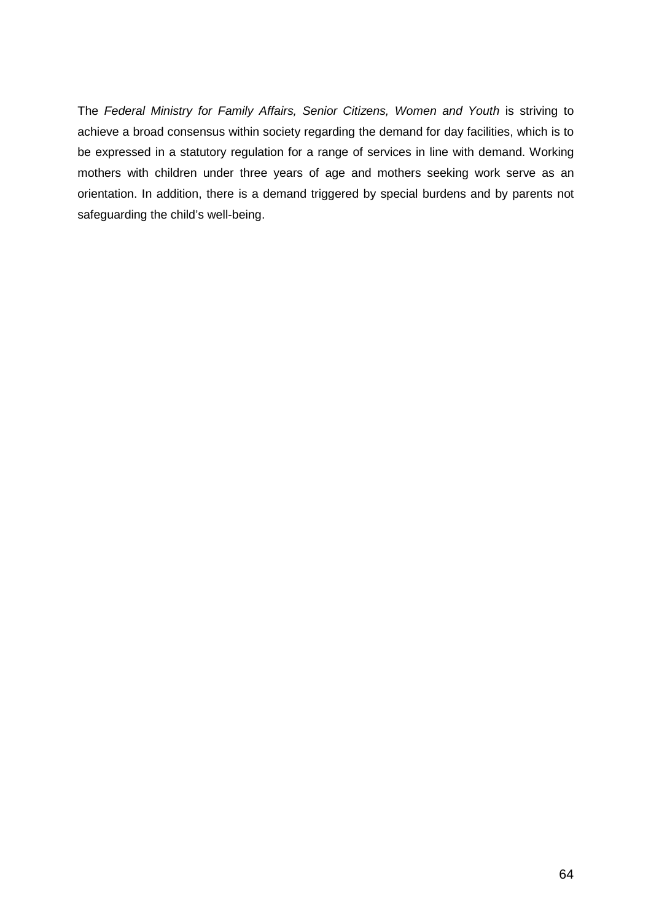The *Federal Ministry for Family Affairs, Senior Citizens, Women and Youth* is striving to achieve a broad consensus within society regarding the demand for day facilities, which is to be expressed in a statutory regulation for a range of services in line with demand. Working mothers with children under three years of age and mothers seeking work serve as an orientation. In addition, there is a demand triggered by special burdens and by parents not safeguarding the child's well-being.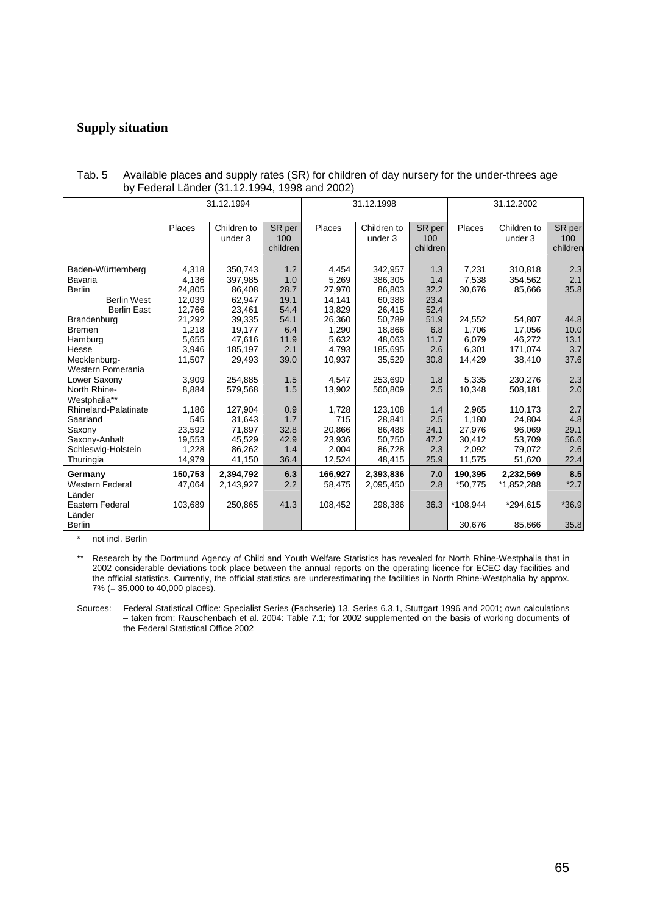## Supply situation

Tab. 5 Available places and supply rates (SR) for children of day nursery for the under-threes age by Federal Länder (31.12.1994, 1998 and 2002)

| | 31.12.1994 | | | 31.12.1998 | | | 31.12.2002 | | |
|---|---|---|---|---|---|---|---|---|---|
| | Places | Children to under 3 | SR per 100 children | Places | Children to under 3 | SR per 100 children | Places | Children to under 3 | SR per 100 children |
| Baden-Württemberg | 4,318 | 350,743 | 1.2 | 4,454 | 342,957 | 1.3 | 7,231 | 310,818 | 2.3 |
| Bavaria | 4,136 | 397,985 | 1.0 | 5,269 | 386,305 | 1.4 | 7,538 | 354,562 | 2.1 |
| Berlin | 24,805 | 86,408 | 28.7 | 27,970 | 86,803 | 32.2 | 30,676 | 85,666 | 35.8 |
| Berlin West | 12,039 | 62,947 | 19.1 | 14,141 | 60,388 | 23.4 | | | |
| Berlin East | 12,766 | 23,461 | 54.4 | 13,829 | 26,415 | 52.4 | | | |
| Brandenburg | 21,292 | 39,335 | 54.1 | 26,360 | 50,789 | 51.9 | 24,552 | 54,807 | 44.8 |
| Bremen | 1,218 | 19,177 | 6.4 | 1,290 | 18,866 | 6.8 | 1,706 | 17,056 | 10.0 |
| Hamburg | 5,655 | 47,616 | 11.9 | 5,632 | 48,063 | 11.7 | 6,079 | 46,272 | 13.1 |
| Hesse | 3,946 | 185,197 | 2.1 | 4,793 | 185,695 | 2.6 | 6,301 | 171,074 | 3.7 |
| Mecklenburg-Western Pomerania | 11,507 | 29,493 | 39.0 | 10,937 | 35,529 | 30.8 | 14,429 | 38,410 | 37.6 |
| Lower Saxony | 3,909 | 254,885 | 1.5 | 4,547 | 253,690 | 1.8 | 5,335 | 230,276 | 2.3 |
| North Rhine-Westphalia** | 8,884 | 579,568 | 1.5 | 13,902 | 560,809 | 2.5 | 10,348 | 508,181 | 2.0 |
| Rhineland-Palatinate | 1,186 | 127,904 | 0.9 | 1,728 | 123,108 | 1.4 | 2,965 | 110,173 | 2.7 |
| Saarland | 545 | 31,643 | 1.7 | 715 | 28,841 | 2.5 | 1,180 | 24,804 | 4.8 |
| Saxony | 23,592 | 71,897 | 32.8 | 20,866 | 86,488 | 24.1 | 27,976 | 96,069 | 29.1 |
| Saxony-Anhalt | 19,553 | 45,529 | 42.9 | 23,936 | 50,750 | 47.2 | 30,412 | 53,709 | 56.6 |
| Schleswig-Holstein | 1,228 | 86,262 | 1.4 | 2,004 | 86,728 | 2.3 | 2,092 | 79,072 | 2.6 |
| Thuringia | 14,979 | 41,150 | 36.4 | 12,524 | 48,415 | 25.9 | 11,575 | 51,620 | 22.4 |
| **Germany** | **150,753** | **2,394,792** | **6.3** | **166,927** | **2,393,836** | **7.0** | **190,395** | **2,232,569** | **8.5** |
| Western Federal Länder | 47,064 | 2,143,927 | 2.2 | 58,475 | 2,095,450 | 2.8 | *50,775 | *1,852,288 | *2.7 |
| Eastern Federal Länder | 103,689 | 250,865 | 41.3 | 108,452 | 298,386 | 36.3 | *108,944 | *294,615 | *36.9 |
| Berlin | | | | | | | 30,676 | 85,666 | 35.8 |

\* not incl. Berlin

** Research by the Dortmund Agency of Child and Youth Welfare Statistics has revealed for North Rhine-Westphalia that in 2002 considerable deviations took place between the annual reports on the operating licence for ECEC day facilities and the official statistics. Currently, the official statistics are underestimating the facilities in North Rhine-Westphalia by approx. 7% (= 35,000 to 40,000 places).

Sources: Federal Statistical Office: Specialist Series (Fachserie) 13, Series 6.3.1, Stuttgart 1996 and 2001; own calculations – taken from: Rauschenbach et al. 2004: Table 7.1; for 2002 supplemented on the basis of working documents of the Federal Statistical Office 2002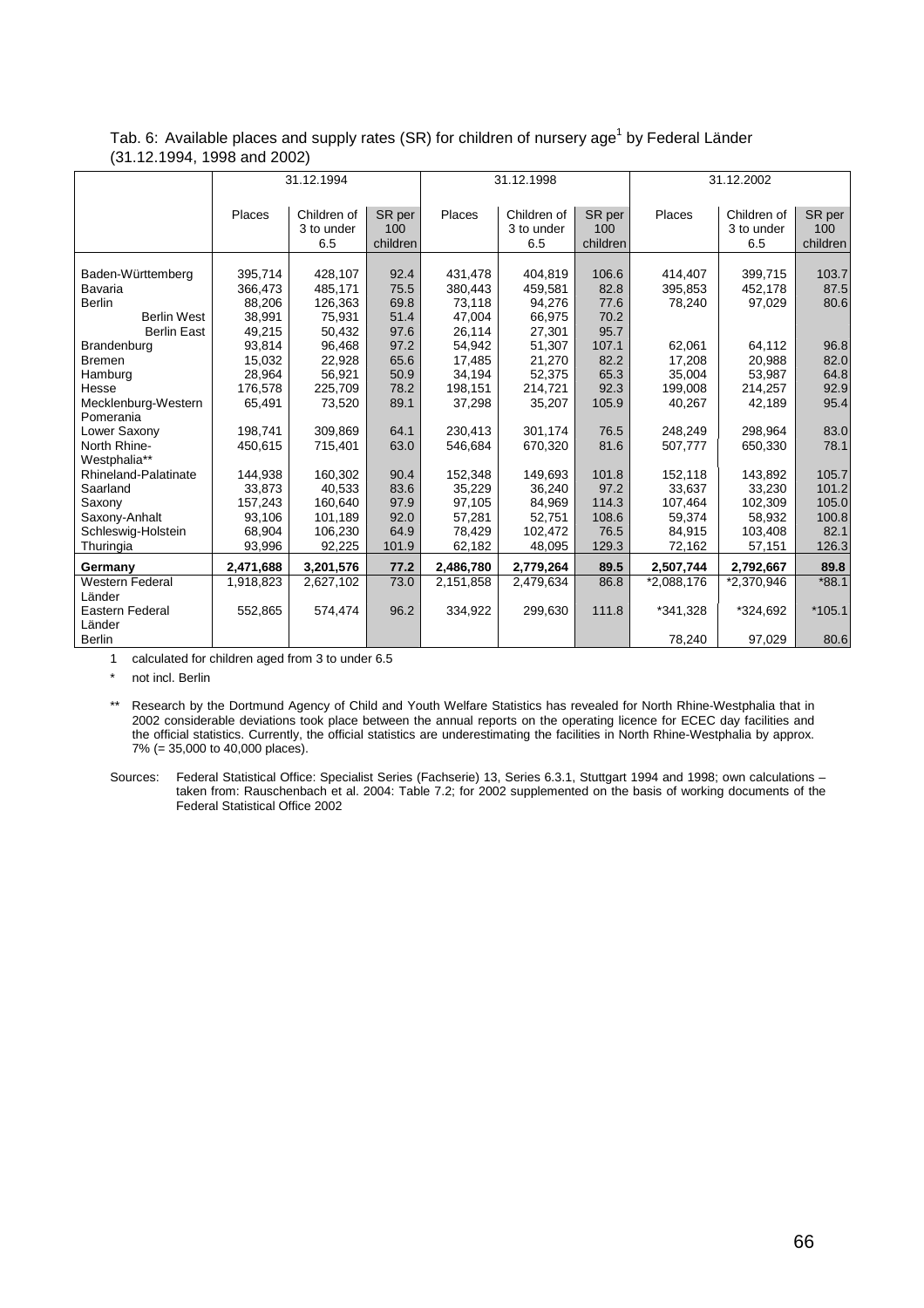Tab. 6: Available places and supply rates (SR) for children of nursery age[1] by Federal Länder (31.12.1994, 1998 and 2002)

| | 31.12.1994 | | | 31.12.1998 | | | 31.12.2002 | | |
|---|---|---|---|---|---|---|---|---|---|
| | Places | Children of 3 to under 6.5 | SR per 100 children | Places | Children of 3 to under 6.5 | SR per 100 children | Places | Children of 3 to under 6.5 | SR per 100 children |
| Baden-Württemberg | 395,714 | 428,107 | 92.4 | 431,478 | 404,819 | 106.6 | 414,407 | 399,715 | 103.7 |
| Bavaria | 366,473 | 485,171 | 75.5 | 380,443 | 459,581 | 82.8 | 395,853 | 452,178 | 87.5 |
| Berlin | 88,206 | 126,363 | 69.8 | 73,118 | 94,276 | 77.6 | 78,240 | 97,029 | 80.6 |
| Berlin West | 38,991 | 75,931 | 51.4 | 47,004 | 66,975 | 70.2 | | | |
| Berlin East | 49,215 | 50,432 | 97.6 | 26,114 | 27,301 | 95.7 | | | |
| Brandenburg | 93,814 | 96,468 | 97.2 | 54,942 | 51,307 | 107.1 | 62,061 | 64,112 | 96.8 |
| Bremen | 15,032 | 22,928 | 65.6 | 17,485 | 21,270 | 82.2 | 17,208 | 20,988 | 82.0 |
| Hamburg | 28,964 | 56,921 | 50.9 | 34,194 | 52,375 | 65.3 | 35,004 | 53,987 | 64.8 |
| Hesse | 176,578 | 225,709 | 78.2 | 198,151 | 214,721 | 92.3 | 199,008 | 214,257 | 92.9 |
| Mecklenburg-Western Pomerania | 65,491 | 73,520 | 89.1 | 37,298 | 35,207 | 105.9 | 40,267 | 42,189 | 95.4 |
| Lower Saxony | 198,741 | 309,869 | 64.1 | 230,413 | 301,174 | 76.5 | 248,249 | 298,964 | 83.0 |
| North Rhine-Westphalia** | 450,615 | 715,401 | 63.0 | 546,684 | 670,320 | 81.6 | 507,777 | 650,330 | 78.1 |
| Rhineland-Palatinate | 144,938 | 160,302 | 90.4 | 152,348 | 149,693 | 101.8 | 152,118 | 143,892 | 105.7 |
| Saarland | 33,873 | 40,533 | 83.6 | 35,229 | 36,240 | 97.2 | 33,637 | 33,230 | 101.2 |
| Saxony | 157,243 | 160,640 | 97.9 | 97,105 | 84,969 | 114.3 | 107,464 | 102,309 | 105.0 |
| Saxony-Anhalt | 93,106 | 101,189 | 92.0 | 57,281 | 52,751 | 108.6 | 59,374 | 58,932 | 100.8 |
| Schleswig-Holstein | 68,904 | 106,230 | 64.9 | 78,429 | 102,472 | 76.5 | 84,915 | 103,408 | 82.1 |
| Thuringia | 93,996 | 92,225 | 101.9 | 62,182 | 48,095 | 129.3 | 72,162 | 57,151 | 126.3 |
| **Germany** | **2,471,688** | **3,201,576** | **77.2** | **2,486,780** | **2,779,264** | **89.5** | **2,507,744** | **2,792,667** | **89.8** |
| Western Federal Länder | 1,918,823 | 2,627,102 | 73.0 | 2,151,858 | 2,479,634 | 86.8 | *2,088,176 | *2,370,946 | *88.1 |
| Eastern Federal Länder | 552,865 | 574,474 | 96.2 | 334,922 | 299,630 | 111.8 | *341,328 | *324,692 | *105.1 |
| Berlin | | | | | | | 78,240 | 97,029 | 80.6 |

1 calculated for children aged from 3 to under 6.5

\* not incl. Berlin

** Research by the Dortmund Agency of Child and Youth Welfare Statistics has revealed for North Rhine-Westphalia that in 2002 considerable deviations took place between the annual reports on the operating licence for ECEC day facilities and the official statistics. Currently, the official statistics are underestimating the facilities in North Rhine-Westphalia by approx. 7% (= 35,000 to 40,000 places).

Sources: Federal Statistical Office: Specialist Series (Fachserie) 13, Series 6.3.1, Stuttgart 1994 and 1998; own calculations – taken from: Rauschenbach et al. 2004: Table 7.2; for 2002 supplemented on the basis of working documents of the Federal Statistical Office 2002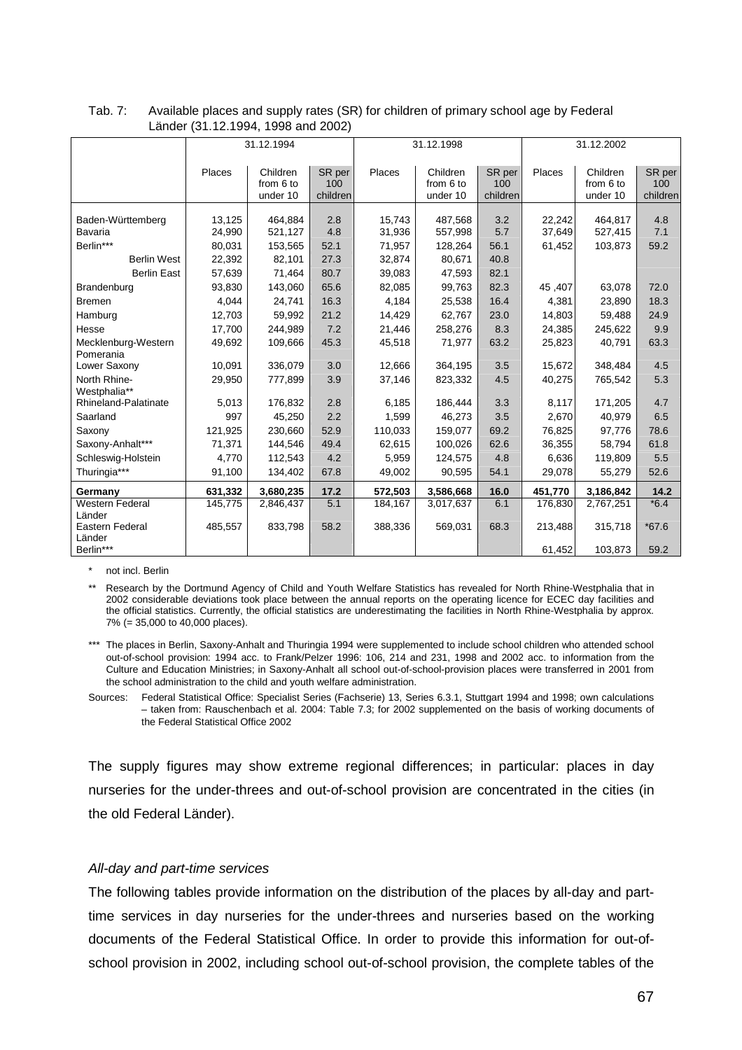Tab. 7: Available places and supply rates (SR) for children of primary school age by Federal Länder (31.12.1994, 1998 and 2002)

| | 31.12.1994 | | | 31.12.1998 | | | 31.12.2002 | | |
|---|---|---|---|---|---|---|---|---|---|
| | Places | Children from 6 to under 10 | SR per 100 children | Places | Children from 6 to under 10 | SR per 100 children | Places | Children from 6 to under 10 | SR per 100 children |
| Baden-Württemberg | 13,125 | 464,884 | 2.8 | 15,743 | 487,568 | 3.2 | 22,242 | 464,817 | 4.8 |
| Bavaria | 24,990 | 521,127 | 4.8 | 31,936 | 557,998 | 5.7 | 37,649 | 527,415 | 7.1 |
| Berlin*** | 80,031 | 153,565 | 52.1 | 71,957 | 128,264 | 56.1 | 61,452 | 103,873 | 59.2 |
| Berlin West | 22,392 | 82,101 | 27.3 | 32,874 | 80,671 | 40.8 | | | |
| Berlin East | 57,639 | 71,464 | 80.7 | 39,083 | 47,593 | 82.1 | | | |
| Brandenburg | 93,830 | 143,060 | 65.6 | 82,085 | 99,763 | 82.3 | 45 ,407 | 63,078 | 72.0 |
| Bremen | 4,044 | 24,741 | 16.3 | 4,184 | 25,538 | 16.4 | 4,381 | 23,890 | 18.3 |
| Hamburg | 12,703 | 59,992 | 21.2 | 14,429 | 62,767 | 23.0 | 14,803 | 59,488 | 24.9 |
| Hesse | 17,700 | 244,989 | 7.2 | 21,446 | 258,276 | 8.3 | 24,385 | 245,622 | 9.9 |
| Mecklenburg-Western Pomerania | 49,692 | 109,666 | 45.3 | 45,518 | 71,977 | 63.2 | 25,823 | 40,791 | 63.3 |
| Lower Saxony | 10,091 | 336,079 | 3.0 | 12,666 | 364,195 | 3.5 | 15,672 | 348,484 | 4.5 |
| North Rhine-Westphalia** | 29,950 | 777,899 | 3.9 | 37,146 | 823,332 | 4.5 | 40,275 | 765,542 | 5.3 |
| Rhineland-Palatinate | 5,013 | 176,832 | 2.8 | 6,185 | 186,444 | 3.3 | 8,117 | 171,205 | 4.7 |
| Saarland | 997 | 45,250 | 2.2 | 1,599 | 46,273 | 3.5 | 2,670 | 40,979 | 6.5 |
| Saxony | 121,925 | 230,660 | 52.9 | 110,033 | 159,077 | 69.2 | 76,825 | 97,776 | 78.6 |
| Saxony-Anhalt*** | 71,371 | 144,546 | 49.4 | 62,615 | 100,026 | 62.6 | 36,355 | 58,794 | 61.8 |
| Schleswig-Holstein | 4,770 | 112,543 | 4.2 | 5,959 | 124,575 | 4.8 | 6,636 | 119,809 | 5.5 |
| Thuringia*** | 91,100 | 134,402 | 67.8 | 49,002 | 90,595 | 54.1 | 29,078 | 55,279 | 52.6 |
| **Germany** | **631,332** | **3,680,235** | **17.2** | **572,503** | **3,586,668** | **16.0** | **451,770** | **3,186,842** | **14.2** |
| Western Federal Länder | 145,775 | 2,846,437 | 5.1 | 184,167 | 3,017,637 | 6.1 | 176,830 | 2,767,251 | *6.4 |
| Eastern Federal Länder | 485,557 | 833,798 | 58.2 | 388,336 | 569,031 | 68.3 | 213,488 | 315,718 | *67.6 |
| Berlin*** | | | | | | | 61,452 | 103,873 | 59.2 |

\* not incl. Berlin

** Research by the Dortmund Agency of Child and Youth Welfare Statistics has revealed for North Rhine-Westphalia that in 2002 considerable deviations took place between the annual reports on the operating licence for ECEC day facilities and the official statistics. Currently, the official statistics are underestimating the facilities in North Rhine-Westphalia by approx. 7% (= 35,000 to 40,000 places).

*** The places in Berlin, Saxony-Anhalt and Thuringia 1994 were supplemented to include school children who attended school out-of-school provision: 1994 acc. to Frank/Pelzer 1996: 106, 214 and 231, 1998 and 2002 acc. to information from the Culture and Education Ministries; in Saxony-Anhalt all school out-of-school-provision places were transferred in 2001 from the school administration to the child and youth welfare administration.

Sources: Federal Statistical Office: Specialist Series (Fachserie) 13, Series 6.3.1, Stuttgart 1994 and 1998; own calculations – taken from: Rauschenbach et al. 2004: Table 7.3; for 2002 supplemented on the basis of working documents of the Federal Statistical Office 2002

The supply figures may show extreme regional differences; in particular: places in day nurseries for the under-threes and out-of-school provision are concentrated in the cities (in the old Federal Länder).

*All-day and part-time services*

The following tables provide information on the distribution of the places by all-day and part-time services in day nurseries for the under-threes and nurseries based on the working documents of the Federal Statistical Office. In order to provide this information for out-of-school provision in 2002, including school out-of-school provision, the complete tables of the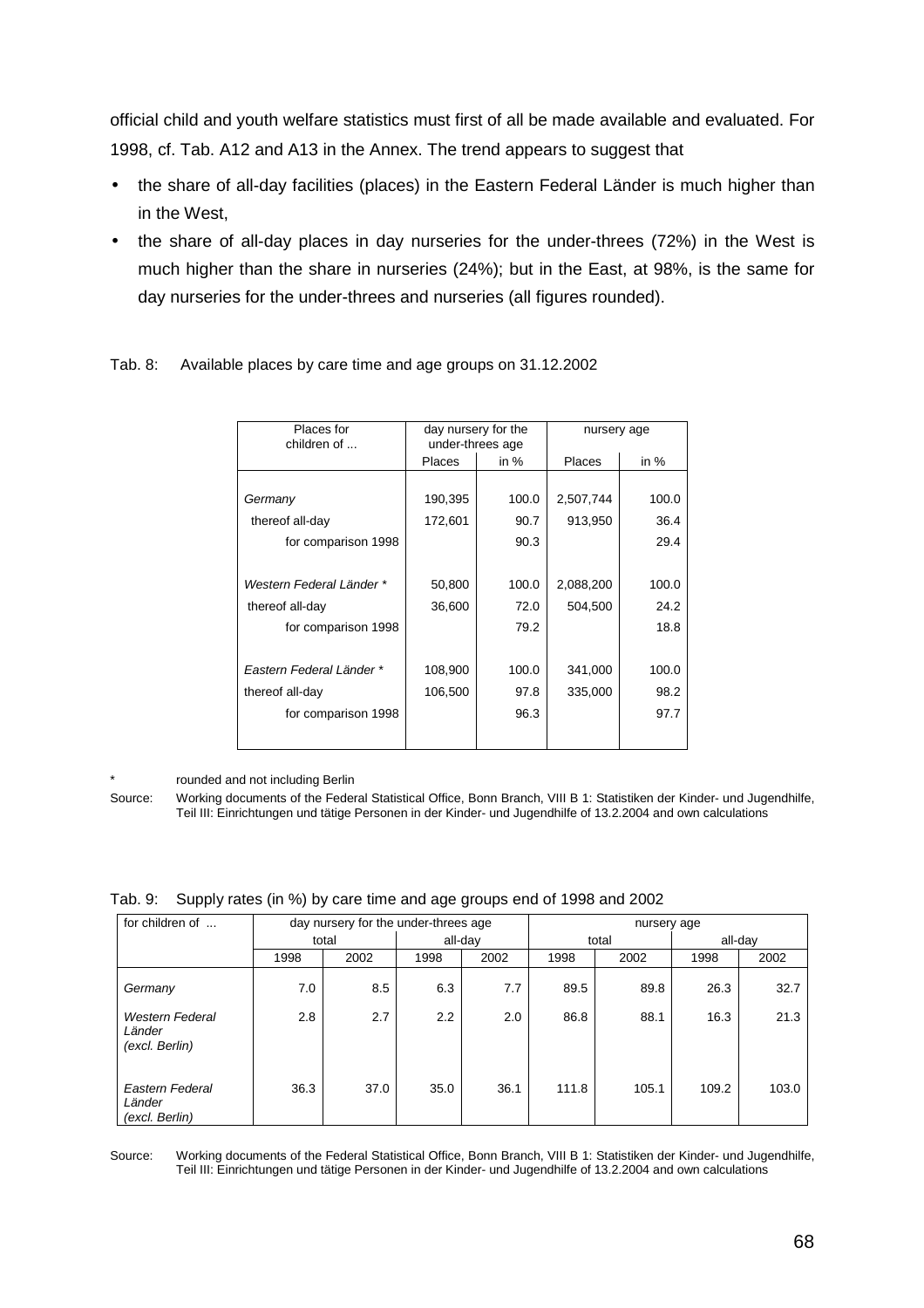official child and youth welfare statistics must first of all be made available and evaluated. For 1998, cf. Tab. A12 and A13 in the Annex. The trend appears to suggest that

- the share of all-day facilities (places) in the Eastern Federal Länder is much higher than in the West,
- the share of all-day places in day nurseries for the under-threes (72%) in the West is much higher than the share in nurseries (24%); but in the East, at 98%, is the same for day nurseries for the under-threes and nurseries (all figures rounded).

Tab. 8: Available places by care time and age groups on 31.12.2002

| Places for children of ... | day nursery for the under-threes age | | nursery age | |
|---|---|---|---|---|
| | Places | in % | Places | in % |
| *Germany* | 190,395 | 100.0 | 2,507,744 | 100.0 |
| thereof all-day | 172,601 | 90.7 | 913,950 | 36.4 |
| for comparison 1998 | | 90.3 | | 29.4 |
| *Western Federal Länder \** | 50,800 | 100.0 | 2,088,200 | 100.0 |
| thereof all-day | 36,600 | 72.0 | 504,500 | 24.2 |
| for comparison 1998 | | 79.2 | | 18.8 |
| *Eastern Federal Länder \** | 108,900 | 100.0 | 341,000 | 100.0 |
| thereof all-day | 106,500 | 97.8 | 335,000 | 98.2 |
| for comparison 1998 | | 96.3 | | 97.7 |

\* rounded and not including Berlin

Source: Working documents of the Federal Statistical Office, Bonn Branch, VIII B 1: Statistiken der Kinder- und Jugendhilfe, Teil III: Einrichtungen und tätige Personen in der Kinder- und Jugendhilfe of 13.2.2004 and own calculations

Tab. 9: Supply rates (in %) by care time and age groups end of 1998 and 2002

| for children of ... | day nursery for the under-threes age | | | | nursery age | | | |
|---|---|---|---|---|---|---|---|---|
| | total | | all-day | | total | | all-day | |
| | 1998 | 2002 | 1998 | 2002 | 1998 | 2002 | 1998 | 2002 |
| *Germany* | 7.0 | 8.5 | 6.3 | 7.7 | 89.5 | 89.8 | 26.3 | 32.7 |
| *Western Federal Länder (excl. Berlin)* | 2.8 | 2.7 | 2.2 | 2.0 | 86.8 | 88.1 | 16.3 | 21.3 |
| *Eastern Federal Länder (excl. Berlin)* | 36.3 | 37.0 | 35.0 | 36.1 | 111.8 | 105.1 | 109.2 | 103.0 |

Source: Working documents of the Federal Statistical Office, Bonn Branch, VIII B 1: Statistiken der Kinder- und Jugendhilfe, Teil III: Einrichtungen und tätige Personen in der Kinder- und Jugendhilfe of 13.2.2004 and own calculations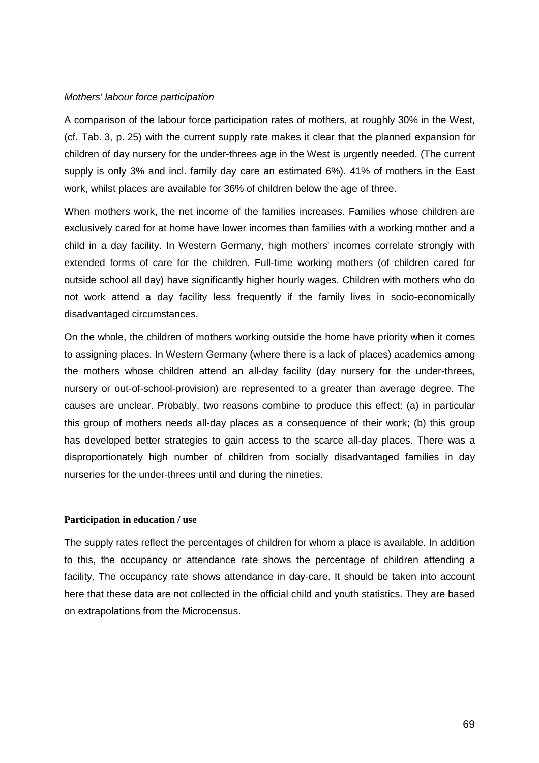*Mothers' labour force participation*

A comparison of the labour force participation rates of mothers, at roughly 30% in the West, (cf. Tab. 3, p. 25) with the current supply rate makes it clear that the planned expansion for children of day nursery for the under-threes age in the West is urgently needed. (The current supply is only 3% and incl. family day care an estimated 6%). 41% of mothers in the East work, whilst places are available for 36% of children below the age of three.

When mothers work, the net income of the families increases. Families whose children are exclusively cared for at home have lower incomes than families with a working mother and a child in a day facility. In Western Germany, high mothers' incomes correlate strongly with extended forms of care for the children. Full-time working mothers (of children cared for outside school all day) have significantly higher hourly wages. Children with mothers who do not work attend a day facility less frequently if the family lives in socio-economically disadvantaged circumstances.

On the whole, the children of mothers working outside the home have priority when it comes to assigning places. In Western Germany (where there is a lack of places) academics among the mothers whose children attend an all-day facility (day nursery for the under-threes, nursery or out-of-school-provision) are represented to a greater than average degree. The causes are unclear. Probably, two reasons combine to produce this effect: (a) in particular this group of mothers needs all-day places as a consequence of their work; (b) this group has developed better strategies to gain access to the scarce all-day places. There was a disproportionately high number of children from socially disadvantaged families in day nurseries for the under-threes until and during the nineties.

**Participation in education / use**

The supply rates reflect the percentages of children for whom a place is available. In addition to this, the occupancy or attendance rate shows the percentage of children attending a facility. The occupancy rate shows attendance in day-care. It should be taken into account here that these data are not collected in the official child and youth statistics. They are based on extrapolations from the Microcensus.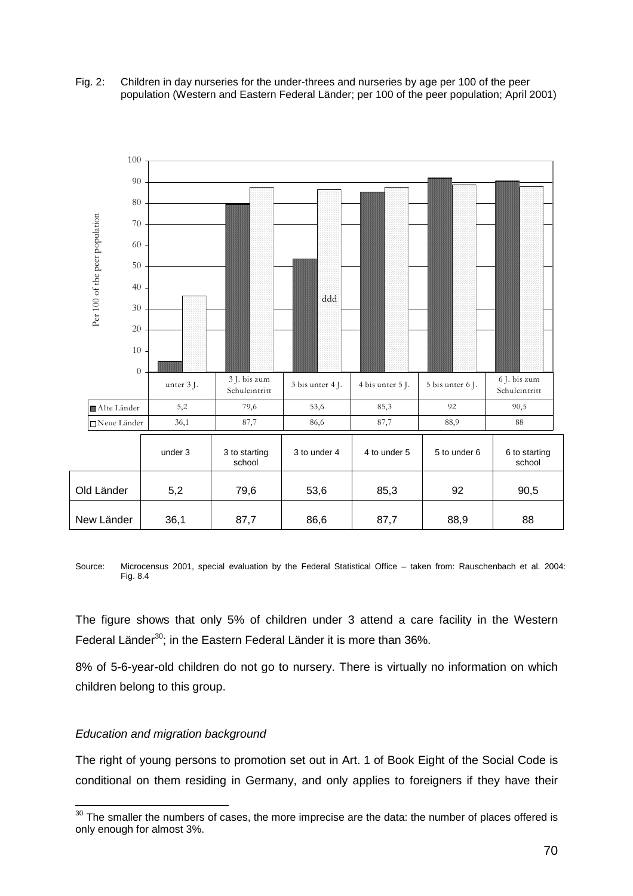Fig. 2: Children in day nurseries for the under-threes and nurseries by age per 100 of the peer population (Western and Eastern Federal Länder; per 100 of the peer population; April 2001)

| | under 3 | 3 to starting school | 3 to under 4 | 4 to under 5 | 5 to under 6 | 6 to starting school |
|---|---|---|---|---|---|---|
| Old Länder | 5,2 | 79,6 | 53,6 | 85,3 | 92 | 90,5 |
| New Länder | 36,1 | 87,7 | 86,6 | 87,7 | 88,9 | 88 |

Source: Microcensus 2001, special evaluation by the Federal Statistical Office – taken from: Rauschenbach et al. 2004: Fig. 8.4

The figure shows that only 5% of children under 3 attend a care facility in the Western Federal Länder[30]; in the Eastern Federal Länder it is more than 36%.

8% of 5-6-year-old children do not go to nursery. There is virtually no information on which children belong to this group.

*Education and migration background*

The right of young persons to promotion set out in Art. 1 of Book Eight of the Social Code is conditional on them residing in Germany, and only applies to foreigners if they have their

[30] The smaller the numbers of cases, the more imprecise are the data: the number of places offered is only enough for almost 3%.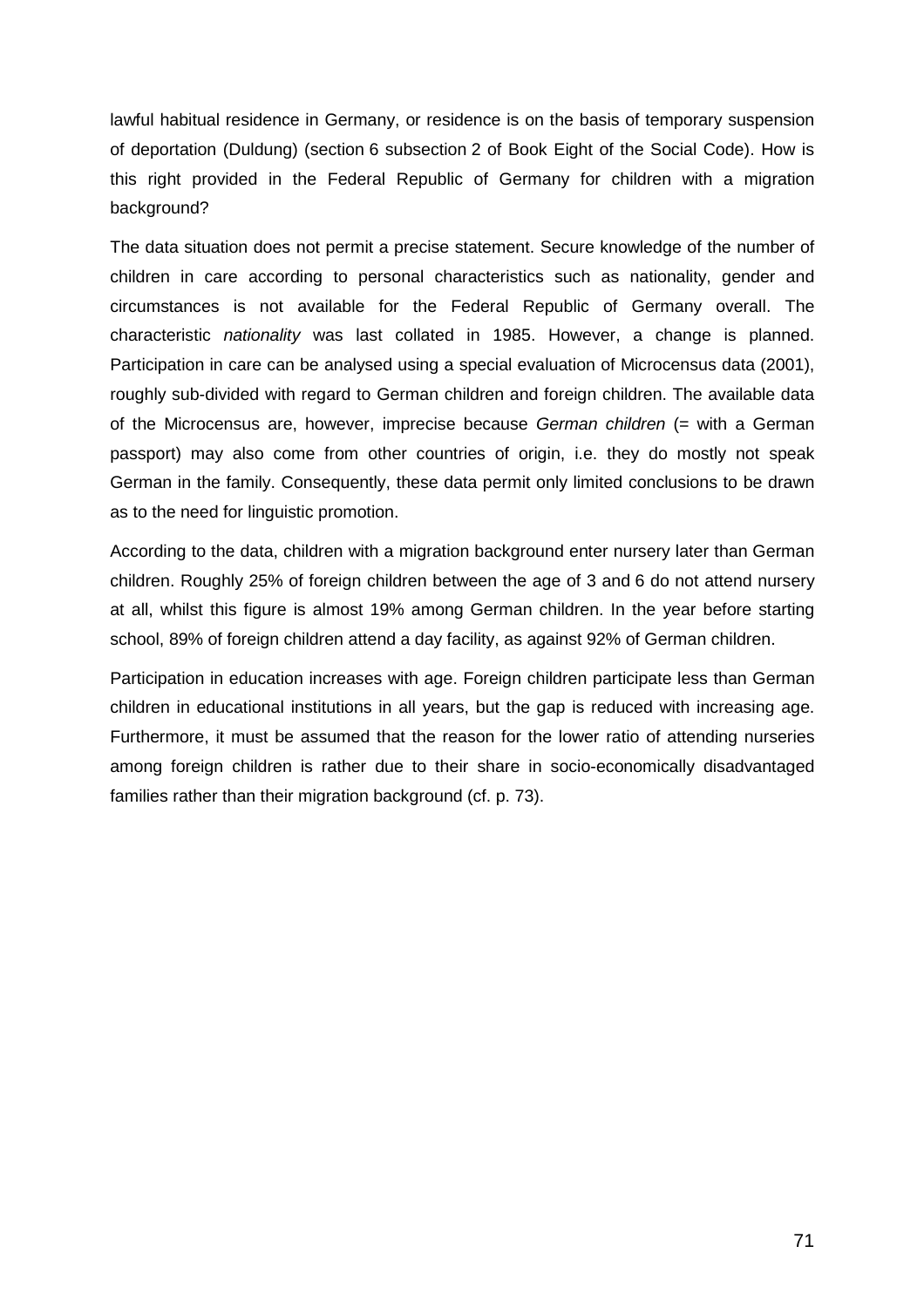lawful habitual residence in Germany, or residence is on the basis of temporary suspension of deportation (Duldung) (section 6 subsection 2 of Book Eight of the Social Code). How is this right provided in the Federal Republic of Germany for children with a migration background?

The data situation does not permit a precise statement. Secure knowledge of the number of children in care according to personal characteristics such as nationality, gender and circumstances is not available for the Federal Republic of Germany overall. The characteristic *nationality* was last collated in 1985. However, a change is planned. Participation in care can be analysed using a special evaluation of Microcensus data (2001), roughly sub-divided with regard to German children and foreign children. The available data of the Microcensus are, however, imprecise because *German children* (= with a German passport) may also come from other countries of origin, i.e. they do mostly not speak German in the family. Consequently, these data permit only limited conclusions to be drawn as to the need for linguistic promotion.

According to the data, children with a migration background enter nursery later than German children. Roughly 25% of foreign children between the age of 3 and 6 do not attend nursery at all, whilst this figure is almost 19% among German children. In the year before starting school, 89% of foreign children attend a day facility, as against 92% of German children.

Participation in education increases with age. Foreign children participate less than German children in educational institutions in all years, but the gap is reduced with increasing age. Furthermore, it must be assumed that the reason for the lower ratio of attending nurseries among foreign children is rather due to their share in socio-economically disadvantaged families rather than their migration background (cf. p. 73).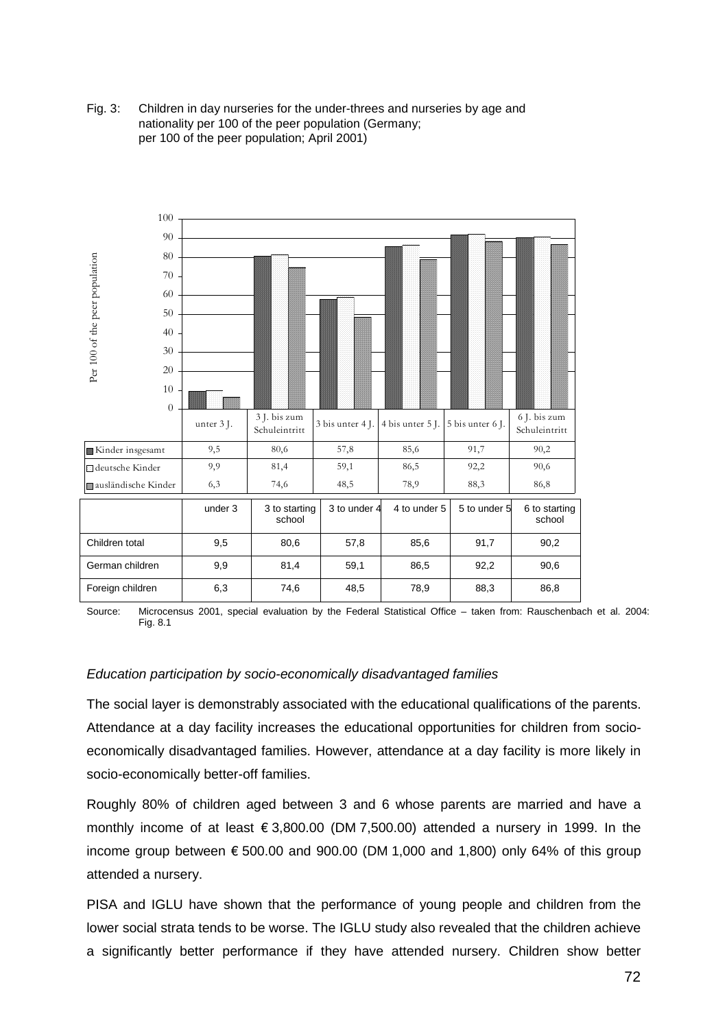Fig. 3: Children in day nurseries for the under-threes and nurseries by age and nationality per 100 of the peer population (Germany; per 100 of the peer population; April 2001)

| | unter 3 J. | 3 J. bis zum Schuleintritt | 3 bis unter 4 J. | 4 bis unter 5 J. | 5 bis unter 6 J. | 6 J. bis zum Schuleintritt |
|---|---|---|---|---|---|---|
| Kinder insgesamt | 9,5 | 80,6 | 57,8 | 85,6 | 91,7 | 90,2 |
| deutsche Kinder | 9,9 | 81,4 | 59,1 | 86,5 | 92,2 | 90,6 |
| ausländische Kinder | 6,3 | 74,6 | 48,5 | 78,9 | 88,3 | 86,8 |

| | under 3 | 3 to starting school | 3 to under 4 | 4 to under 5 | 5 to under 5 | 6 to starting school |
|---|---|---|---|---|---|---|
| Children total | 9,5 | 80,6 | 57,8 | 85,6 | 91,7 | 90,2 |
| German children | 9,9 | 81,4 | 59,1 | 86,5 | 92,2 | 90,6 |
| Foreign children | 6,3 | 74,6 | 48,5 | 78,9 | 88,3 | 86,8 |

Source: Microcensus 2001, special evaluation by the Federal Statistical Office – taken from: Rauschenbach et al. 2004: Fig. 8.1

*Education participation by socio-economically disadvantaged families*

The social layer is demonstrably associated with the educational qualifications of the parents. Attendance at a day facility increases the educational opportunities for children from socio-economically disadvantaged families. However, attendance at a day facility is more likely in socio-economically better-off families.

Roughly 80% of children aged between 3 and 6 whose parents are married and have a monthly income of at least € 3,800.00 (DM 7,500.00) attended a nursery in 1999. In the income group between € 500.00 and 900.00 (DM 1,000 and 1,800) only 64% of this group attended a nursery.

PISA and IGLU have shown that the performance of young people and children from the lower social strata tends to be worse. The IGLU study also revealed that the children achieve a significantly better performance if they have attended nursery. Children show better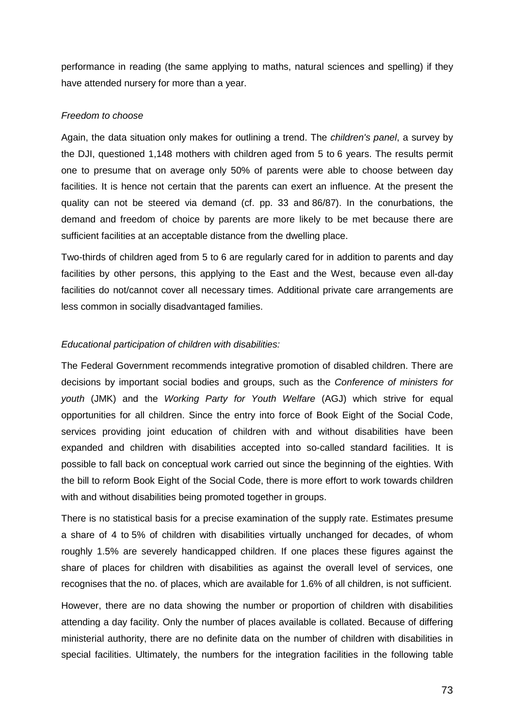performance in reading (the same applying to maths, natural sciences and spelling) if they have attended nursery for more than a year.

*Freedom to choose*

Again, the data situation only makes for outlining a trend. The *children's panel*, a survey by the DJI, questioned 1,148 mothers with children aged from 5 to 6 years. The results permit one to presume that on average only 50% of parents were able to choose between day facilities. It is hence not certain that the parents can exert an influence. At the present the quality can not be steered via demand (cf. pp. 33 and 86/87). In the conurbations, the demand and freedom of choice by parents are more likely to be met because there are sufficient facilities at an acceptable distance from the dwelling place.

Two-thirds of children aged from 5 to 6 are regularly cared for in addition to parents and day facilities by other persons, this applying to the East and the West, because even all-day facilities do not/cannot cover all necessary times. Additional private care arrangements are less common in socially disadvantaged families.

*Educational participation of children with disabilities:*

The Federal Government recommends integrative promotion of disabled children. There are decisions by important social bodies and groups, such as the *Conference of ministers for youth* (JMK) and the *Working Party for Youth Welfare* (AGJ) which strive for equal opportunities for all children. Since the entry into force of Book Eight of the Social Code, services providing joint education of children with and without disabilities have been expanded and children with disabilities accepted into so-called standard facilities. It is possible to fall back on conceptual work carried out since the beginning of the eighties. With the bill to reform Book Eight of the Social Code, there is more effort to work towards children with and without disabilities being promoted together in groups.

There is no statistical basis for a precise examination of the supply rate. Estimates presume a share of 4 to 5% of children with disabilities virtually unchanged for decades, of whom roughly 1.5% are severely handicapped children. If one places these figures against the share of places for children with disabilities as against the overall level of services, one recognises that the no. of places, which are available for 1.6% of all children, is not sufficient.

However, there are no data showing the number or proportion of children with disabilities attending a day facility. Only the number of places available is collated. Because of differing ministerial authority, there are no definite data on the number of children with disabilities in special facilities. Ultimately, the numbers for the integration facilities in the following table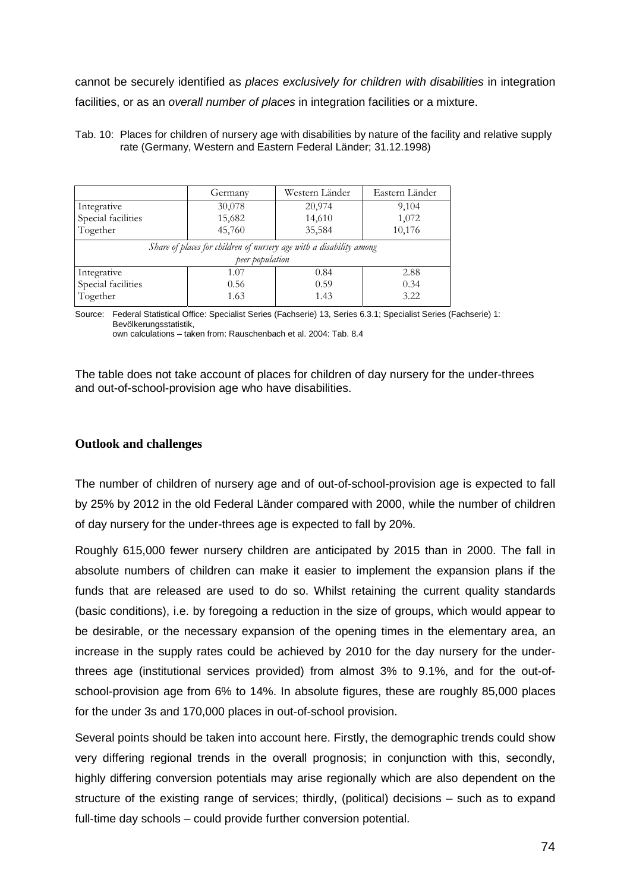cannot be securely identified as *places exclusively for children with disabilities* in integration facilities, or as an *overall number of places* in integration facilities or a mixture.

Tab. 10: Places for children of nursery age with disabilities by nature of the facility and relative supply rate (Germany, Western and Eastern Federal Länder; 31.12.1998)

| | Germany | Western Länder | Eastern Länder |
|---|---|---|---|
| Integrative | 30,078 | 20,974 | 9,104 |
| Special facilities | 15,682 | 14,610 | 1,072 |
| Together | 45,760 | 35,584 | 10,176 |
| *Share of places for children of nursery age with a disability among peer population* | | | |
| Integrative | 1.07 | 0.84 | 2.88 |
| Special facilities | 0.56 | 0.59 | 0.34 |
| Together | 1.63 | 1.43 | 3.22 |

Source: Federal Statistical Office: Specialist Series (Fachserie) 13, Series 6.3.1; Specialist Series (Fachserie) 1: Bevölkerungsstatistik, own calculations – taken from: Rauschenbach et al. 2004: Tab. 8.4

The table does not take account of places for children of day nursery for the under-threes and out-of-school-provision age who have disabilities.

**Outlook and challenges**

The number of children of nursery age and of out-of-school-provision age is expected to fall by 25% by 2012 in the old Federal Länder compared with 2000, while the number of children of day nursery for the under-threes age is expected to fall by 20%.

Roughly 615,000 fewer nursery children are anticipated by 2015 than in 2000. The fall in absolute numbers of children can make it easier to implement the expansion plans if the funds that are released are used to do so. Whilst retaining the current quality standards (basic conditions), i.e. by foregoing a reduction in the size of groups, which would appear to be desirable, or the necessary expansion of the opening times in the elementary area, an increase in the supply rates could be achieved by 2010 for the day nursery for the under-threes age (institutional services provided) from almost 3% to 9.1%, and for the out-of-school-provision age from 6% to 14%. In absolute figures, these are roughly 85,000 places for the under 3s and 170,000 places in out-of-school provision.

Several points should be taken into account here. Firstly, the demographic trends could show very differing regional trends in the overall prognosis; in conjunction with this, secondly, highly differing conversion potentials may arise regionally which are also dependent on the structure of the existing range of services; thirdly, (political) decisions – such as to expand full-time day schools – could provide further conversion potential.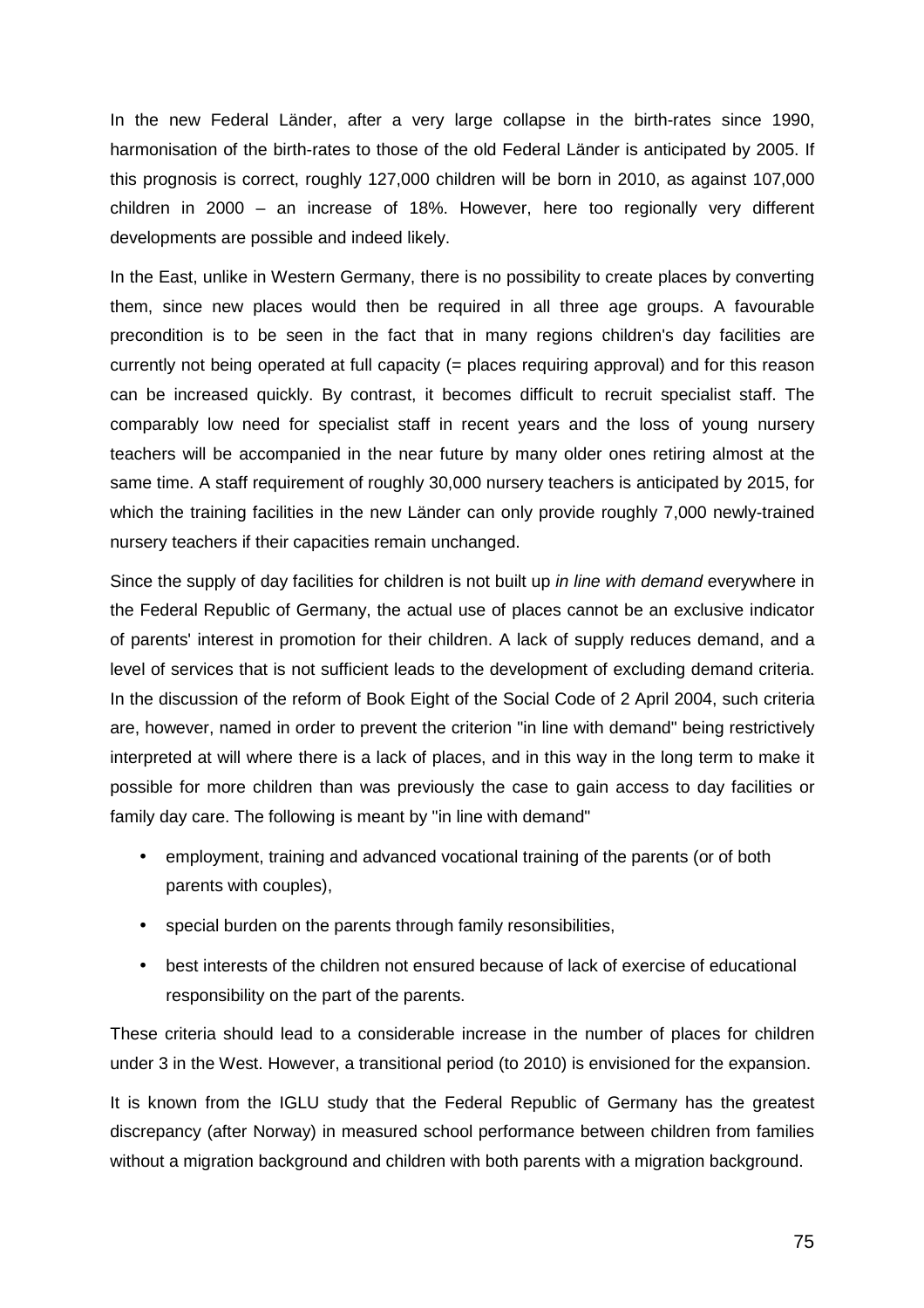In the new Federal Länder, after a very large collapse in the birth-rates since 1990, harmonisation of the birth-rates to those of the old Federal Länder is anticipated by 2005. If this prognosis is correct, roughly 127,000 children will be born in 2010, as against 107,000 children in 2000 – an increase of 18%. However, here too regionally very different developments are possible and indeed likely.

In the East, unlike in Western Germany, there is no possibility to create places by converting them, since new places would then be required in all three age groups. A favourable precondition is to be seen in the fact that in many regions children's day facilities are currently not being operated at full capacity (= places requiring approval) and for this reason can be increased quickly. By contrast, it becomes difficult to recruit specialist staff. The comparably low need for specialist staff in recent years and the loss of young nursery teachers will be accompanied in the near future by many older ones retiring almost at the same time. A staff requirement of roughly 30,000 nursery teachers is anticipated by 2015, for which the training facilities in the new Länder can only provide roughly 7,000 newly-trained nursery teachers if their capacities remain unchanged.

Since the supply of day facilities for children is not built up *in line with demand* everywhere in the Federal Republic of Germany, the actual use of places cannot be an exclusive indicator of parents' interest in promotion for their children. A lack of supply reduces demand, and a level of services that is not sufficient leads to the development of excluding demand criteria. In the discussion of the reform of Book Eight of the Social Code of 2 April 2004, such criteria are, however, named in order to prevent the criterion "in line with demand" being restrictively interpreted at will where there is a lack of places, and in this way in the long term to make it possible for more children than was previously the case to gain access to day facilities or family day care. The following is meant by "in line with demand"

- employment, training and advanced vocational training of the parents (or of both parents with couples),
- special burden on the parents through family resonsibilities,
- best interests of the children not ensured because of lack of exercise of educational responsibility on the part of the parents.

These criteria should lead to a considerable increase in the number of places for children under 3 in the West. However, a transitional period (to 2010) is envisioned for the expansion.

It is known from the IGLU study that the Federal Republic of Germany has the greatest discrepancy (after Norway) in measured school performance between children from families without a migration background and children with both parents with a migration background.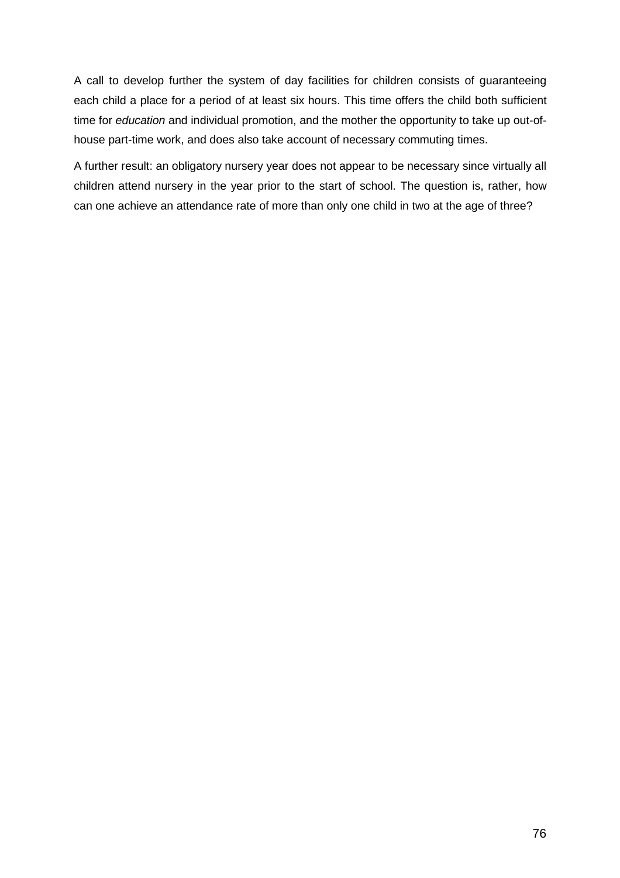A call to develop further the system of day facilities for children consists of guaranteeing each child a place for a period of at least six hours. This time offers the child both sufficient time for *education* and individual promotion, and the mother the opportunity to take up out-of-house part-time work, and does also take account of necessary commuting times.

A further result: an obligatory nursery year does not appear to be necessary since virtually all children attend nursery in the year prior to the start of school. The question is, rather, how can one achieve an attendance rate of more than only one child in two at the age of three?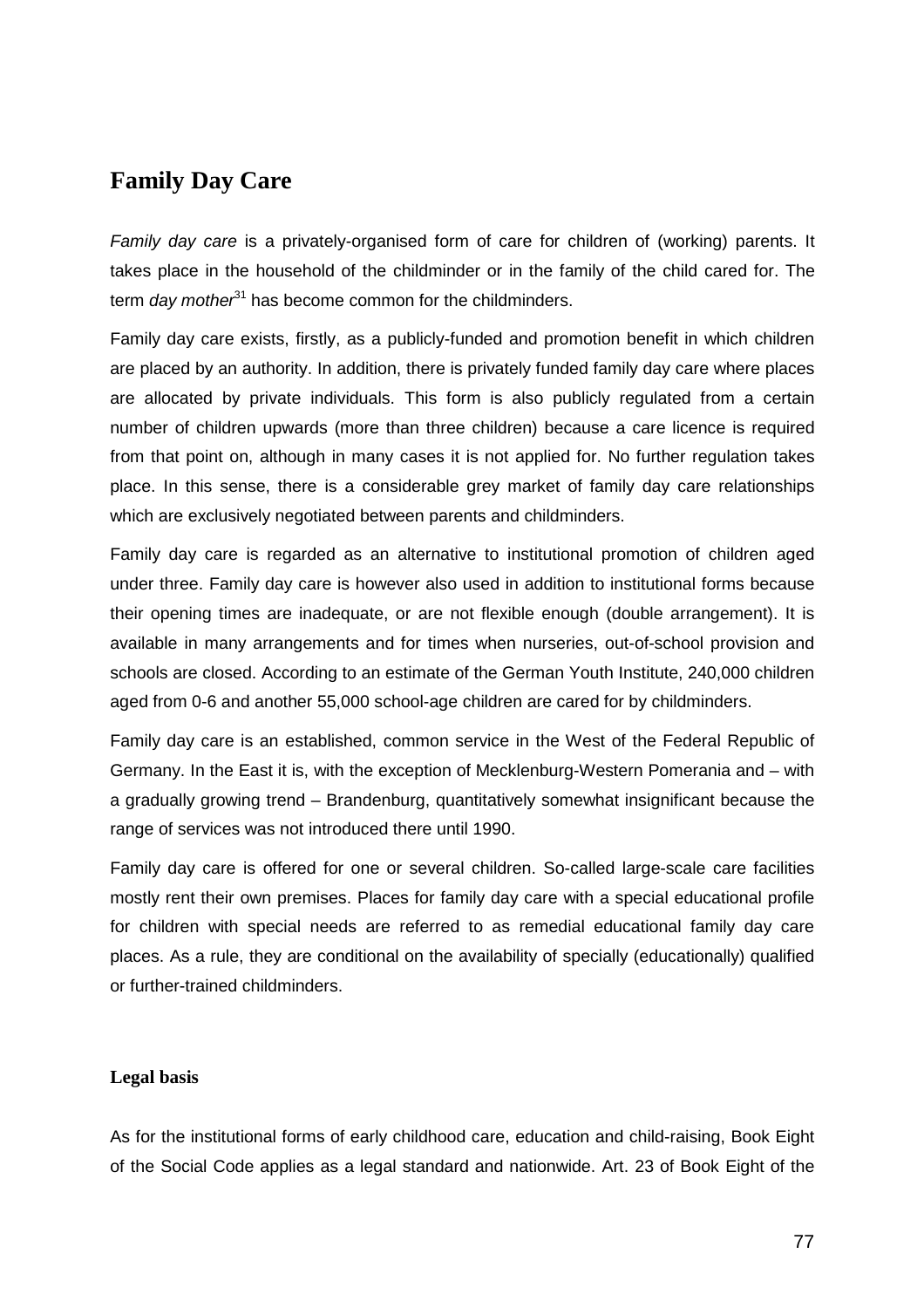## Family Day Care

*Family day care* is a privately-organised form of care for children of (working) parents. It takes place in the household of the childminder or in the family of the child cared for. The term *day mother*[31] has become common for the childminders.

Family day care exists, firstly, as a publicly-funded and promotion benefit in which children are placed by an authority. In addition, there is privately funded family day care where places are allocated by private individuals. This form is also publicly regulated from a certain number of children upwards (more than three children) because a care licence is required from that point on, although in many cases it is not applied for. No further regulation takes place. In this sense, there is a considerable grey market of family day care relationships which are exclusively negotiated between parents and childminders.

Family day care is regarded as an alternative to institutional promotion of children aged under three. Family day care is however also used in addition to institutional forms because their opening times are inadequate, or are not flexible enough (double arrangement). It is available in many arrangements and for times when nurseries, out-of-school provision and schools are closed. According to an estimate of the German Youth Institute, 240,000 children aged from 0-6 and another 55,000 school-age children are cared for by childminders.

Family day care is an established, common service in the West of the Federal Republic of Germany. In the East it is, with the exception of Mecklenburg-Western Pomerania and – with a gradually growing trend – Brandenburg, quantitatively somewhat insignificant because the range of services was not introduced there until 1990.

Family day care is offered for one or several children. So-called large-scale care facilities mostly rent their own premises. Places for family day care with a special educational profile for children with special needs are referred to as remedial educational family day care places. As a rule, they are conditional on the availability of specially (educationally) qualified or further-trained childminders.

### Legal basis

As for the institutional forms of early childhood care, education and child-raising, Book Eight of the Social Code applies as a legal standard and nationwide. Art. 23 of Book Eight of the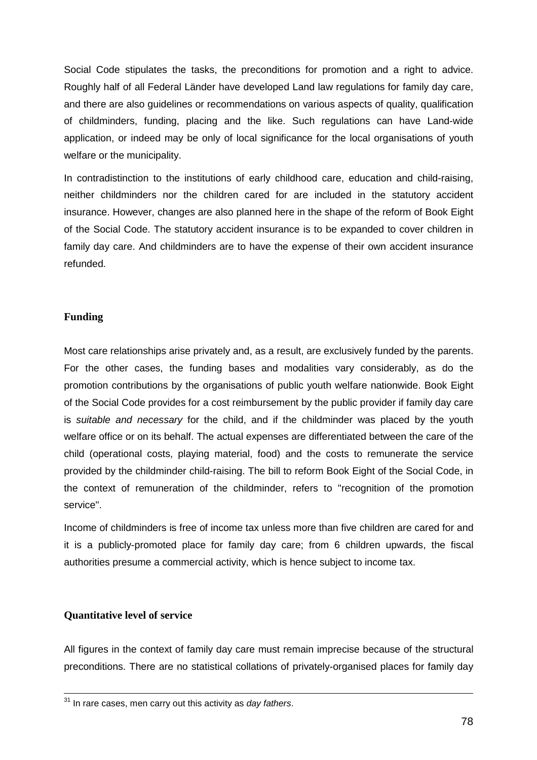Social Code stipulates the tasks, the preconditions for promotion and a right to advice. Roughly half of all Federal Länder have developed Land law regulations for family day care, and there are also guidelines or recommendations on various aspects of quality, qualification of childminders, funding, placing and the like. Such regulations can have Land-wide application, or indeed may be only of local significance for the local organisations of youth welfare or the municipality.

In contradistinction to the institutions of early childhood care, education and child-raising, neither childminders nor the children cared for are included in the statutory accident insurance. However, changes are also planned here in the shape of the reform of Book Eight of the Social Code. The statutory accident insurance is to be expanded to cover children in family day care. And childminders are to have the expense of their own accident insurance refunded.

### Funding

Most care relationships arise privately and, as a result, are exclusively funded by the parents. For the other cases, the funding bases and modalities vary considerably, as do the promotion contributions by the organisations of public youth welfare nationwide. Book Eight of the Social Code provides for a cost reimbursement by the public provider if family day care is *suitable and necessary* for the child, and if the childminder was placed by the youth welfare office or on its behalf. The actual expenses are differentiated between the care of the child (operational costs, playing material, food) and the costs to remunerate the service provided by the childminder child-raising. The bill to reform Book Eight of the Social Code, in the context of remuneration of the childminder, refers to "recognition of the promotion service".

Income of childminders is free of income tax unless more than five children are cared for and it is a publicly-promoted place for family day care; from 6 children upwards, the fiscal authorities presume a commercial activity, which is hence subject to income tax.

### Quantitative level of service

All figures in the context of family day care must remain imprecise because of the structural preconditions. There are no statistical collations of privately-organised places for family day

---

[31] In rare cases, men carry out this activity as *day fathers*.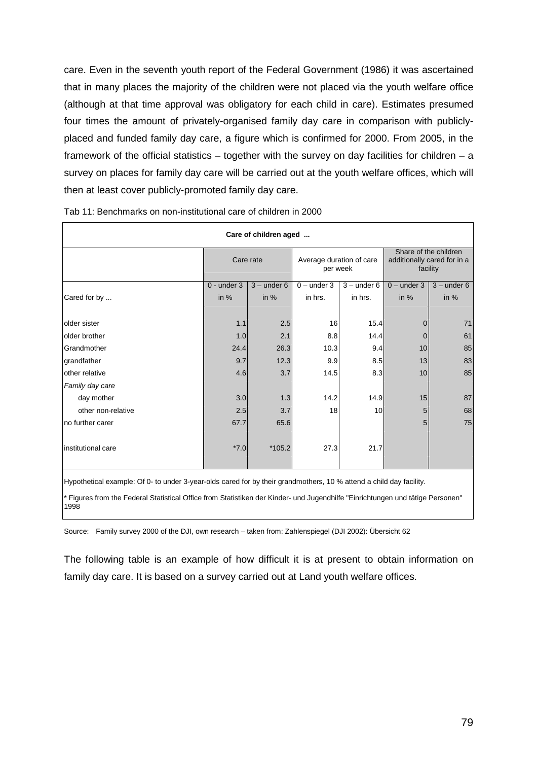care. Even in the seventh youth report of the Federal Government (1986) it was ascertained that in many places the majority of the children were not placed via the youth welfare office (although at that time approval was obligatory for each child in care). Estimates presumed four times the amount of privately-organised family day care in comparison with publicly-placed and funded family day care, a figure which is confirmed for 2000. From 2005, in the framework of the official statistics – together with the survey on day facilities for children – a survey on places for family day care will be carried out at the youth welfare offices, which will then at least cover publicly-promoted family day care.

Tab 11: Benchmarks on non-institutional care of children in 2000

| Care of children aged ... | | | | | | |
|---|---|---|---|---|---|---|
| | Care rate | | Average duration of care per week | | Share of the children additionally cared for in a facility | |
| | 0 - under 3 | 3 – under 6 | 0 – under 3 | 3 – under 6 | 0 – under 3 | 3 – under 6 |
| Cared for by ... | in % | in % | in hrs. | in hrs. | in % | in % |
| older sister | 1.1 | 2.5 | 16 | 15.4 | 0 | 71 |
| older brother | 1.0 | 2.1 | 8.8 | 14.4 | 0 | 61 |
| Grandmother | 24.4 | 26.3 | 10.3 | 9.4 | 10 | 85 |
| grandfather | 9.7 | 12.3 | 9.9 | 8.5 | 13 | 83 |
| other relative | 4.6 | 3.7 | 14.5 | 8.3 | 10 | 85 |
| *Family day care* | | | | | | |
| day mother | 3.0 | 1.3 | 14.2 | 14.9 | 15 | 87 |
| other non-relative | 2.5 | 3.7 | 18 | 10 | 5 | 68 |
| no further carer | 67.7 | 65.6 | | | 5 | 75 |
| institutional care | *7.0 | *105.2 | 27.3 | 21.7 | | |

Hypothetical example: Of 0- to under 3-year-olds cared for by their grandmothers, 10 % attend a child day facility.

* Figures from the Federal Statistical Office from Statistiken der Kinder- und Jugendhilfe "Einrichtungen und tätige Personen" 1998

Source: Family survey 2000 of the DJI, own research – taken from: Zahlenspiegel (DJI 2002): Übersicht 62

The following table is an example of how difficult it is at present to obtain information on family day care. It is based on a survey carried out at Land youth welfare offices.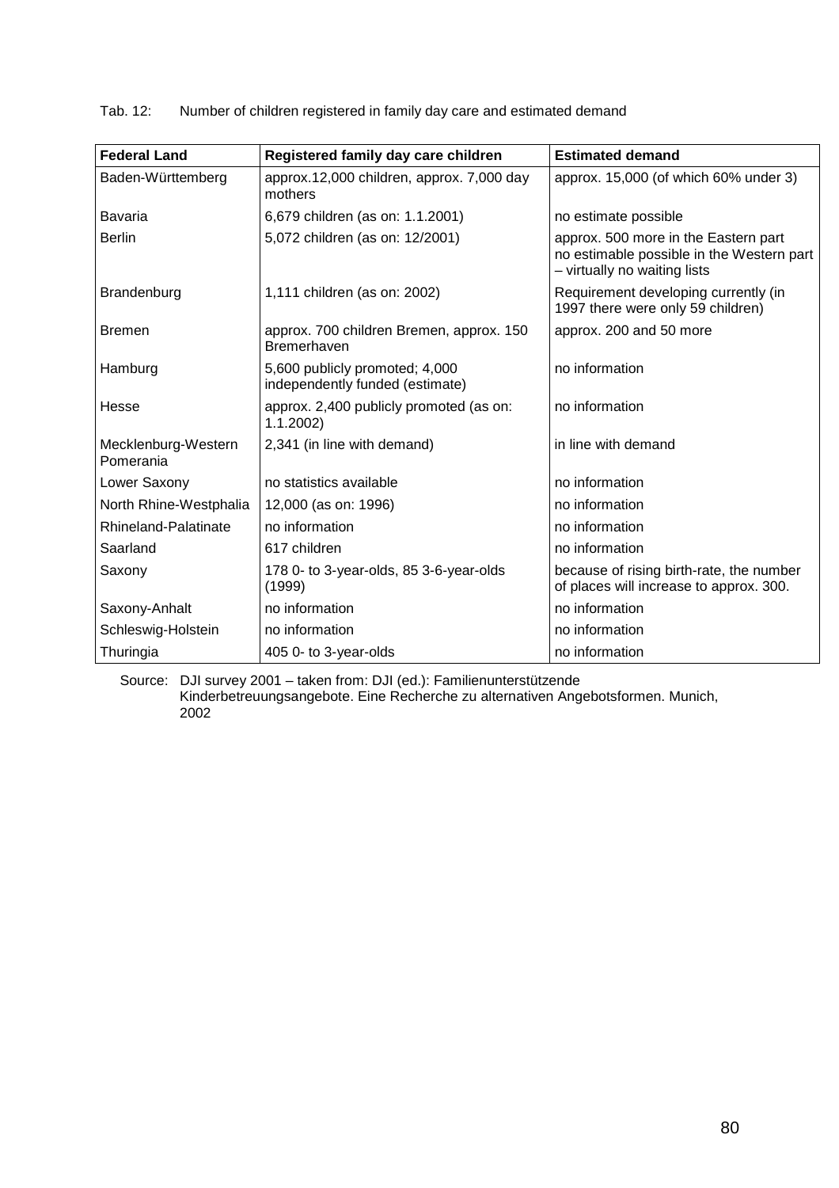Tab. 12: Number of children registered in family day care and estimated demand

| Federal Land | Registered family day care children | Estimated demand |
|---|---|---|
| Baden-Württemberg | approx.12,000 children, approx. 7,000 day mothers | approx. 15,000 (of which 60% under 3) |
| Bavaria | 6,679 children (as on: 1.1.2001) | no estimate possible |
| Berlin | 5,072 children (as on: 12/2001) | approx. 500 more in the Eastern part no estimable possible in the Western part – virtually no waiting lists |
| Brandenburg | 1,111 children (as on: 2002) | Requirement developing currently (in 1997 there were only 59 children) |
| Bremen | approx. 700 children Bremen, approx. 150 Bremerhaven | approx. 200 and 50 more |
| Hamburg | 5,600 publicly promoted; 4,000 independently funded (estimate) | no information |
| Hesse | approx. 2,400 publicly promoted (as on: 1.1.2002) | no information |
| Mecklenburg-Western Pomerania | 2,341 (in line with demand) | in line with demand |
| Lower Saxony | no statistics available | no information |
| North Rhine-Westphalia | 12,000 (as on: 1996) | no information |
| Rhineland-Palatinate | no information | no information |
| Saarland | 617 children | no information |
| Saxony | 178 0- to 3-year-olds, 85 3-6-year-olds (1999) | because of rising birth-rate, the number of places will increase to approx. 300. |
| Saxony-Anhalt | no information | no information |
| Schleswig-Holstein | no information | no information |
| Thuringia | 405 0- to 3-year-olds | no information |

Source: DJI survey 2001 – taken from: DJI (ed.): Familienunterstützende Kinderbetreuungsangebote. Eine Recherche zu alternativen Angebotsformen. Munich, 2002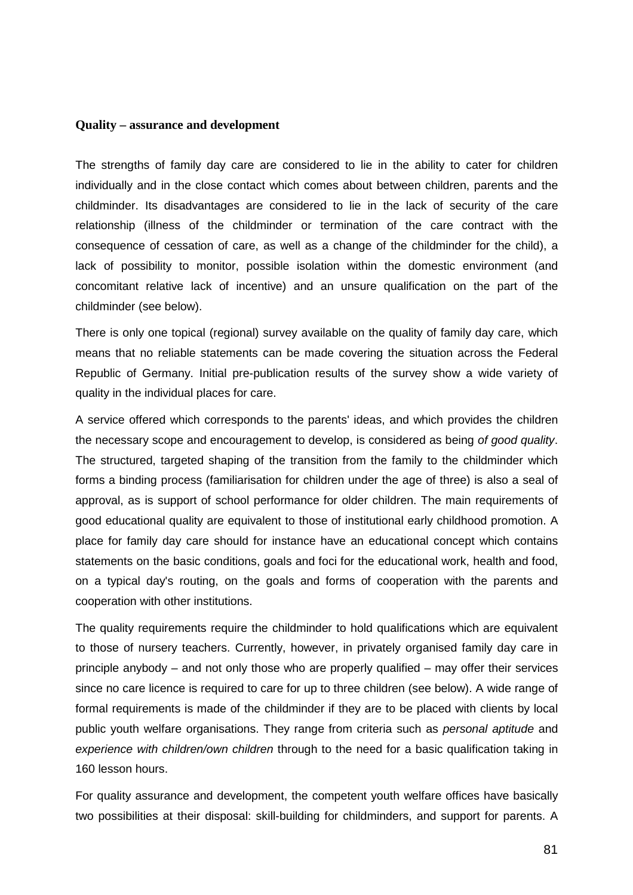**Quality – assurance and development**

The strengths of family day care are considered to lie in the ability to cater for children individually and in the close contact which comes about between children, parents and the childminder. Its disadvantages are considered to lie in the lack of security of the care relationship (illness of the childminder or termination of the care contract with the consequence of cessation of care, as well as a change of the childminder for the child), a lack of possibility to monitor, possible isolation within the domestic environment (and concomitant relative lack of incentive) and an unsure qualification on the part of the childminder (see below).

There is only one topical (regional) survey available on the quality of family day care, which means that no reliable statements can be made covering the situation across the Federal Republic of Germany. Initial pre-publication results of the survey show a wide variety of quality in the individual places for care.

A service offered which corresponds to the parents' ideas, and which provides the children the necessary scope and encouragement to develop, is considered as being *of good quality*. The structured, targeted shaping of the transition from the family to the childminder which forms a binding process (familiarisation for children under the age of three) is also a seal of approval, as is support of school performance for older children. The main requirements of good educational quality are equivalent to those of institutional early childhood promotion. A place for family day care should for instance have an educational concept which contains statements on the basic conditions, goals and foci for the educational work, health and food, on a typical day's routing, on the goals and forms of cooperation with the parents and cooperation with other institutions.

The quality requirements require the childminder to hold qualifications which are equivalent to those of nursery teachers. Currently, however, in privately organised family day care in principle anybody – and not only those who are properly qualified – may offer their services since no care licence is required to care for up to three children (see below). A wide range of formal requirements is made of the childminder if they are to be placed with clients by local public youth welfare organisations. They range from criteria such as *personal aptitude* and *experience with children/own children* through to the need for a basic qualification taking in 160 lesson hours.

For quality assurance and development, the competent youth welfare offices have basically two possibilities at their disposal: skill-building for childminders, and support for parents. A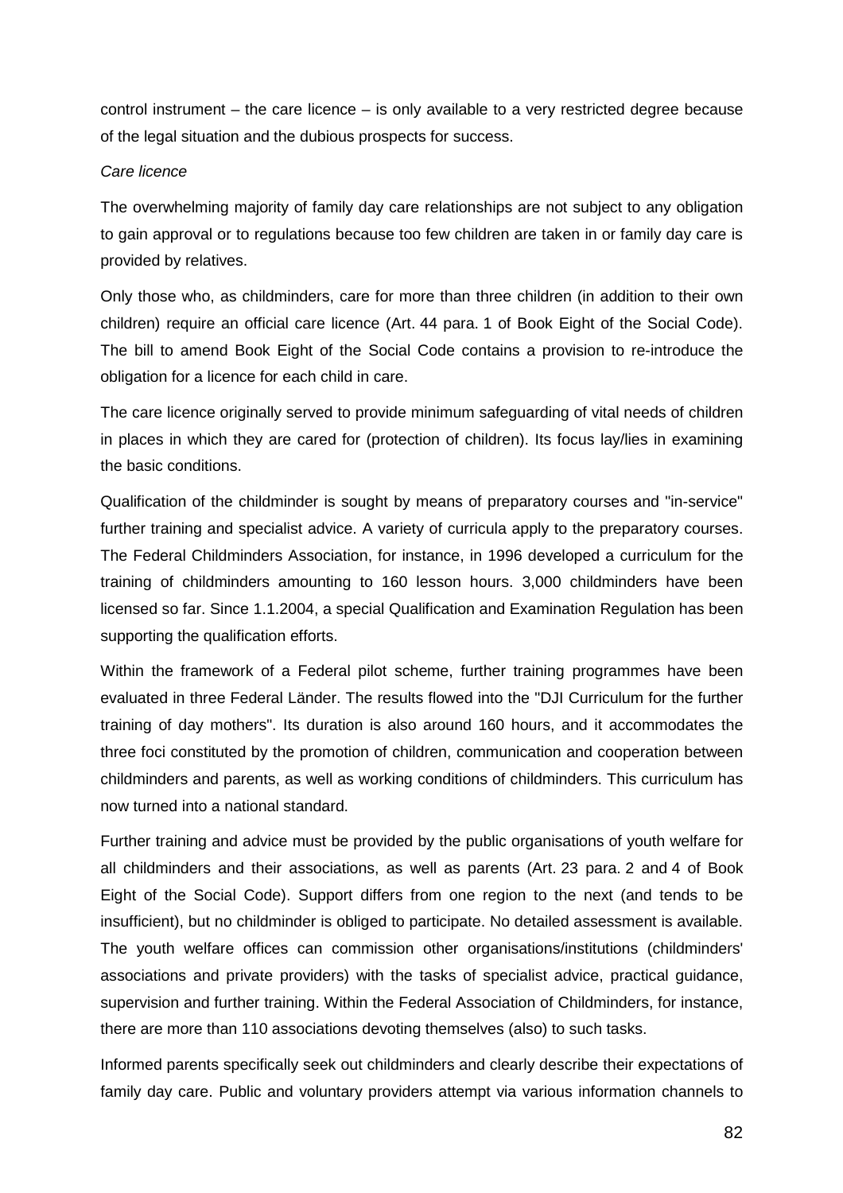control instrument – the care licence – is only available to a very restricted degree because of the legal situation and the dubious prospects for success.

*Care licence*

The overwhelming majority of family day care relationships are not subject to any obligation to gain approval or to regulations because too few children are taken in or family day care is provided by relatives.

Only those who, as childminders, care for more than three children (in addition to their own children) require an official care licence (Art. 44 para. 1 of Book Eight of the Social Code). The bill to amend Book Eight of the Social Code contains a provision to re-introduce the obligation for a licence for each child in care.

The care licence originally served to provide minimum safeguarding of vital needs of children in places in which they are cared for (protection of children). Its focus lay/lies in examining the basic conditions.

Qualification of the childminder is sought by means of preparatory courses and "in-service" further training and specialist advice. A variety of curricula apply to the preparatory courses. The Federal Childminders Association, for instance, in 1996 developed a curriculum for the training of childminders amounting to 160 lesson hours. 3,000 childminders have been licensed so far. Since 1.1.2004, a special Qualification and Examination Regulation has been supporting the qualification efforts.

Within the framework of a Federal pilot scheme, further training programmes have been evaluated in three Federal Länder. The results flowed into the "DJI Curriculum for the further training of day mothers". Its duration is also around 160 hours, and it accommodates the three foci constituted by the promotion of children, communication and cooperation between childminders and parents, as well as working conditions of childminders. This curriculum has now turned into a national standard.

Further training and advice must be provided by the public organisations of youth welfare for all childminders and their associations, as well as parents (Art. 23 para. 2 and 4 of Book Eight of the Social Code). Support differs from one region to the next (and tends to be insufficient), but no childminder is obliged to participate. No detailed assessment is available. The youth welfare offices can commission other organisations/institutions (childminders' associations and private providers) with the tasks of specialist advice, practical guidance, supervision and further training. Within the Federal Association of Childminders, for instance, there are more than 110 associations devoting themselves (also) to such tasks.

Informed parents specifically seek out childminders and clearly describe their expectations of family day care. Public and voluntary providers attempt via various information channels to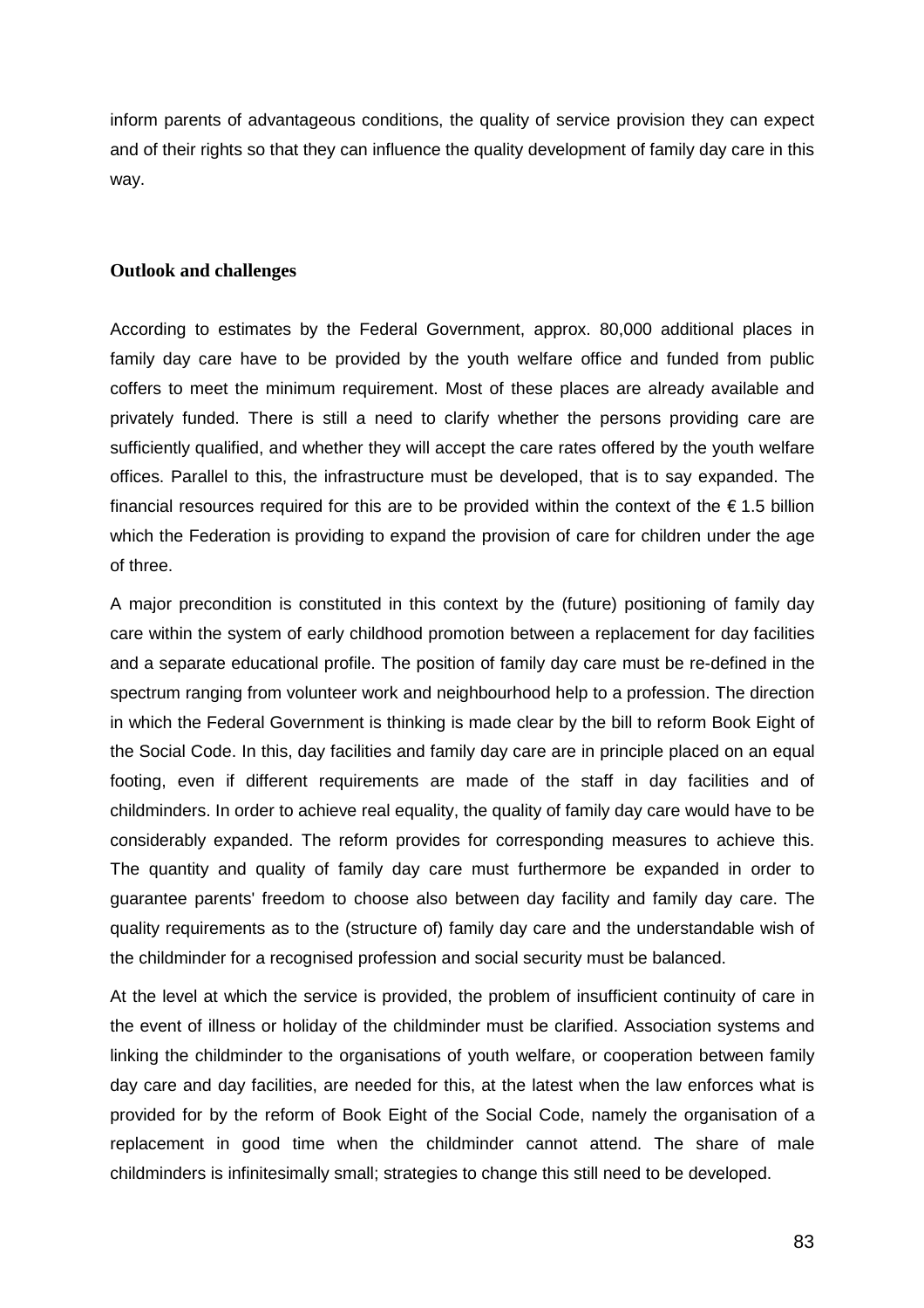inform parents of advantageous conditions, the quality of service provision they can expect and of their rights so that they can influence the quality development of family day care in this way.

### Outlook and challenges

According to estimates by the Federal Government, approx. 80,000 additional places in family day care have to be provided by the youth welfare office and funded from public coffers to meet the minimum requirement. Most of these places are already available and privately funded. There is still a need to clarify whether the persons providing care are sufficiently qualified, and whether they will accept the care rates offered by the youth welfare offices. Parallel to this, the infrastructure must be developed, that is to say expanded. The financial resources required for this are to be provided within the context of the € 1.5 billion which the Federation is providing to expand the provision of care for children under the age of three.

A major precondition is constituted in this context by the (future) positioning of family day care within the system of early childhood promotion between a replacement for day facilities and a separate educational profile. The position of family day care must be re-defined in the spectrum ranging from volunteer work and neighbourhood help to a profession. The direction in which the Federal Government is thinking is made clear by the bill to reform Book Eight of the Social Code. In this, day facilities and family day care are in principle placed on an equal footing, even if different requirements are made of the staff in day facilities and of childminders. In order to achieve real equality, the quality of family day care would have to be considerably expanded. The reform provides for corresponding measures to achieve this. The quantity and quality of family day care must furthermore be expanded in order to guarantee parents' freedom to choose also between day facility and family day care. The quality requirements as to the (structure of) family day care and the understandable wish of the childminder for a recognised profession and social security must be balanced.

At the level at which the service is provided, the problem of insufficient continuity of care in the event of illness or holiday of the childminder must be clarified. Association systems and linking the childminder to the organisations of youth welfare, or cooperation between family day care and day facilities, are needed for this, at the latest when the law enforces what is provided for by the reform of Book Eight of the Social Code, namely the organisation of a replacement in good time when the childminder cannot attend. The share of male childminders is infinitesimally small; strategies to change this still need to be developed.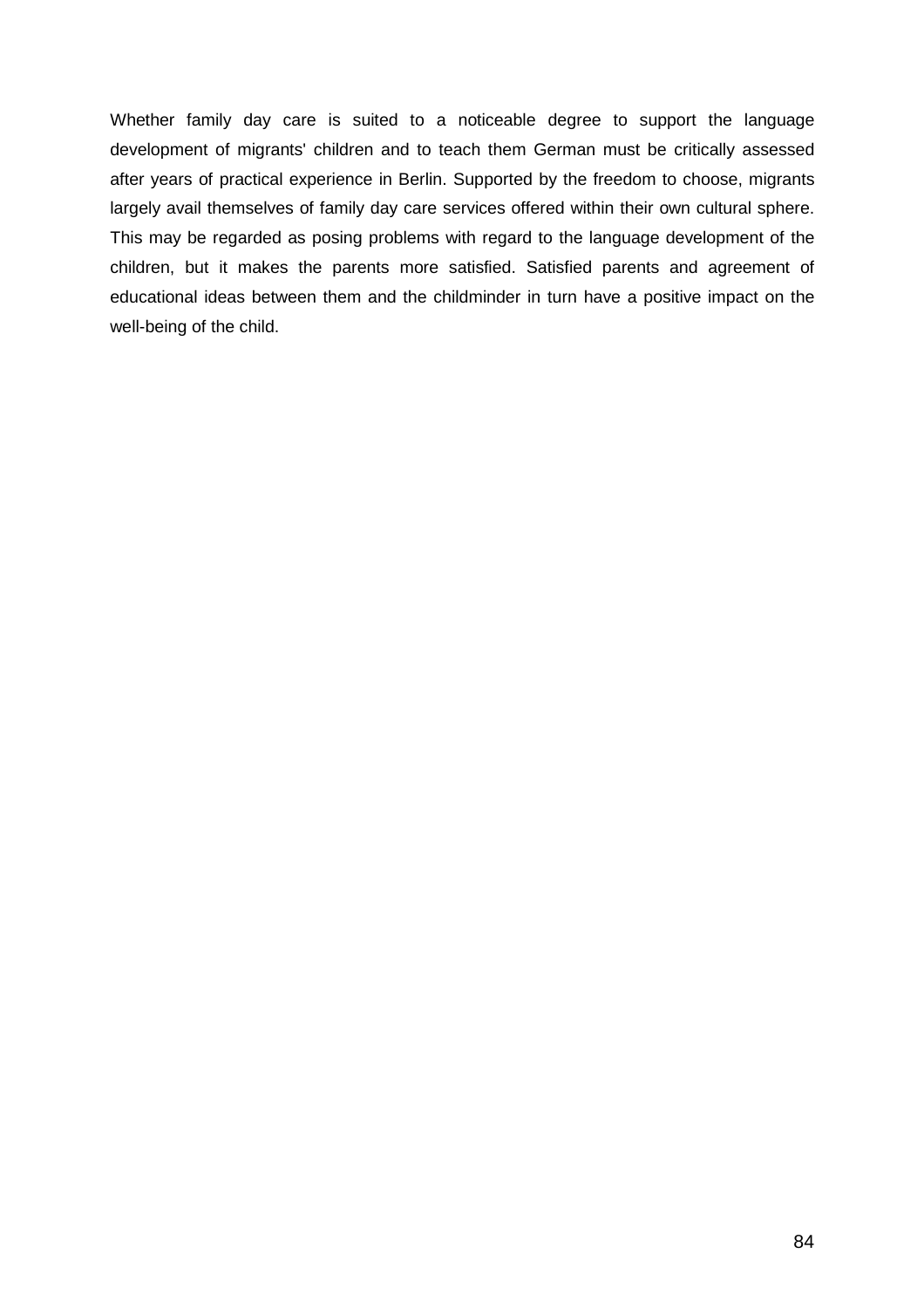Whether family day care is suited to a noticeable degree to support the language development of migrants' children and to teach them German must be critically assessed after years of practical experience in Berlin. Supported by the freedom to choose, migrants largely avail themselves of family day care services offered within their own cultural sphere. This may be regarded as posing problems with regard to the language development of the children, but it makes the parents more satisfied. Satisfied parents and agreement of educational ideas between them and the childminder in turn have a positive impact on the well-being of the child.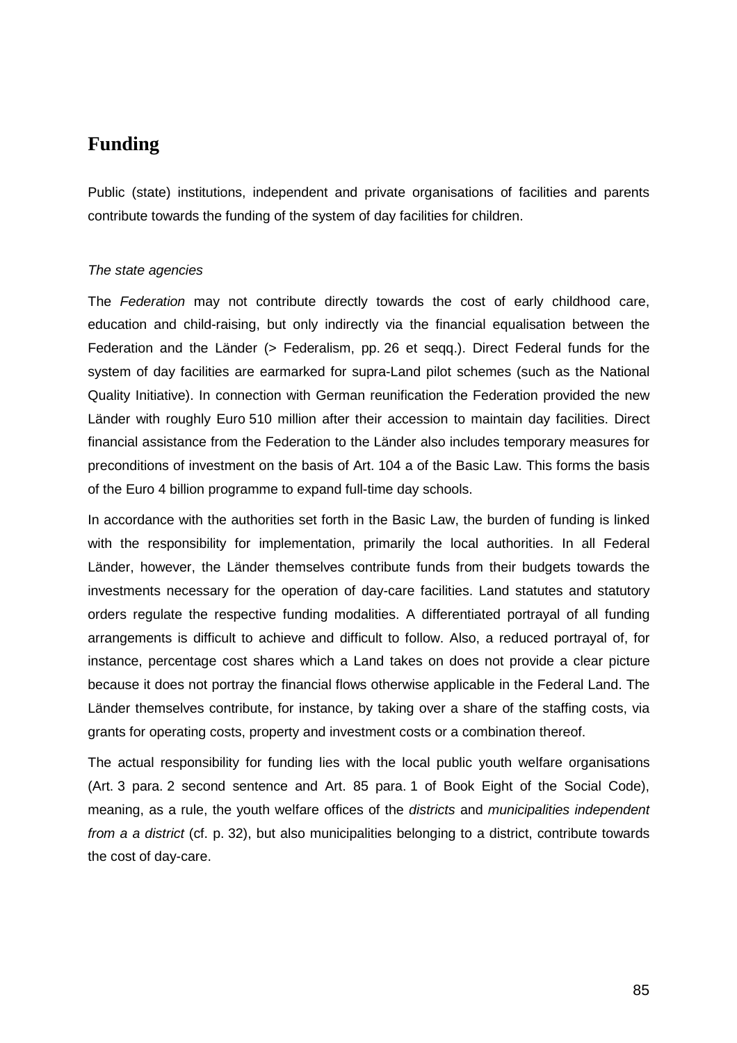## Funding

Public (state) institutions, independent and private organisations of facilities and parents contribute towards the funding of the system of day facilities for children.

*The state agencies*

The *Federation* may not contribute directly towards the cost of early childhood care, education and child-raising, but only indirectly via the financial equalisation between the Federation and the Länder (> Federalism, pp. 26 et seqq.). Direct Federal funds for the system of day facilities are earmarked for supra-Land pilot schemes (such as the National Quality Initiative). In connection with German reunification the Federation provided the new Länder with roughly Euro 510 million after their accession to maintain day facilities. Direct financial assistance from the Federation to the Länder also includes temporary measures for preconditions of investment on the basis of Art. 104 a of the Basic Law. This forms the basis of the Euro 4 billion programme to expand full-time day schools.

In accordance with the authorities set forth in the Basic Law, the burden of funding is linked with the responsibility for implementation, primarily the local authorities. In all Federal Länder, however, the Länder themselves contribute funds from their budgets towards the investments necessary for the operation of day-care facilities. Land statutes and statutory orders regulate the respective funding modalities. A differentiated portrayal of all funding arrangements is difficult to achieve and difficult to follow. Also, a reduced portrayal of, for instance, percentage cost shares which a Land takes on does not provide a clear picture because it does not portray the financial flows otherwise applicable in the Federal Land. The Länder themselves contribute, for instance, by taking over a share of the staffing costs, via grants for operating costs, property and investment costs or a combination thereof.

The actual responsibility for funding lies with the local public youth welfare organisations (Art. 3 para. 2 second sentence and Art. 85 para. 1 of Book Eight of the Social Code), meaning, as a rule, the youth welfare offices of the *districts* and *municipalities independent from a a district* (cf. p. 32), but also municipalities belonging to a district, contribute towards the cost of day-care.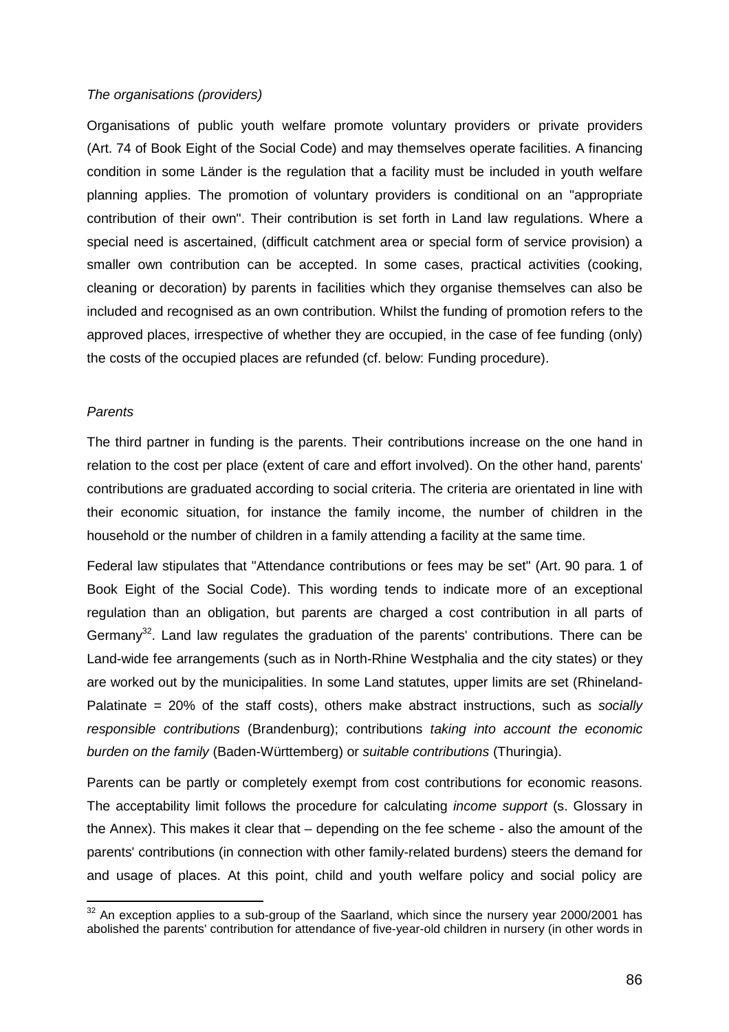*The organisations (providers)*

Organisations of public youth welfare promote voluntary providers or private providers (Art. 74 of Book Eight of the Social Code) and may themselves operate facilities. A financing condition in some Länder is the regulation that a facility must be included in youth welfare planning applies. The promotion of voluntary providers is conditional on an "appropriate contribution of their own". Their contribution is set forth in Land law regulations. Where a special need is ascertained, (difficult catchment area or special form of service provision) a smaller own contribution can be accepted. In some cases, practical activities (cooking, cleaning or decoration) by parents in facilities which they organise themselves can also be included and recognised as an own contribution. Whilst the funding of promotion refers to the approved places, irrespective of whether they are occupied, in the case of fee funding (only) the costs of the occupied places are refunded (cf. below: Funding procedure).

*Parents*

The third partner in funding is the parents. Their contributions increase on the one hand in relation to the cost per place (extent of care and effort involved). On the other hand, parents' contributions are graduated according to social criteria. The criteria are orientated in line with their economic situation, for instance the family income, the number of children in the household or the number of children in a family attending a facility at the same time.

Federal law stipulates that "Attendance contributions or fees may be set" (Art. 90 para. 1 of Book Eight of the Social Code). This wording tends to indicate more of an exceptional regulation than an obligation, but parents are charged a cost contribution in all parts of Germany[32]. Land law regulates the graduation of the parents' contributions. There can be Land-wide fee arrangements (such as in North-Rhine Westphalia and the city states) or they are worked out by the municipalities. In some Land statutes, upper limits are set (Rhineland-Palatinate = 20% of the staff costs), others make abstract instructions, such as *socially responsible contributions* (Brandenburg); contributions *taking into account the economic burden on the family* (Baden-Württemberg) or *suitable contributions* (Thuringia).

Parents can be partly or completely exempt from cost contributions for economic reasons. The acceptability limit follows the procedure for calculating *income support* (s. Glossary in the Annex). This makes it clear that – depending on the fee scheme - also the amount of the parents' contributions (in connection with other family-related burdens) steers the demand for and usage of places. At this point, child and youth welfare policy and social policy are

[32] An exception applies to a sub-group of the Saarland, which since the nursery year 2000/2001 has abolished the parents' contribution for attendance of five-year-old children in nursery (in other words in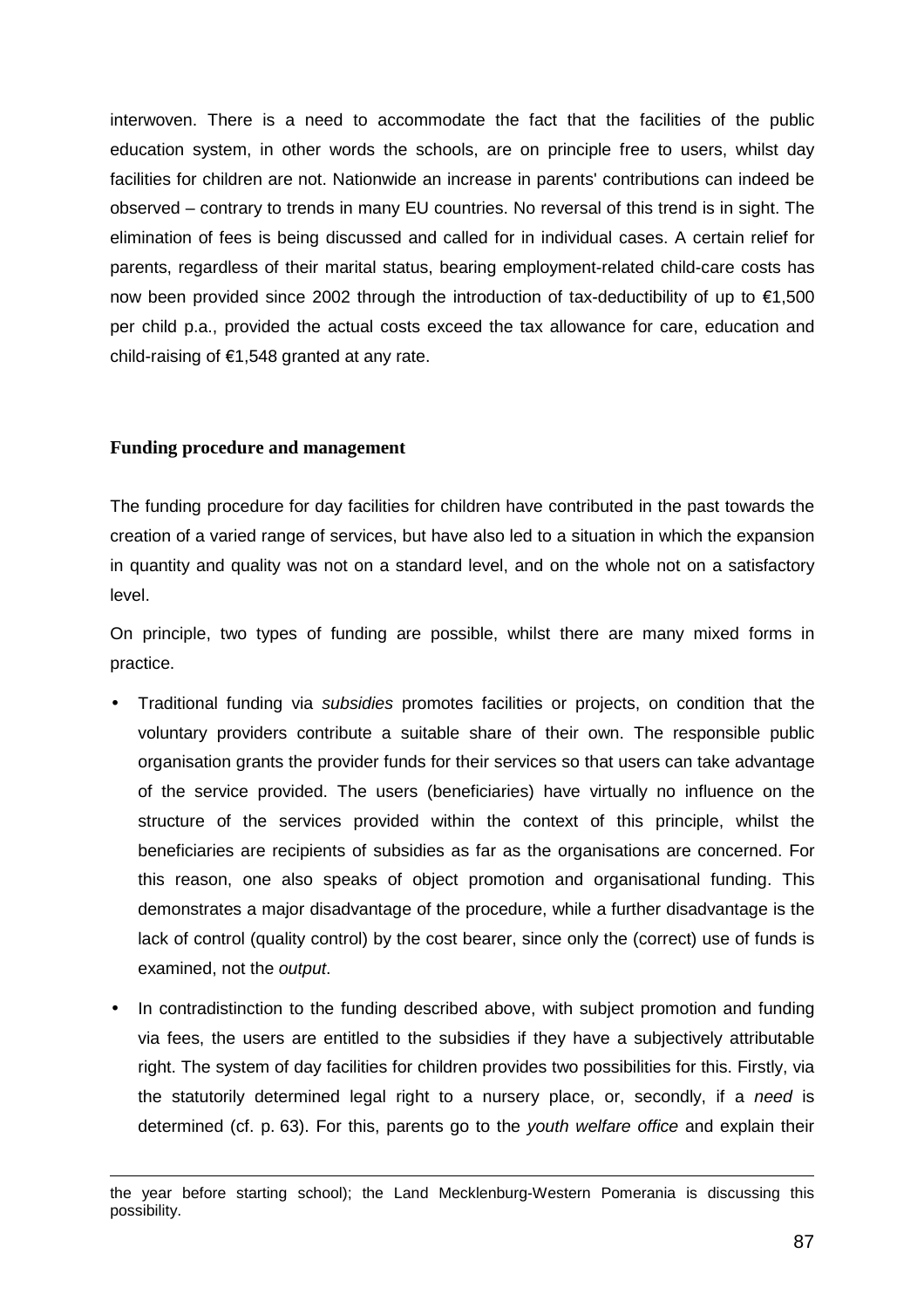interwoven. There is a need to accommodate the fact that the facilities of the public education system, in other words the schools, are on principle free to users, whilst day facilities for children are not. Nationwide an increase in parents' contributions can indeed be observed – contrary to trends in many EU countries. No reversal of this trend is in sight. The elimination of fees is being discussed and called for in individual cases. A certain relief for parents, regardless of their marital status, bearing employment-related child-care costs has now been provided since 2002 through the introduction of tax-deductibility of up to €1,500 per child p.a., provided the actual costs exceed the tax allowance for care, education and child-raising of €1,548 granted at any rate.

### Funding procedure and management

The funding procedure for day facilities for children have contributed in the past towards the creation of a varied range of services, but have also led to a situation in which the expansion in quantity and quality was not on a standard level, and on the whole not on a satisfactory level.

On principle, two types of funding are possible, whilst there are many mixed forms in practice.

- Traditional funding via *subsidies* promotes facilities or projects, on condition that the voluntary providers contribute a suitable share of their own. The responsible public organisation grants the provider funds for their services so that users can take advantage of the service provided. The users (beneficiaries) have virtually no influence on the structure of the services provided within the context of this principle, whilst the beneficiaries are recipients of subsidies as far as the organisations are concerned. For this reason, one also speaks of object promotion and organisational funding. This demonstrates a major disadvantage of the procedure, while a further disadvantage is the lack of control (quality control) by the cost bearer, since only the (correct) use of funds is examined, not the *output*.
- In contradistinction to the funding described above, with subject promotion and funding via fees, the users are entitled to the subsidies if they have a subjectively attributable right. The system of day facilities for children provides two possibilities for this. Firstly, via the statutorily determined legal right to a nursery place, or, secondly, if a *need* is determined (cf. p. 63). For this, parents go to the *youth welfare office* and explain their

---

the year before starting school); the Land Mecklenburg-Western Pomerania is discussing this possibility.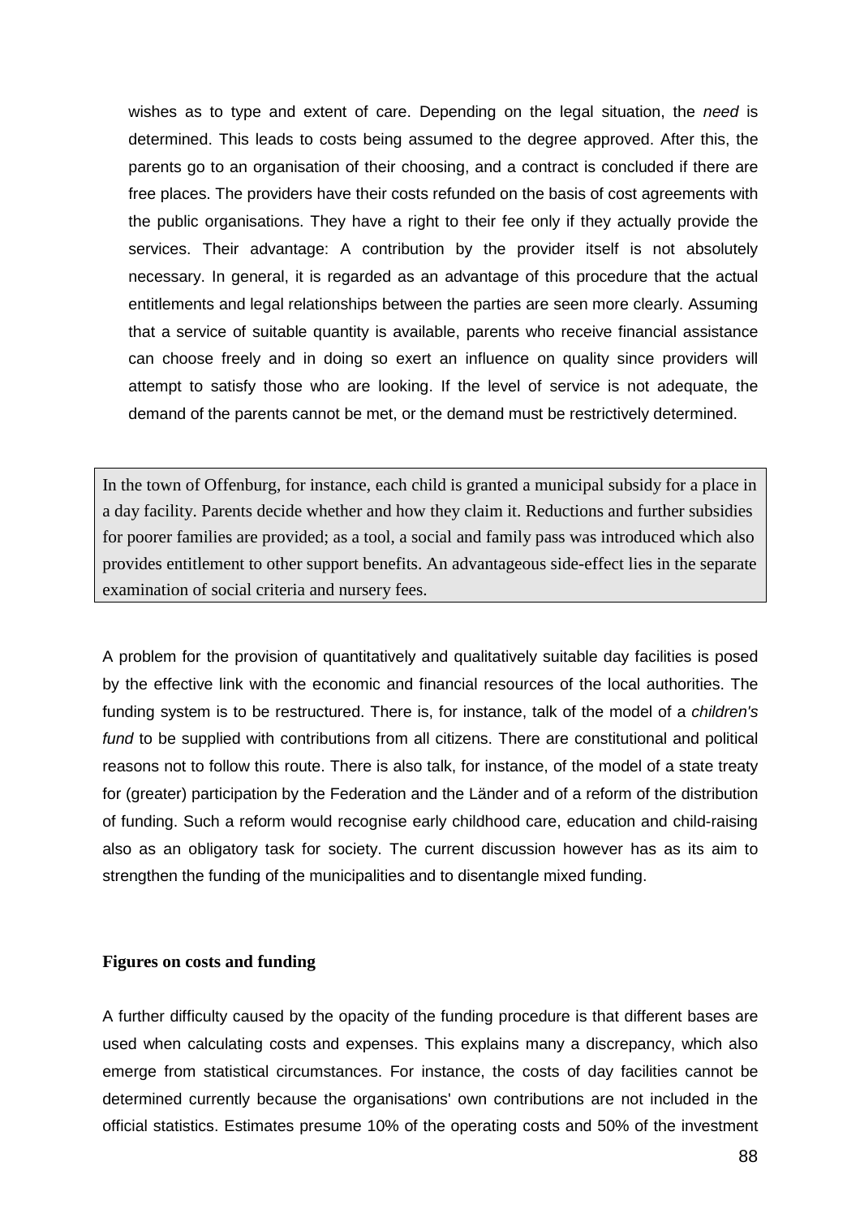wishes as to type and extent of care. Depending on the legal situation, the *need* is determined. This leads to costs being assumed to the degree approved. After this, the parents go to an organisation of their choosing, and a contract is concluded if there are free places. The providers have their costs refunded on the basis of cost agreements with the public organisations. They have a right to their fee only if they actually provide the services. Their advantage: A contribution by the provider itself is not absolutely necessary. In general, it is regarded as an advantage of this procedure that the actual entitlements and legal relationships between the parties are seen more clearly. Assuming that a service of suitable quantity is available, parents who receive financial assistance can choose freely and in doing so exert an influence on quality since providers will attempt to satisfy those who are looking. If the level of service is not adequate, the demand of the parents cannot be met, or the demand must be restrictively determined.

> In the town of Offenburg, for instance, each child is granted a municipal subsidy for a place in a day facility. Parents decide whether and how they claim it. Reductions and further subsidies for poorer families are provided; as a tool, a social and family pass was introduced which also provides entitlement to other support benefits. An advantageous side-effect lies in the separate examination of social criteria and nursery fees.

A problem for the provision of quantitatively and qualitatively suitable day facilities is posed by the effective link with the economic and financial resources of the local authorities. The funding system is to be restructured. There is, for instance, talk of the model of a *children's fund* to be supplied with contributions from all citizens. There are constitutional and political reasons not to follow this route. There is also talk, for instance, of the model of a state treaty for (greater) participation by the Federation and the Länder and of a reform of the distribution of funding. Such a reform would recognise early childhood care, education and child-raising also as an obligatory task for society. The current discussion however has as its aim to strengthen the funding of the municipalities and to disentangle mixed funding.

**Figures on costs and funding**

A further difficulty caused by the opacity of the funding procedure is that different bases are used when calculating costs and expenses. This explains many a discrepancy, which also emerge from statistical circumstances. For instance, the costs of day facilities cannot be determined currently because the organisations' own contributions are not included in the official statistics. Estimates presume 10% of the operating costs and 50% of the investment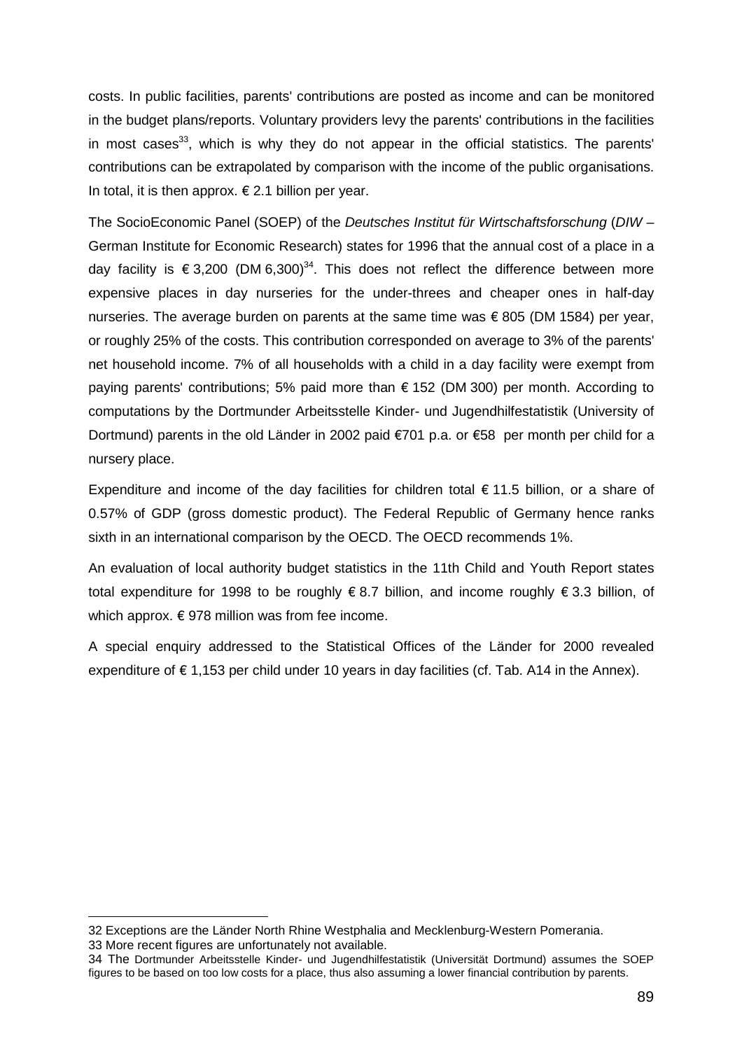costs. In public facilities, parents' contributions are posted as income and can be monitored in the budget plans/reports. Voluntary providers levy the parents' contributions in the facilities in most cases[33], which is why they do not appear in the official statistics. The parents' contributions can be extrapolated by comparison with the income of the public organisations. In total, it is then approx. € 2.1 billion per year.

The SocioEconomic Panel (SOEP) of the *Deutsches Institut für Wirtschaftsforschung* (*DIW* – German Institute for Economic Research) states for 1996 that the annual cost of a place in a day facility is € 3,200 (DM 6,300)[34]. This does not reflect the difference between more expensive places in day nurseries for the under-threes and cheaper ones in half-day nurseries. The average burden on parents at the same time was € 805 (DM 1584) per year, or roughly 25% of the costs. This contribution corresponded on average to 3% of the parents' net household income. 7% of all households with a child in a day facility were exempt from paying parents' contributions; 5% paid more than € 152 (DM 300) per month. According to computations by the Dortmunder Arbeitsstelle Kinder- und Jugendhilfestatistik (University of Dortmund) parents in the old Länder in 2002 paid €701 p.a. or €58 per month per child for a nursery place.

Expenditure and income of the day facilities for children total € 11.5 billion, or a share of 0.57% of GDP (gross domestic product). The Federal Republic of Germany hence ranks sixth in an international comparison by the OECD. The OECD recommends 1%.

An evaluation of local authority budget statistics in the 11th Child and Youth Report states total expenditure for 1998 to be roughly € 8.7 billion, and income roughly € 3.3 billion, of which approx. € 978 million was from fee income.

A special enquiry addressed to the Statistical Offices of the Länder for 2000 revealed expenditure of € 1,153 per child under 10 years in day facilities (cf. Tab. A14 in the Annex).

---

32 Exceptions are the Länder North Rhine Westphalia and Mecklenburg-Western Pomerania.

33 More recent figures are unfortunately not available.

34 The Dortmunder Arbeitsstelle Kinder- und Jugendhilfestatistik (Universität Dortmund) assumes the SOEP figures to be based on too low costs for a place, thus also assuming a lower financial contribution by parents.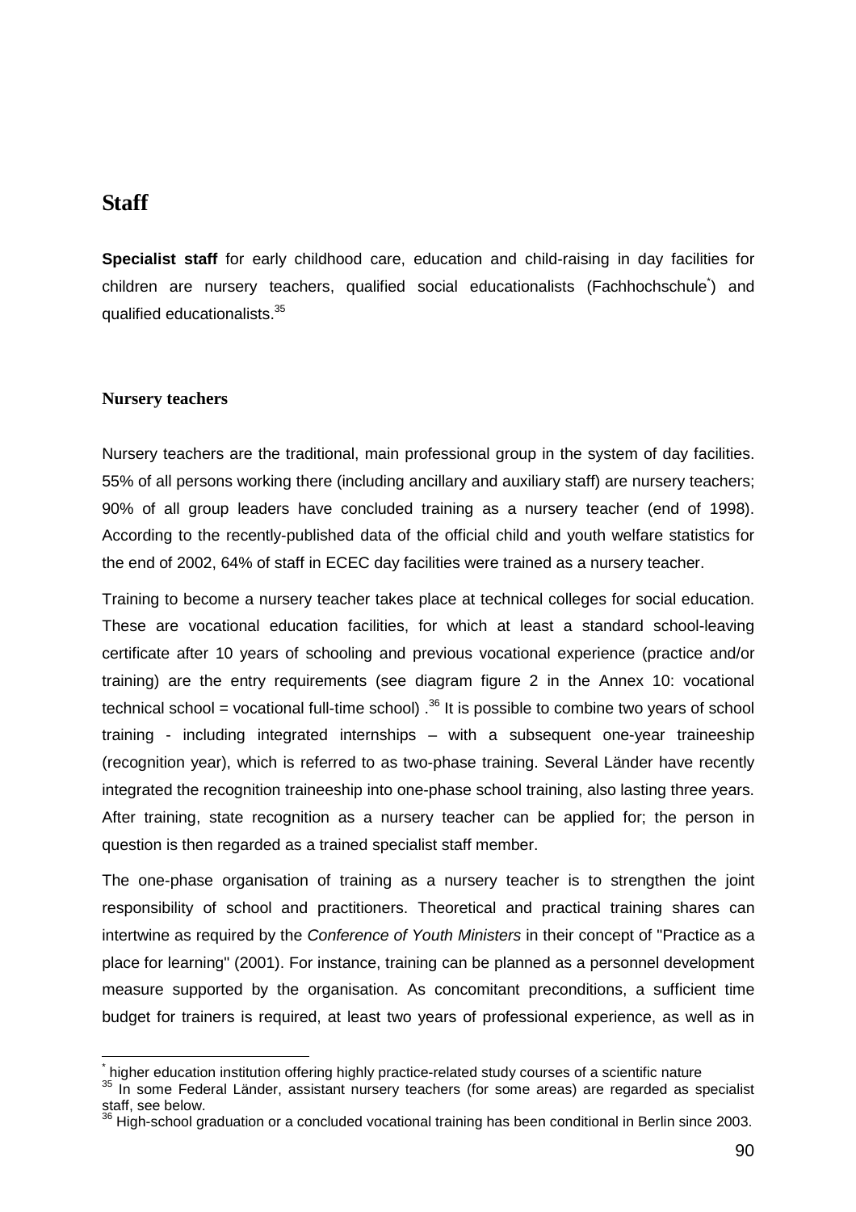# Staff

**Specialist staff** for early childhood care, education and child-raising in day facilities for children are nursery teachers, qualified social educationalists (Fachhochschule[*]) and qualified educationalists.[35]

## Nursery teachers

Nursery teachers are the traditional, main professional group in the system of day facilities. 55% of all persons working there (including ancillary and auxiliary staff) are nursery teachers; 90% of all group leaders have concluded training as a nursery teacher (end of 1998). According to the recently-published data of the official child and youth welfare statistics for the end of 2002, 64% of staff in ECEC day facilities were trained as a nursery teacher.

Training to become a nursery teacher takes place at technical colleges for social education. These are vocational education facilities, for which at least a standard school-leaving certificate after 10 years of schooling and previous vocational experience (practice and/or training) are the entry requirements (see diagram figure 2 in the Annex 10: vocational technical school = vocational full-time school) .[36] It is possible to combine two years of school training - including integrated internships – with a subsequent one-year traineeship (recognition year), which is referred to as two-phase training. Several Länder have recently integrated the recognition traineeship into one-phase school training, also lasting three years. After training, state recognition as a nursery teacher can be applied for; the person in question is then regarded as a trained specialist staff member.

The one-phase organisation of training as a nursery teacher is to strengthen the joint responsibility of school and practitioners. Theoretical and practical training shares can intertwine as required by the *Conference of Youth Ministers* in their concept of "Practice as a place for learning" (2001). For instance, training can be planned as a personnel development measure supported by the organisation. As concomitant preconditions, a sufficient time budget for trainers is required, at least two years of professional experience, as well as in

---

[*] higher education institution offering highly practice-related study courses of a scientific nature

[35] In some Federal Länder, assistant nursery teachers (for some areas) are regarded as specialist staff, see below.

[36] High-school graduation or a concluded vocational training has been conditional in Berlin since 2003.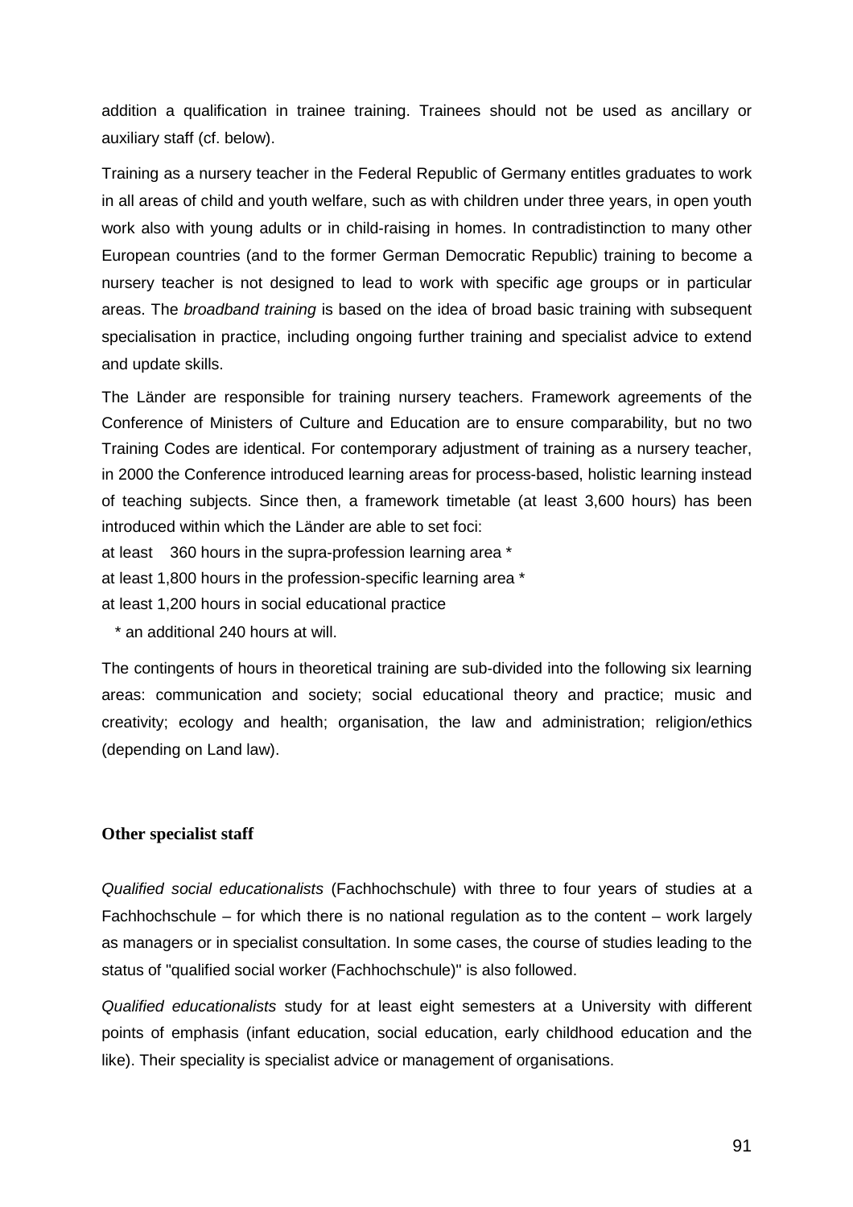addition a qualification in trainee training. Trainees should not be used as ancillary or auxiliary staff (cf. below).

Training as a nursery teacher in the Federal Republic of Germany entitles graduates to work in all areas of child and youth welfare, such as with children under three years, in open youth work also with young adults or in child-raising in homes. In contradistinction to many other European countries (and to the former German Democratic Republic) training to become a nursery teacher is not designed to lead to work with specific age groups or in particular areas. The *broadband training* is based on the idea of broad basic training with subsequent specialisation in practice, including ongoing further training and specialist advice to extend and update skills.

The Länder are responsible for training nursery teachers. Framework agreements of the Conference of Ministers of Culture and Education are to ensure comparability, but no two Training Codes are identical. For contemporary adjustment of training as a nursery teacher, in 2000 the Conference introduced learning areas for process-based, holistic learning instead of teaching subjects. Since then, a framework timetable (at least 3,600 hours) has been introduced within which the Länder are able to set foci:

at least 360 hours in the supra-profession learning area *
at least 1,800 hours in the profession-specific learning area *
at least 1,200 hours in social educational practice

\* an additional 240 hours at will.

The contingents of hours in theoretical training are sub-divided into the following six learning areas: communication and society; social educational theory and practice; music and creativity; ecology and health; organisation, the law and administration; religion/ethics (depending on Land law).

**Other specialist staff**

*Qualified social educationalists* (Fachhochschule) with three to four years of studies at a Fachhochschule – for which there is no national regulation as to the content – work largely as managers or in specialist consultation. In some cases, the course of studies leading to the status of "qualified social worker (Fachhochschule)" is also followed.

*Qualified educationalists* study for at least eight semesters at a University with different points of emphasis (infant education, social education, early childhood education and the like). Their speciality is specialist advice or management of organisations.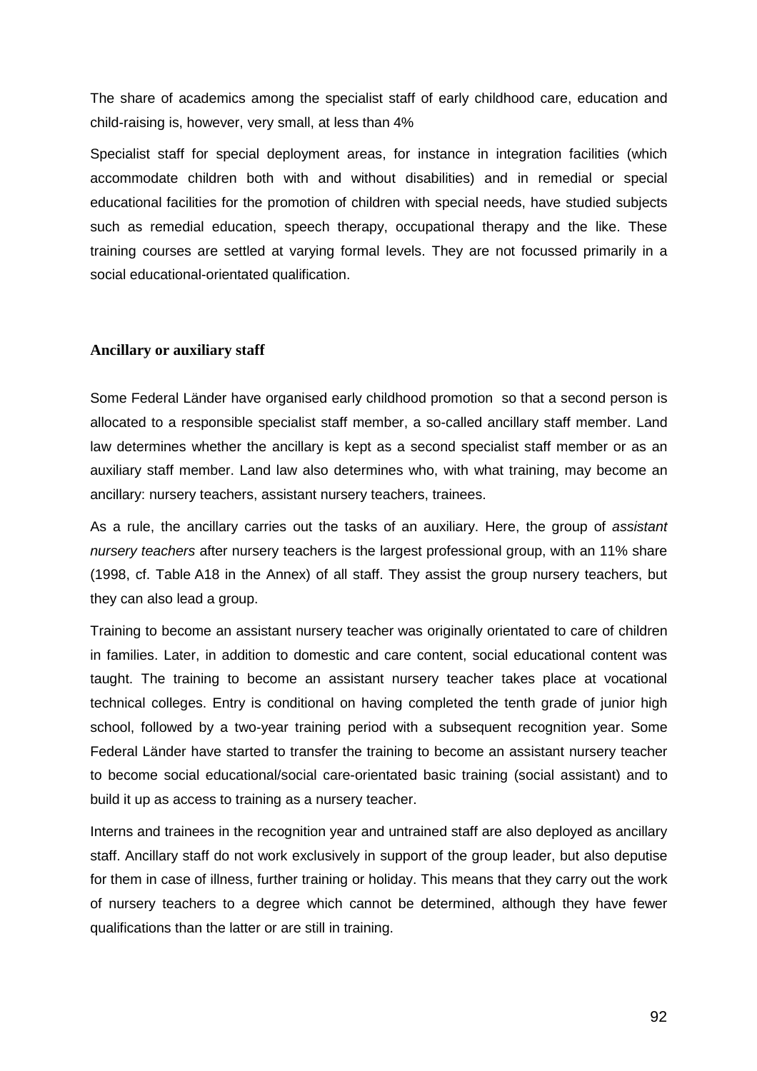The share of academics among the specialist staff of early childhood care, education and child-raising is, however, very small, at less than 4%

Specialist staff for special deployment areas, for instance in integration facilities (which accommodate children both with and without disabilities) and in remedial or special educational facilities for the promotion of children with special needs, have studied subjects such as remedial education, speech therapy, occupational therapy and the like. These training courses are settled at varying formal levels. They are not focussed primarily in a social educational-orientated qualification.

### Ancillary or auxiliary staff

Some Federal Länder have organised early childhood promotion so that a second person is allocated to a responsible specialist staff member, a so-called ancillary staff member. Land law determines whether the ancillary is kept as a second specialist staff member or as an auxiliary staff member. Land law also determines who, with what training, may become an ancillary: nursery teachers, assistant nursery teachers, trainees.

As a rule, the ancillary carries out the tasks of an auxiliary. Here, the group of *assistant nursery teachers* after nursery teachers is the largest professional group, with an 11% share (1998, cf. Table A18 in the Annex) of all staff. They assist the group nursery teachers, but they can also lead a group.

Training to become an assistant nursery teacher was originally orientated to care of children in families. Later, in addition to domestic and care content, social educational content was taught. The training to become an assistant nursery teacher takes place at vocational technical colleges. Entry is conditional on having completed the tenth grade of junior high school, followed by a two-year training period with a subsequent recognition year. Some Federal Länder have started to transfer the training to become an assistant nursery teacher to become social educational/social care-orientated basic training (social assistant) and to build it up as access to training as a nursery teacher.

Interns and trainees in the recognition year and untrained staff are also deployed as ancillary staff. Ancillary staff do not work exclusively in support of the group leader, but also deputise for them in case of illness, further training or holiday. This means that they carry out the work of nursery teachers to a degree which cannot be determined, although they have fewer qualifications than the latter or are still in training.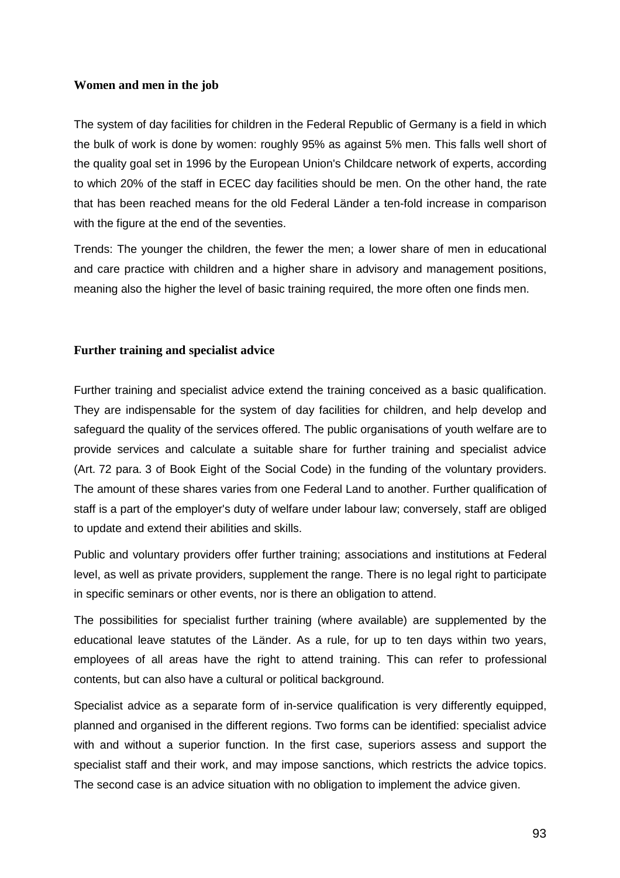## Women and men in the job

The system of day facilities for children in the Federal Republic of Germany is a field in which the bulk of work is done by women: roughly 95% as against 5% men. This falls well short of the quality goal set in 1996 by the European Union's Childcare network of experts, according to which 20% of the staff in ECEC day facilities should be men. On the other hand, the rate that has been reached means for the old Federal Länder a ten-fold increase in comparison with the figure at the end of the seventies.

Trends: The younger the children, the fewer the men; a lower share of men in educational and care practice with children and a higher share in advisory and management positions, meaning also the higher the level of basic training required, the more often one finds men.

## Further training and specialist advice

Further training and specialist advice extend the training conceived as a basic qualification. They are indispensable for the system of day facilities for children, and help develop and safeguard the quality of the services offered. The public organisations of youth welfare are to provide services and calculate a suitable share for further training and specialist advice (Art. 72 para. 3 of Book Eight of the Social Code) in the funding of the voluntary providers. The amount of these shares varies from one Federal Land to another. Further qualification of staff is a part of the employer's duty of welfare under labour law; conversely, staff are obliged to update and extend their abilities and skills.

Public and voluntary providers offer further training; associations and institutions at Federal level, as well as private providers, supplement the range. There is no legal right to participate in specific seminars or other events, nor is there an obligation to attend.

The possibilities for specialist further training (where available) are supplemented by the educational leave statutes of the Länder. As a rule, for up to ten days within two years, employees of all areas have the right to attend training. This can refer to professional contents, but can also have a cultural or political background.

Specialist advice as a separate form of in-service qualification is very differently equipped, planned and organised in the different regions. Two forms can be identified: specialist advice with and without a superior function. In the first case, superiors assess and support the specialist staff and their work, and may impose sanctions, which restricts the advice topics. The second case is an advice situation with no obligation to implement the advice given.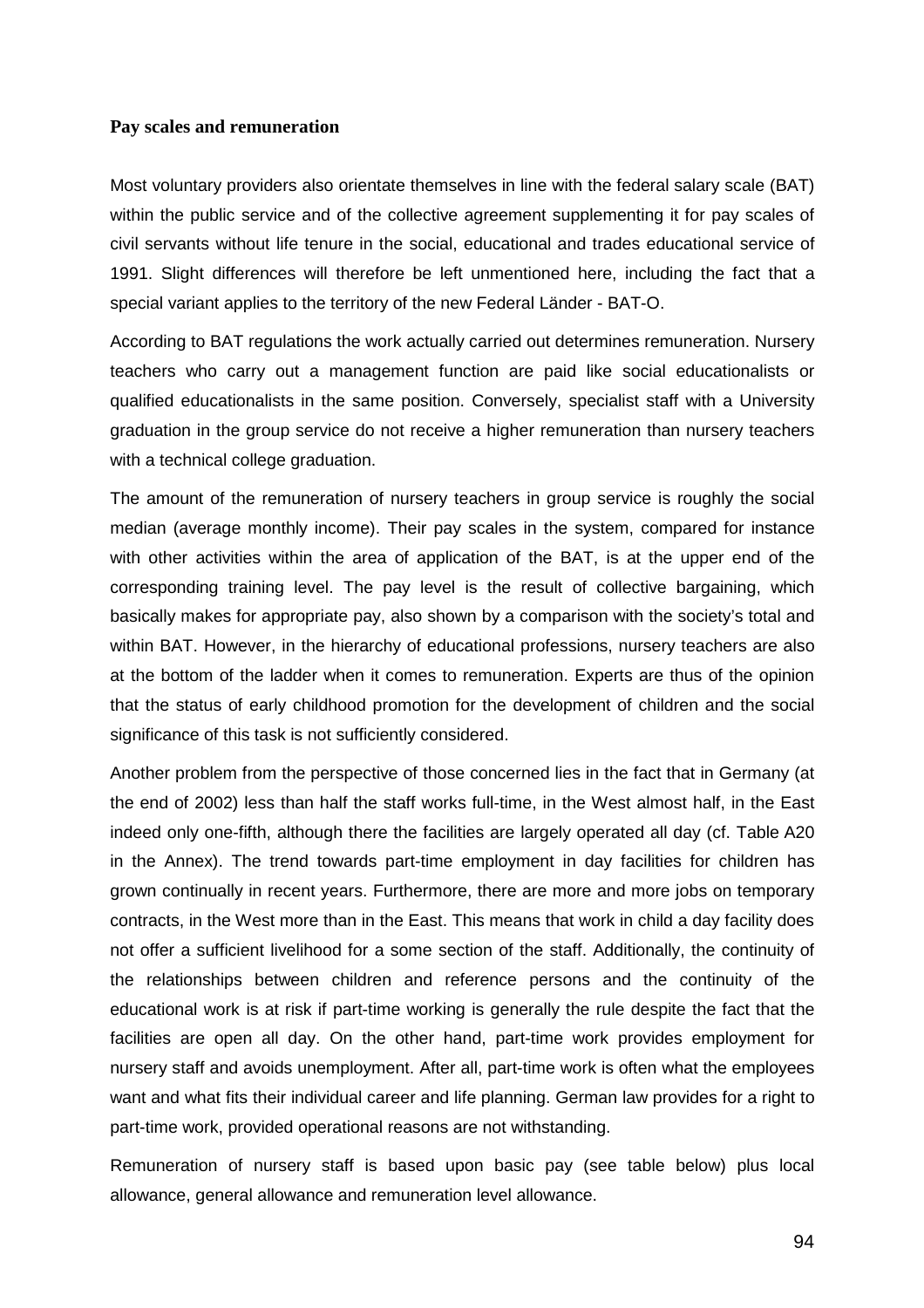### Pay scales and remuneration

Most voluntary providers also orientate themselves in line with the federal salary scale (BAT) within the public service and of the collective agreement supplementing it for pay scales of civil servants without life tenure in the social, educational and trades educational service of 1991. Slight differences will therefore be left unmentioned here, including the fact that a special variant applies to the territory of the new Federal Länder - BAT-O.

According to BAT regulations the work actually carried out determines remuneration. Nursery teachers who carry out a management function are paid like social educationalists or qualified educationalists in the same position. Conversely, specialist staff with a University graduation in the group service do not receive a higher remuneration than nursery teachers with a technical college graduation.

The amount of the remuneration of nursery teachers in group service is roughly the social median (average monthly income). Their pay scales in the system, compared for instance with other activities within the area of application of the BAT, is at the upper end of the corresponding training level. The pay level is the result of collective bargaining, which basically makes for appropriate pay, also shown by a comparison with the society's total and within BAT. However, in the hierarchy of educational professions, nursery teachers are also at the bottom of the ladder when it comes to remuneration. Experts are thus of the opinion that the status of early childhood promotion for the development of children and the social significance of this task is not sufficiently considered.

Another problem from the perspective of those concerned lies in the fact that in Germany (at the end of 2002) less than half the staff works full-time, in the West almost half, in the East indeed only one-fifth, although there the facilities are largely operated all day (cf. Table A20 in the Annex). The trend towards part-time employment in day facilities for children has grown continually in recent years. Furthermore, there are more and more jobs on temporary contracts, in the West more than in the East. This means that work in child a day facility does not offer a sufficient livelihood for a some section of the staff. Additionally, the continuity of the relationships between children and reference persons and the continuity of the educational work is at risk if part-time working is generally the rule despite the fact that the facilities are open all day. On the other hand, part-time work provides employment for nursery staff and avoids unemployment. After all, part-time work is often what the employees want and what fits their individual career and life planning. German law provides for a right to part-time work, provided operational reasons are not withstanding.

Remuneration of nursery staff is based upon basic pay (see table below) plus local allowance, general allowance and remuneration level allowance.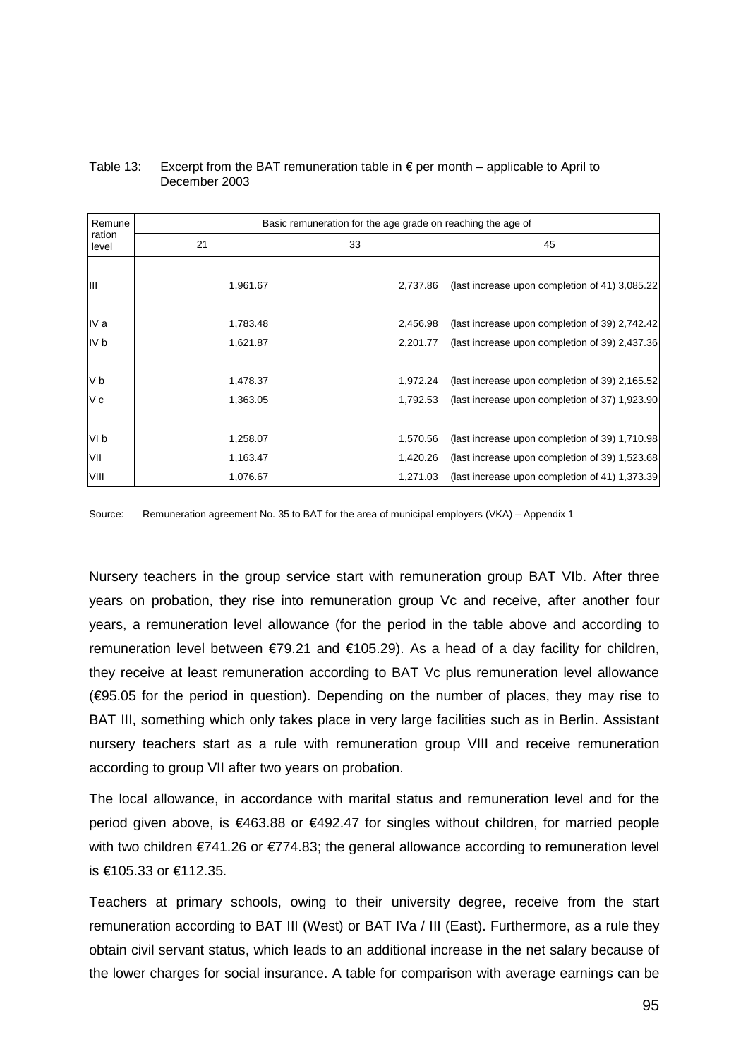Table 13: Excerpt from the BAT remuneration table in € per month – applicable to April to December 2003

| Remuneration level | Basic remuneration for the age grade on reaching the age of | | |
|---|---|---|---|
| | 21 | 33 | 45 |
| III | 1,961.67 | 2,737.86 | (last increase upon completion of 41) 3,085.22 |
| IV a | 1,783.48 | 2,456.98 | (last increase upon completion of 39) 2,742.42 |
| IV b | 1,621.87 | 2,201.77 | (last increase upon completion of 39) 2,437.36 |
| V b | 1,478.37 | 1,972.24 | (last increase upon completion of 39) 2,165.52 |
| V c | 1,363.05 | 1,792.53 | (last increase upon completion of 37) 1,923.90 |
| VI b | 1,258.07 | 1,570.56 | (last increase upon completion of 39) 1,710.98 |
| VII | 1,163.47 | 1,420.26 | (last increase upon completion of 39) 1,523.68 |
| VIII | 1,076.67 | 1,271.03 | (last increase upon completion of 41) 1,373.39 |

Source: Remuneration agreement No. 35 to BAT for the area of municipal employers (VKA) – Appendix 1

Nursery teachers in the group service start with remuneration group BAT VIb. After three years on probation, they rise into remuneration group Vc and receive, after another four years, a remuneration level allowance (for the period in the table above and according to remuneration level between €79.21 and €105.29). As a head of a day facility for children, they receive at least remuneration according to BAT Vc plus remuneration level allowance (€95.05 for the period in question). Depending on the number of places, they may rise to BAT III, something which only takes place in very large facilities such as in Berlin. Assistant nursery teachers start as a rule with remuneration group VIII and receive remuneration according to group VII after two years on probation.

The local allowance, in accordance with marital status and remuneration level and for the period given above, is €463.88 or €492.47 for singles without children, for married people with two children €741.26 or €774.83; the general allowance according to remuneration level is €105.33 or €112.35.

Teachers at primary schools, owing to their university degree, receive from the start remuneration according to BAT III (West) or BAT IVa / III (East). Furthermore, as a rule they obtain civil servant status, which leads to an additional increase in the net salary because of the lower charges for social insurance. A table for comparison with average earnings can be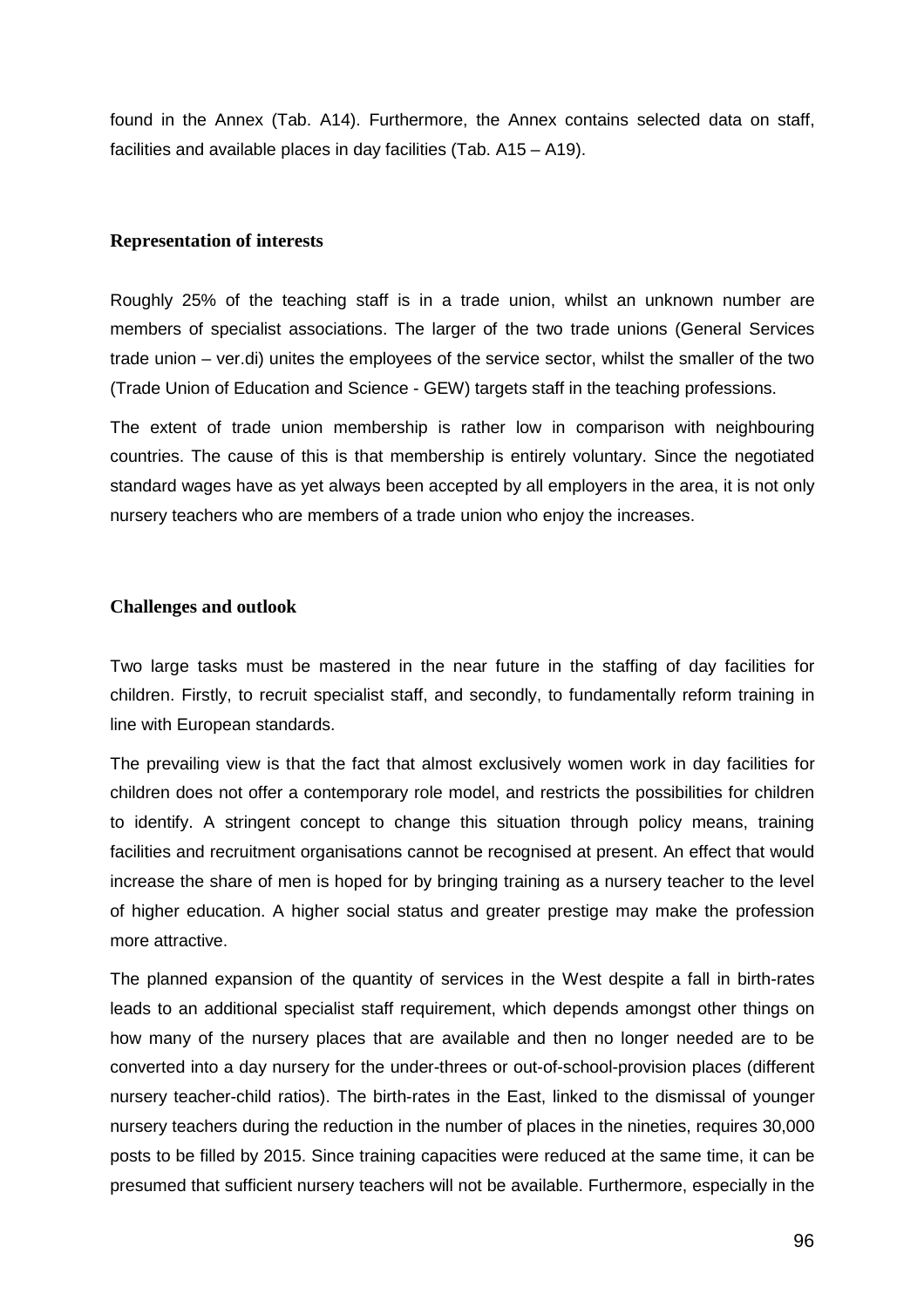found in the Annex (Tab. A14). Furthermore, the Annex contains selected data on staff, facilities and available places in day facilities (Tab. A15 – A19).

### Representation of interests

Roughly 25% of the teaching staff is in a trade union, whilst an unknown number are members of specialist associations. The larger of the two trade unions (General Services trade union – ver.di) unites the employees of the service sector, whilst the smaller of the two (Trade Union of Education and Science - GEW) targets staff in the teaching professions.

The extent of trade union membership is rather low in comparison with neighbouring countries. The cause of this is that membership is entirely voluntary. Since the negotiated standard wages have as yet always been accepted by all employers in the area, it is not only nursery teachers who are members of a trade union who enjoy the increases.

### Challenges and outlook

Two large tasks must be mastered in the near future in the staffing of day facilities for children. Firstly, to recruit specialist staff, and secondly, to fundamentally reform training in line with European standards.

The prevailing view is that the fact that almost exclusively women work in day facilities for children does not offer a contemporary role model, and restricts the possibilities for children to identify. A stringent concept to change this situation through policy means, training facilities and recruitment organisations cannot be recognised at present. An effect that would increase the share of men is hoped for by bringing training as a nursery teacher to the level of higher education. A higher social status and greater prestige may make the profession more attractive.

The planned expansion of the quantity of services in the West despite a fall in birth-rates leads to an additional specialist staff requirement, which depends amongst other things on how many of the nursery places that are available and then no longer needed are to be converted into a day nursery for the under-threes or out-of-school-provision places (different nursery teacher-child ratios). The birth-rates in the East, linked to the dismissal of younger nursery teachers during the reduction in the number of places in the nineties, requires 30,000 posts to be filled by 2015. Since training capacities were reduced at the same time, it can be presumed that sufficient nursery teachers will not be available. Furthermore, especially in the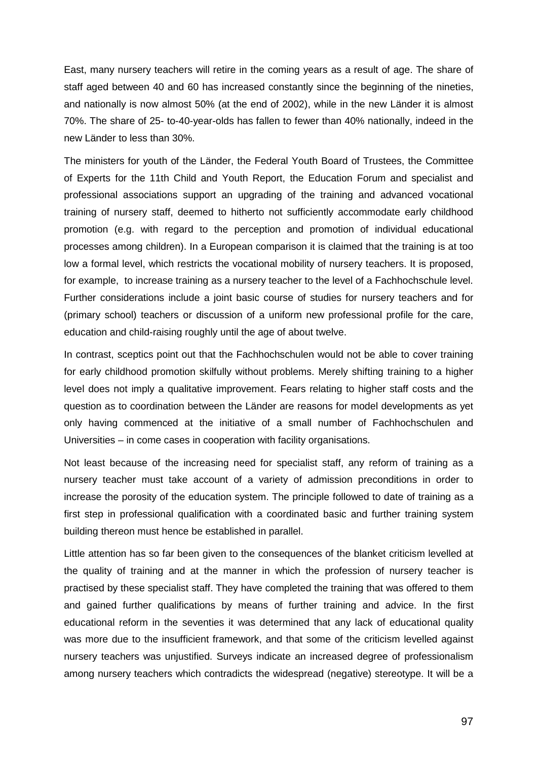East, many nursery teachers will retire in the coming years as a result of age. The share of staff aged between 40 and 60 has increased constantly since the beginning of the nineties, and nationally is now almost 50% (at the end of 2002), while in the new Länder it is almost 70%. The share of 25- to-40-year-olds has fallen to fewer than 40% nationally, indeed in the new Länder to less than 30%.

The ministers for youth of the Länder, the Federal Youth Board of Trustees, the Committee of Experts for the 11th Child and Youth Report, the Education Forum and specialist and professional associations support an upgrading of the training and advanced vocational training of nursery staff, deemed to hitherto not sufficiently accommodate early childhood promotion (e.g. with regard to the perception and promotion of individual educational processes among children). In a European comparison it is claimed that the training is at too low a formal level, which restricts the vocational mobility of nursery teachers. It is proposed, for example, to increase training as a nursery teacher to the level of a Fachhochschule level. Further considerations include a joint basic course of studies for nursery teachers and for (primary school) teachers or discussion of a uniform new professional profile for the care, education and child-raising roughly until the age of about twelve.

In contrast, sceptics point out that the Fachhochschulen would not be able to cover training for early childhood promotion skilfully without problems. Merely shifting training to a higher level does not imply a qualitative improvement. Fears relating to higher staff costs and the question as to coordination between the Länder are reasons for model developments as yet only having commenced at the initiative of a small number of Fachhochschulen and Universities – in come cases in cooperation with facility organisations.

Not least because of the increasing need for specialist staff, any reform of training as a nursery teacher must take account of a variety of admission preconditions in order to increase the porosity of the education system. The principle followed to date of training as a first step in professional qualification with a coordinated basic and further training system building thereon must hence be established in parallel.

Little attention has so far been given to the consequences of the blanket criticism levelled at the quality of training and at the manner in which the profession of nursery teacher is practised by these specialist staff. They have completed the training that was offered to them and gained further qualifications by means of further training and advice. In the first educational reform in the seventies it was determined that any lack of educational quality was more due to the insufficient framework, and that some of the criticism levelled against nursery teachers was unjustified. Surveys indicate an increased degree of professionalism among nursery teachers which contradicts the widespread (negative) stereotype. It will be a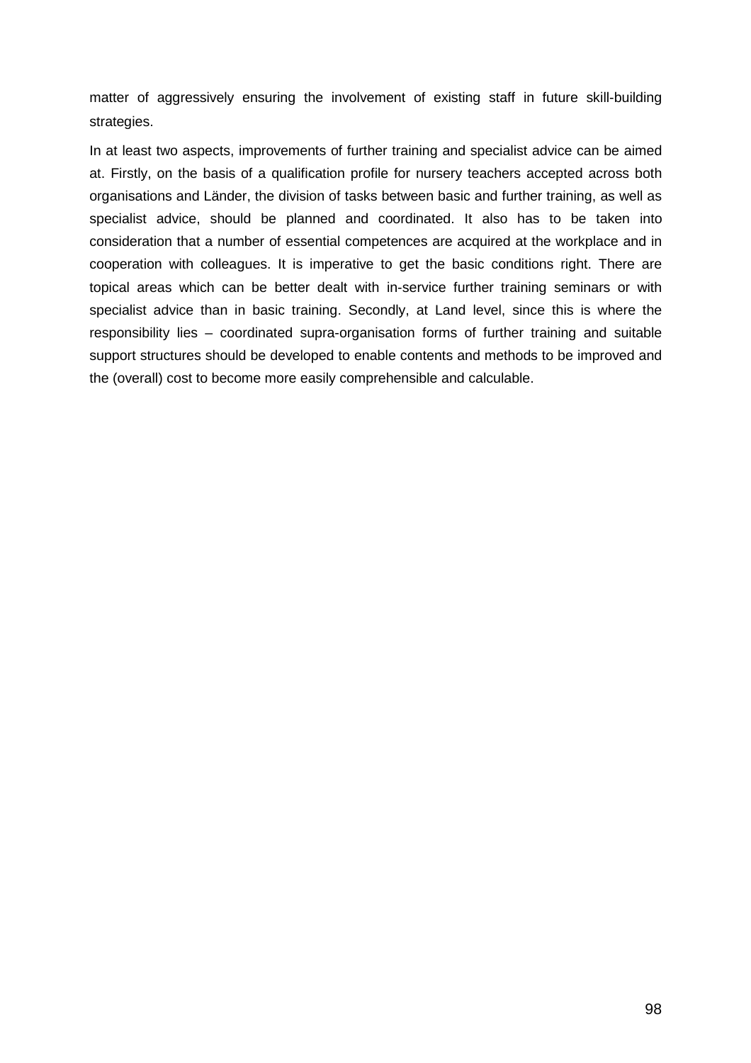matter of aggressively ensuring the involvement of existing staff in future skill-building strategies.

In at least two aspects, improvements of further training and specialist advice can be aimed at. Firstly, on the basis of a qualification profile for nursery teachers accepted across both organisations and Länder, the division of tasks between basic and further training, as well as specialist advice, should be planned and coordinated. It also has to be taken into consideration that a number of essential competences are acquired at the workplace and in cooperation with colleagues. It is imperative to get the basic conditions right. There are topical areas which can be better dealt with in-service further training seminars or with specialist advice than in basic training. Secondly, at Land level, since this is where the responsibility lies – coordinated supra-organisation forms of further training and suitable support structures should be developed to enable contents and methods to be improved and the (overall) cost to become more easily comprehensible and calculable.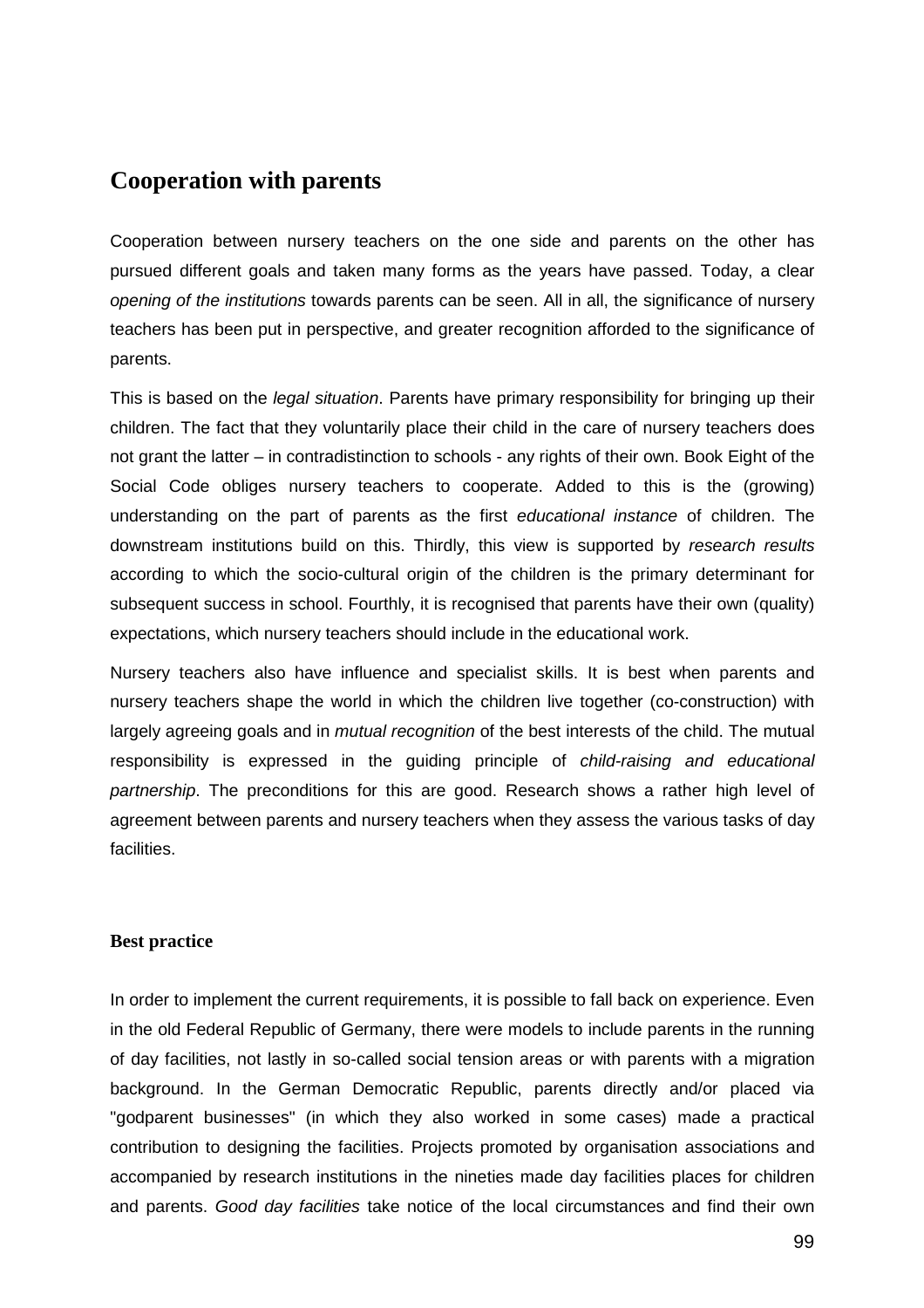## Cooperation with parents

Cooperation between nursery teachers on the one side and parents on the other has pursued different goals and taken many forms as the years have passed. Today, a clear *opening of the institutions* towards parents can be seen. All in all, the significance of nursery teachers has been put in perspective, and greater recognition afforded to the significance of parents.

This is based on the *legal situation*. Parents have primary responsibility for bringing up their children. The fact that they voluntarily place their child in the care of nursery teachers does not grant the latter – in contradistinction to schools - any rights of their own. Book Eight of the Social Code obliges nursery teachers to cooperate. Added to this is the (growing) understanding on the part of parents as the first *educational instance* of children. The downstream institutions build on this. Thirdly, this view is supported by *research results* according to which the socio-cultural origin of the children is the primary determinant for subsequent success in school. Fourthly, it is recognised that parents have their own (quality) expectations, which nursery teachers should include in the educational work.

Nursery teachers also have influence and specialist skills. It is best when parents and nursery teachers shape the world in which the children live together (co-construction) with largely agreeing goals and in *mutual recognition* of the best interests of the child. The mutual responsibility is expressed in the guiding principle of *child-raising and educational partnership*. The preconditions for this are good. Research shows a rather high level of agreement between parents and nursery teachers when they assess the various tasks of day facilities.

### Best practice

In order to implement the current requirements, it is possible to fall back on experience. Even in the old Federal Republic of Germany, there were models to include parents in the running of day facilities, not lastly in so-called social tension areas or with parents with a migration background. In the German Democratic Republic, parents directly and/or placed via "godparent businesses" (in which they also worked in some cases) made a practical contribution to designing the facilities. Projects promoted by organisation associations and accompanied by research institutions in the nineties made day facilities places for children and parents. *Good day facilities* take notice of the local circumstances and find their own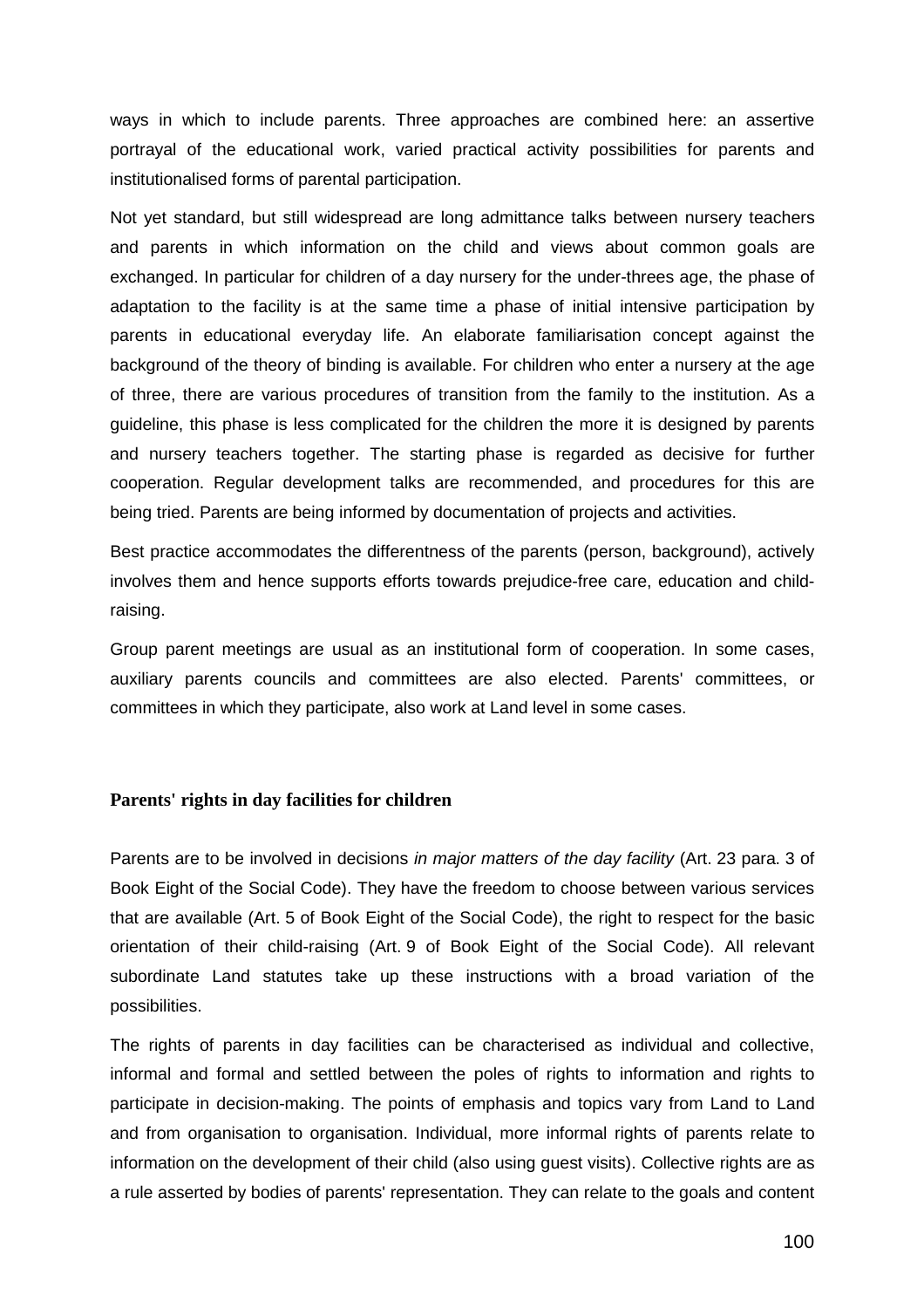ways in which to include parents. Three approaches are combined here: an assertive portrayal of the educational work, varied practical activity possibilities for parents and institutionalised forms of parental participation.

Not yet standard, but still widespread are long admittance talks between nursery teachers and parents in which information on the child and views about common goals are exchanged. In particular for children of a day nursery for the under-threes age, the phase of adaptation to the facility is at the same time a phase of initial intensive participation by parents in educational everyday life. An elaborate familiarisation concept against the background of the theory of binding is available. For children who enter a nursery at the age of three, there are various procedures of transition from the family to the institution. As a guideline, this phase is less complicated for the children the more it is designed by parents and nursery teachers together. The starting phase is regarded as decisive for further cooperation. Regular development talks are recommended, and procedures for this are being tried. Parents are being informed by documentation of projects and activities.

Best practice accommodates the differentness of the parents (person, background), actively involves them and hence supports efforts towards prejudice-free care, education and child-raising.

Group parent meetings are usual as an institutional form of cooperation. In some cases, auxiliary parents councils and committees are also elected. Parents' committees, or committees in which they participate, also work at Land level in some cases.

### Parents' rights in day facilities for children

Parents are to be involved in decisions *in major matters of the day facility* (Art. 23 para. 3 of Book Eight of the Social Code). They have the freedom to choose between various services that are available (Art. 5 of Book Eight of the Social Code), the right to respect for the basic orientation of their child-raising (Art. 9 of Book Eight of the Social Code). All relevant subordinate Land statutes take up these instructions with a broad variation of the possibilities.

The rights of parents in day facilities can be characterised as individual and collective, informal and formal and settled between the poles of rights to information and rights to participate in decision-making. The points of emphasis and topics vary from Land to Land and from organisation to organisation. Individual, more informal rights of parents relate to information on the development of their child (also using guest visits). Collective rights are as a rule asserted by bodies of parents' representation. They can relate to the goals and content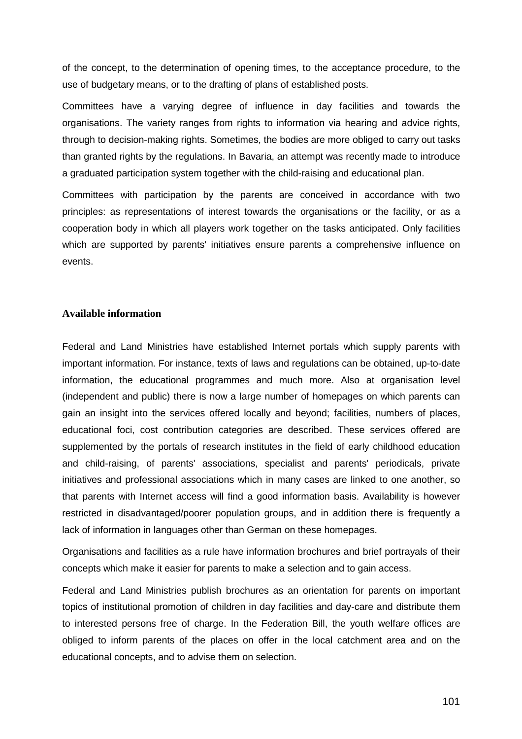of the concept, to the determination of opening times, to the acceptance procedure, to the use of budgetary means, or to the drafting of plans of established posts.

Committees have a varying degree of influence in day facilities and towards the organisations. The variety ranges from rights to information via hearing and advice rights, through to decision-making rights. Sometimes, the bodies are more obliged to carry out tasks than granted rights by the regulations. In Bavaria, an attempt was recently made to introduce a graduated participation system together with the child-raising and educational plan.

Committees with participation by the parents are conceived in accordance with two principles: as representations of interest towards the organisations or the facility, or as a cooperation body in which all players work together on the tasks anticipated. Only facilities which are supported by parents' initiatives ensure parents a comprehensive influence on events.

**Available information**

Federal and Land Ministries have established Internet portals which supply parents with important information. For instance, texts of laws and regulations can be obtained, up-to-date information, the educational programmes and much more. Also at organisation level (independent and public) there is now a large number of homepages on which parents can gain an insight into the services offered locally and beyond; facilities, numbers of places, educational foci, cost contribution categories are described. These services offered are supplemented by the portals of research institutes in the field of early childhood education and child-raising, of parents' associations, specialist and parents' periodicals, private initiatives and professional associations which in many cases are linked to one another, so that parents with Internet access will find a good information basis. Availability is however restricted in disadvantaged/poorer population groups, and in addition there is frequently a lack of information in languages other than German on these homepages.

Organisations and facilities as a rule have information brochures and brief portrayals of their concepts which make it easier for parents to make a selection and to gain access.

Federal and Land Ministries publish brochures as an orientation for parents on important topics of institutional promotion of children in day facilities and day-care and distribute them to interested persons free of charge. In the Federation Bill, the youth welfare offices are obliged to inform parents of the places on offer in the local catchment area and on the educational concepts, and to advise them on selection.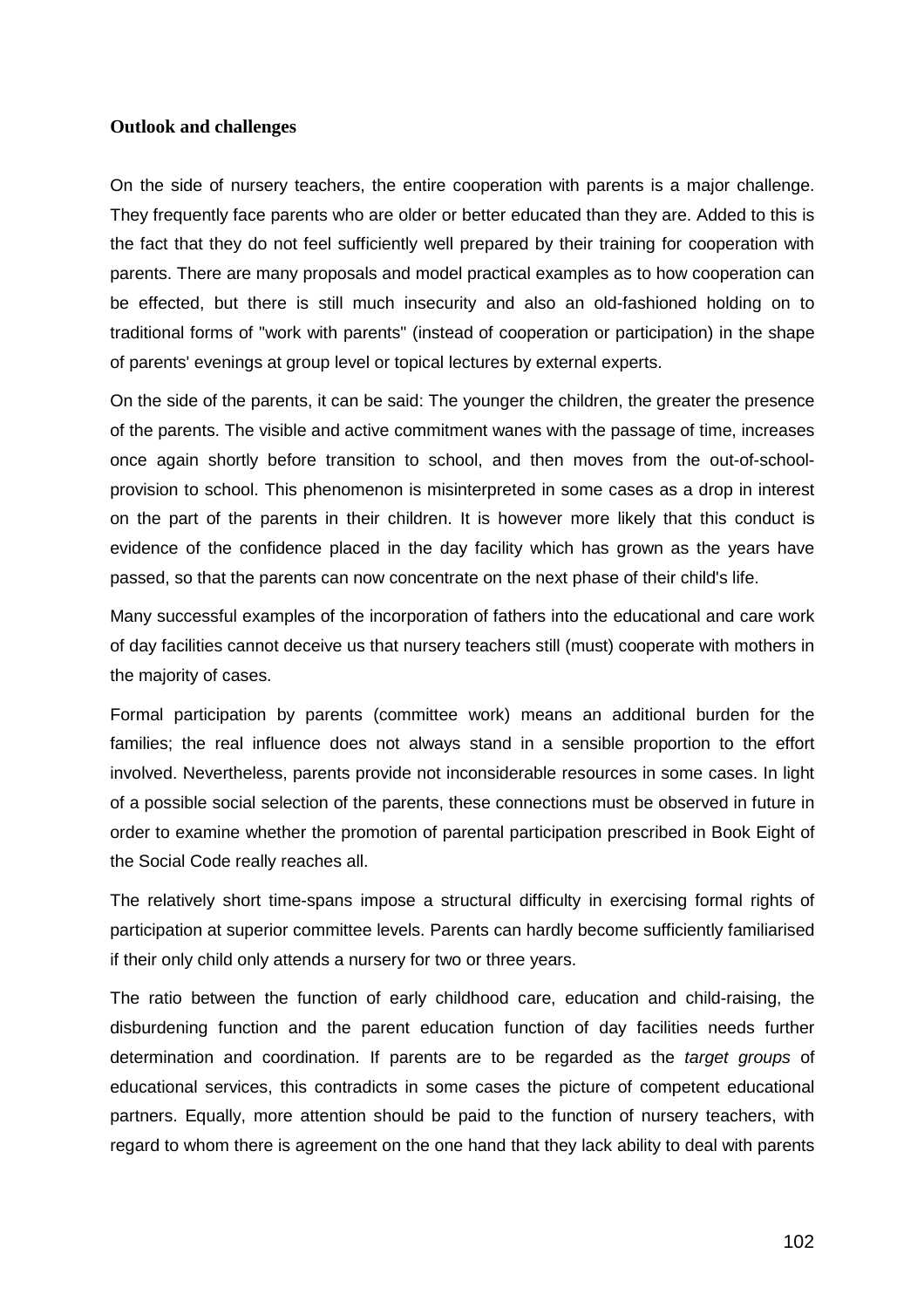**Outlook and challenges**

On the side of nursery teachers, the entire cooperation with parents is a major challenge. They frequently face parents who are older or better educated than they are. Added to this is the fact that they do not feel sufficiently well prepared by their training for cooperation with parents. There are many proposals and model practical examples as to how cooperation can be effected, but there is still much insecurity and also an old-fashioned holding on to traditional forms of "work with parents" (instead of cooperation or participation) in the shape of parents' evenings at group level or topical lectures by external experts.

On the side of the parents, it can be said: The younger the children, the greater the presence of the parents. The visible and active commitment wanes with the passage of time, increases once again shortly before transition to school, and then moves from the out-of-school-provision to school. This phenomenon is misinterpreted in some cases as a drop in interest on the part of the parents in their children. It is however more likely that this conduct is evidence of the confidence placed in the day facility which has grown as the years have passed, so that the parents can now concentrate on the next phase of their child's life.

Many successful examples of the incorporation of fathers into the educational and care work of day facilities cannot deceive us that nursery teachers still (must) cooperate with mothers in the majority of cases.

Formal participation by parents (committee work) means an additional burden for the families; the real influence does not always stand in a sensible proportion to the effort involved. Nevertheless, parents provide not inconsiderable resources in some cases. In light of a possible social selection of the parents, these connections must be observed in future in order to examine whether the promotion of parental participation prescribed in Book Eight of the Social Code really reaches all.

The relatively short time-spans impose a structural difficulty in exercising formal rights of participation at superior committee levels. Parents can hardly become sufficiently familiarised if their only child only attends a nursery for two or three years.

The ratio between the function of early childhood care, education and child-raising, the disburdening function and the parent education function of day facilities needs further determination and coordination. If parents are to be regarded as the *target groups* of educational services, this contradicts in some cases the picture of competent educational partners. Equally, more attention should be paid to the function of nursery teachers, with regard to whom there is agreement on the one hand that they lack ability to deal with parents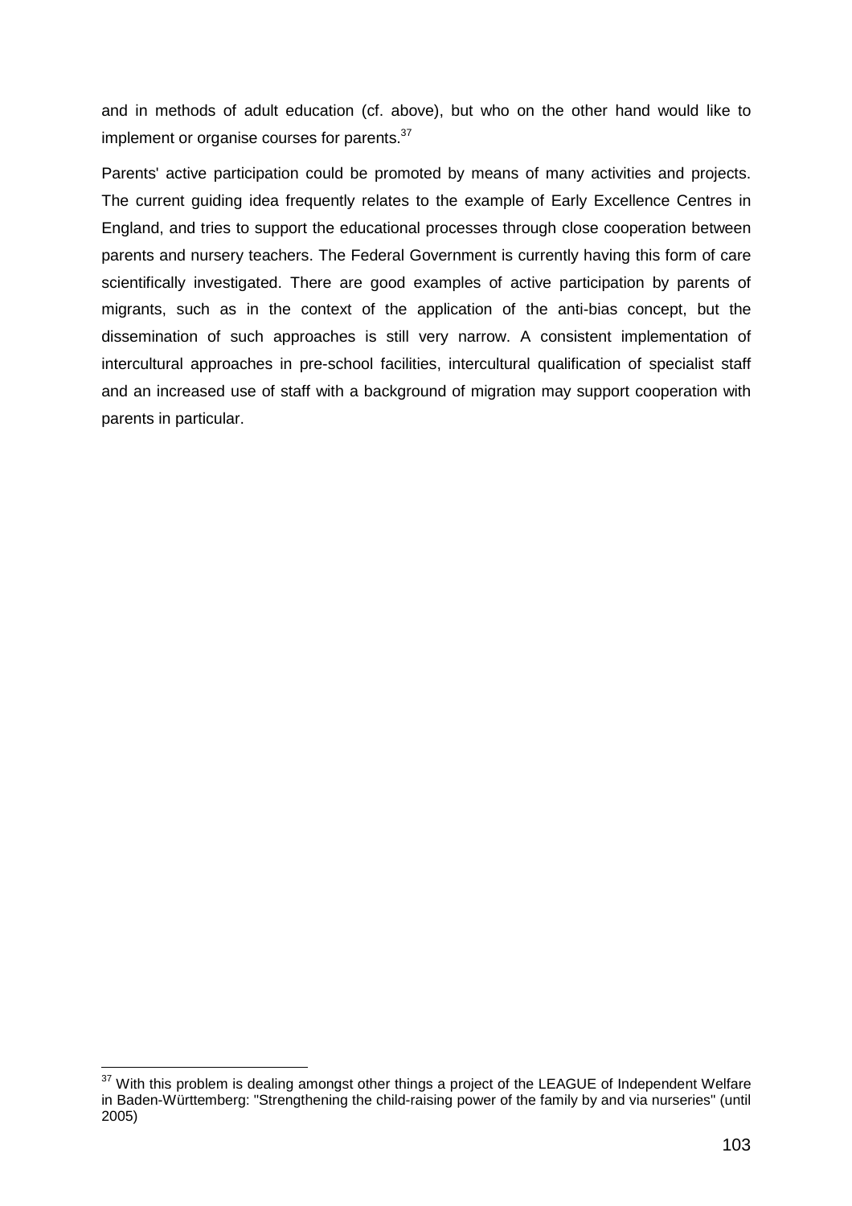and in methods of adult education (cf. above), but who on the other hand would like to implement or organise courses for parents.[37]

Parents' active participation could be promoted by means of many activities and projects. The current guiding idea frequently relates to the example of Early Excellence Centres in England, and tries to support the educational processes through close cooperation between parents and nursery teachers. The Federal Government is currently having this form of care scientifically investigated. There are good examples of active participation by parents of migrants, such as in the context of the application of the anti-bias concept, but the dissemination of such approaches is still very narrow. A consistent implementation of intercultural approaches in pre-school facilities, intercultural qualification of specialist staff and an increased use of staff with a background of migration may support cooperation with parents in particular.

---

[37] With this problem is dealing amongst other things a project of the LEAGUE of Independent Welfare in Baden-Württemberg: "Strengthening the child-raising power of the family by and via nurseries" (until 2005)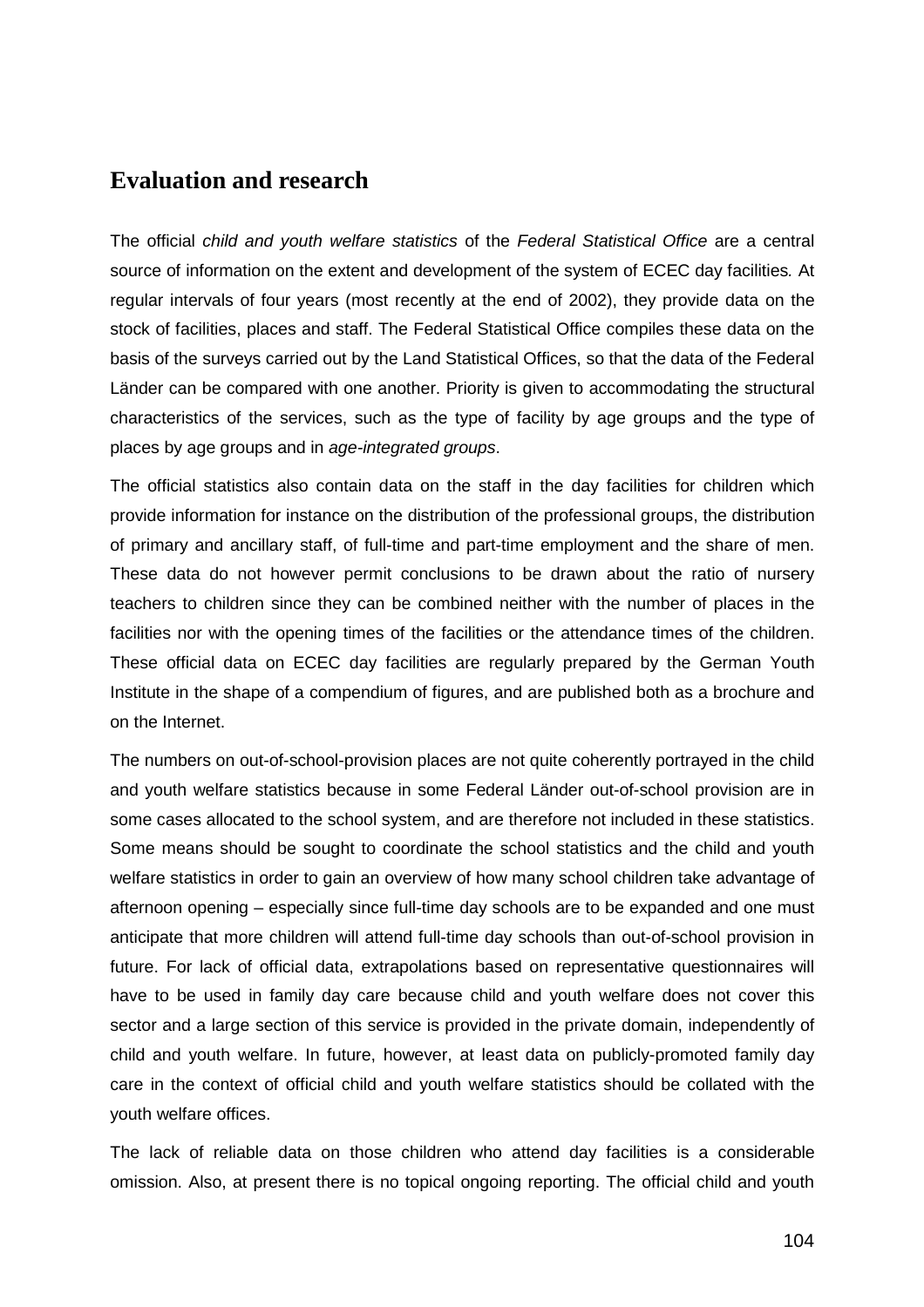## Evaluation and research

The official *child and youth welfare statistics* of the *Federal Statistical Office* are a central source of information on the extent and development of the system of ECEC day facilities. At regular intervals of four years (most recently at the end of 2002), they provide data on the stock of facilities, places and staff. The Federal Statistical Office compiles these data on the basis of the surveys carried out by the Land Statistical Offices, so that the data of the Federal Länder can be compared with one another. Priority is given to accommodating the structural characteristics of the services, such as the type of facility by age groups and the type of places by age groups and in *age-integrated groups*.

The official statistics also contain data on the staff in the day facilities for children which provide information for instance on the distribution of the professional groups, the distribution of primary and ancillary staff, of full-time and part-time employment and the share of men. These data do not however permit conclusions to be drawn about the ratio of nursery teachers to children since they can be combined neither with the number of places in the facilities nor with the opening times of the facilities or the attendance times of the children. These official data on ECEC day facilities are regularly prepared by the German Youth Institute in the shape of a compendium of figures, and are published both as a brochure and on the Internet.

The numbers on out-of-school-provision places are not quite coherently portrayed in the child and youth welfare statistics because in some Federal Länder out-of-school provision are in some cases allocated to the school system, and are therefore not included in these statistics. Some means should be sought to coordinate the school statistics and the child and youth welfare statistics in order to gain an overview of how many school children take advantage of afternoon opening – especially since full-time day schools are to be expanded and one must anticipate that more children will attend full-time day schools than out-of-school provision in future. For lack of official data, extrapolations based on representative questionnaires will have to be used in family day care because child and youth welfare does not cover this sector and a large section of this service is provided in the private domain, independently of child and youth welfare. In future, however, at least data on publicly-promoted family day care in the context of official child and youth welfare statistics should be collated with the youth welfare offices.

The lack of reliable data on those children who attend day facilities is a considerable omission. Also, at present there is no topical ongoing reporting. The official child and youth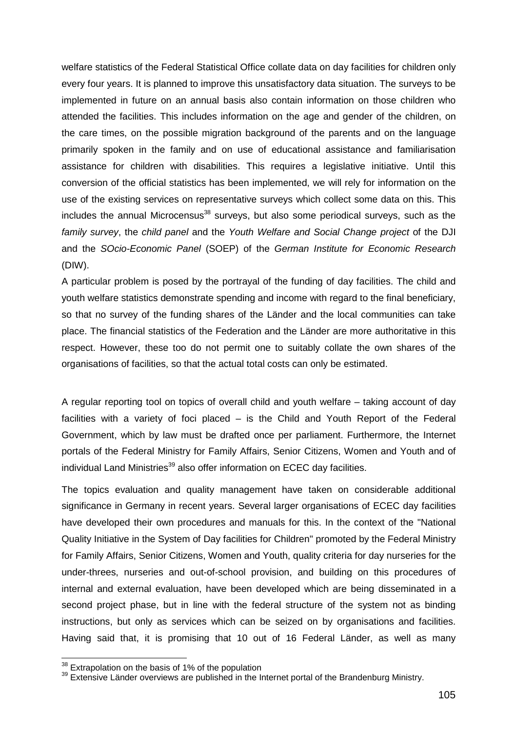welfare statistics of the Federal Statistical Office collate data on day facilities for children only every four years. It is planned to improve this unsatisfactory data situation. The surveys to be implemented in future on an annual basis also contain information on those children who attended the facilities. This includes information on the age and gender of the children, on the care times, on the possible migration background of the parents and on the language primarily spoken in the family and on use of educational assistance and familiarisation assistance for children with disabilities. This requires a legislative initiative. Until this conversion of the official statistics has been implemented, we will rely for information on the use of the existing services on representative surveys which collect some data on this. This includes the annual Microcensus[38] surveys, but also some periodical surveys, such as the *family survey*, the *child panel* and the *Youth Welfare and Social Change project* of the DJI and the *SOcio-Economic Panel* (SOEP) of the *German Institute for Economic Research* (DIW).

A particular problem is posed by the portrayal of the funding of day facilities. The child and youth welfare statistics demonstrate spending and income with regard to the final beneficiary, so that no survey of the funding shares of the Länder and the local communities can take place. The financial statistics of the Federation and the Länder are more authoritative in this respect. However, these too do not permit one to suitably collate the own shares of the organisations of facilities, so that the actual total costs can only be estimated.

A regular reporting tool on topics of overall child and youth welfare – taking account of day facilities with a variety of foci placed – is the Child and Youth Report of the Federal Government, which by law must be drafted once per parliament. Furthermore, the Internet portals of the Federal Ministry for Family Affairs, Senior Citizens, Women and Youth and of individual Land Ministries[39] also offer information on ECEC day facilities.

The topics evaluation and quality management have taken on considerable additional significance in Germany in recent years. Several larger organisations of ECEC day facilities have developed their own procedures and manuals for this. In the context of the "National Quality Initiative in the System of Day facilities for Children" promoted by the Federal Ministry for Family Affairs, Senior Citizens, Women and Youth, quality criteria for day nurseries for the under-threes, nurseries and out-of-school provision, and building on this procedures of internal and external evaluation, have been developed which are being disseminated in a second project phase, but in line with the federal structure of the system not as binding instructions, but only as services which can be seized on by organisations and facilities. Having said that, it is promising that 10 out of 16 Federal Länder, as well as many

[38] Extrapolation on the basis of 1% of the population

[39] Extensive Länder overviews are published in the Internet portal of the Brandenburg Ministry.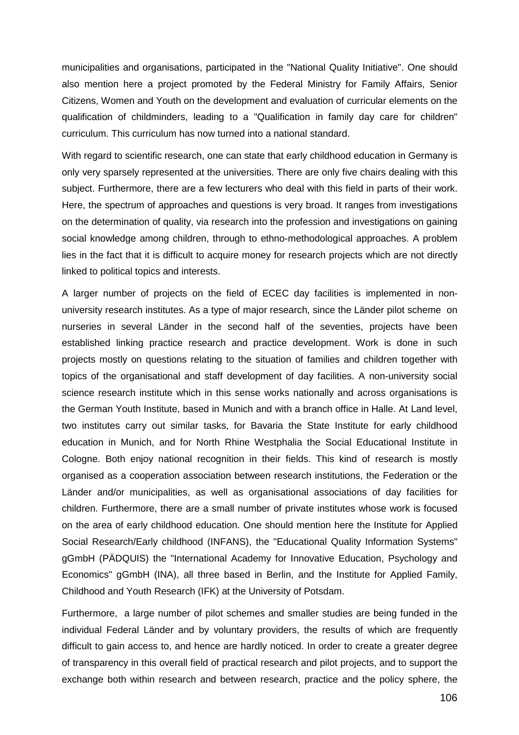municipalities and organisations, participated in the "National Quality Initiative". One should also mention here a project promoted by the Federal Ministry for Family Affairs, Senior Citizens, Women and Youth on the development and evaluation of curricular elements on the qualification of childminders, leading to a "Qualification in family day care for children" curriculum. This curriculum has now turned into a national standard.

With regard to scientific research, one can state that early childhood education in Germany is only very sparsely represented at the universities. There are only five chairs dealing with this subject. Furthermore, there are a few lecturers who deal with this field in parts of their work. Here, the spectrum of approaches and questions is very broad. It ranges from investigations on the determination of quality, via research into the profession and investigations on gaining social knowledge among children, through to ethno-methodological approaches. A problem lies in the fact that it is difficult to acquire money for research projects which are not directly linked to political topics and interests.

A larger number of projects on the field of ECEC day facilities is implemented in non-university research institutes. As a type of major research, since the Länder pilot scheme on nurseries in several Länder in the second half of the seventies, projects have been established linking practice research and practice development. Work is done in such projects mostly on questions relating to the situation of families and children together with topics of the organisational and staff development of day facilities. A non-university social science research institute which in this sense works nationally and across organisations is the German Youth Institute, based in Munich and with a branch office in Halle. At Land level, two institutes carry out similar tasks, for Bavaria the State Institute for early childhood education in Munich, and for North Rhine Westphalia the Social Educational Institute in Cologne. Both enjoy national recognition in their fields. This kind of research is mostly organised as a cooperation association between research institutions, the Federation or the Länder and/or municipalities, as well as organisational associations of day facilities for children. Furthermore, there are a small number of private institutes whose work is focused on the area of early childhood education. One should mention here the Institute for Applied Social Research/Early childhood (INFANS), the "Educational Quality Information Systems" gGmbH (PÄDQUIS) the "International Academy for Innovative Education, Psychology and Economics" gGmbH (INA), all three based in Berlin, and the Institute for Applied Family, Childhood and Youth Research (IFK) at the University of Potsdam.

Furthermore, a large number of pilot schemes and smaller studies are being funded in the individual Federal Länder and by voluntary providers, the results of which are frequently difficult to gain access to, and hence are hardly noticed. In order to create a greater degree of transparency in this overall field of practical research and pilot projects, and to support the exchange both within research and between research, practice and the policy sphere, the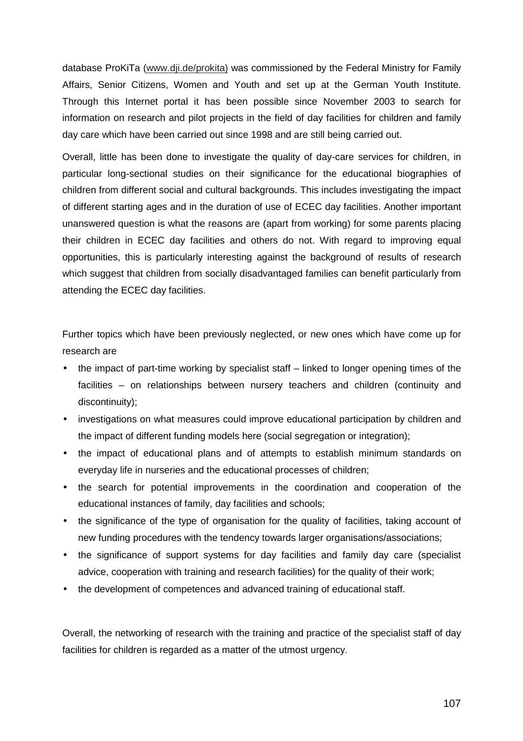database ProKiTa (www.dji.de/prokita) was commissioned by the Federal Ministry for Family Affairs, Senior Citizens, Women and Youth and set up at the German Youth Institute. Through this Internet portal it has been possible since November 2003 to search for information on research and pilot projects in the field of day facilities for children and family day care which have been carried out since 1998 and are still being carried out.

Overall, little has been done to investigate the quality of day-care services for children, in particular long-sectional studies on their significance for the educational biographies of children from different social and cultural backgrounds. This includes investigating the impact of different starting ages and in the duration of use of ECEC day facilities. Another important unanswered question is what the reasons are (apart from working) for some parents placing their children in ECEC day facilities and others do not. With regard to improving equal opportunities, this is particularly interesting against the background of results of research which suggest that children from socially disadvantaged families can benefit particularly from attending the ECEC day facilities.

Further topics which have been previously neglected, or new ones which have come up for research are

- the impact of part-time working by specialist staff – linked to longer opening times of the facilities – on relationships between nursery teachers and children (continuity and discontinuity);
- investigations on what measures could improve educational participation by children and the impact of different funding models here (social segregation or integration);
- the impact of educational plans and of attempts to establish minimum standards on everyday life in nurseries and the educational processes of children;
- the search for potential improvements in the coordination and cooperation of the educational instances of family, day facilities and schools;
- the significance of the type of organisation for the quality of facilities, taking account of new funding procedures with the tendency towards larger organisations/associations;
- the significance of support systems for day facilities and family day care (specialist advice, cooperation with training and research facilities) for the quality of their work;
- the development of competences and advanced training of educational staff.

Overall, the networking of research with the training and practice of the specialist staff of day facilities for children is regarded as a matter of the utmost urgency.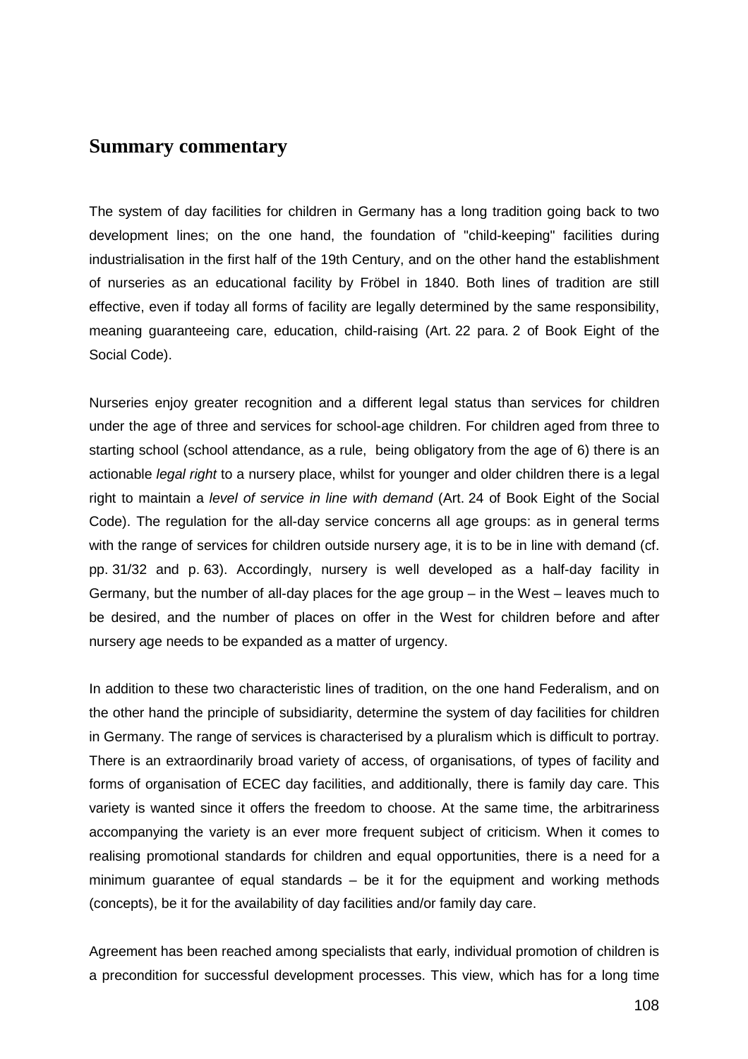## Summary commentary

The system of day facilities for children in Germany has a long tradition going back to two development lines; on the one hand, the foundation of "child-keeping" facilities during industrialisation in the first half of the 19th Century, and on the other hand the establishment of nurseries as an educational facility by Fröbel in 1840. Both lines of tradition are still effective, even if today all forms of facility are legally determined by the same responsibility, meaning guaranteeing care, education, child-raising (Art. 22 para. 2 of Book Eight of the Social Code).

Nurseries enjoy greater recognition and a different legal status than services for children under the age of three and services for school-age children. For children aged from three to starting school (school attendance, as a rule, being obligatory from the age of 6) there is an actionable *legal right* to a nursery place, whilst for younger and older children there is a legal right to maintain a *level of service in line with demand* (Art. 24 of Book Eight of the Social Code). The regulation for the all-day service concerns all age groups: as in general terms with the range of services for children outside nursery age, it is to be in line with demand (cf. pp. 31/32 and p. 63). Accordingly, nursery is well developed as a half-day facility in Germany, but the number of all-day places for the age group – in the West – leaves much to be desired, and the number of places on offer in the West for children before and after nursery age needs to be expanded as a matter of urgency.

In addition to these two characteristic lines of tradition, on the one hand Federalism, and on the other hand the principle of subsidiarity, determine the system of day facilities for children in Germany. The range of services is characterised by a pluralism which is difficult to portray. There is an extraordinarily broad variety of access, of organisations, of types of facility and forms of organisation of ECEC day facilities, and additionally, there is family day care. This variety is wanted since it offers the freedom to choose. At the same time, the arbitrariness accompanying the variety is an ever more frequent subject of criticism. When it comes to realising promotional standards for children and equal opportunities, there is a need for a minimum guarantee of equal standards – be it for the equipment and working methods (concepts), be it for the availability of day facilities and/or family day care.

Agreement has been reached among specialists that early, individual promotion of children is a precondition for successful development processes. This view, which has for a long time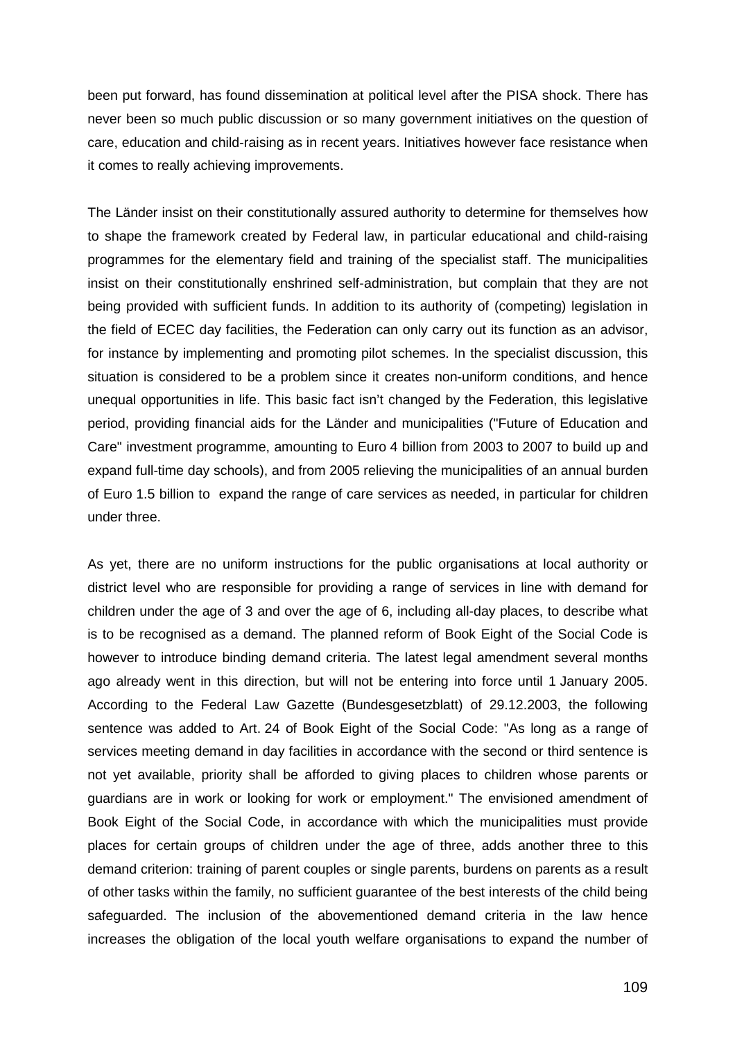been put forward, has found dissemination at political level after the PISA shock. There has never been so much public discussion or so many government initiatives on the question of care, education and child-raising as in recent years. Initiatives however face resistance when it comes to really achieving improvements.

The Länder insist on their constitutionally assured authority to determine for themselves how to shape the framework created by Federal law, in particular educational and child-raising programmes for the elementary field and training of the specialist staff. The municipalities insist on their constitutionally enshrined self-administration, but complain that they are not being provided with sufficient funds. In addition to its authority of (competing) legislation in the field of ECEC day facilities, the Federation can only carry out its function as an advisor, for instance by implementing and promoting pilot schemes. In the specialist discussion, this situation is considered to be a problem since it creates non-uniform conditions, and hence unequal opportunities in life. This basic fact isn't changed by the Federation, this legislative period, providing financial aids for the Länder and municipalities ("Future of Education and Care" investment programme, amounting to Euro 4 billion from 2003 to 2007 to build up and expand full-time day schools), and from 2005 relieving the municipalities of an annual burden of Euro 1.5 billion to expand the range of care services as needed, in particular for children under three.

As yet, there are no uniform instructions for the public organisations at local authority or district level who are responsible for providing a range of services in line with demand for children under the age of 3 and over the age of 6, including all-day places, to describe what is to be recognised as a demand. The planned reform of Book Eight of the Social Code is however to introduce binding demand criteria. The latest legal amendment several months ago already went in this direction, but will not be entering into force until 1 January 2005. According to the Federal Law Gazette (Bundesgesetzblatt) of 29.12.2003, the following sentence was added to Art. 24 of Book Eight of the Social Code: "As long as a range of services meeting demand in day facilities in accordance with the second or third sentence is not yet available, priority shall be afforded to giving places to children whose parents or guardians are in work or looking for work or employment." The envisioned amendment of Book Eight of the Social Code, in accordance with which the municipalities must provide places for certain groups of children under the age of three, adds another three to this demand criterion: training of parent couples or single parents, burdens on parents as a result of other tasks within the family, no sufficient guarantee of the best interests of the child being safeguarded. The inclusion of the abovementioned demand criteria in the law hence increases the obligation of the local youth welfare organisations to expand the number of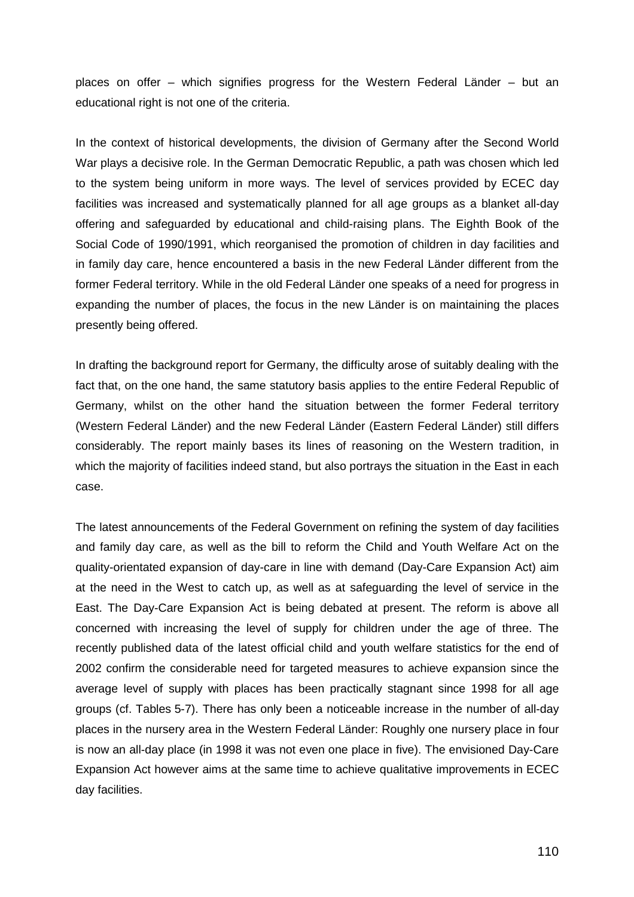places on offer – which signifies progress for the Western Federal Länder – but an educational right is not one of the criteria.

In the context of historical developments, the division of Germany after the Second World War plays a decisive role. In the German Democratic Republic, a path was chosen which led to the system being uniform in more ways. The level of services provided by ECEC day facilities was increased and systematically planned for all age groups as a blanket all-day offering and safeguarded by educational and child-raising plans. The Eighth Book of the Social Code of 1990/1991, which reorganised the promotion of children in day facilities and in family day care, hence encountered a basis in the new Federal Länder different from the former Federal territory. While in the old Federal Länder one speaks of a need for progress in expanding the number of places, the focus in the new Länder is on maintaining the places presently being offered.

In drafting the background report for Germany, the difficulty arose of suitably dealing with the fact that, on the one hand, the same statutory basis applies to the entire Federal Republic of Germany, whilst on the other hand the situation between the former Federal territory (Western Federal Länder) and the new Federal Länder (Eastern Federal Länder) still differs considerably. The report mainly bases its lines of reasoning on the Western tradition, in which the majority of facilities indeed stand, but also portrays the situation in the East in each case.

The latest announcements of the Federal Government on refining the system of day facilities and family day care, as well as the bill to reform the Child and Youth Welfare Act on the quality-orientated expansion of day-care in line with demand (Day-Care Expansion Act) aim at the need in the West to catch up, as well as at safeguarding the level of service in the East. The Day-Care Expansion Act is being debated at present. The reform is above all concerned with increasing the level of supply for children under the age of three. The recently published data of the latest official child and youth welfare statistics for the end of 2002 confirm the considerable need for targeted measures to achieve expansion since the average level of supply with places has been practically stagnant since 1998 for all age groups (cf. Tables 5-7). There has only been a noticeable increase in the number of all-day places in the nursery area in the Western Federal Länder: Roughly one nursery place in four is now an all-day place (in 1998 it was not even one place in five). The envisioned Day-Care Expansion Act however aims at the same time to achieve qualitative improvements in ECEC day facilities.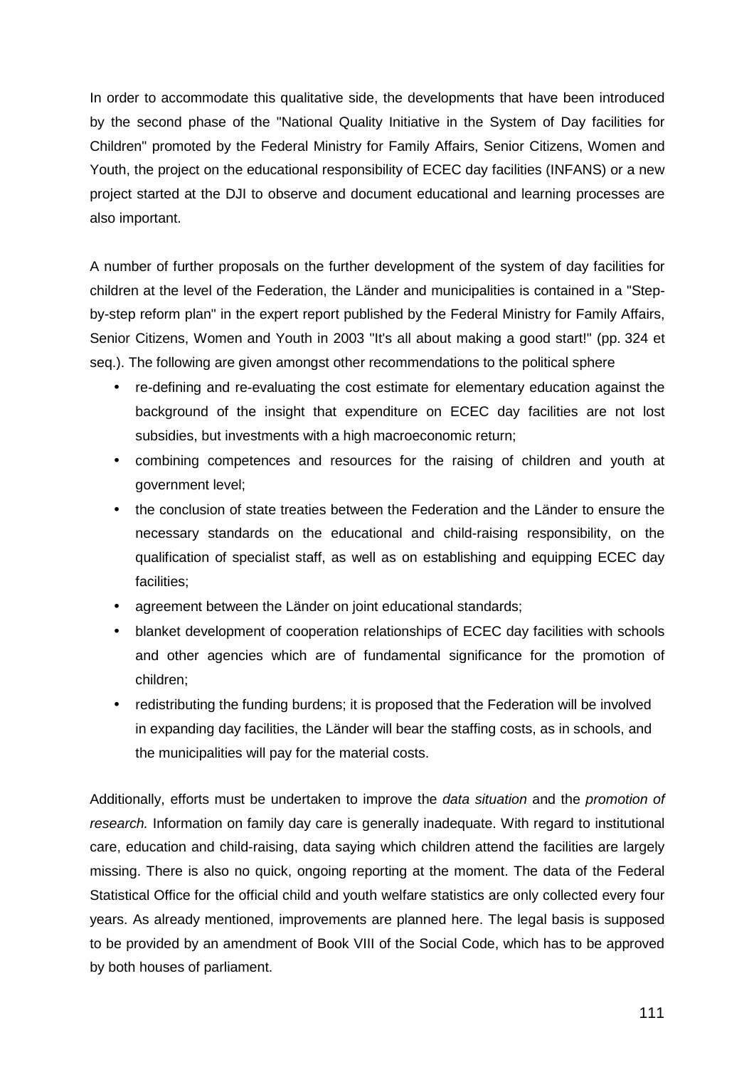In order to accommodate this qualitative side, the developments that have been introduced by the second phase of the "National Quality Initiative in the System of Day facilities for Children" promoted by the Federal Ministry for Family Affairs, Senior Citizens, Women and Youth, the project on the educational responsibility of ECEC day facilities (INFANS) or a new project started at the DJI to observe and document educational and learning processes are also important.

A number of further proposals on the further development of the system of day facilities for children at the level of the Federation, the Länder and municipalities is contained in a "Step-by-step reform plan" in the expert report published by the Federal Ministry for Family Affairs, Senior Citizens, Women and Youth in 2003 "It's all about making a good start!" (pp. 324 et seq.). The following are given amongst other recommendations to the political sphere

- re-defining and re-evaluating the cost estimate for elementary education against the background of the insight that expenditure on ECEC day facilities are not lost subsidies, but investments with a high macroeconomic return;
- combining competences and resources for the raising of children and youth at government level;
- the conclusion of state treaties between the Federation and the Länder to ensure the necessary standards on the educational and child-raising responsibility, on the qualification of specialist staff, as well as on establishing and equipping ECEC day facilities;
- agreement between the Länder on joint educational standards;
- blanket development of cooperation relationships of ECEC day facilities with schools and other agencies which are of fundamental significance for the promotion of children;
- redistributing the funding burdens; it is proposed that the Federation will be involved in expanding day facilities, the Länder will bear the staffing costs, as in schools, and the municipalities will pay for the material costs.

Additionally, efforts must be undertaken to improve the *data situation* and the *promotion of research.* Information on family day care is generally inadequate. With regard to institutional care, education and child-raising, data saying which children attend the facilities are largely missing. There is also no quick, ongoing reporting at the moment. The data of the Federal Statistical Office for the official child and youth welfare statistics are only collected every four years. As already mentioned, improvements are planned here. The legal basis is supposed to be provided by an amendment of Book VIII of the Social Code, which has to be approved by both houses of parliament.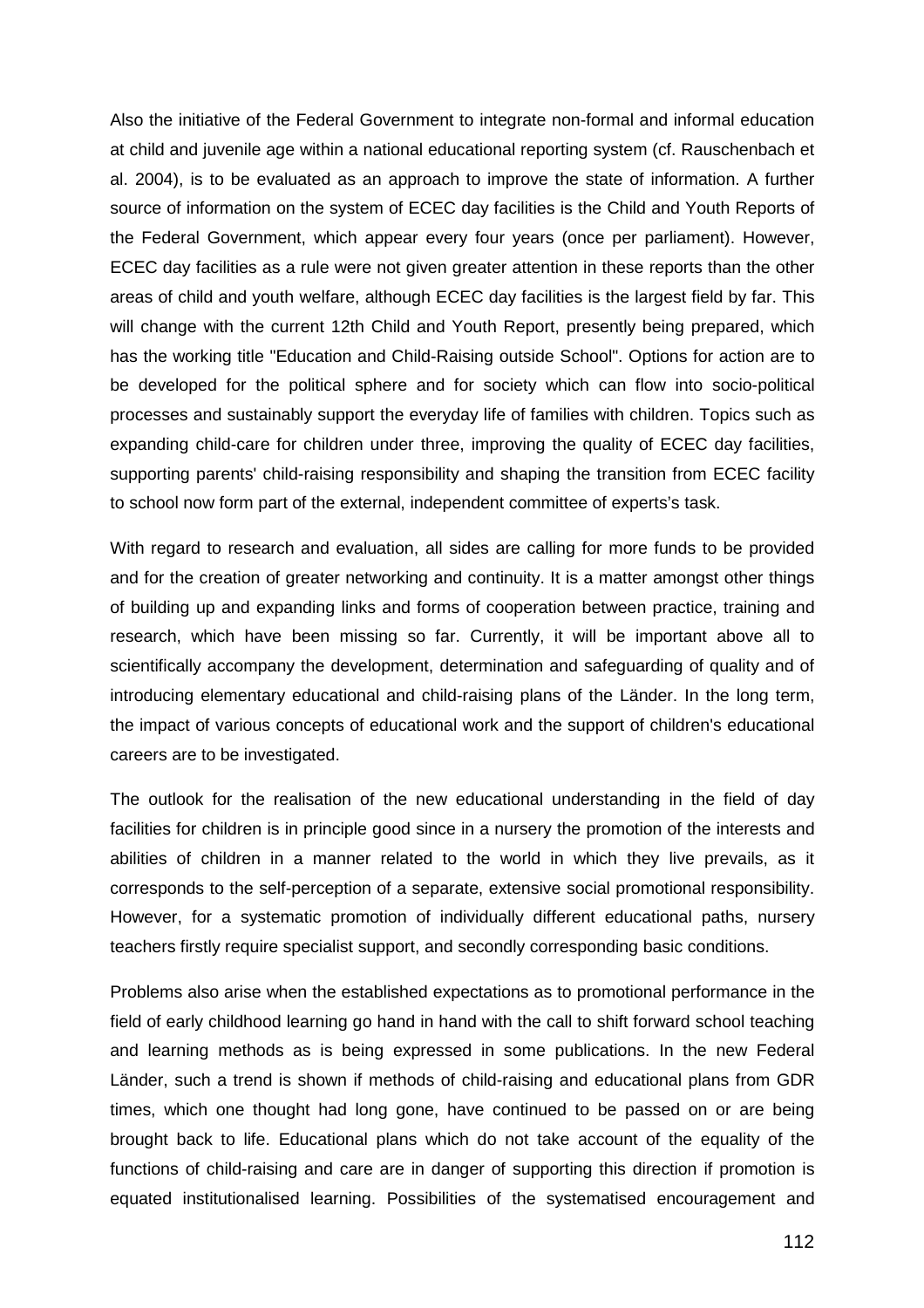Also the initiative of the Federal Government to integrate non-formal and informal education at child and juvenile age within a national educational reporting system (cf. Rauschenbach et al. 2004), is to be evaluated as an approach to improve the state of information. A further source of information on the system of ECEC day facilities is the Child and Youth Reports of the Federal Government, which appear every four years (once per parliament). However, ECEC day facilities as a rule were not given greater attention in these reports than the other areas of child and youth welfare, although ECEC day facilities is the largest field by far. This will change with the current 12th Child and Youth Report, presently being prepared, which has the working title "Education and Child-Raising outside School". Options for action are to be developed for the political sphere and for society which can flow into socio-political processes and sustainably support the everyday life of families with children. Topics such as expanding child-care for children under three, improving the quality of ECEC day facilities, supporting parents' child-raising responsibility and shaping the transition from ECEC facility to school now form part of the external, independent committee of experts's task.

With regard to research and evaluation, all sides are calling for more funds to be provided and for the creation of greater networking and continuity. It is a matter amongst other things of building up and expanding links and forms of cooperation between practice, training and research, which have been missing so far. Currently, it will be important above all to scientifically accompany the development, determination and safeguarding of quality and of introducing elementary educational and child-raising plans of the Länder. In the long term, the impact of various concepts of educational work and the support of children's educational careers are to be investigated.

The outlook for the realisation of the new educational understanding in the field of day facilities for children is in principle good since in a nursery the promotion of the interests and abilities of children in a manner related to the world in which they live prevails, as it corresponds to the self-perception of a separate, extensive social promotional responsibility. However, for a systematic promotion of individually different educational paths, nursery teachers firstly require specialist support, and secondly corresponding basic conditions.

Problems also arise when the established expectations as to promotional performance in the field of early childhood learning go hand in hand with the call to shift forward school teaching and learning methods as is being expressed in some publications. In the new Federal Länder, such a trend is shown if methods of child-raising and educational plans from GDR times, which one thought had long gone, have continued to be passed on or are being brought back to life. Educational plans which do not take account of the equality of the functions of child-raising and care are in danger of supporting this direction if promotion is equated institutionalised learning. Possibilities of the systematised encouragement and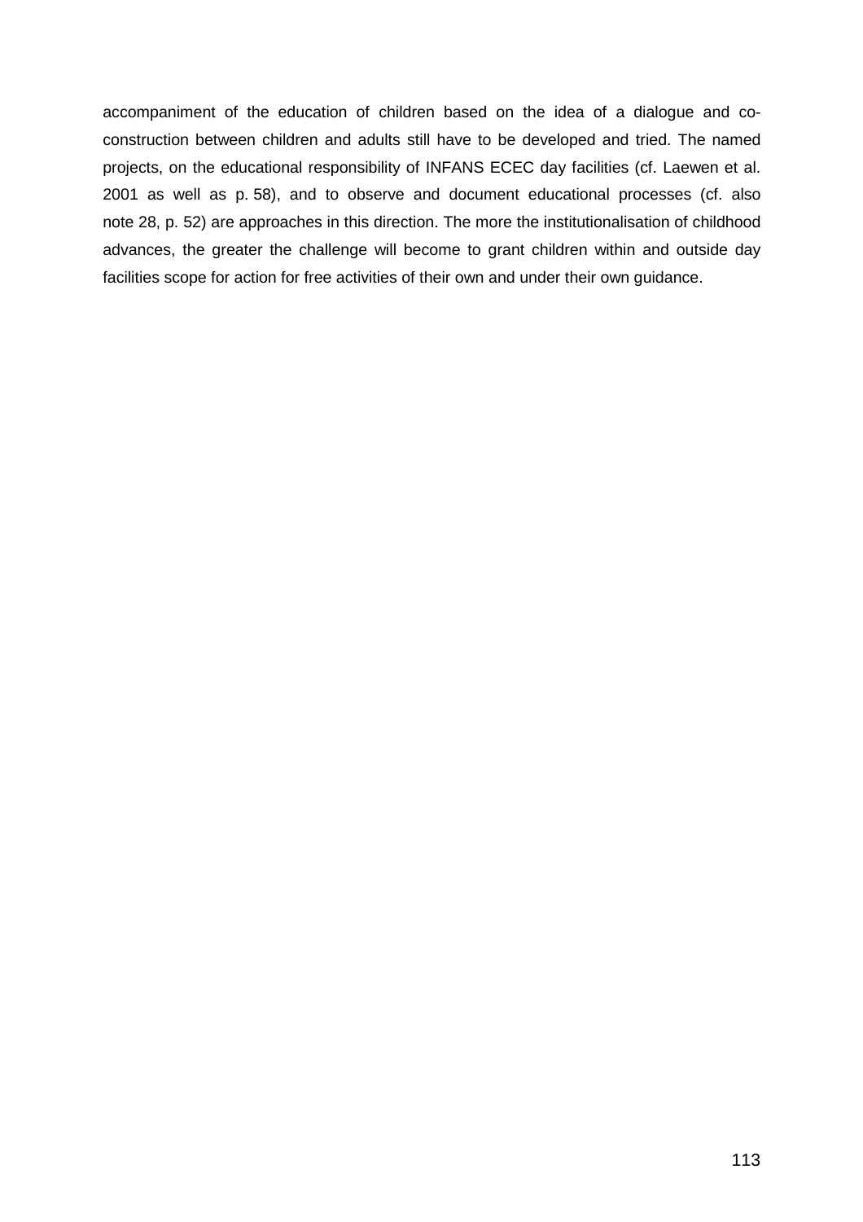accompaniment of the education of children based on the idea of a dialogue and co-construction between children and adults still have to be developed and tried. The named projects, on the educational responsibility of INFANS ECEC day facilities (cf. Laewen et al. 2001 as well as p. 58), and to observe and document educational processes (cf. also note 28, p. 52) are approaches in this direction. The more the institutionalisation of childhood advances, the greater the challenge will become to grant children within and outside day facilities scope for action for free activities of their own and under their own guidance.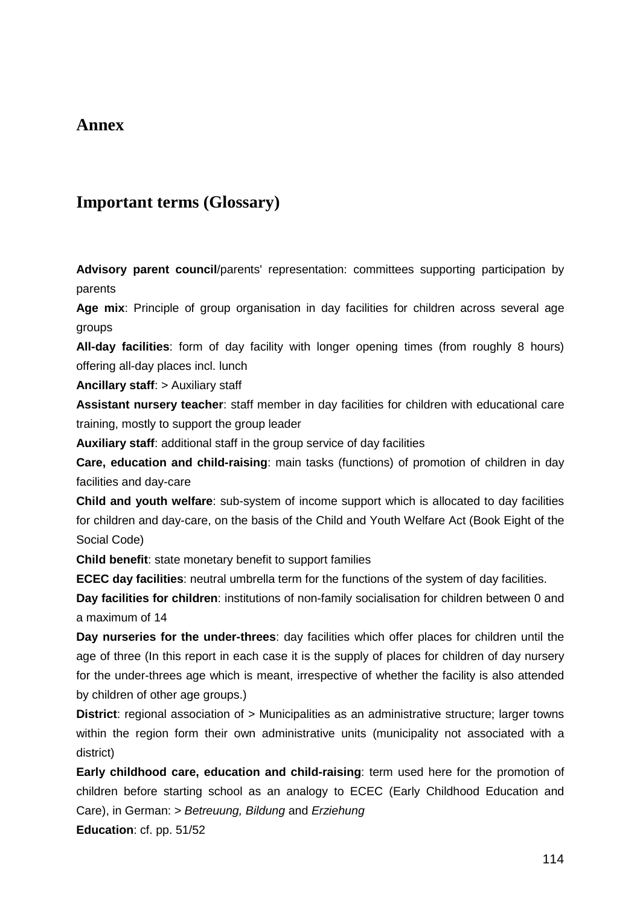# Annex

## Important terms (Glossary)

**Advisory parent council**/parents' representation: committees supporting participation by parents

**Age mix**: Principle of group organisation in day facilities for children across several age groups

**All-day facilities**: form of day facility with longer opening times (from roughly 8 hours) offering all-day places incl. lunch

**Ancillary staff**: > Auxiliary staff

**Assistant nursery teacher**: staff member in day facilities for children with educational care training, mostly to support the group leader

**Auxiliary staff**: additional staff in the group service of day facilities

**Care, education and child-raising**: main tasks (functions) of promotion of children in day facilities and day-care

**Child and youth welfare**: sub-system of income support which is allocated to day facilities for children and day-care, on the basis of the Child and Youth Welfare Act (Book Eight of the Social Code)

**Child benefit**: state monetary benefit to support families

**ECEC day facilities**: neutral umbrella term for the functions of the system of day facilities.

**Day facilities for children**: institutions of non-family socialisation for children between 0 and a maximum of 14

**Day nurseries for the under-threes**: day facilities which offer places for children until the age of three (In this report in each case it is the supply of places for children of day nursery for the under-threes age which is meant, irrespective of whether the facility is also attended by children of other age groups.)

**District**: regional association of > Municipalities as an administrative structure; larger towns within the region form their own administrative units (municipality not associated with a district)

**Early childhood care, education and child-raising**: term used here for the promotion of children before starting school as an analogy to ECEC (Early Childhood Education and Care), in German: > *Betreuung, Bildung* and *Erziehung*

**Education**: cf. pp. 51/52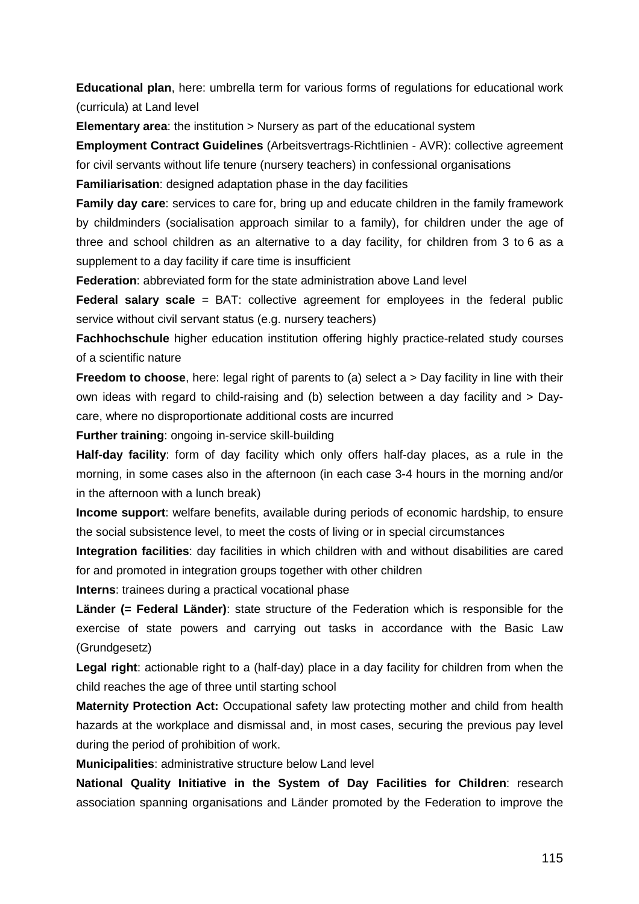**Educational plan**, here: umbrella term for various forms of regulations for educational work (curricula) at Land level

**Elementary area**: the institution > Nursery as part of the educational system

**Employment Contract Guidelines** (Arbeitsvertrags-Richtlinien - AVR): collective agreement for civil servants without life tenure (nursery teachers) in confessional organisations

**Familiarisation**: designed adaptation phase in the day facilities

**Family day care**: services to care for, bring up and educate children in the family framework by childminders (socialisation approach similar to a family), for children under the age of three and school children as an alternative to a day facility, for children from 3 to 6 as a supplement to a day facility if care time is insufficient

**Federation**: abbreviated form for the state administration above Land level

**Federal salary scale** = BAT: collective agreement for employees in the federal public service without civil servant status (e.g. nursery teachers)

**Fachhochschule** higher education institution offering highly practice-related study courses of a scientific nature

**Freedom to choose**, here: legal right of parents to (a) select a > Day facility in line with their own ideas with regard to child-raising and (b) selection between a day facility and > Day-care, where no disproportionate additional costs are incurred

**Further training**: ongoing in-service skill-building

**Half-day facility**: form of day facility which only offers half-day places, as a rule in the morning, in some cases also in the afternoon (in each case 3-4 hours in the morning and/or in the afternoon with a lunch break)

**Income support**: welfare benefits, available during periods of economic hardship, to ensure the social subsistence level, to meet the costs of living or in special circumstances

**Integration facilities**: day facilities in which children with and without disabilities are cared for and promoted in integration groups together with other children

**Interns**: trainees during a practical vocational phase

**Länder (= Federal Länder)**: state structure of the Federation which is responsible for the exercise of state powers and carrying out tasks in accordance with the Basic Law (Grundgesetz)

**Legal right**: actionable right to a (half-day) place in a day facility for children from when the child reaches the age of three until starting school

**Maternity Protection Act:** Occupational safety law protecting mother and child from health hazards at the workplace and dismissal and, in most cases, securing the previous pay level during the period of prohibition of work.

**Municipalities**: administrative structure below Land level

**National Quality Initiative in the System of Day Facilities for Children**: research association spanning organisations and Länder promoted by the Federation to improve the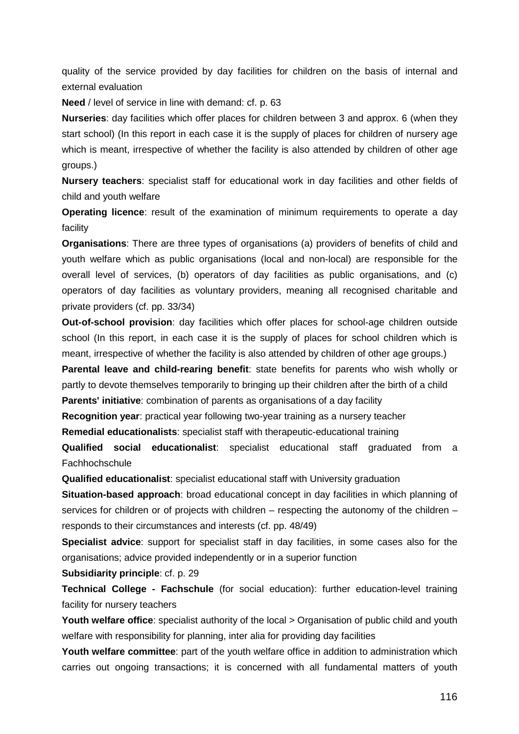quality of the service provided by day facilities for children on the basis of internal and external evaluation

**Need** / level of service in line with demand: cf. p. 63

**Nurseries**: day facilities which offer places for children between 3 and approx. 6 (when they start school) (In this report in each case it is the supply of places for children of nursery age which is meant, irrespective of whether the facility is also attended by children of other age groups.)

**Nursery teachers**: specialist staff for educational work in day facilities and other fields of child and youth welfare

**Operating licence**: result of the examination of minimum requirements to operate a day facility

**Organisations**: There are three types of organisations (a) providers of benefits of child and youth welfare which as public organisations (local and non-local) are responsible for the overall level of services, (b) operators of day facilities as public organisations, and (c) operators of day facilities as voluntary providers, meaning all recognised charitable and private providers (cf. pp. 33/34)

**Out-of-school provision**: day facilities which offer places for school-age children outside school (In this report, in each case it is the supply of places for school children which is meant, irrespective of whether the facility is also attended by children of other age groups.)

**Parental leave and child-rearing benefit**: state benefits for parents who wish wholly or partly to devote themselves temporarily to bringing up their children after the birth of a child

**Parents' initiative**: combination of parents as organisations of a day facility

**Recognition year**: practical year following two-year training as a nursery teacher

**Remedial educationalists**: specialist staff with therapeutic-educational training

**Qualified social educationalist**: specialist educational staff graduated from a Fachhochschule

**Qualified educationalist**: specialist educational staff with University graduation

**Situation-based approach**: broad educational concept in day facilities in which planning of services for children or of projects with children – respecting the autonomy of the children – responds to their circumstances and interests (cf. pp. 48/49)

**Specialist advice**: support for specialist staff in day facilities, in some cases also for the organisations; advice provided independently or in a superior function

**Subsidiarity principle**: cf. p. 29

**Technical College - Fachschule** (for social education): further education-level training facility for nursery teachers

**Youth welfare office**: specialist authority of the local > Organisation of public child and youth welfare with responsibility for planning, inter alia for providing day facilities

**Youth welfare committee**: part of the youth welfare office in addition to administration which carries out ongoing transactions; it is concerned with all fundamental matters of youth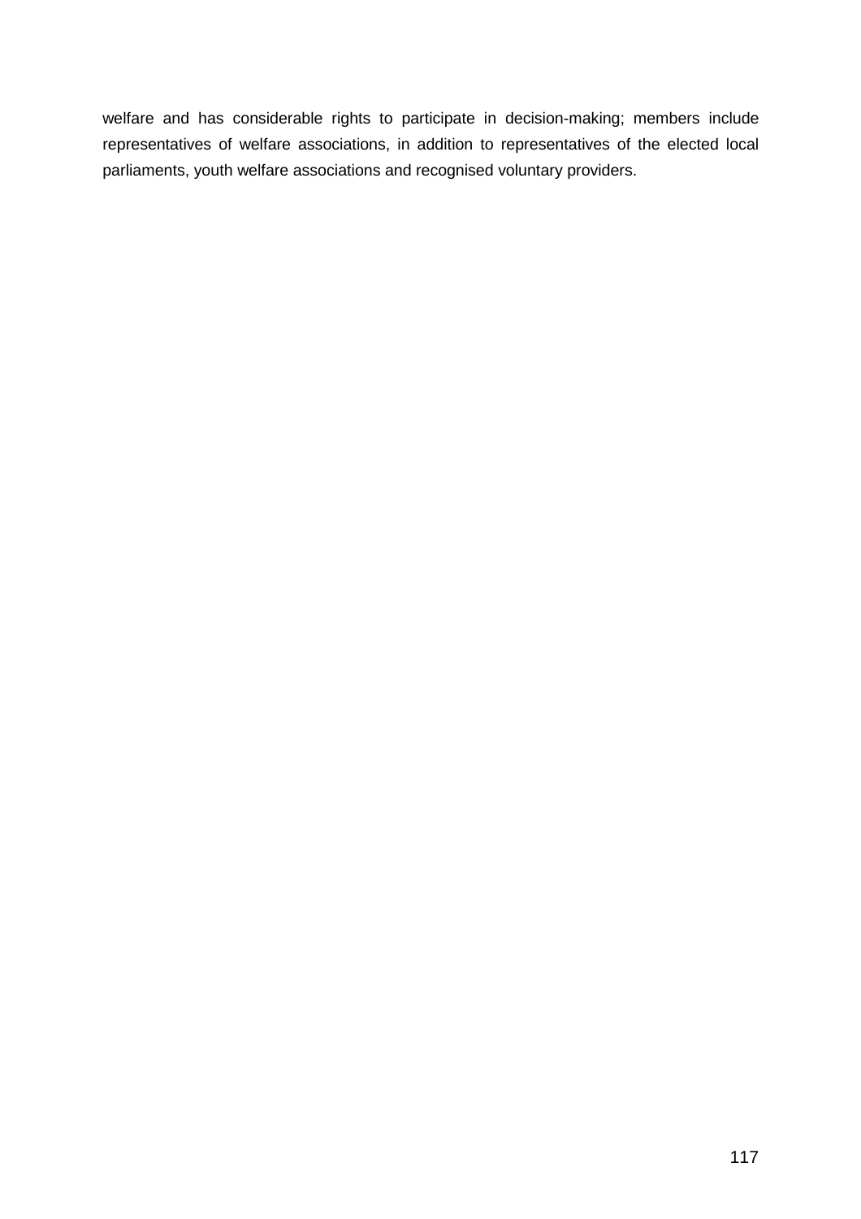welfare and has considerable rights to participate in decision-making; members include representatives of welfare associations, in addition to representatives of the elected local parliaments, youth welfare associations and recognised voluntary providers.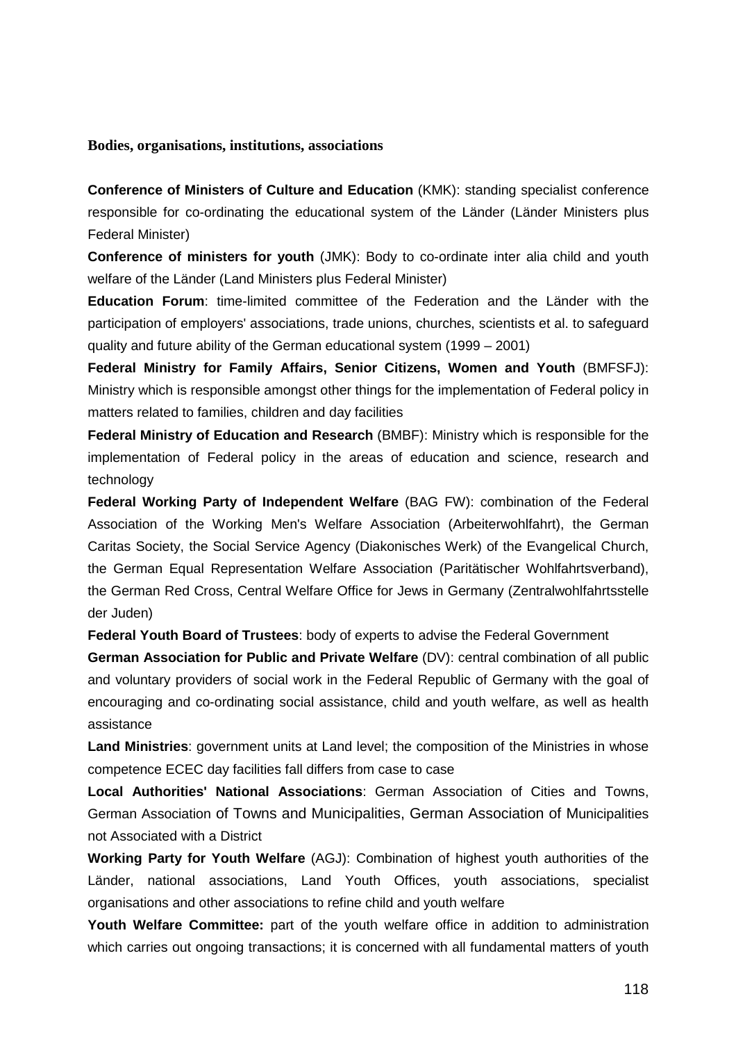**Bodies, organisations, institutions, associations**

**Conference of Ministers of Culture and Education** (KMK): standing specialist conference responsible for co-ordinating the educational system of the Länder (Länder Ministers plus Federal Minister)

**Conference of ministers for youth** (JMK): Body to co-ordinate inter alia child and youth welfare of the Länder (Land Ministers plus Federal Minister)

**Education Forum**: time-limited committee of the Federation and the Länder with the participation of employers' associations, trade unions, churches, scientists et al. to safeguard quality and future ability of the German educational system (1999 – 2001)

**Federal Ministry for Family Affairs, Senior Citizens, Women and Youth** (BMFSFJ): Ministry which is responsible amongst other things for the implementation of Federal policy in matters related to families, children and day facilities

**Federal Ministry of Education and Research** (BMBF): Ministry which is responsible for the implementation of Federal policy in the areas of education and science, research and technology

**Federal Working Party of Independent Welfare** (BAG FW): combination of the Federal Association of the Working Men's Welfare Association (Arbeiterwohlfahrt), the German Caritas Society, the Social Service Agency (Diakonisches Werk) of the Evangelical Church, the German Equal Representation Welfare Association (Paritätischer Wohlfahrtsverband), the German Red Cross, Central Welfare Office for Jews in Germany (Zentralwohlfahrtsstelle der Juden)

**Federal Youth Board of Trustees**: body of experts to advise the Federal Government

**German Association for Public and Private Welfare** (DV): central combination of all public and voluntary providers of social work in the Federal Republic of Germany with the goal of encouraging and co-ordinating social assistance, child and youth welfare, as well as health assistance

**Land Ministries**: government units at Land level; the composition of the Ministries in whose competence ECEC day facilities fall differs from case to case

**Local Authorities' National Associations**: German Association of Cities and Towns, German Association of Towns and Municipalities, German Association of Municipalities not Associated with a District

**Working Party for Youth Welfare** (AGJ): Combination of highest youth authorities of the Länder, national associations, Land Youth Offices, youth associations, specialist organisations and other associations to refine child and youth welfare

**Youth Welfare Committee:** part of the youth welfare office in addition to administration which carries out ongoing transactions; it is concerned with all fundamental matters of youth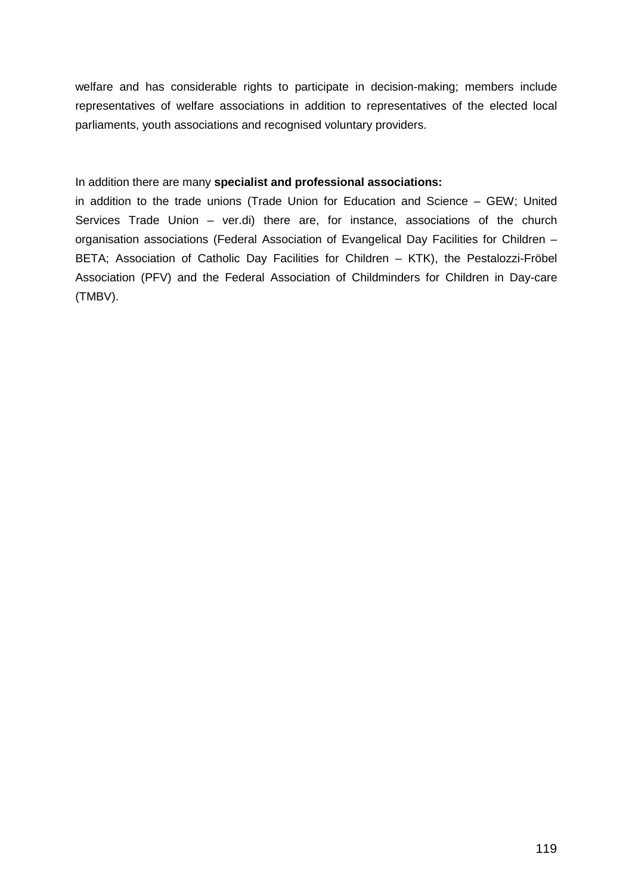welfare and has considerable rights to participate in decision-making; members include representatives of welfare associations in addition to representatives of the elected local parliaments, youth associations and recognised voluntary providers.

In addition there are many **specialist and professional associations:**
in addition to the trade unions (Trade Union for Education and Science – GEW; United Services Trade Union – ver.di) there are, for instance, associations of the church organisation associations (Federal Association of Evangelical Day Facilities for Children – BETA; Association of Catholic Day Facilities for Children – KTK), the Pestalozzi-Fröbel Association (PFV) and the Federal Association of Childminders for Children in Day-care (TMBV).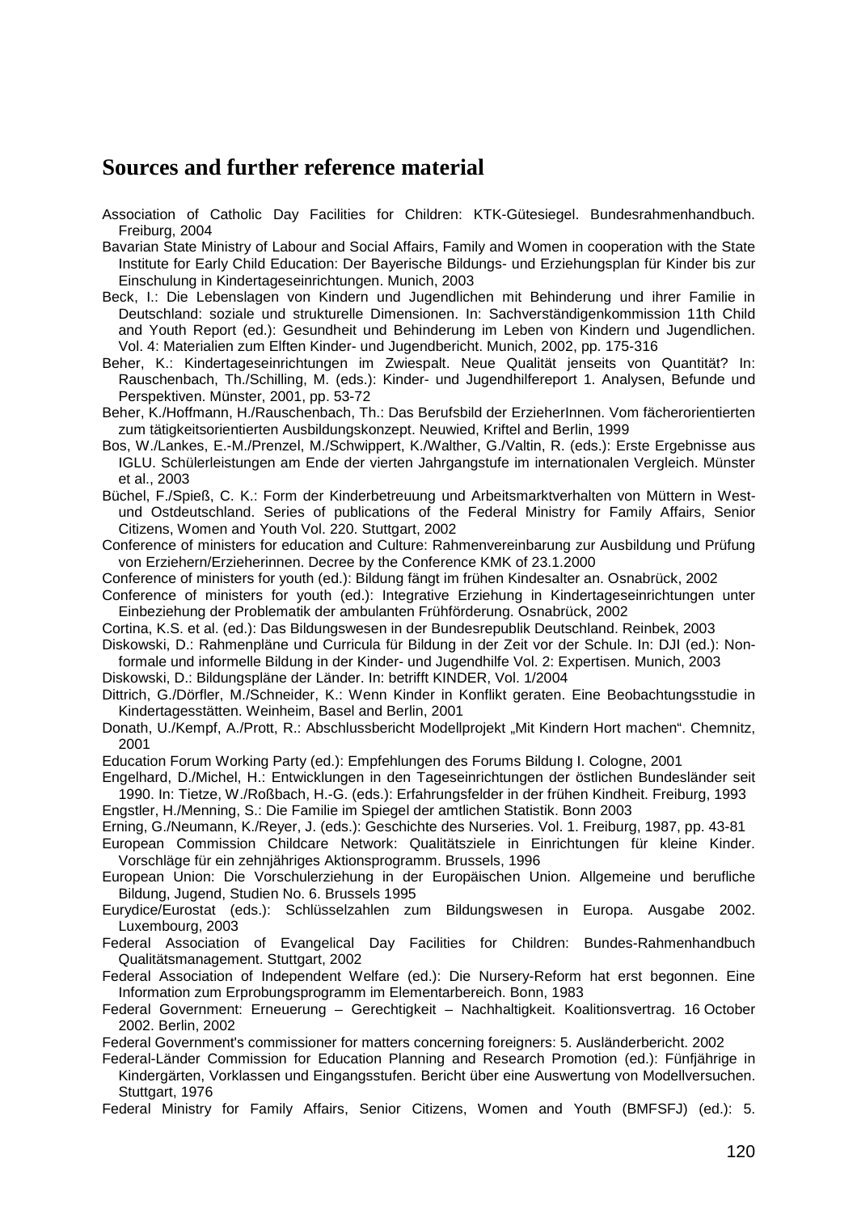## Sources and further reference material

Association of Catholic Day Facilities for Children: KTK-Gütesiegel. Bundesrahmenhandbuch. Freiburg, 2004

Bavarian State Ministry of Labour and Social Affairs, Family and Women in cooperation with the State Institute for Early Child Education: Der Bayerische Bildungs- und Erziehungsplan für Kinder bis zur Einschulung in Kindertageseinrichtungen. Munich, 2003

Beck, I.: Die Lebenslagen von Kindern und Jugendlichen mit Behinderung und ihrer Familie in Deutschland: soziale und strukturelle Dimensionen. In: Sachverständigenkommission 11th Child and Youth Report (ed.): Gesundheit und Behinderung im Leben von Kindern und Jugendlichen. Vol. 4: Materialien zum Elften Kinder- und Jugendbericht. Munich, 2002, pp. 175-316

Beher, K.: Kindertageseinrichtungen im Zwiespalt. Neue Qualität jenseits von Quantität? In: Rauschenbach, Th./Schilling, M. (eds.): Kinder- und Jugendhilfereport 1. Analysen, Befunde und Perspektiven. Münster, 2001, pp. 53-72

Beher, K./Hoffmann, H./Rauschenbach, Th.: Das Berufsbild der ErzieherInnen. Vom fächerorientierten zum tätigkeitsorientierten Ausbildungskonzept. Neuwied, Kriftel and Berlin, 1999

Bos, W./Lankes, E.-M./Prenzel, M./Schwippert, K./Walther, G./Valtin, R. (eds.): Erste Ergebnisse aus IGLU. Schülerleistungen am Ende der vierten Jahrgangstufe im internationalen Vergleich. Münster et al., 2003

Büchel, F./Spieß, C. K.: Form der Kinderbetreuung und Arbeitsmarktverhalten von Müttern in West- und Ostdeutschland. Series of publications of the Federal Ministry for Family Affairs, Senior Citizens, Women and Youth Vol. 220. Stuttgart, 2002

Conference of ministers for education and Culture: Rahmenvereinbarung zur Ausbildung und Prüfung von Erziehern/Erzieherinnen. Decree by the Conference KMK of 23.1.2000

Conference of ministers for youth (ed.): Bildung fängt im frühen Kindesalter an. Osnabrück, 2002

Conference of ministers for youth (ed.): Integrative Erziehung in Kindertageseinrichtungen unter Einbeziehung der Problematik der ambulanten Frühförderung. Osnabrück, 2002

Cortina, K.S. et al. (ed.): Das Bildungswesen in der Bundesrepublik Deutschland. Reinbek, 2003

Diskowski, D.: Rahmenpläne und Curricula für Bildung in der Zeit vor der Schule. In: DJI (ed.): Non-formale und informelle Bildung in der Kinder- und Jugendhilfe Vol. 2: Expertisen. Munich, 2003

Diskowski, D.: Bildungspläne der Länder. In: betrifft KINDER, Vol. 1/2004

Dittrich, G./Dörfler, M./Schneider, K.: Wenn Kinder in Konflikt geraten. Eine Beobachtungsstudie in Kindertagesstätten. Weinheim, Basel and Berlin, 2001

Donath, U./Kempf, A./Prott, R.: Abschlussbericht Modellprojekt „Mit Kindern Hort machen". Chemnitz, 2001

Education Forum Working Party (ed.): Empfehlungen des Forums Bildung I. Cologne, 2001

Engelhard, D./Michel, H.: Entwicklungen in den Tageseinrichtungen der östlichen Bundesländer seit 1990. In: Tietze, W./Roßbach, H.-G. (eds.): Erfahrungsfelder in der frühen Kindheit. Freiburg, 1993

Engstler, H./Menning, S.: Die Familie im Spiegel der amtlichen Statistik. Bonn 2003

Erning, G./Neumann, K./Reyer, J. (eds.): Geschichte des Nurseries. Vol. 1. Freiburg, 1987, pp. 43-81

European Commission Childcare Network: Qualitätsziele in Einrichtungen für kleine Kinder. Vorschläge für ein zehnjähriges Aktionsprogramm. Brussels, 1996

European Union: Die Vorschulerziehung in der Europäischen Union. Allgemeine und berufliche Bildung, Jugend, Studien No. 6. Brussels 1995

Eurydice/Eurostat (eds.): Schlüsselzahlen zum Bildungswesen in Europa. Ausgabe 2002. Luxembourg, 2003

Federal Association of Evangelical Day Facilities for Children: Bundes-Rahmenhandbuch Qualitätsmanagement. Stuttgart, 2002

Federal Association of Independent Welfare (ed.): Die Nursery-Reform hat erst begonnen. Eine Information zum Erprobungsprogramm im Elementarbereich. Bonn, 1983

Federal Government: Erneuerung – Gerechtigkeit – Nachhaltigkeit. Koalitionsvertrag. 16 October 2002. Berlin, 2002

Federal Government's commissioner for matters concerning foreigners: 5. Ausländerbericht. 2002

Federal-Länder Commission for Education Planning and Research Promotion (ed.): Fünfjährige in Kindergärten, Vorklassen und Eingangsstufen. Bericht über eine Auswertung von Modellversuchen. Stuttgart, 1976

Federal Ministry for Family Affairs, Senior Citizens, Women and Youth (BMFSFJ) (ed.): 5.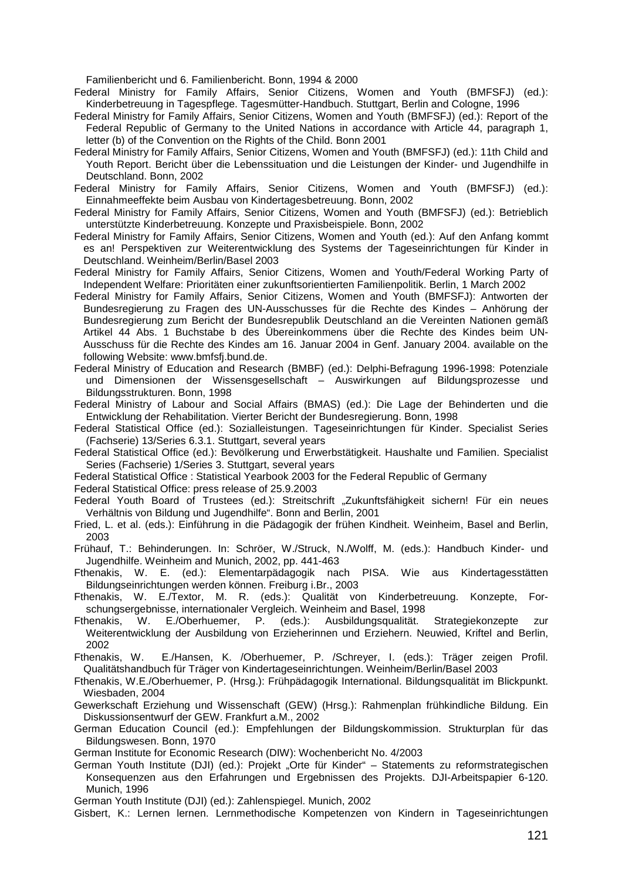Familienbericht und 6. Familienbericht. Bonn, 1994 & 2000

Federal Ministry for Family Affairs, Senior Citizens, Women and Youth (BMFSFJ) (ed.): Kinderbetreuung in Tagespflege. Tagesmütter-Handbuch. Stuttgart, Berlin and Cologne, 1996

Federal Ministry for Family Affairs, Senior Citizens, Women and Youth (BMFSFJ) (ed.): Report of the Federal Republic of Germany to the United Nations in accordance with Article 44, paragraph 1, letter (b) of the Convention on the Rights of the Child. Bonn 2001

Federal Ministry for Family Affairs, Senior Citizens, Women and Youth (BMFSFJ) (ed.): 11th Child and Youth Report. Bericht über die Lebenssituation und die Leistungen der Kinder- und Jugendhilfe in Deutschland. Bonn, 2002

Federal Ministry for Family Affairs, Senior Citizens, Women and Youth (BMFSFJ) (ed.): Einnahmeeffekte beim Ausbau von Kindertagesbetreuung. Bonn, 2002

Federal Ministry for Family Affairs, Senior Citizens, Women and Youth (BMFSFJ) (ed.): Betrieblich unterstützte Kinderbetreuung. Konzepte und Praxisbeispiele. Bonn, 2002

Federal Ministry for Family Affairs, Senior Citizens, Women and Youth (ed.): Auf den Anfang kommt es an! Perspektiven zur Weiterentwicklung des Systems der Tageseinrichtungen für Kinder in Deutschland. Weinheim/Berlin/Basel 2003

Federal Ministry for Family Affairs, Senior Citizens, Women and Youth/Federal Working Party of Independent Welfare: Prioritäten einer zukunftsorientierten Familienpolitik. Berlin, 1 March 2002

Federal Ministry for Family Affairs, Senior Citizens, Women and Youth (BMFSFJ): Antworten der Bundesregierung zu Fragen des UN-Ausschusses für die Rechte des Kindes – Anhörung der Bundesregierung zum Bericht der Bundesrepublik Deutschland an die Vereinten Nationen gemäß Artikel 44 Abs. 1 Buchstabe b des Übereinkommens über die Rechte des Kindes beim UN-Ausschuss für die Rechte des Kindes am 16. Januar 2004 in Genf. January 2004. available on the following Website: www.bmfsfj.bund.de.

Federal Ministry of Education and Research (BMBF) (ed.): Delphi-Befragung 1996-1998: Potenziale und Dimensionen der Wissensgesellschaft – Auswirkungen auf Bildungsprozesse und Bildungsstrukturen. Bonn, 1998

Federal Ministry of Labour and Social Affairs (BMAS) (ed.): Die Lage der Behinderten und die Entwicklung der Rehabilitation. Vierter Bericht der Bundesregierung. Bonn, 1998

Federal Statistical Office (ed.): Sozialleistungen. Tageseinrichtungen für Kinder. Specialist Series (Fachserie) 13/Series 6.3.1. Stuttgart, several years

Federal Statistical Office (ed.): Bevölkerung und Erwerbstätigkeit. Haushalte und Familien. Specialist Series (Fachserie) 1/Series 3. Stuttgart, several years

Federal Statistical Office : Statistical Yearbook 2003 for the Federal Republic of Germany

Federal Statistical Office: press release of 25.9.2003

Federal Youth Board of Trustees (ed.): Streitschrift „Zukunftsfähigkeit sichern! Für ein neues Verhältnis von Bildung und Jugendhilfe". Bonn and Berlin, 2001

Fried, L. et al. (eds.): Einführung in die Pädagogik der frühen Kindheit. Weinheim, Basel and Berlin, 2003

Frühauf, T.: Behinderungen. In: Schröer, W./Struck, N./Wolff, M. (eds.): Handbuch Kinder- und Jugendhilfe. Weinheim and Munich, 2002, pp. 441-463

Fthenakis, W. E. (ed.): Elementarpädagogik nach PISA. Wie aus Kindertagesstätten Bildungseinrichtungen werden können. Freiburg i.Br., 2003

Fthenakis, W. E./Textor, M. R. (eds.): Qualität von Kinderbetreuung. Konzepte, Forschungsergebnisse, internationaler Vergleich. Weinheim and Basel, 1998

Fthenakis, W. E./Oberhuemer, P. (eds.): Ausbildungsqualität. Strategiekonzepte zur Weiterentwicklung der Ausbildung von Erzieherinnen und Erziehern. Neuwied, Kriftel and Berlin, 2002

Fthenakis, W. E./Hansen, K. /Oberhuemer, P. /Schreyer, I. (eds.): Träger zeigen Profil. Qualitätshandbuch für Träger von Kindertageseinrichtungen. Weinheim/Berlin/Basel 2003

Fthenakis, W.E./Oberhuemer, P. (Hrsg.): Frühpädagogik International. Bildungsqualität im Blickpunkt. Wiesbaden, 2004

Gewerkschaft Erziehung und Wissenschaft (GEW) (Hrsg.): Rahmenplan frühkindliche Bildung. Ein Diskussionsentwurf der GEW. Frankfurt a.M., 2002

German Education Council (ed.): Empfehlungen der Bildungskommission. Strukturplan für das Bildungswesen. Bonn, 1970

German Institute for Economic Research (DIW): Wochenbericht No. 4/2003

German Youth Institute (DJI) (ed.): Projekt „Orte für Kinder" – Statements zu reformstrategischen Konsequenzen aus den Erfahrungen und Ergebnissen des Projekts. DJI-Arbeitspapier 6-120. Munich, 1996

German Youth Institute (DJI) (ed.): Zahlenspiegel. Munich, 2002

Gisbert, K.: Lernen lernen. Lernmethodische Kompetenzen von Kindern in Tageseinrichtungen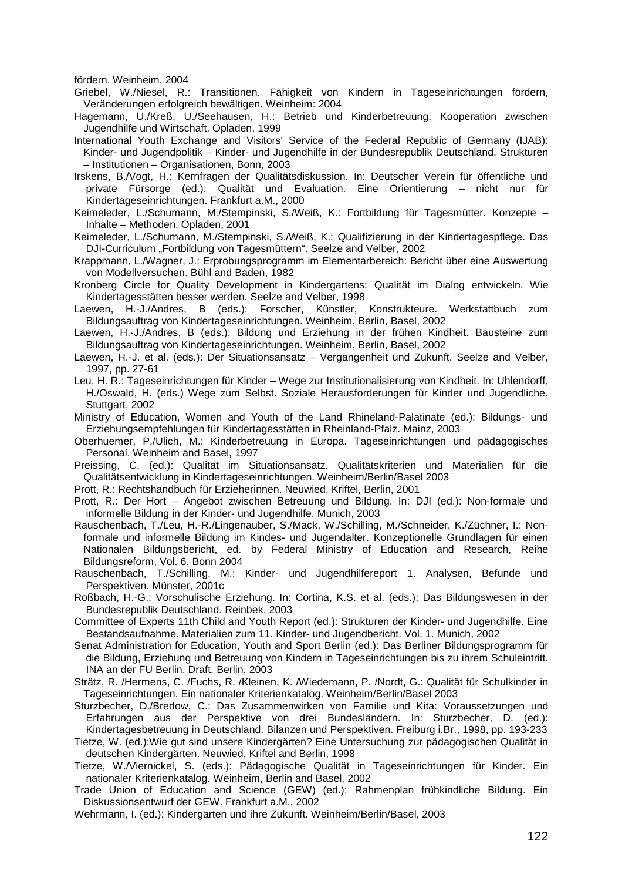fördern. Weinheim, 2004

Griebel, W./Niesel, R.: Transitionen. Fähigkeit von Kindern in Tageseinrichtungen fördern, Veränderungen erfolgreich bewältigen. Weinheim: 2004

Hagemann, U./Kreß, U./Seehausen, H.: Betrieb und Kinderbetreuung. Kooperation zwischen Jugendhilfe und Wirtschaft. Opladen, 1999

International Youth Exchange and Visitors' Service of the Federal Republic of Germany (IJAB): Kinder- und Jugendpolitik – Kinder- und Jugendhilfe in der Bundesrepublik Deutschland. Strukturen – Institutionen – Organisationen, Bonn, 2003

Irskens, B./Vogt, H.: Kernfragen der Qualitätsdiskussion. In: Deutscher Verein für öffentliche und private Fürsorge (ed.): Qualität und Evaluation. Eine Orientierung – nicht nur für Kindertageseinrichtungen. Frankfurt a.M., 2000

Keimeleder, L./Schumann, M./Stempinski, S./Weiß, K.: Fortbildung für Tagesmütter. Konzepte – Inhalte – Methoden. Opladen, 2001

Keimeleder, L./Schumann, M./Stempinski, S./Weiß, K.: Qualifizierung in der Kindertagespflege. Das DJI-Curriculum „Fortbildung von Tagesmüttern". Seelze and Velber, 2002

Krappmann, L./Wagner, J.: Erprobungsprogramm im Elementarbereich: Bericht über eine Auswertung von Modellversuchen. Bühl and Baden, 1982

Kronberg Circle for Quality Development in Kindergartens: Qualität im Dialog entwickeln. Wie Kindertagesstätten besser werden. Seelze and Velber, 1998

Laewen, H.-J./Andres, B (eds.): Forscher, Künstler, Konstrukteure. Werkstattbuch zum Bildungsauftrag von Kindertageseinrichtungen. Weinheim, Berlin, Basel, 2002

Laewen, H.-J./Andres, B (eds.): Bildung und Erziehung in der frühen Kindheit. Bausteine zum Bildungsauftrag von Kindertageseinrichtungen. Weinheim, Berlin, Basel, 2002

Laewen, H.-J. et al. (eds.): Der Situationsansatz – Vergangenheit und Zukunft. Seelze and Velber, 1997, pp. 27-61

Leu, H. R.: Tageseinrichtungen für Kinder – Wege zur Institutionalisierung von Kindheit. In: Uhlendorff, H./Oswald, H. (eds.) Wege zum Selbst. Soziale Herausforderungen für Kinder und Jugendliche. Stuttgart, 2002

Ministry of Education, Women and Youth of the Land Rhineland-Palatinate (ed.): Bildungs- und Erziehungsempfehlungen für Kindertagesstätten in Rheinland-Pfalz. Mainz, 2003

Oberhuemer, P./Ulich, M.: Kinderbetreuung in Europa. Tageseinrichtungen und pädagogisches Personal. Weinheim and Basel, 1997

Preissing, C. (ed.): Qualität im Situationsansatz. Qualitätskriterien und Materialien für die Qualitätsentwicklung in Kindertageseinrichtungen. Weinheim/Berlin/Basel 2003

Prott, R.: Rechtshandbuch für Erzieherinnen. Neuwied, Kriftel, Berlin, 2001

Prott, R.: Der Hort – Angebot zwischen Betreuung und Bildung. In: DJI (ed.): Non-formale und informelle Bildung in der Kinder- und Jugendhilfe. Munich, 2003

Rauschenbach, T./Leu, H.-R./Lingenauber, S./Mack, W./Schilling, M./Schneider, K./Züchner, I.: Non-formale und informelle Bildung im Kindes- und Jugendalter. Konzeptionelle Grundlagen für einen Nationalen Bildungsbericht, ed. by Federal Ministry of Education and Research, Reihe Bildungsreform, Vol. 6, Bonn 2004

Rauschenbach, T./Schilling, M.: Kinder- und Jugendhilfereport 1. Analysen, Befunde und Perspektiven. Münster, 2001c

Roßbach, H.-G.: Vorschulische Erziehung. In: Cortina, K.S. et al. (eds.): Das Bildungswesen in der Bundesrepublik Deutschland. Reinbek, 2003

Committee of Experts 11th Child and Youth Report (ed.): Strukturen der Kinder- und Jugendhilfe. Eine Bestandsaufnahme. Materialien zum 11. Kinder- und Jugendbericht. Vol. 1. Munich, 2002

Senat Administration for Education, Youth and Sport Berlin (ed.): Das Berliner Bildungsprogramm für die Bildung, Erziehung und Betreuung von Kindern in Tageseinrichtungen bis zu ihrem Schuleintritt. INA an der FU Berlin. Draft. Berlin, 2003

Strätz, R. /Hermens, C. /Fuchs, R. /Kleinen, K. /Wiedemann, P. /Nordt, G.: Qualität für Schulkinder in Tageseinrichtungen. Ein nationaler Kriterienkatalog. Weinheim/Berlin/Basel 2003

Sturzbecher, D./Bredow, C.: Das Zusammenwirken von Familie und Kita: Voraussetzungen und Erfahrungen aus der Perspektive von drei Bundesländern. In: Sturzbecher, D. (ed.): Kindertagesbetreuung in Deutschland. Bilanzen und Perspektiven. Freiburg i.Br., 1998, pp. 193-233

Tietze, W. (ed.):Wie gut sind unsere Kindergärten? Eine Untersuchung zur pädagogischen Qualität in deutschen Kindergärten. Neuwied, Kriftel and Berlin, 1998

Tietze, W./Viernickel, S. (eds.): Pädagogische Qualität in Tageseinrichtungen für Kinder. Ein nationaler Kriterienkatalog. Weinheim, Berlin and Basel, 2002

Trade Union of Education and Science (GEW) (ed.): Rahmenplan frühkindliche Bildung. Ein Diskussionsentwurf der GEW. Frankfurt a.M., 2002

Wehrmann, I. (ed.): Kindergärten und ihre Zukunft. Weinheim/Berlin/Basel, 2003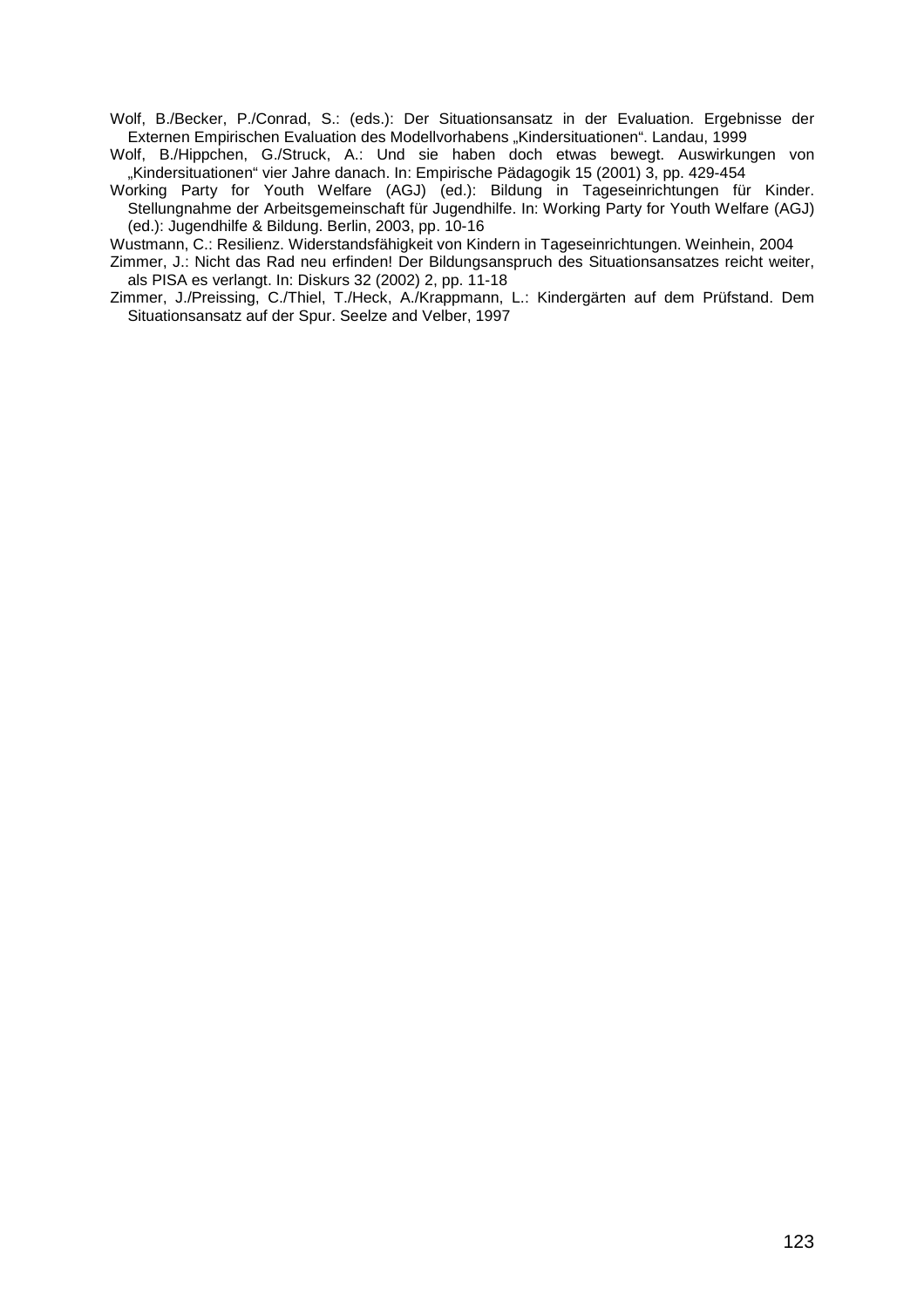Wolf, B./Becker, P./Conrad, S.: (eds.): Der Situationsansatz in der Evaluation. Ergebnisse der Externen Empirischen Evaluation des Modellvorhabens „Kindersituationen". Landau, 1999

Wolf, B./Hippchen, G./Struck, A.: Und sie haben doch etwas bewegt. Auswirkungen von „Kindersituationen" vier Jahre danach. In: Empirische Pädagogik 15 (2001) 3, pp. 429-454

Working Party for Youth Welfare (AGJ) (ed.): Bildung in Tageseinrichtungen für Kinder. Stellungnahme der Arbeitsgemeinschaft für Jugendhilfe. In: Working Party for Youth Welfare (AGJ) (ed.): Jugendhilfe & Bildung. Berlin, 2003, pp. 10-16

Wustmann, C.: Resilienz. Widerstandsfähigkeit von Kindern in Tageseinrichtungen. Weinhein, 2004

Zimmer, J.: Nicht das Rad neu erfinden! Der Bildungsanspruch des Situationsansatzes reicht weiter, als PISA es verlangt. In: Diskurs 32 (2002) 2, pp. 11-18

Zimmer, J./Preissing, C./Thiel, T./Heck, A./Krappmann, L.: Kindergärten auf dem Prüfstand. Dem Situationsansatz auf der Spur. Seelze and Velber, 1997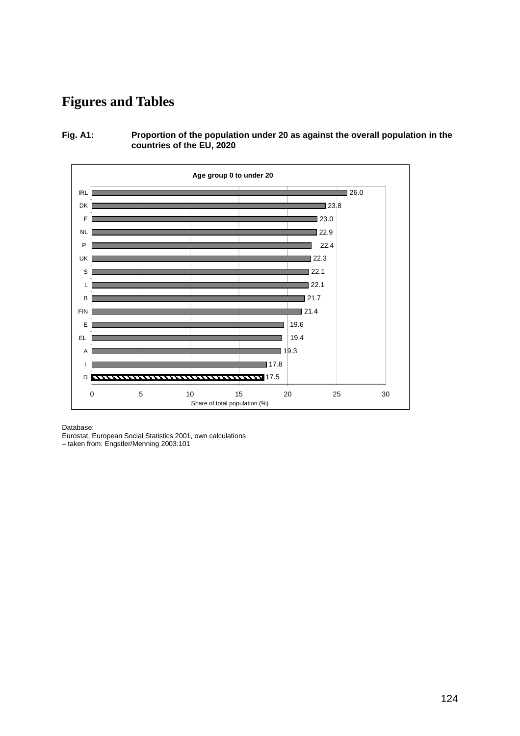# Figures and Tables

**Fig. A1: Proportion of the population under 20 as against the overall population in the countries of the EU, 2020**

**Age group 0 to under 20**

| Country | Share of total population (%) |
|---|---|
| IRL | 26.0 |
| DK | 23.8 |
| F | 23.0 |
| NL | 22.9 |
| P | 22.4 |
| UK | 22.3 |
| S | 22.1 |
| L | 22.1 |
| B | 21.7 |
| FIN | 21.4 |
| E | 19.6 |
| EL | 19.4 |
| A | 19.3 |
| I | 17.8 |
| D | 17.5 |

Database:
Eurostat, European Social Statistics 2001, own calculations
– taken from: Engstler/Menning 2003:101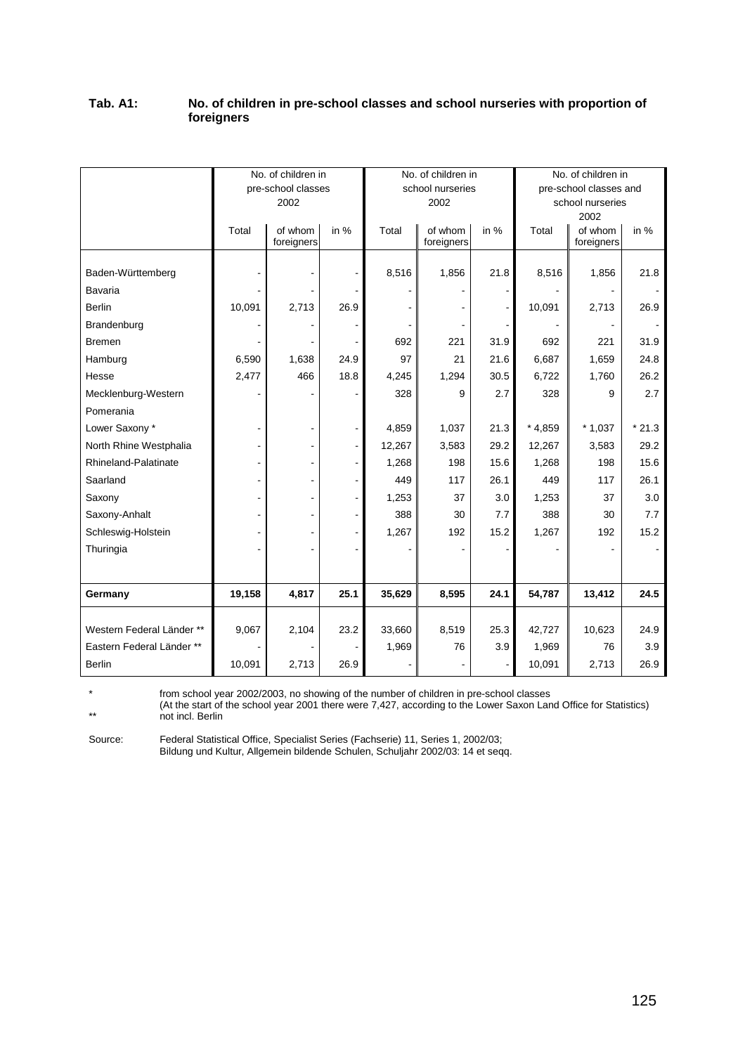**Tab. A1: No. of children in pre-school classes and school nurseries with proportion of foreigners**

| | No. of children in pre-school classes 2002 | | | No. of children in school nurseries 2002 | | | No. of children in pre-school classes and school nurseries 2002 | | |
|---|---|---|---|---|---|---|---|---|---|
| | Total | of whom foreigners | in % | Total | of whom foreigners | in % | Total | of whom foreigners | in % |
| Baden-Württemberg | - | - | - | 8,516 | 1,856 | 21.8 | 8,516 | 1,856 | 21.8 |
| Bavaria | - | - | - | - | - | - | - | - | - |
| Berlin | 10,091 | 2,713 | 26.9 | - | - | - | 10,091 | 2,713 | 26.9 |
| Brandenburg | - | - | - | - | - | - | - | - | - |
| Bremen | - | - | - | 692 | 221 | 31.9 | 692 | 221 | 31.9 |
| Hamburg | 6,590 | 1,638 | 24.9 | 97 | 21 | 21.6 | 6,687 | 1,659 | 24.8 |
| Hesse | 2,477 | 466 | 18.8 | 4,245 | 1,294 | 30.5 | 6,722 | 1,760 | 26.2 |
| Mecklenburg-Western Pomerania | - | - | - | 328 | 9 | 2.7 | 328 | 9 | 2.7 |
| Lower Saxony * | - | - | - | 4,859 | 1,037 | 21.3 | * 4,859 | * 1,037 | * 21.3 |
| North Rhine Westphalia | - | - | - | 12,267 | 3,583 | 29.2 | 12,267 | 3,583 | 29.2 |
| Rhineland-Palatinate | - | - | - | 1,268 | 198 | 15.6 | 1,268 | 198 | 15.6 |
| Saarland | - | - | - | 449 | 117 | 26.1 | 449 | 117 | 26.1 |
| Saxony | - | - | - | 1,253 | 37 | 3.0 | 1,253 | 37 | 3.0 |
| Saxony-Anhalt | - | - | - | 388 | 30 | 7.7 | 388 | 30 | 7.7 |
| Schleswig-Holstein | - | - | - | 1,267 | 192 | 15.2 | 1,267 | 192 | 15.2 |
| Thuringia | - | - | - | - | - | - | - | - | - |
| **Germany** | **19,158** | **4,817** | **25.1** | **35,629** | **8,595** | **24.1** | **54,787** | **13,412** | **24.5** |
| Western Federal Länder ** | 9,067 | 2,104 | 23.2 | 33,660 | 8,519 | 25.3 | 42,727 | 10,623 | 24.9 |
| Eastern Federal Länder ** | - | - | - | 1,969 | 76 | 3.9 | 1,969 | 76 | 3.9 |
| Berlin | 10,091 | 2,713 | 26.9 | - | - | - | 10,091 | 2,713 | 26.9 |

\* from school year 2002/2003, no showing of the number of children in pre-school classes (At the start of the school year 2001 there were 7,427, according to the Lower Saxon Land Office for Statistics)

** not incl. Berlin

Source: Federal Statistical Office, Specialist Series (Fachserie) 11, Series 1, 2002/03; Bildung und Kultur, Allgemein bildende Schulen, Schuljahr 2002/03: 14 et seqq.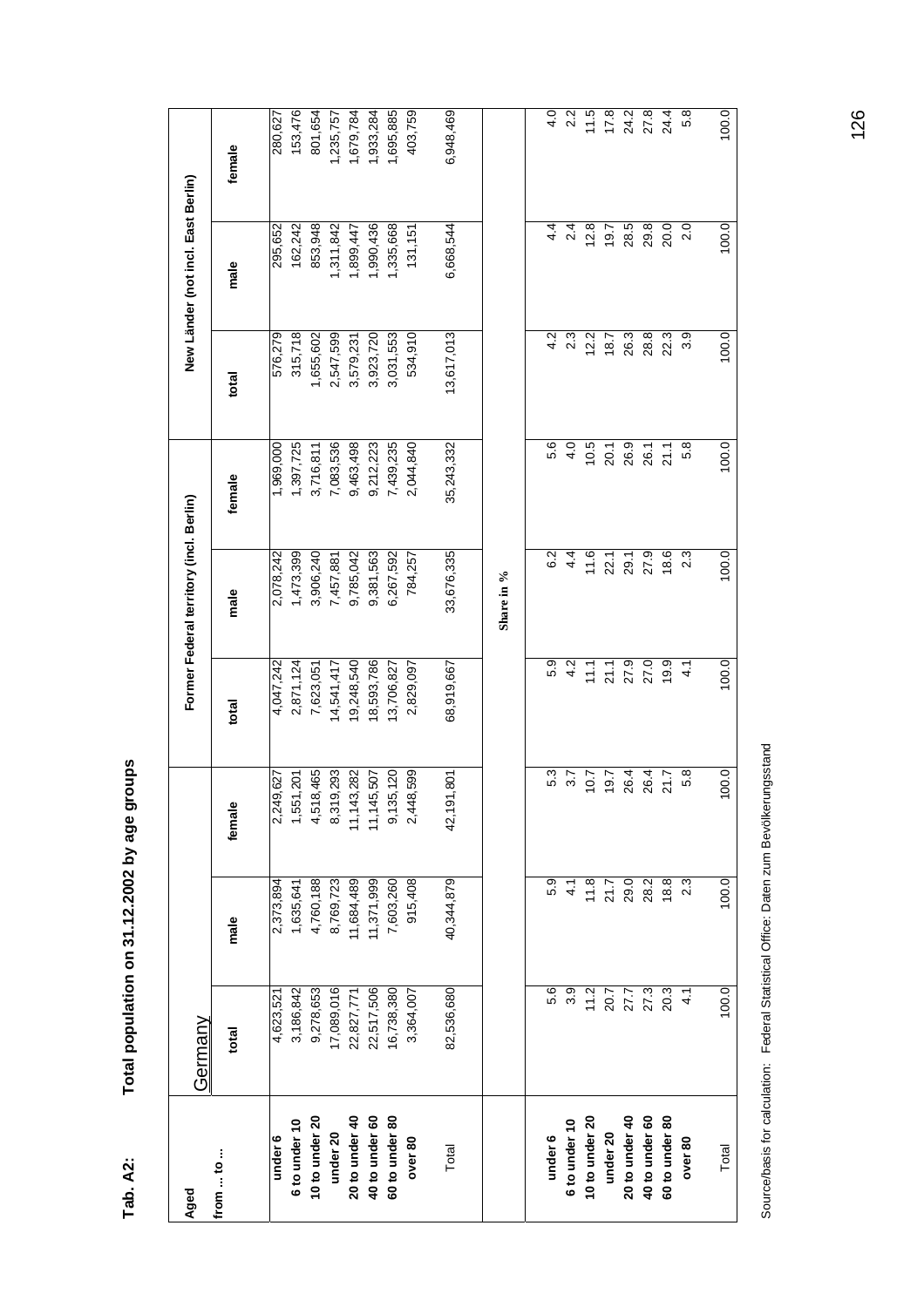**Tab. A2: Total population on 31.12.2002 by age groups**

| Aged from ... to ... | Germany total | Germany male | Germany female | Former Federal territory (incl. Berlin) total | Former Federal territory (incl. Berlin) male | Former Federal territory (incl. Berlin) female | New Länder (not incl. East Berlin) total | New Länder (not incl. East Berlin) male | New Länder (not incl. East Berlin) female |
|---|---|---|---|---|---|---|---|---|---|
| under 6 | 4,623,521 | 2,373,894 | 2,249,627 | 4,047,242 | 2,078,242 | 1,969,000 | 576,279 | 295,652 | 280,627 |
| 6 to under 10 | 3,186,842 | 1,635,641 | 1,551,201 | 2,871,124 | 1,473,399 | 1,397,725 | 315,718 | 162,242 | 153,476 |
| 10 to under 20 | 9,278,653 | 4,760,188 | 4,518,465 | 7,623,051 | 3,906,240 | 3,716,811 | 1,655,602 | 853,948 | 801,654 |
| under 20 | 17,089,016 | 8,769,723 | 8,319,293 | 14,541,417 | 7,457,881 | 7,083,536 | 2,547,599 | 1,311,842 | 1,235,757 |
| 20 to under 40 | 22,827,771 | 11,684,489 | 11,143,282 | 19,248,540 | 9,785,042 | 9,463,498 | 3,579,231 | 1,899,447 | 1,679,784 |
| 40 to under 60 | 22,517,506 | 11,371,999 | 11,145,507 | 18,593,786 | 9,381,563 | 9,212,223 | 3,923,720 | 1,990,436 | 1,933,284 |
| 60 to under 80 | 16,738,380 | 7,603,260 | 9,135,120 | 13,706,827 | 6,267,592 | 7,439,235 | 3,031,553 | 1,335,668 | 1,695,885 |
| over 80 | 3,364,007 | 915,408 | 2,448,599 | 2,829,097 | 784,257 | 2,044,840 | 534,910 | 131,151 | 403,759 |
| Total | 82,536,680 | 40,344,879 | 42,191,801 | 68,919,667 | 33,676,335 | 35,243,332 | 13,617,013 | 6,668,544 | 6,948,469 |
| | | | | | **Share in %** | | | | |
| under 6 | 5.6 | 5.9 | 5.3 | 5.9 | 6.2 | 5.6 | 4.2 | 4.4 | 4.0 |
| 6 to under 10 | 3.9 | 4.1 | 3.7 | 4.2 | 4.4 | 4.0 | 2.3 | 2.4 | 2.2 |
| 10 to under 20 | 11.2 | 11.8 | 10.7 | 11.1 | 11.6 | 10.5 | 12.2 | 12.8 | 11.5 |
| under 20 | 20.7 | 21.7 | 19.7 | 21.1 | 22.1 | 20.1 | 18.7 | 19.7 | 17.8 |
| 20 to under 40 | 27.7 | 29.0 | 26.4 | 27.9 | 29.1 | 26.9 | 26.3 | 28.5 | 24.2 |
| 40 to under 60 | 27.3 | 28.2 | 26.4 | 27.0 | 27.9 | 26.1 | 28.8 | 29.8 | 27.8 |
| 60 to under 80 | 20.3 | 18.8 | 21.7 | 19.9 | 18.6 | 21.1 | 22.3 | 20.0 | 24.4 |
| over 80 | 4.1 | 2.3 | 5.8 | 4.1 | 2.3 | 5.8 | 3.9 | 2.0 | 5.8 |
| Total | 100.0 | 100.0 | 100.0 | 100.0 | 100.0 | 100.0 | 100.0 | 100.0 | 100.0 |

Source/basis for calculation: Federal Statistical Office: Daten zum Bevölkerungsstand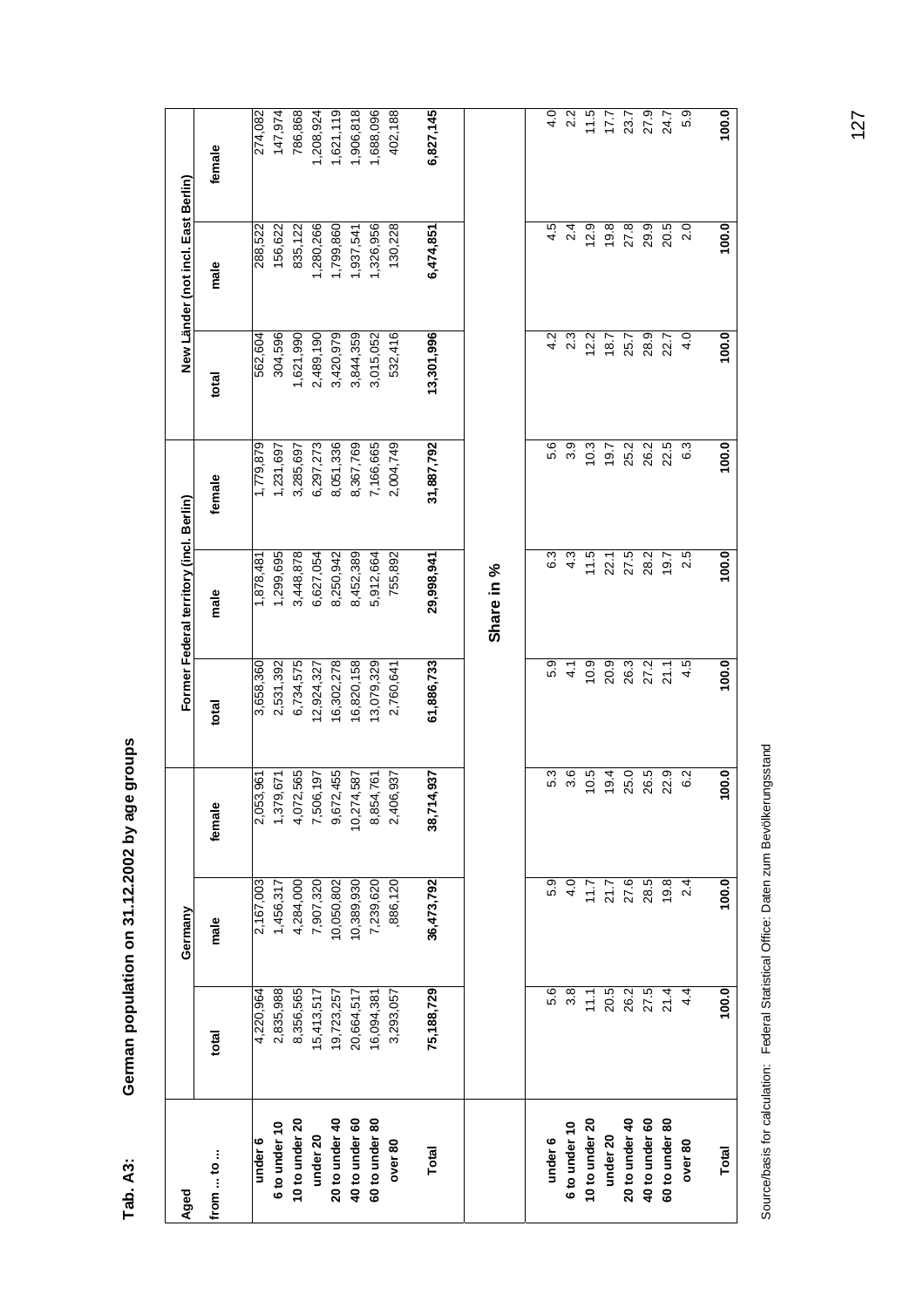# Tab. A3: German population on 31.12.2002 by age groups

| Aged | Germany | | | Former Federal territory (incl. Berlin) | | | New Länder (not incl. East Berlin) | | |
|---|---|---|---|---|---|---|---|---|---|
| from ... to ... | total | male | female | total | male | female | total | male | female |
| under 6 | 4,220,964 | 2,167,003 | 2,053,961 | 3,658,360 | 1,878,481 | 1,779,879 | 562,604 | 288,522 | 274,082 |
| 6 to under 10 | 2,835,988 | 1,456,317 | 1,379,671 | 2,531,392 | 1,299,695 | 1,231,697 | 304,596 | 156,622 | 147,974 |
| 10 to under 20 | 8,356,565 | 4,284,000 | 4,072,565 | 6,734,575 | 3,448,878 | 3,285,697 | 1,621,990 | 835,122 | 786,868 |
| under 20 | 15,413,517 | 7,907,320 | 7,506,197 | 12,924,327 | 6,627,054 | 6,297,273 | 2,489,190 | 1,280,266 | 1,208,924 |
| 20 to under 40 | 19,723,257 | 10,050,802 | 9,672,455 | 16,302,278 | 8,250,942 | 8,051,336 | 3,420,979 | 1,799,860 | 1,621,119 |
| 40 to under 60 | 20,664,517 | 10,389,930 | 10,274,587 | 16,820,158 | 8,452,389 | 8,367,769 | 3,844,359 | 1,937,541 | 1,906,818 |
| 60 to under 80 | 16,094,381 | 7,239,620 | 8,854,761 | 13,079,329 | 5,912,664 | 7,166,665 | 3,015,052 | 1,326,956 | 1,688,096 |
| over 80 | 3,293,057 | ,886,120 | 2,406,937 | 2,760,641 | 755,892 | 2,004,749 | 532,416 | 130,228 | 402,188 |
| **Total** | **75,188,729** | **36,473,792** | **38,714,937** | **61,886,733** | **29,998,941** | **31,887,792** | **13,301,996** | **6,474,851** | **6,827,145** |
| | | | | **Share in %** | | | | | |
| under 6 | 5.6 | 5.9 | 5.3 | 5.9 | 6.3 | 5.6 | 4.2 | 4.5 | 4.0 |
| 6 to under 10 | 3.8 | 4.0 | 3.6 | 4.1 | 4.3 | 3.9 | 2.3 | 2.4 | 2.2 |
| 10 to under 20 | 11.1 | 11.7 | 10.5 | 10.9 | 11.5 | 10.3 | 12.2 | 12.9 | 11.5 |
| under 20 | 20.5 | 21.7 | 19.4 | 20.9 | 22.1 | 19.7 | 18.7 | 19.8 | 17.7 |
| 20 to under 40 | 26.2 | 27.6 | 25.0 | 26.3 | 27.5 | 25.2 | 25.7 | 27.8 | 23.7 |
| 40 to under 60 | 27.5 | 28.5 | 26.5 | 27.2 | 28.2 | 26.2 | 28.9 | 29.9 | 27.9 |
| 60 to under 80 | 21.4 | 19.8 | 22.9 | 21.1 | 19.7 | 22.5 | 22.7 | 20.5 | 24.7 |
| over 80 | 4.4 | 2.4 | 6.2 | 4.5 | 2.5 | 6.3 | 4.0 | 2.0 | 5.9 |
| **Total** | **100.0** | **100.0** | **100.0** | **100.0** | **100.0** | **100.0** | **100.0** | **100.0** | **100.0** |

Source/basis for calculation: Federal Statistical Office: Daten zum Bevölkerungsstand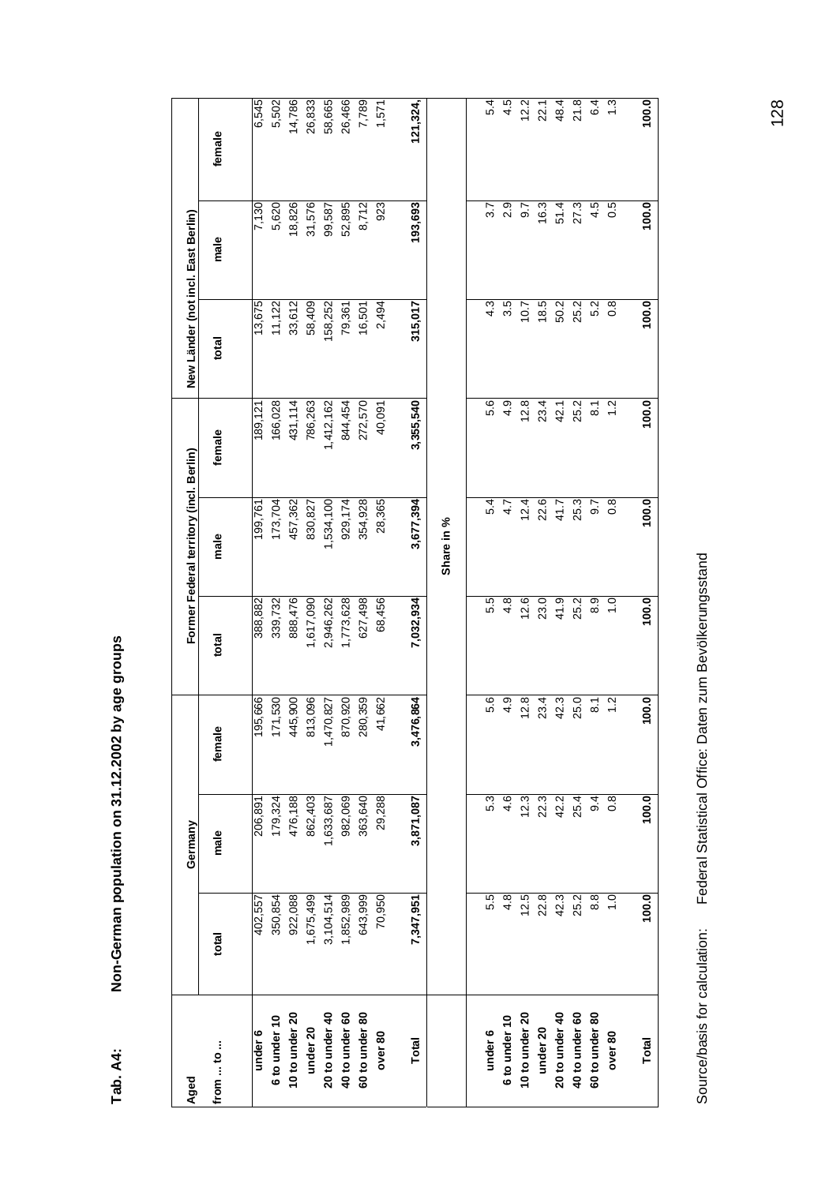**Tab. A4:** **Non-German population on 31.12.2002 by age groups**

| Aged | Germany | | | Former Federal territory (incl. Berlin) | | | New Länder (not incl. East Berlin) | | |
|---|---|---|---|---|---|---|---|---|---|
| from ... to ... | total | male | female | total | male | female | total | male | female |
| **under 6** | 402,557 | 206,891 | 195,666 | 388,882 | 199,761 | 189,121 | 13,675 | 7,130 | 6,545 |
| **6 to under 10** | 350,854 | 179,324 | 171,530 | 339,732 | 173,704 | 166,028 | 11,122 | 5,620 | 5,502 |
| **10 to under 20** | 922,088 | 476,188 | 445,900 | 888,476 | 457,362 | 431,114 | 33,612 | 18,826 | 14,786 |
| **under 20** | 1,675,499 | 862,403 | 813,096 | 1,617,090 | 830,827 | 786,263 | 58,409 | 31,576 | 26,833 |
| **20 to under 40** | 3,104,514 | 1,633,687 | 1,470,827 | 2,946,262 | 1,534,100 | 1,412,162 | 158,252 | 99,587 | 58,665 |
| **40 to under 60** | 1,852,989 | 982,069 | 870,920 | 1,773,628 | 929,174 | 844,454 | 79,361 | 52,895 | 26,466 |
| **60 to under 80** | 643,999 | 363,640 | 280,359 | 627,498 | 354,928 | 272,570 | 16,501 | 8,712 | 7,789 |
| **over 80** | 70,950 | 29,288 | 41,662 | 68,456 | 28,365 | 40,091 | 2,494 | 923 | 1,571 |
| **Total** | **7,347,951** | **3,871,087** | **3,476,864** | **7,032,934** | **3,677,394** | **3,355,540** | **315,017** | **193,693** | **121,324** |
| | | | | **Share in %** | | | | | |
| **under 6** | 5.5 | 5.3 | 5.6 | 5.5 | 5.4 | 5.6 | 4.3 | 3.7 | 5.4 |
| **6 to under 10** | 4.8 | 4.6 | 4.9 | 4.8 | 4.7 | 4.9 | 3.5 | 2.9 | 4.5 |
| **10 to under 20** | 12.5 | 12.3 | 12.8 | 12.6 | 12.4 | 12.8 | 10.7 | 9.7 | 12.2 |
| **under 20** | 22.8 | 22.3 | 23.4 | 23.0 | 22.6 | 23.4 | 18.5 | 16.3 | 22.1 |
| **20 to under 40** | 42.3 | 42.2 | 42.3 | 41.9 | 41.7 | 42.1 | 50.2 | 51.4 | 48.4 |
| **40 to under 60** | 25.2 | 25.4 | 25.0 | 25.2 | 25.3 | 25.2 | 25.2 | 27.3 | 21.8 |
| **60 to under 80** | 8.8 | 9.4 | 8.1 | 8.9 | 9.7 | 8.1 | 5.2 | 4.5 | 6.4 |
| **over 80** | 1.0 | 0.8 | 1.2 | 1.0 | 0.8 | 1.2 | 0.8 | 0.5 | 1.3 |
| **Total** | **100.0** | **100.0** | **100.0** | **100.0** | **100.0** | **100.0** | **100.0** | **100.0** | **100.0** |

Source/basis for calculation: Federal Statistical Office: Daten zum Bevölkerungsstand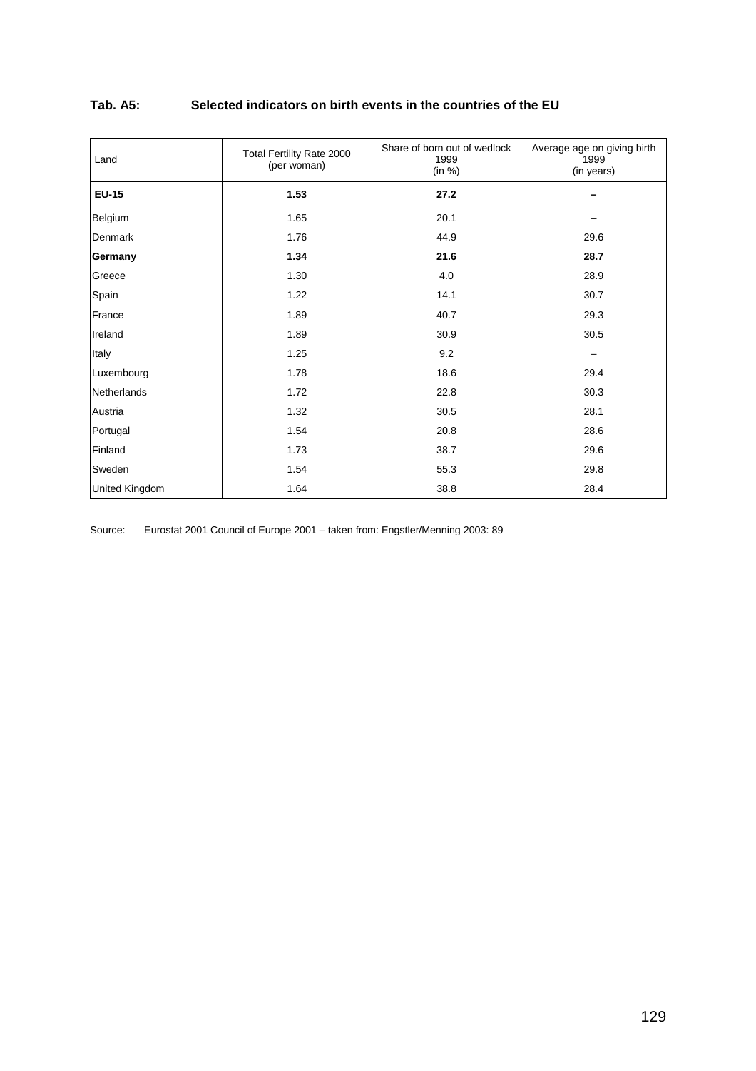**Tab. A5: Selected indicators on birth events in the countries of the EU**

| Land | Total Fertility Rate 2000 (per woman) | Share of born out of wedlock 1999 (in %) | Average age on giving birth 1999 (in years) |
|---|---|---|---|
| **EU-15** | **1.53** | **27.2** | **–** |
| Belgium | 1.65 | 20.1 | – |
| Denmark | 1.76 | 44.9 | 29.6 |
| **Germany** | **1.34** | **21.6** | **28.7** |
| Greece | 1.30 | 4.0 | 28.9 |
| Spain | 1.22 | 14.1 | 30.7 |
| France | 1.89 | 40.7 | 29.3 |
| Ireland | 1.89 | 30.9 | 30.5 |
| Italy | 1.25 | 9.2 | – |
| Luxembourg | 1.78 | 18.6 | 29.4 |
| Netherlands | 1.72 | 22.8 | 30.3 |
| Austria | 1.32 | 30.5 | 28.1 |
| Portugal | 1.54 | 20.8 | 28.6 |
| Finland | 1.73 | 38.7 | 29.6 |
| Sweden | 1.54 | 55.3 | 29.8 |
| United Kingdom | 1.64 | 38.8 | 28.4 |

Source: Eurostat 2001 Council of Europe 2001 – taken from: Engstler/Menning 2003: 89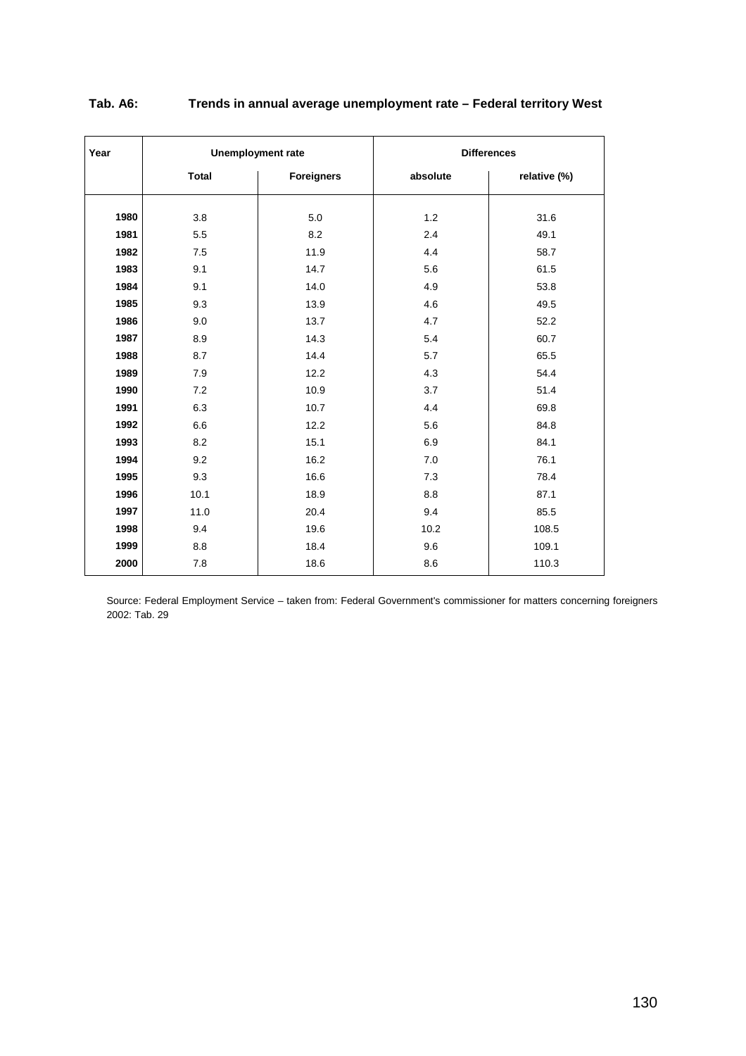**Tab. A6: Trends in annual average unemployment rate – Federal territory West**

| Year | Unemployment rate | | Differences | |
|---|---|---|---|---|
| | Total | Foreigners | absolute | relative (%) |
| **1980** | 3.8 | 5.0 | 1.2 | 31.6 |
| **1981** | 5.5 | 8.2 | 2.4 | 49.1 |
| **1982** | 7.5 | 11.9 | 4.4 | 58.7 |
| **1983** | 9.1 | 14.7 | 5.6 | 61.5 |
| **1984** | 9.1 | 14.0 | 4.9 | 53.8 |
| **1985** | 9.3 | 13.9 | 4.6 | 49.5 |
| **1986** | 9.0 | 13.7 | 4.7 | 52.2 |
| **1987** | 8.9 | 14.3 | 5.4 | 60.7 |
| **1988** | 8.7 | 14.4 | 5.7 | 65.5 |
| **1989** | 7.9 | 12.2 | 4.3 | 54.4 |
| **1990** | 7.2 | 10.9 | 3.7 | 51.4 |
| **1991** | 6.3 | 10.7 | 4.4 | 69.8 |
| **1992** | 6.6 | 12.2 | 5.6 | 84.8 |
| **1993** | 8.2 | 15.1 | 6.9 | 84.1 |
| **1994** | 9.2 | 16.2 | 7.0 | 76.1 |
| **1995** | 9.3 | 16.6 | 7.3 | 78.4 |
| **1996** | 10.1 | 18.9 | 8.8 | 87.1 |
| **1997** | 11.0 | 20.4 | 9.4 | 85.5 |
| **1998** | 9.4 | 19.6 | 10.2 | 108.5 |
| **1999** | 8.8 | 18.4 | 9.6 | 109.1 |
| **2000** | 7.8 | 18.6 | 8.6 | 110.3 |

Source: Federal Employment Service – taken from: Federal Government's commissioner for matters concerning foreigners 2002: Tab. 29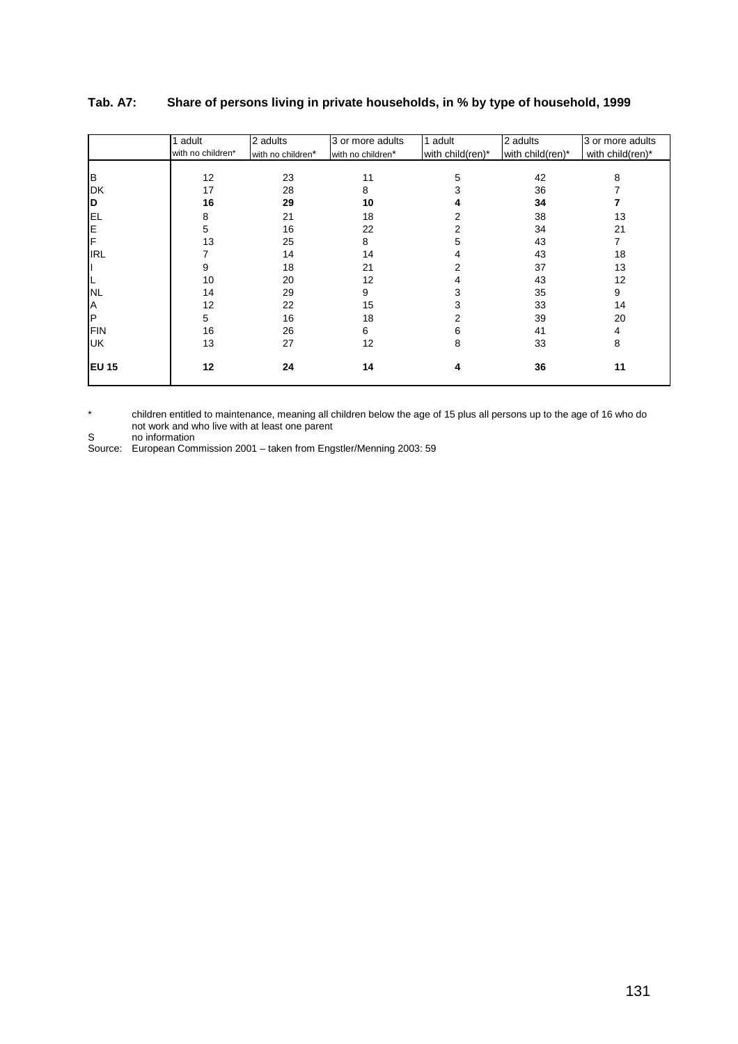**Tab. A7: Share of persons living in private households, in % by type of household, 1999**

| | 1 adult with no children* | 2 adults with no children* | 3 or more adults with no children* | 1 adult with child(ren)* | 2 adults with child(ren)* | 3 or more adults with child(ren)* |
|---|---|---|---|---|---|---|
| B | 12 | 23 | 11 | 5 | 42 | 8 |
| DK | 17 | 28 | 8 | 3 | 36 | 7 |
| **D** | **16** | **29** | **10** | **4** | **34** | **7** |
| EL | 8 | 21 | 18 | 2 | 38 | 13 |
| E | 5 | 16 | 22 | 2 | 34 | 21 |
| F | 13 | 25 | 8 | 5 | 43 | 7 |
| IRL | 7 | 14 | 14 | 4 | 43 | 18 |
| I | 9 | 18 | 21 | 2 | 37 | 13 |
| L | 10 | 20 | 12 | 4 | 43 | 12 |
| NL | 14 | 29 | 9 | 3 | 35 | 9 |
| A | 12 | 22 | 15 | 3 | 33 | 14 |
| P | 5 | 16 | 18 | 2 | 39 | 20 |
| FIN | 16 | 26 | 6 | 6 | 41 | 4 |
| UK | 13 | 27 | 12 | 8 | 33 | 8 |
| **EU 15** | **12** | **24** | **14** | **4** | **36** | **11** |

\* children entitled to maintenance, meaning all children below the age of 15 plus all persons up to the age of 16 who do not work and who live with at least one parent

S no information

Source: European Commission 2001 – taken from Engstler/Menning 2003: 59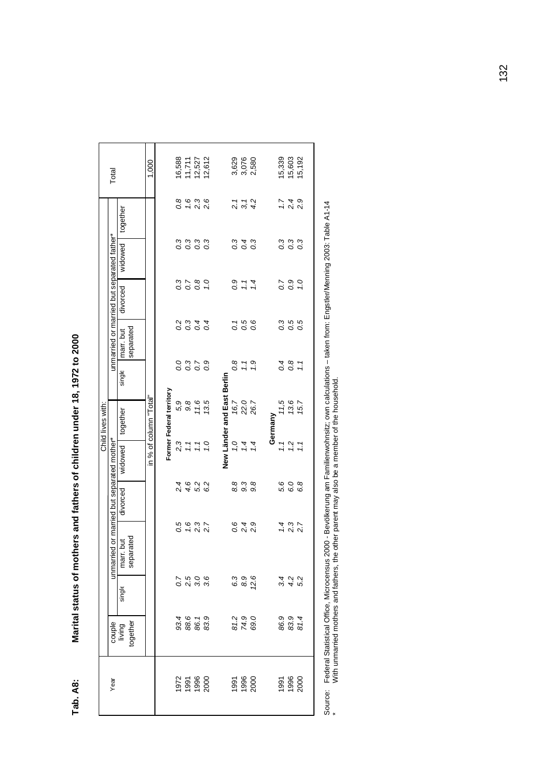**Tab. A8: Marital status of mothers and fathers of children under 18, 1972 to 2000**

| Year | Child lives with: | | | | | | | | | | | Total |
|---|---|---|---|---|---|---|---|---|---|---|---|---|
| | couple living together | unmarried or married but separated mother* | | | | | unmarried or married but separated father* | | | | | |
| | | single | marr. but separated | divorced | widowed | together | single | marr. but separated | divorced | widowed | together | |
| | in % of column "Total" | | | | | | | | | | | 1,000 |
| | **Former Federal territory** | | | | | | | | | | | |
| 1972 | 93.4 | 0.7 | 0.5 | 2.4 | 2,3 | 5,9 | 0.0 | 0.2 | 0.3 | 0.3 | 0.8 | 16,588 |
| 1991 | 88.6 | 2.5 | 1.6 | 4.6 | 1.1 | 9.8 | 0.3 | 0.3 | 0.7 | 0.3 | 1.6 | 11,711 |
| 1996 | 86.1 | 3.0 | 2.3 | 5.2 | 1.1 | 11.6 | 0.7 | 0.4 | 0.8 | 0.3 | 2.3 | 12,527 |
| 2000 | 83.9 | 3.6 | 2.7 | 6.2 | 1.0 | 13.5 | 0.9 | 0.4 | 1.0 | 0.3 | 2.6 | 12,612 |
| | **New Länder and East Berlin** | | | | | | | | | | | |
| 1991 | 81.2 | 6.3 | 0.6 | 8.8 | 1.0 | 16.7 | 0.8 | 0.1 | 0.9 | 0.3 | 2.1 | 3,629 |
| 1996 | 74.9 | 8.9 | 2.4 | 9.3 | 1.4 | 22.0 | 1.1 | 0.5 | 1.1 | 0.4 | 3.1 | 3,076 |
| 2000 | 69.0 | 12.6 | 2.9 | 9.8 | 1.4 | 26.7 | 1.9 | 0.6 | 1.4 | 0.3 | 4.2 | 2,580 |
| | **Germany** | | | | | | | | | | | |
| 1991 | 86.9 | 3.4 | 1.4 | 5.6 | 1.1 | 11,5 | 0.4 | 0.3 | 0.7 | 0.3 | 1.7 | 15,339 |
| 1996 | 83.9 | 4.2 | 2.3 | 6.0 | 1.2 | 13.6 | 0.8 | 0.5 | 0.9 | 0.3 | 2.4 | 15,603 |
| 2000 | 81.4 | 5.2 | 2.7 | 6.8 | 1.1 | 15.7 | 1.1 | 0.5 | 1.0 | 0.3 | 2.9 | 15,192 |

Source: Federal Statistical Office, Microcensus 2000 - Bevölkerung am Familienwohnsitz; own calculations – taken from: Engstler/Menning 2003: Table A1-14

\* With unmarried mothers and fathers, the other parent may also be a member of the household.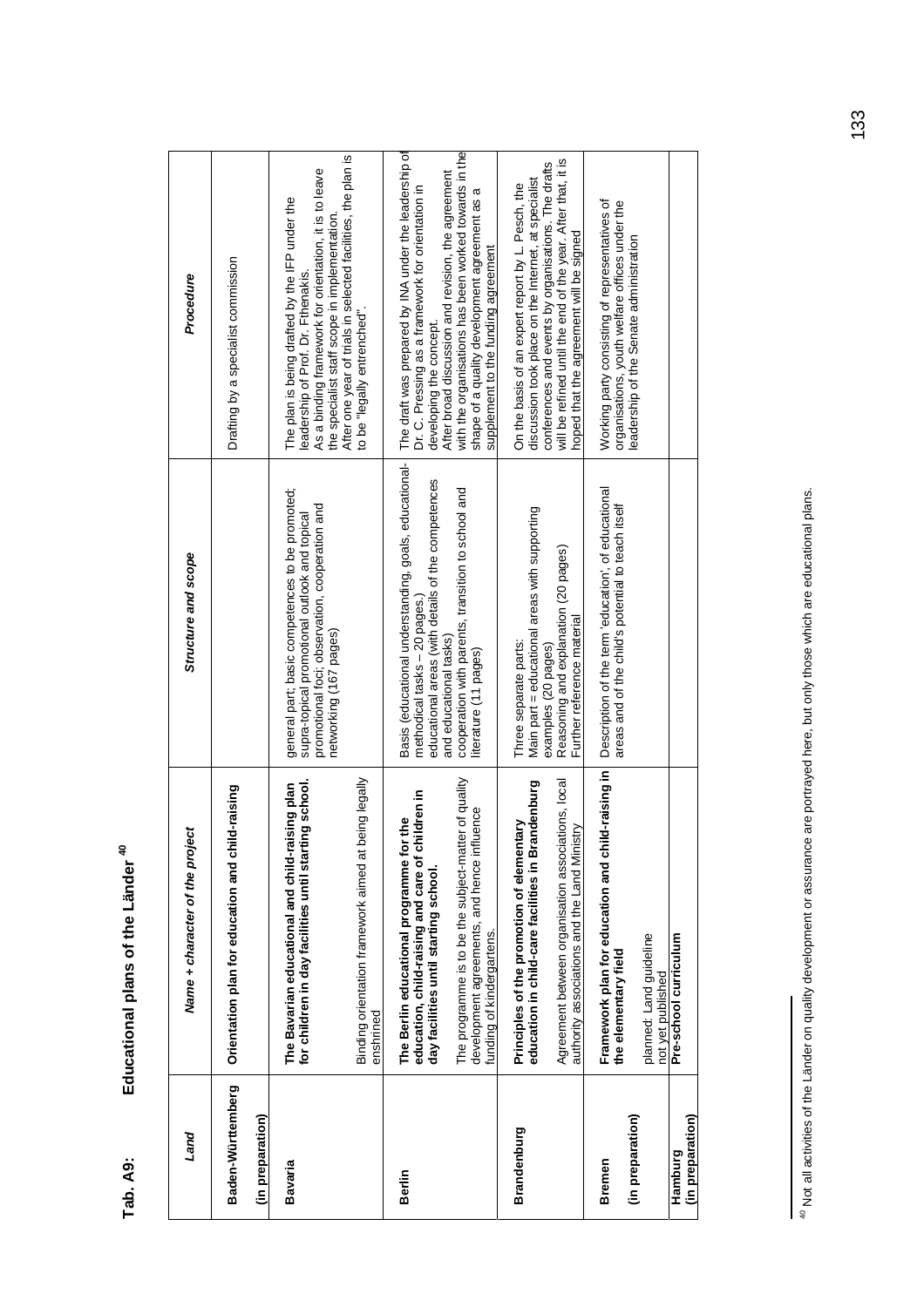**Tab. A9: Educational plans of the Länder** [40]

| *Land* | *Name + character of the project* | *Structure and scope* | *Procedure* |
|---|---|---|---|
| **Baden-Württemberg** **(in preparation)** | **Orientation plan for education and child-raising** | | Drafting by a specialist commission |
| **Bavaria** | **The Bavarian educational and child-raising plan for children in day facilities until starting school.** Binding orientation framework aimed at being legally enshrined | general part; basic competences to be promoted; supra-topical promotional outlook and topical promotional foci; observation, cooperation and networking (167 pages) | The plan is being drafted by the IFP under the leadership of Prof. Dr. Fthenakis. As a binding framework for orientation, it is to leave the specialist staff scope in implementation. After one year of trials in selected facilities, the plan is to be "legally entrenched". |
| **Berlin** | **The Berlin educational programme for the education, child-raising and care of children in day facilities until starting school.** The programme is to be the subject-matter of quality development agreements, and hence influence funding of kindergartens. | Basis (educational understanding, goals, educational-methodical tasks – 20 pages.) educational areas (with details of the competences and educational tasks) cooperation with parents, transition to school and literature (11 pages) | The draft was prepared by INA under the leadership of Dr. C. Pressing as a framework for orientation in developing the concept. After broad discussion and revision, the agreement with the organisations has been worked towards in the shape of a quality development agreement as a supplement to the funding agreement |
| **Brandenburg** | **Principles of the promotion of elementary education in child-care facilities in Brandenburg** Agreement between organisation associations, local authority associations and the Land Ministry | Three separate parts: Main part = educational areas with supporting examples (20 pages) Reasoning and explanation (20 pages) Further reference material | On the basis of an expert report by L. Pesch, the discussion took place on the Internet, at specialist conferences and events by organisations. The drafts will be refined until the end of the year. After that, it is hoped that the agreement will be signed |
| **Bremen** **(in preparation)** | **Framework plan for education and child-raising in the elementary field** planned: Land guideline not yet published | Description of the term 'education', of educational areas and of the child's potential to teach itself | Working party consisting of representatives of organisations, youth welfare offices under the leadership of the Senate administration |
| **Hamburg** **(in preparation)** | **Pre-school curriculum** | | |

[40] Not all activities of the Länder on quality development or assurance are portrayed here, but only those which are educational plans.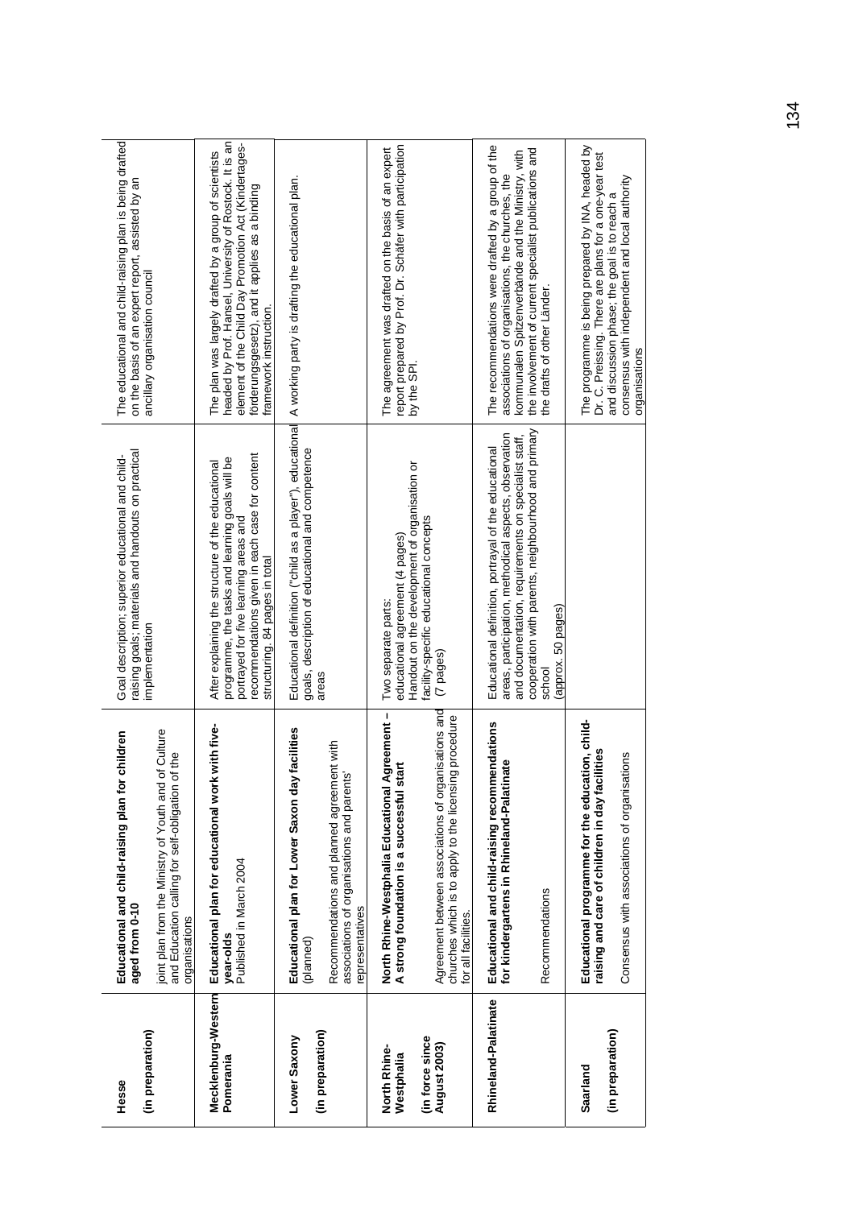| | | | |
|---|---|---|---|
| **Hesse**<br><br>**(in preparation)** | **Educational and child-raising plan for children aged from 0-10**<br><br>Joint plan from the Ministry of Youth and of Culture and Education calling for self-obligation of the organisations | Goal description; superior educational and child-raising goals; materials and handouts on practical implementation | The educational and child-raising plan is being drafted on the basis of an expert report, assisted by an ancillary organisation council |
| **Mecklenburg-Western Pomerania** | **Educational plan for educational work with five-year-olds**<br>Published in March 2004 | After explaining the structure of the educational programme, the tasks and learning goals will be portrayed for five learning areas and recommendations given in each case for content structuring. 84 pages in total | The plan was largely drafted by a group of scientists headed by Prof. Hansel, University of Rostock. It is an element of the Child Day Promotion Act (Kindertages-förderungsgesetz), and it applies as a binding framework instruction. |
| **Lower Saxony**<br><br>**(in preparation)** | **Educational plan for Lower Saxon day facilities** (planned)<br><br>Recommendations and planned agreement with associations of organisations and parents' representatives | Educational definition ("child as a player"), educational goals, description of educational and competence areas | A working party is drafting the educational plan. |
| **North Rhine-Westphalia**<br><br>**(in force since August 2003)** | **North Rhine-Westphalia Educational Agreement – A strong foundation is a successful start**<br><br>Agreement between associations of organisations and churches which is to apply to the licensing procedure for all facilities. | Two separate parts:<br>educational agreement (4 pages)<br>Handout on the development of organisation or facility-specific educational concepts<br>(7 pages) | The agreement was drafted on the basis of an expert report prepared by Prof. Dr. Schäfer with participation by the SPI. |
| **Rhineland-Palatinate** | **Educational and child-raising recommendations for kindergartens in Rhineland-Palatinate**<br><br>Recommendations | Educational definition, portrayal of the educational areas, participation, methodical aspects, observation and documentation, requirements on specialist staff, cooperation with parents, neighbourhood and primary school<br>(approx. 50 pages) | The recommendations were drafted by a group of the associations of organisations, the churches, the kommunalen Spitzenverbände and the Ministry, with the involvement of current specialist publications and the drafts of other Länder. |
| **Saarland**<br><br>**(in preparation)** | **Educational programme for the education, child-raising and care of children in day facilities**<br><br>Consensus with associations of organisations | | The programme is being prepared by INA, headed by Dr. C. Preissing. There are plans for a one-year test and discussion phase; the goal is to reach a consensus with independent and local authority organisations |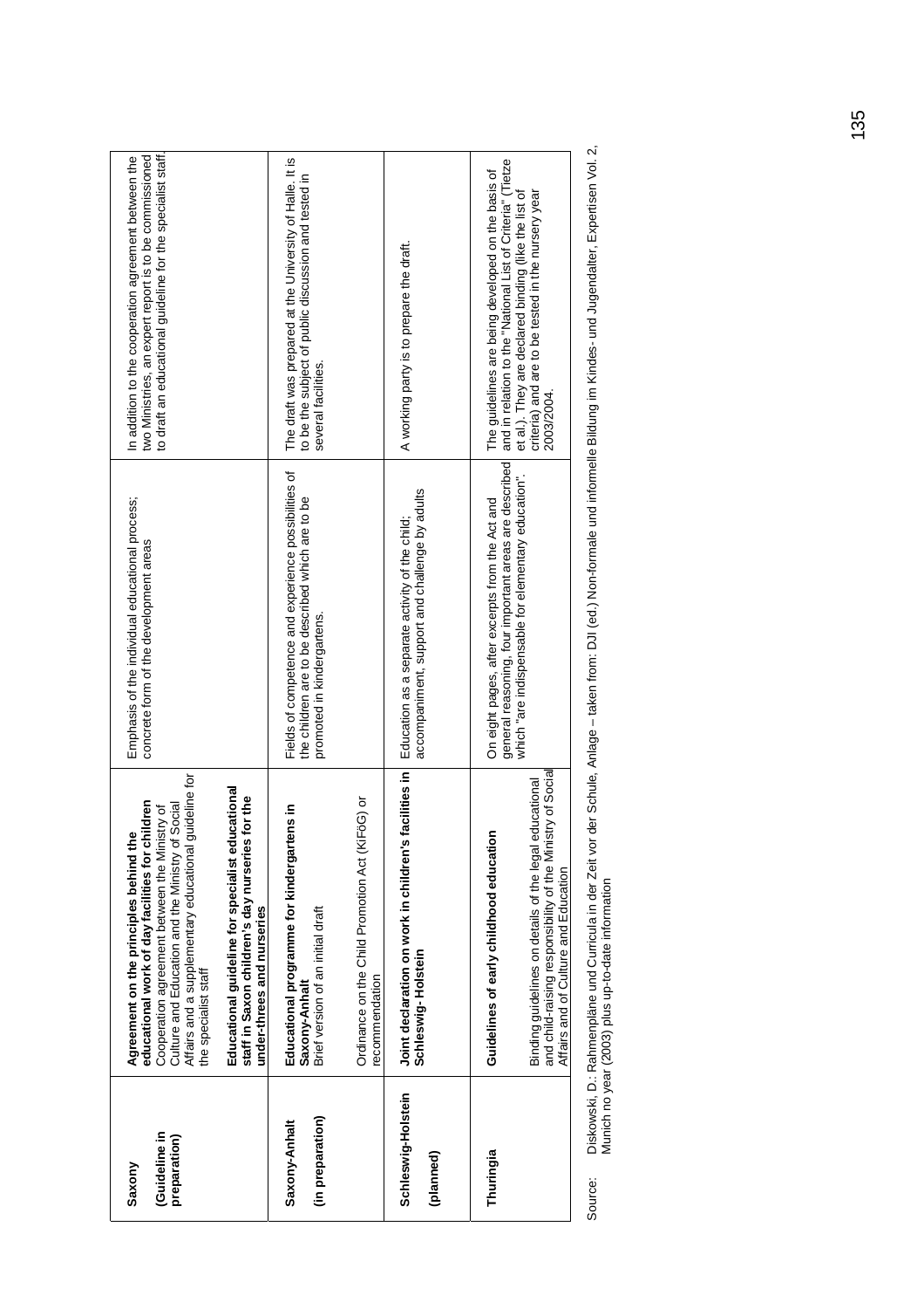| | | | |
|---|---|---|---|
| **Saxony**<br><br>**(Guideline in preparation)** | **Agreement on the principles behind the educational work of day facilities for children**<br>Cooperation agreement between the Ministry of Culture and Education and the Ministry of Social Affairs and a supplementary educational guideline for the specialist staff<br><br>**Educational guideline for specialist educational staff in Saxon children's day nurseries for the under-threes and nurseries** | Emphasis of the individual educational process; concrete form of the development areas | In addition to the cooperation agreement between the two Ministries, an expert report is to be commissioned to draft an educational guideline for the specialist staff. |
| **Saxony-Anhalt**<br><br>**(in preparation)** | **Educational programme for kindergartens in Saxony-Anhalt**<br>Brief version of an initial draft<br><br>Ordinance on the Child Promotion Act (KiFöG) or recommendation | Fields of competence and experience possibilities of the children are to be described which are to be promoted in kindergartens. | The draft was prepared at the University of Halle. It is to be the subject of public discussion and tested in several facilities. |
| **Schleswig-Holstein**<br><br>**(planned)** | **Joint declaration on work in children's facilities in Schleswig-Holstein** | Education as a separate activity of the child; accompaniment, support and challenge by adults | A working party is to prepare the draft. |
| **Thuringia** | **Guidelines of early childhood education**<br><br>Binding guidelines on details of the legal educational and child-raising responsibility of the Ministry of Social Affairs and of Culture and Education | On eight pages, after excerpts from the Act and general reasoning, four important areas are described which "are indispensable for elementary education". | The guidelines are being developed on the basis of and in relation to the "National List of Criteria" (Tietze et al.). They are declared binding (like the list of criteria) and are to be tested in the nursery year 2003/2004. |

Source: Diskowski, D.: Rahmenpläne und Curricula in der Zeit vor der Schule, Anlage – taken from: DJI (ed.) Non-formale und informelle Bildung im Kindes- und Jugendalter, Expertisen Vol. 2, Munich no year (2003) plus up-to-date information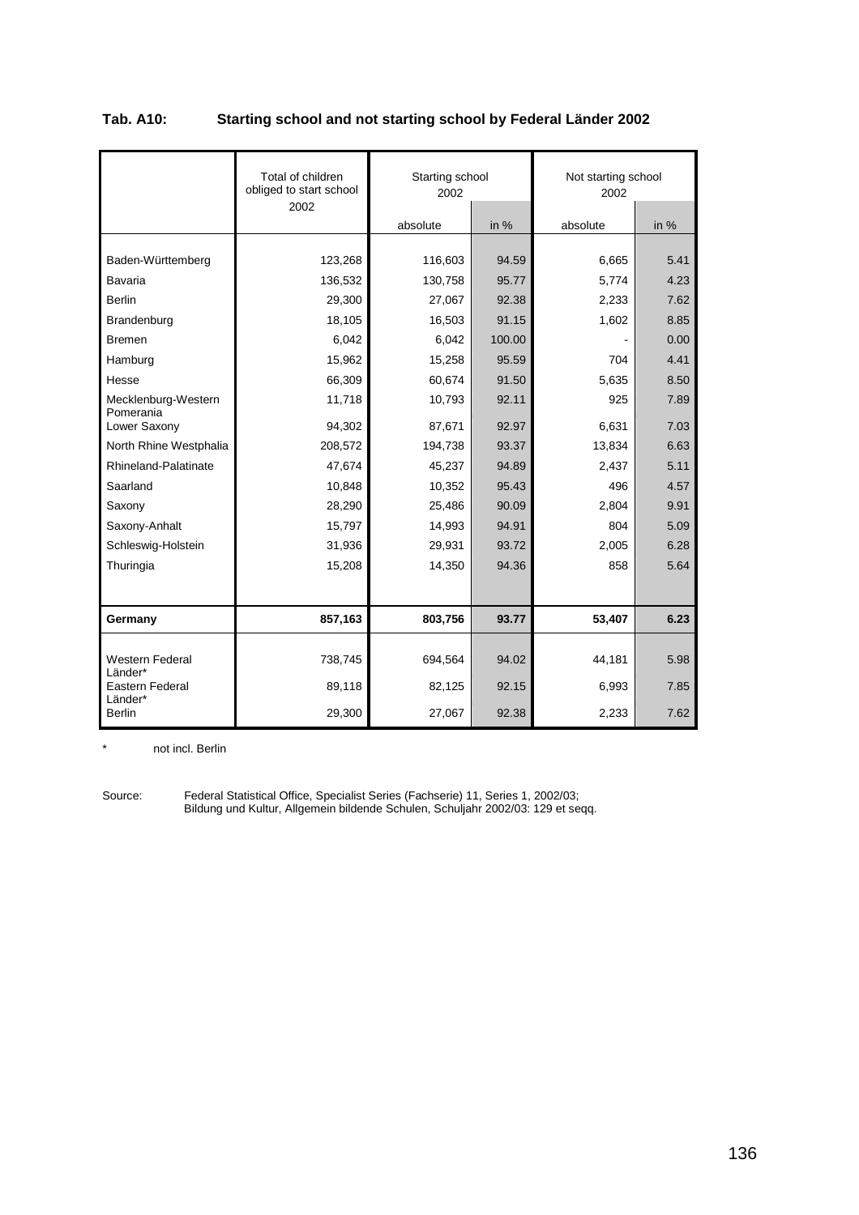**Tab. A10: Starting school and not starting school by Federal Länder 2002**

| | Total of children obliged to start school 2002 | Starting school 2002 | | Not starting school 2002 | |
|---|---|---|---|---|---|
| | | absolute | in % | absolute | in % |
| Baden-Württemberg | 123,268 | 116,603 | 94.59 | 6,665 | 5.41 |
| Bavaria | 136,532 | 130,758 | 95.77 | 5,774 | 4.23 |
| Berlin | 29,300 | 27,067 | 92.38 | 2,233 | 7.62 |
| Brandenburg | 18,105 | 16,503 | 91.15 | 1,602 | 8.85 |
| Bremen | 6,042 | 6,042 | 100.00 | - | 0.00 |
| Hamburg | 15,962 | 15,258 | 95.59 | 704 | 4.41 |
| Hesse | 66,309 | 60,674 | 91.50 | 5,635 | 8.50 |
| Mecklenburg-Western Pomerania | 11,718 | 10,793 | 92.11 | 925 | 7.89 |
| Lower Saxony | 94,302 | 87,671 | 92.97 | 6,631 | 7.03 |
| North Rhine Westphalia | 208,572 | 194,738 | 93.37 | 13,834 | 6.63 |
| Rhineland-Palatinate | 47,674 | 45,237 | 94.89 | 2,437 | 5.11 |
| Saarland | 10,848 | 10,352 | 95.43 | 496 | 4.57 |
| Saxony | 28,290 | 25,486 | 90.09 | 2,804 | 9.91 |
| Saxony-Anhalt | 15,797 | 14,993 | 94.91 | 804 | 5.09 |
| Schleswig-Holstein | 31,936 | 29,931 | 93.72 | 2,005 | 6.28 |
| Thuringia | 15,208 | 14,350 | 94.36 | 858 | 5.64 |
| **Germany** | **857,163** | **803,756** | **93.77** | **53,407** | **6.23** |
| Western Federal Länder* | 738,745 | 694,564 | 94.02 | 44,181 | 5.98 |
| Eastern Federal Länder* | 89,118 | 82,125 | 92.15 | 6,993 | 7.85 |
| Berlin | 29,300 | 27,067 | 92.38 | 2,233 | 7.62 |

\* not incl. Berlin

Source: Federal Statistical Office, Specialist Series (Fachserie) 11, Series 1, 2002/03; Bildung und Kultur, Allgemein bildende Schulen, Schuljahr 2002/03: 129 et seqq.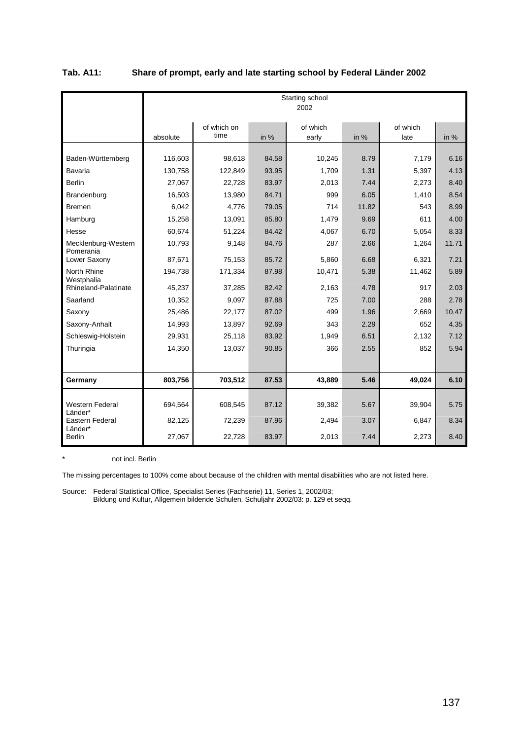**Tab. A11: Share of prompt, early and late starting school by Federal Länder 2002**

| | Starting school 2002 | | | | | | |
|---|---|---|---|---|---|---|---|
| | absolute | of which on time | in % | of which early | in % | of which late | in % |
| Baden-Württemberg | 116,603 | 98,618 | 84.58 | 10,245 | 8.79 | 7,179 | 6.16 |
| Bavaria | 130,758 | 122,849 | 93.95 | 1,709 | 1.31 | 5,397 | 4.13 |
| Berlin | 27,067 | 22,728 | 83.97 | 2,013 | 7.44 | 2,273 | 8.40 |
| Brandenburg | 16,503 | 13,980 | 84.71 | 999 | 6.05 | 1,410 | 8.54 |
| Bremen | 6,042 | 4,776 | 79.05 | 714 | 11.82 | 543 | 8.99 |
| Hamburg | 15,258 | 13,091 | 85.80 | 1,479 | 9.69 | 611 | 4.00 |
| Hesse | 60,674 | 51,224 | 84.42 | 4,067 | 6.70 | 5,054 | 8.33 |
| Mecklenburg-Western Pomerania | 10,793 | 9,148 | 84.76 | 287 | 2.66 | 1,264 | 11.71 |
| Lower Saxony | 87,671 | 75,153 | 85.72 | 5,860 | 6.68 | 6,321 | 7.21 |
| North Rhine Westphalia | 194,738 | 171,334 | 87.98 | 10,471 | 5.38 | 11,462 | 5.89 |
| Rhineland-Palatinate | 45,237 | 37,285 | 82.42 | 2,163 | 4.78 | 917 | 2.03 |
| Saarland | 10,352 | 9,097 | 87.88 | 725 | 7.00 | 288 | 2.78 |
| Saxony | 25,486 | 22,177 | 87.02 | 499 | 1.96 | 2,669 | 10.47 |
| Saxony-Anhalt | 14,993 | 13,897 | 92.69 | 343 | 2.29 | 652 | 4.35 |
| Schleswig-Holstein | 29,931 | 25,118 | 83.92 | 1,949 | 6.51 | 2,132 | 7.12 |
| Thuringia | 14,350 | 13,037 | 90.85 | 366 | 2.55 | 852 | 5.94 |
| **Germany** | **803,756** | **703,512** | **87.53** | **43,889** | **5.46** | **49,024** | **6.10** |
| Western Federal Länder* | 694,564 | 608,545 | 87.12 | 39,382 | 5.67 | 39,904 | 5.75 |
| Eastern Federal Länder* | 82,125 | 72,239 | 87.96 | 2,494 | 3.07 | 6,847 | 8.34 |
| Berlin | 27,067 | 22,728 | 83.97 | 2,013 | 7.44 | 2,273 | 8.40 |

\* not incl. Berlin

The missing percentages to 100% come about because of the children with mental disabilities who are not listed here.

Source: Federal Statistical Office, Specialist Series (Fachserie) 11, Series 1, 2002/03; Bildung und Kultur, Allgemein bildende Schulen, Schuljahr 2002/03: p. 129 et seqq.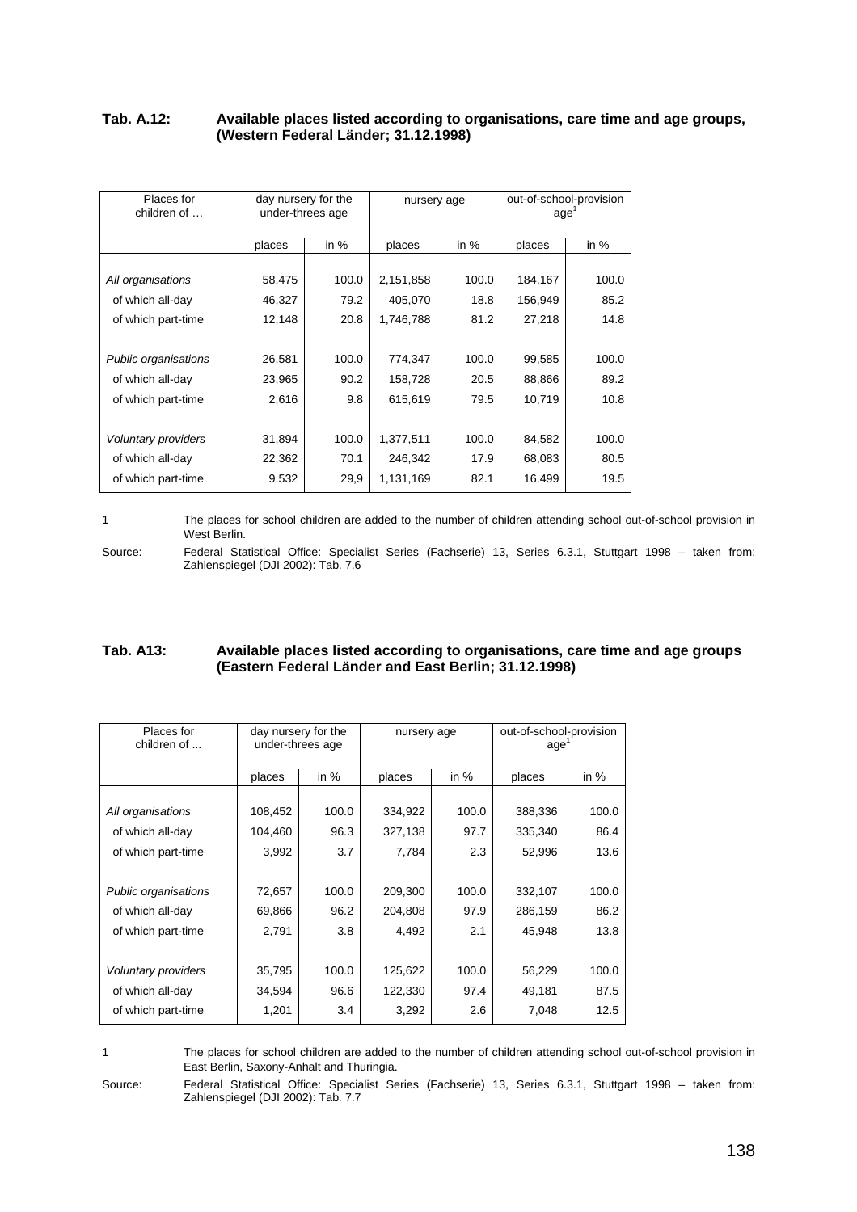**Tab. A.12: Available places listed according to organisations, care time and age groups, (Western Federal Länder; 31.12.1998)**

| Places for children of … | day nursery for the under-threes age | | nursery age | | out-of-school-provision age[1] | |
|---|---|---|---|---|---|---|
| | places | in % | places | in % | places | in % |
| *All organisations* | 58,475 | 100.0 | 2,151,858 | 100.0 | 184,167 | 100.0 |
| of which all-day | 46,327 | 79.2 | 405,070 | 18.8 | 156,949 | 85.2 |
| of which part-time | 12,148 | 20.8 | 1,746,788 | 81.2 | 27,218 | 14.8 |
| *Public organisations* | 26,581 | 100.0 | 774,347 | 100.0 | 99,585 | 100.0 |
| of which all-day | 23,965 | 90.2 | 158,728 | 20.5 | 88,866 | 89.2 |
| of which part-time | 2,616 | 9.8 | 615,619 | 79.5 | 10,719 | 10.8 |
| *Voluntary providers* | 31,894 | 100.0 | 1,377,511 | 100.0 | 84,582 | 100.0 |
| of which all-day | 22,362 | 70.1 | 246,342 | 17.9 | 68,083 | 80.5 |
| of which part-time | 9.532 | 29,9 | 1,131,169 | 82.1 | 16.499 | 19.5 |

1 The places for school children are added to the number of children attending school out-of-school provision in West Berlin.

Source: Federal Statistical Office: Specialist Series (Fachserie) 13, Series 6.3.1, Stuttgart 1998 – taken from: Zahlenspiegel (DJI 2002): Tab. 7.6

**Tab. A13: Available places listed according to organisations, care time and age groups (Eastern Federal Länder and East Berlin; 31.12.1998)**

| Places for children of ... | day nursery for the under-threes age | | nursery age | | out-of-school-provision age[1] | |
|---|---|---|---|---|---|---|
| | places | in % | places | in % | places | in % |
| *All organisations* | 108,452 | 100.0 | 334,922 | 100.0 | 388,336 | 100.0 |
| of which all-day | 104,460 | 96.3 | 327,138 | 97.7 | 335,340 | 86.4 |
| of which part-time | 3,992 | 3.7 | 7,784 | 2.3 | 52,996 | 13.6 |
| *Public organisations* | 72,657 | 100.0 | 209,300 | 100.0 | 332,107 | 100.0 |
| of which all-day | 69,866 | 96.2 | 204,808 | 97.9 | 286,159 | 86.2 |
| of which part-time | 2,791 | 3.8 | 4,492 | 2.1 | 45,948 | 13.8 |
| *Voluntary providers* | 35,795 | 100.0 | 125,622 | 100.0 | 56,229 | 100.0 |
| of which all-day | 34,594 | 96.6 | 122,330 | 97.4 | 49,181 | 87.5 |
| of which part-time | 1,201 | 3.4 | 3,292 | 2.6 | 7,048 | 12.5 |

1 The places for school children are added to the number of children attending school out-of-school provision in East Berlin, Saxony-Anhalt and Thuringia.

Source: Federal Statistical Office: Specialist Series (Fachserie) 13, Series 6.3.1, Stuttgart 1998 – taken from: Zahlenspiegel (DJI 2002): Tab. 7.7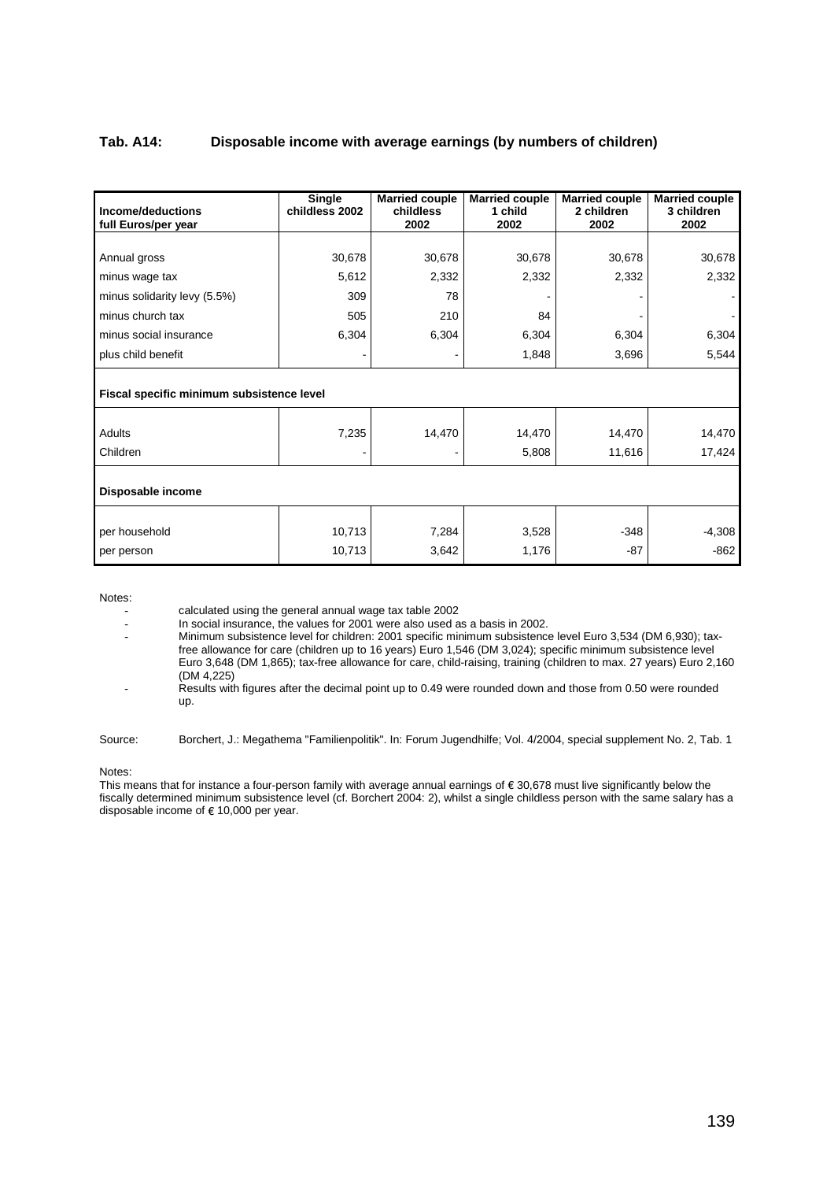**Tab. A14: Disposable income with average earnings (by numbers of children)**

| Income/deductions full Euros/per year | Single childless 2002 | Married couple childless 2002 | Married couple 1 child 2002 | Married couple 2 children 2002 | Married couple 3 children 2002 |
|---|---|---|---|---|---|
| Annual gross | 30,678 | 30,678 | 30,678 | 30,678 | 30,678 |
| minus wage tax | 5,612 | 2,332 | 2,332 | 2,332 | 2,332 |
| minus solidarity levy (5.5%) | 309 | 78 | - | - | - |
| minus church tax | 505 | 210 | 84 | - | - |
| minus social insurance | 6,304 | 6,304 | 6,304 | 6,304 | 6,304 |
| plus child benefit | - | - | 1,848 | 3,696 | 5,544 |
| **Fiscal specific minimum subsistence level** | | | | | |
| Adults | 7,235 | 14,470 | 14,470 | 14,470 | 14,470 |
| Children | - | - | 5,808 | 11,616 | 17,424 |
| **Disposable income** | | | | | |
| per household | 10,713 | 7,284 | 3,528 | -348 | -4,308 |
| per person | 10,713 | 3,642 | 1,176 | -87 | -862 |

Notes:

- calculated using the general annual wage tax table 2002
- In social insurance, the values for 2001 were also used as a basis in 2002.
- Minimum subsistence level for children: 2001 specific minimum subsistence level Euro 3,534 (DM 6,930); tax-free allowance for care (children up to 16 years) Euro 1,546 (DM 3,024); specific minimum subsistence level Euro 3,648 (DM 1,865); tax-free allowance for care, child-raising, training (children to max. 27 years) Euro 2,160 (DM 4,225)
- Results with figures after the decimal point up to 0.49 were rounded down and those from 0.50 were rounded up.

Source: Borchert, J.: Megathema "Familienpolitik". In: Forum Jugendhilfe; Vol. 4/2004, special supplement No. 2, Tab. 1

Notes:

This means that for instance a four-person family with average annual earnings of € 30,678 must live significantly below the fiscally determined minimum subsistence level (cf. Borchert 2004: 2), whilst a single childless person with the same salary has a disposable income of € 10,000 per year.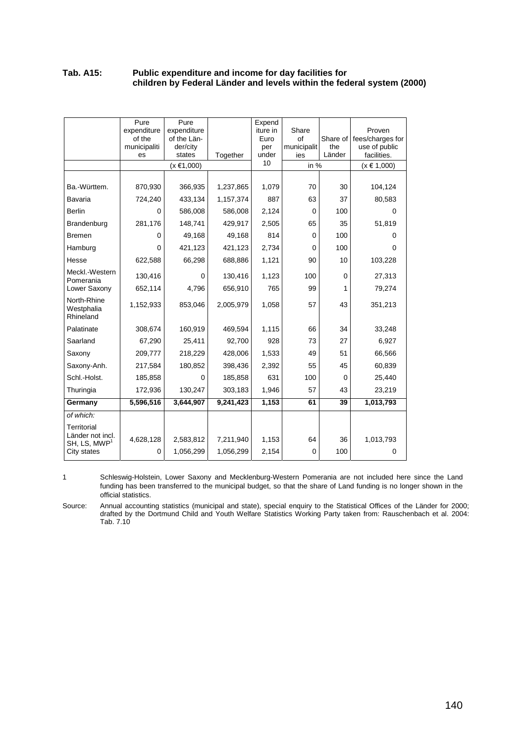**Tab. A15: Public expenditure and income for day facilities for children by Federal Länder and levels within the federal system (2000)**

| | Pure expenditure of the municipalities | Pure expenditure of the Län-der/city states | Together | Expenditure in Euro per under 10 | Share of municipalities | Share of the Länder | Proven fees/charges for use of public facilities. |
|---|---|---|---|---|---|---|---|
| | (x €1,000) | | | | in % | | (x € 1,000) |
| Ba.-Württem. | 870,930 | 366,935 | 1,237,865 | 1,079 | 70 | 30 | 104,124 |
| Bavaria | 724,240 | 433,134 | 1,157,374 | 887 | 63 | 37 | 80,583 |
| Berlin | 0 | 586,008 | 586,008 | 2,124 | 0 | 100 | 0 |
| Brandenburg | 281,176 | 148,741 | 429,917 | 2,505 | 65 | 35 | 51,819 |
| Bremen | 0 | 49,168 | 49,168 | 814 | 0 | 100 | 0 |
| Hamburg | 0 | 421,123 | 421,123 | 2,734 | 0 | 100 | 0 |
| Hesse | 622,588 | 66,298 | 688,886 | 1,121 | 90 | 10 | 103,228 |
| Meckl.-Western Pomerania | 130,416 | 0 | 130,416 | 1,123 | 100 | 0 | 27,313 |
| Lower Saxony | 652,114 | 4,796 | 656,910 | 765 | 99 | 1 | 79,274 |
| North-Rhine Westphalia | 1,152,933 | 853,046 | 2,005,979 | 1,058 | 57 | 43 | 351,213 |
| Rhineland Palatinate | 308,674 | 160,919 | 469,594 | 1,115 | 66 | 34 | 33,248 |
| Saarland | 67,290 | 25,411 | 92,700 | 928 | 73 | 27 | 6,927 |
| Saxony | 209,777 | 218,229 | 428,006 | 1,533 | 49 | 51 | 66,566 |
| Saxony-Anh. | 217,584 | 180,852 | 398,436 | 2,392 | 55 | 45 | 60,839 |
| Schl.-Holst. | 185,858 | 0 | 185,858 | 631 | 100 | 0 | 25,440 |
| Thuringia | 172,936 | 130,247 | 303,183 | 1,946 | 57 | 43 | 23,219 |
| **Germany** | **5,596,516** | **3,644,907** | **9,241,423** | **1,153** | **61** | **39** | **1,013,793** |
| *of which:* | | | | | | | |
| Territorial Länder not incl. SH, LS, MWP[1] | 4,628,128 | 2,583,812 | 7,211,940 | 1,153 | 64 | 36 | 1,013,793 |
| City states | 0 | 1,056,299 | 1,056,299 | 2,154 | 0 | 100 | 0 |

1 Schleswig-Holstein, Lower Saxony and Mecklenburg-Western Pomerania are not included here since the Land funding has been transferred to the municipal budget, so that the share of Land funding is no longer shown in the official statistics.

Source: Annual accounting statistics (municipal and state), special enquiry to the Statistical Offices of the Länder for 2000; drafted by the Dortmund Child and Youth Welfare Statistics Working Party taken from: Rauschenbach et al. 2004: Tab. 7.10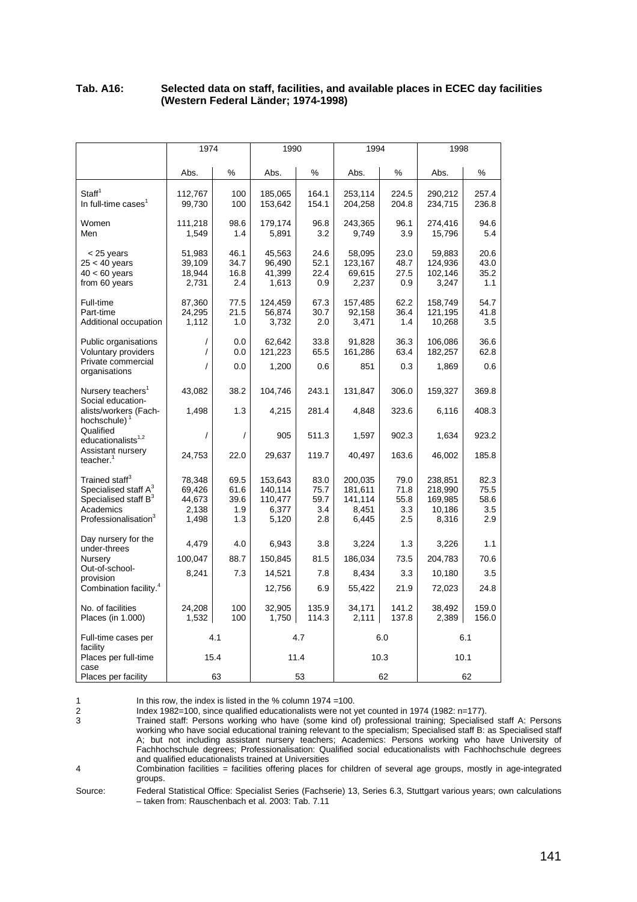**Tab. A16: Selected data on staff, facilities, and available places in ECEC day facilities (Western Federal Länder; 1974-1998)**

| | 1974 | | 1990 | | 1994 | | 1998 | |
|---|---|---|---|---|---|---|---|---|
| | Abs. | % | Abs. | % | Abs. | % | Abs. | % |
| Staff[1] | 112,767 | 100 | 185,065 | 164.1 | 253,114 | 224.5 | 290,212 | 257.4 |
| In full-time cases[1] | 99,730 | 100 | 153,642 | 154.1 | 204,258 | 204.8 | 234,715 | 236.8 |
| Women | 111,218 | 98.6 | 179,174 | 96.8 | 243,365 | 96.1 | 274,416 | 94.6 |
| Men | 1,549 | 1.4 | 5,891 | 3.2 | 9,749 | 3.9 | 15,796 | 5.4 |
| < 25 years | 51,983 | 46.1 | 45,563 | 24.6 | 58,095 | 23.0 | 59,883 | 20.6 |
| 25 < 40 years | 39,109 | 34.7 | 96,490 | 52.1 | 123,167 | 48.7 | 124,936 | 43.0 |
| 40 < 60 years | 18,944 | 16.8 | 41,399 | 22.4 | 69,615 | 27.5 | 102,146 | 35.2 |
| from 60 years | 2,731 | 2.4 | 1,613 | 0.9 | 2,237 | 0.9 | 3,247 | 1.1 |
| Full-time | 87,360 | 77.5 | 124,459 | 67.3 | 157,485 | 62.2 | 158,749 | 54.7 |
| Part-time | 24,295 | 21.5 | 56,874 | 30.7 | 92,158 | 36.4 | 121,195 | 41.8 |
| Additional occupation | 1,112 | 1.0 | 3,732 | 2.0 | 3,471 | 1.4 | 10,268 | 3.5 |
| Public organisations | / | 0.0 | 62,642 | 33.8 | 91,828 | 36.3 | 106,086 | 36.6 |
| Voluntary providers | / | 0.0 | 121,223 | 65.5 | 161,286 | 63.4 | 182,257 | 62.8 |
| Private commercial organisations | / | 0.0 | 1,200 | 0.6 | 851 | 0.3 | 1,869 | 0.6 |
| Nursery teachers[1] | 43,082 | 38.2 | 104,746 | 243.1 | 131,847 | 306.0 | 159,327 | 369.8 |
| Social education-alists/workers (Fach-hochschule)[1] | 1,498 | 1.3 | 4,215 | 281.4 | 4,848 | 323.6 | 6,116 | 408.3 |
| Qualified educationalists[1,2] | / | / | 905 | 511.3 | 1,597 | 902.3 | 1,634 | 923.2 |
| Assistant nursery teacher.[1] | 24,753 | 22.0 | 29,637 | 119.7 | 40,497 | 163.6 | 46,002 | 185.8 |
| Trained staff[3] | 78,348 | 69.5 | 153,643 | 83.0 | 200,035 | 79.0 | 238,851 | 82.3 |
| Specialised staff A[3] | 69,426 | 61.6 | 140,114 | 75.7 | 181,611 | 71.8 | 218,990 | 75.5 |
| Specialised staff B[3] | 44,673 | 39.6 | 110,477 | 59.7 | 141,114 | 55.8 | 169,985 | 58.6 |
| Academics | 2,138 | 1.9 | 6,377 | 3.4 | 8,451 | 3.3 | 10,186 | 3.5 |
| Professionalisation[3] | 1,498 | 1.3 | 5,120 | 2.8 | 6,445 | 2.5 | 8,316 | 2.9 |
| Day nursery for the under-threes | 4,479 | 4.0 | 6,943 | 3.8 | 3,224 | 1.3 | 3,226 | 1.1 |
| Nursery | 100,047 | 88.7 | 150,845 | 81.5 | 186,034 | 73.5 | 204,783 | 70.6 |
| Out-of-school-provision | 8,241 | 7.3 | 14,521 | 7.8 | 8,434 | 3.3 | 10,180 | 3.5 |
| Combination facility.[4] | | | 12,756 | 6.9 | 55,422 | 21.9 | 72,023 | 24.8 |
| No. of facilities | 24,208 | 100 | 32,905 | 135.9 | 34,171 | 141.2 | 38,492 | 159.0 |
| Places (in 1.000) | 1,532 | 100 | 1,750 | 114.3 | 2,111 | 137.8 | 2,389 | 156.0 |
| Full-time cases per facility | 4.1 | | 4.7 | | 6.0 | | 6.1 | |
| Places per full-time case | 15.4 | | 11.4 | | 10.3 | | 10.1 | |
| Places per facility | 63 | | 53 | | 62 | | 62 | |

1 In this row, the index is listed in the % column 1974 =100.

2 Index 1982=100, since qualified educationalists were not yet counted in 1974 (1982: n=177).

3 Trained staff: Persons working who have (some kind of) professional training; Specialised staff A: Persons working who have social educational training relevant to the specialism; Specialised staff B: as Specialised staff A; but not including assistant nursery teachers; Academics: Persons working who have University of Fachhochschule degrees; Professionalisation: Qualified social educationalists with Fachhochschule degrees and qualified educationalists trained at Universities

4 Combination facilities = facilities offering places for children of several age groups, mostly in age-integrated groups.

Source: Federal Statistical Office: Specialist Series (Fachserie) 13, Series 6.3, Stuttgart various years; own calculations – taken from: Rauschenbach et al. 2003: Tab. 7.11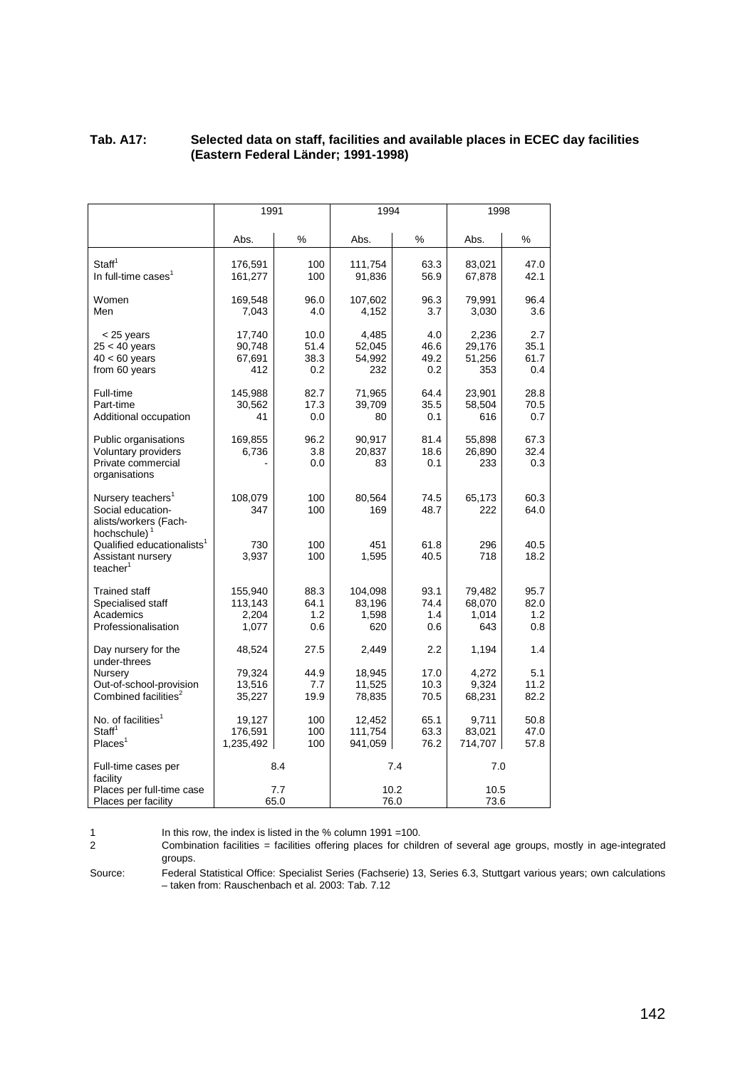**Tab. A17: Selected data on staff, facilities and available places in ECEC day facilities (Eastern Federal Länder; 1991-1998)**

| | 1991 | | 1994 | | 1998 | |
|---|---|---|---|---|---|---|
| | Abs. | % | Abs. | % | Abs. | % |
| Staff[1] | 176,591 | 100 | 111,754 | 63.3 | 83,021 | 47.0 |
| In full-time cases[1] | 161,277 | 100 | 91,836 | 56.9 | 67,878 | 42.1 |
| Women | 169,548 | 96.0 | 107,602 | 96.3 | 79,991 | 96.4 |
| Men | 7,043 | 4.0 | 4,152 | 3.7 | 3,030 | 3.6 |
| < 25 years | 17,740 | 10.0 | 4,485 | 4.0 | 2,236 | 2.7 |
| 25 < 40 years | 90,748 | 51.4 | 52,045 | 46.6 | 29,176 | 35.1 |
| 40 < 60 years | 67,691 | 38.3 | 54,992 | 49.2 | 51,256 | 61.7 |
| from 60 years | 412 | 0.2 | 232 | 0.2 | 353 | 0.4 |
| Full-time | 145,988 | 82.7 | 71,965 | 64.4 | 23,901 | 28.8 |
| Part-time | 30,562 | 17.3 | 39,709 | 35.5 | 58,504 | 70.5 |
| Additional occupation | 41 | 0.0 | 80 | 0.1 | 616 | 0.7 |
| Public organisations | 169,855 | 96.2 | 90,917 | 81.4 | 55,898 | 67.3 |
| Voluntary providers | 6,736 | 3.8 | 20,837 | 18.6 | 26,890 | 32.4 |
| Private commercial organisations | - | 0.0 | 83 | 0.1 | 233 | 0.3 |
| Nursery teachers[1] | 108,079 | 100 | 80,564 | 74.5 | 65,173 | 60.3 |
| Social education-alists/workers (Fach-hochschule)[1] | 347 | 100 | 169 | 48.7 | 222 | 64.0 |
| Qualified educationalists[1] | 730 | 100 | 451 | 61.8 | 296 | 40.5 |
| Assistant nursery teacher[1] | 3,937 | 100 | 1,595 | 40.5 | 718 | 18.2 |
| Trained staff | 155,940 | 88.3 | 104,098 | 93.1 | 79,482 | 95.7 |
| Specialised staff | 113,143 | 64.1 | 83,196 | 74.4 | 68,070 | 82.0 |
| Academics | 2,204 | 1.2 | 1,598 | 1.4 | 1,014 | 1.2 |
| Professionalisation | 1,077 | 0.6 | 620 | 0.6 | 643 | 0.8 |
| Day nursery for the under-threes | 48,524 | 27.5 | 2,449 | 2.2 | 1,194 | 1.4 |
| Nursery | 79,324 | 44.9 | 18,945 | 17.0 | 4,272 | 5.1 |
| Out-of-school-provision | 13,516 | 7.7 | 11,525 | 10.3 | 9,324 | 11.2 |
| Combined facilities[2] | 35,227 | 19.9 | 78,835 | 70.5 | 68,231 | 82.2 |
| No. of facilities[1] | 19,127 | 100 | 12,452 | 65.1 | 9,711 | 50.8 |
| Staff[1] | 176,591 | 100 | 111,754 | 63.3 | 83,021 | 47.0 |
| Places[1] | 1,235,492 | 100 | 941,059 | 76.2 | 714,707 | 57.8 |
| Full-time cases per facility | 8.4 | | 7.4 | | 7.0 | |
| Places per full-time case | 7.7 | | 10.2 | | 10.5 | |
| Places per facility | 65.0 | | 76.0 | | 73.6 | |

1 In this row, the index is listed in the % column 1991 =100.

2 Combination facilities = facilities offering places for children of several age groups, mostly in age-integrated groups.

Source: Federal Statistical Office: Specialist Series (Fachserie) 13, Series 6.3, Stuttgart various years; own calculations – taken from: Rauschenbach et al. 2003: Tab. 7.12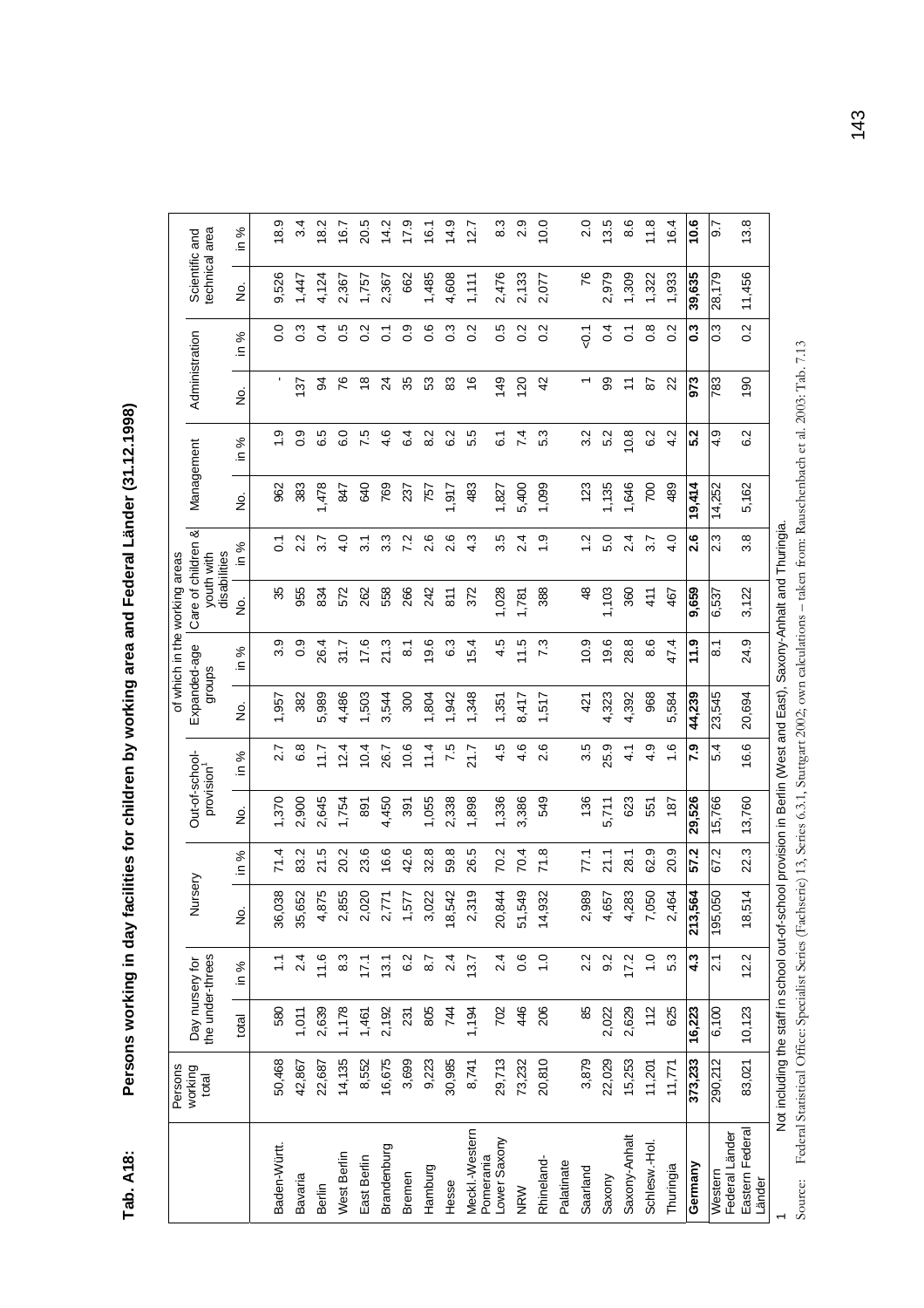**Tab. A18: Persons working in day facilities for children by working area and Federal Länder (31.12.1998)**

| | Persons working total | Day nursery for the under-threes | | Nursery | | Out-of-school-provision[1] | | of which in the working areas Expanded-age groups | | Care of children & youth with disabilities | | Management | | Administration | | Scientific and technical area | |
|---|---|---|---|---|---|---|---|---|---|---|---|---|---|---|---|---|---|
| | | total | in % | No. | in % | No. | in % | No. | in % | No. | in % | No. | in % | No. | in % | No. | in % |
| Baden-Württ. | 50,468 | 580 | 1.1 | 36,038 | 71.4 | 1,370 | 2.7 | 1,957 | 3.9 | 35 | 0.1 | 962 | 1.9 | - | 0.0 | 9,526 | 18.9 |
| Bavaria | 42,867 | 1,011 | 2.4 | 35,652 | 83.2 | 2,900 | 6.8 | 382 | 0.9 | 955 | 2.2 | 383 | 0.9 | 137 | 0.3 | 1,447 | 3.4 |
| Berlin | 22,687 | 2,639 | 11.6 | 4,875 | 21.5 | 2,645 | 11.7 | 5,989 | 26.4 | 834 | 3.7 | 1,478 | 6.5 | 94 | 0.4 | 4,124 | 18.2 |
| West Berlin | 14,135 | 1,178 | 8.3 | 2,855 | 20.2 | 1,754 | 12.4 | 4,486 | 31.7 | 572 | 4.0 | 847 | 6.0 | 76 | 0.5 | 2,367 | 16.7 |
| East Berlin | 8,552 | 1,461 | 17.1 | 2,020 | 23.6 | 891 | 10.4 | 1,503 | 17.6 | 262 | 3.1 | 640 | 7.5 | 18 | 0.2 | 1,757 | 20.5 |
| Brandenburg | 16,675 | 2,192 | 13.1 | 2,771 | 16.6 | 4,450 | 26.7 | 3,544 | 21.3 | 558 | 3.3 | 769 | 4.6 | 24 | 0.1 | 2,367 | 14.2 |
| Bremen | 3,699 | 231 | 6.2 | 1,577 | 42.6 | 391 | 10.6 | 300 | 8.1 | 266 | 7.2 | 237 | 6.4 | 35 | 0.9 | 662 | 17.9 |
| Hamburg | 9,223 | 805 | 8.7 | 3,022 | 32.8 | 1,055 | 11.4 | 1,804 | 19.6 | 242 | 2.6 | 757 | 8.2 | 53 | 0.6 | 1,485 | 16.1 |
| Hesse | 30,985 | 744 | 2.4 | 18,542 | 59.8 | 2,338 | 7.5 | 1,942 | 6.3 | 811 | 2.6 | 1,917 | 6.2 | 83 | 0.3 | 4,608 | 14.9 |
| Meckl.-Western Pomerania | 8,741 | 1,194 | 13.7 | 2,319 | 26.5 | 1,898 | 21.7 | 1,348 | 15.4 | 372 | 4.3 | 483 | 5.5 | 16 | 0.2 | 1,111 | 12.7 |
| Lower Saxony | 29,713 | 702 | 2.4 | 20,844 | 70.2 | 1,336 | 4.5 | 1,351 | 4.5 | 1,028 | 3.5 | 1,827 | 6.1 | 149 | 0.5 | 2,476 | 8.3 |
| NRW | 73,232 | 446 | 0.6 | 51,549 | 70.4 | 3,386 | 4.6 | 8,417 | 11.5 | 1,781 | 2.4 | 5,400 | 7.4 | 120 | 0.2 | 2,133 | 2.9 |
| Rhineland-Palatinate | 20,810 | 206 | 1.0 | 14,932 | 71.8 | 549 | 2.6 | 1,517 | 7.3 | 388 | 1.9 | 1,099 | 5.3 | 42 | 0.2 | 2,077 | 10.0 |
| Saarland | 3,879 | 85 | 2.2 | 2,989 | 77.1 | 136 | 3.5 | 421 | 10.9 | 48 | 1.2 | 123 | 3.2 | 1 | <0.1 | 76 | 2.0 |
| Saxony | 22,029 | 2,022 | 9.2 | 4,657 | 21.1 | 5,711 | 25.9 | 4,323 | 19.6 | 1,103 | 5.0 | 1,135 | 5.2 | 99 | 0.4 | 2,979 | 13.5 |
| Saxony-Anhalt | 15,253 | 2,629 | 17.2 | 4,283 | 28.1 | 623 | 4.1 | 4,392 | 28.8 | 360 | 2.4 | 1,646 | 10.8 | 11 | 0.1 | 1,309 | 8.6 |
| Schlesw.-Hol. | 11,201 | 112 | 1.0 | 7,050 | 62.9 | 551 | 4.9 | 968 | 8.6 | 411 | 3.7 | 700 | 6.2 | 87 | 0.8 | 1,322 | 11.8 |
| Thuringia | 11,771 | 625 | 5.3 | 2,464 | 20.9 | 187 | 1.6 | 5,584 | 47.4 | 467 | 4.0 | 489 | 4.2 | 22 | 0.2 | 1,933 | 16.4 |
| **Germany** | **373,233** | **16,223** | **4.3** | **213,564** | **57.2** | **29,526** | **7.9** | **44,239** | **11.9** | **9,659** | **2.6** | **19,414** | **5.2** | **973** | **0.3** | **39,635** | **10.6** |
| Western Federal Länder | 290,212 | 6,100 | 2.1 | 195,050 | 67.2 | 15,766 | 5.4 | 23,545 | 8.1 | 6,537 | 2.3 | 14,252 | 4.9 | 783 | 0.3 | 28,179 | 9.7 |
| Eastern Federal Länder | 83,021 | 10,123 | 12.2 | 18,514 | 22.3 | 13,760 | 16.6 | 20,694 | 24.9 | 3,122 | 3.8 | 5,162 | 6.2 | 190 | 0.2 | 11,456 | 13.8 |

1 Not including the staff in school out-of-school provision in Berlin (West and East), Saxony-Anhalt and Thuringia.

Source: Federal Statistical Office: Specialist Series (Fachserie) 13, Series 6.3.1, Stuttgart 2002; own calculations – taken from: Rauschenbach et al. 2003: Tab. 7.13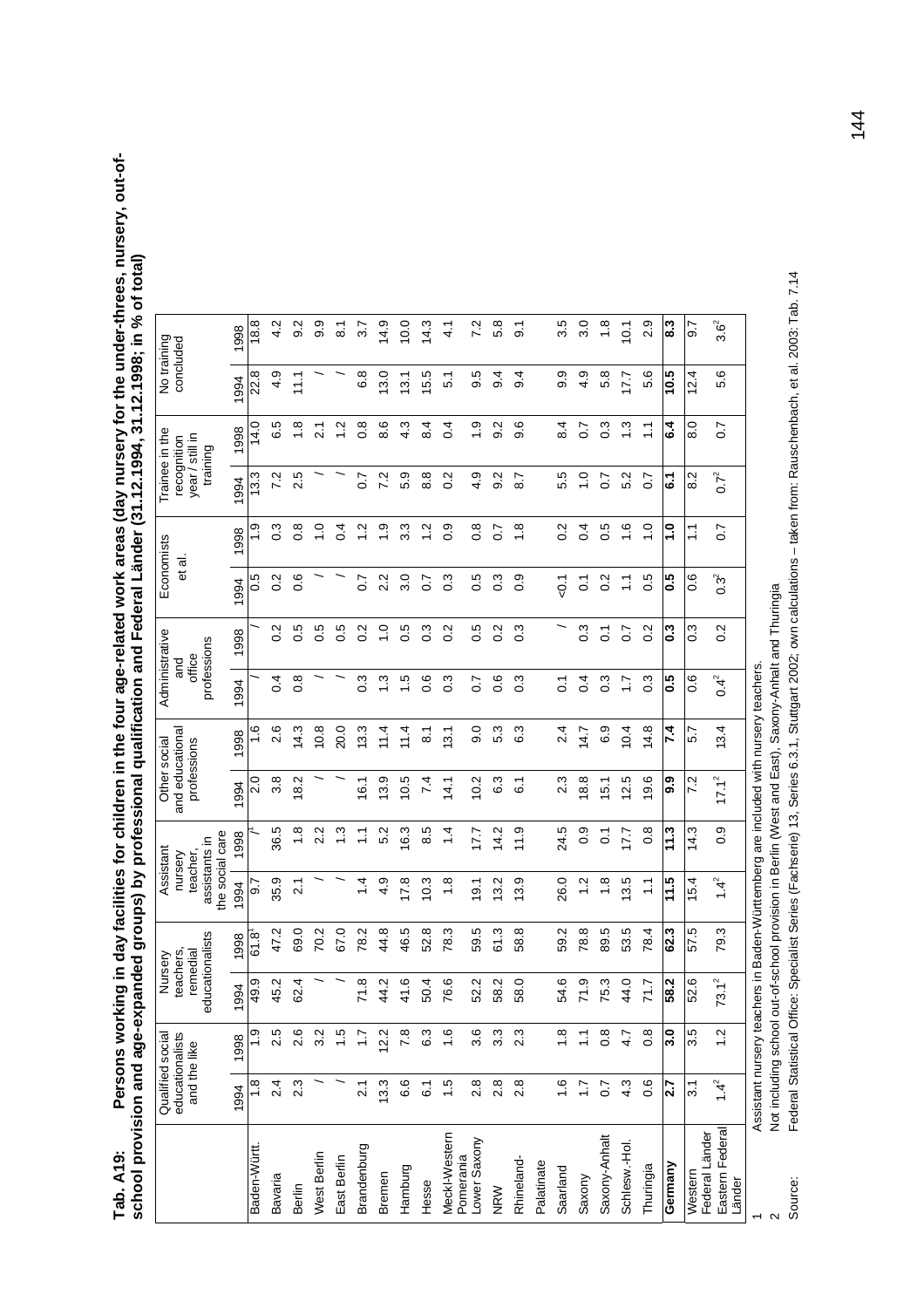**Tab. A19: Persons working in day facilities for children in the four age-related work areas (day nursery for the under-threes, nursery, out-of-school provision and age-expanded groups) by professional qualification and Federal Länder (31.12.1994, 31.12.1998; in % of total)**

| | Qualified social educationalists and the like | | Nursery teachers, remedial educationalists | | Assistant nursery teacher, assistants in the social care | | Other social and educational professions | | Administrative and office professions | | Economists et al. | | Trainee in the recognition year / still in training | | No training concluded | |
|---|---|---|---|---|---|---|---|---|---|---|---|---|---|---|---|---|
| | 1994 | 1998 | 1994 | 1998 | 1994 | 1998 | 1994 | 1998 | 1994 | 1998 | 1994 | 1998 | 1994 | 1998 | 1994 | 1998 |
| Baden-Württ. | 1.8 | 1.9 | 49.9 | 61.8[1] | 9.7 | /[1] | 2.0 | 1.6 | / | / | 0.5 | 1.9 | 13.3 | 14.0 | 22.8 | 18.8 |
| Bavaria | 2.4 | 2.5 | 45.2 | 47.2 | 35.9 | 36.5 | 3.8 | 2.6 | 0.4 | 0.2 | 0.2 | 0.3 | 7.2 | 6.5 | 4.9 | 4.2 |
| Berlin | 2.3 | 2.6 | 62.4 | 69.0 | 2.1 | 1.8 | 18.2 | 14.3 | 0.8 | 0.5 | 0.6 | 0.8 | 2.5 | 1.8 | 11.1 | 9.2 |
| West Berlin | / | 3.2 | / | 70.2 | / | 2.2 | / | 10.8 | / | 0.5 | / | 1.0 | / | 2.1 | / | 9.9 |
| East Berlin | / | 1.5 | / | 67.0 | / | 1.3 | / | 20.0 | / | 0.5 | / | 0.4 | / | 1.2 | / | 8.1 |
| Brandenburg | 2.1 | 1.7 | 71.8 | 78.2 | 1.4 | 1.1 | 16.1 | 13.3 | 0.3 | 0.2 | 0.7 | 1.2 | 0.7 | 0.8 | 6.8 | 3.7 |
| Bremen | 13.3 | 12.2 | 44.2 | 44.8 | 4.9 | 5.2 | 13.9 | 11.4 | 1.3 | 1.0 | 2.2 | 1.9 | 7.2 | 8.6 | 13.0 | 14.9 |
| Hamburg | 6.6 | 7.8 | 41.6 | 46.5 | 17.8 | 16.3 | 10.5 | 11.4 | 1.5 | 0.5 | 3.0 | 3.3 | 5.9 | 4.3 | 13.1 | 10.0 |
| Hesse | 6.1 | 6.3 | 50.4 | 52.8 | 10.3 | 8.5 | 7.4 | 8.1 | 0.6 | 0.3 | 0.7 | 1.2 | 8.8 | 8.4 | 15.5 | 14.3 |
| Meckl-Western Pomerania | 1.5 | 1.6 | 76.6 | 78.3 | 1.8 | 1.4 | 14.1 | 13.1 | 0.3 | 0.2 | 0.3 | 0.9 | 0.2 | 0.4 | 5.1 | 4.1 |
| Lower Saxony | 2.8 | 3.6 | 52.2 | 59.5 | 19.1 | 17.7 | 10.2 | 9.0 | 0.7 | 0.5 | 0.5 | 0.8 | 4.9 | 1.9 | 9.5 | 7.2 |
| NRW | 2.8 | 3.3 | 58.2 | 61.3 | 13.2 | 14.2 | 6.3 | 5.3 | 0.6 | 0.2 | 0.3 | 0.7 | 9.2 | 9.2 | 9.4 | 5.8 |
| Rhineland-Palatinate | 2.8 | 2.3 | 58.0 | 58.8 | 13.9 | 11.9 | 6.1 | 6.3 | 0.3 | 0.3 | 0.9 | 1.8 | 8.7 | 9.6 | 9.4 | 9.1 |
| Saarland | 1.6 | 1.8 | 54.6 | 59.2 | 26.0 | 24.5 | 2.3 | 2.4 | 0.1 | / | <0.1 | 0.2 | 5.5 | 8.4 | 9.9 | 3.5 |
| Saxony | 1.7 | 1.1 | 71.9 | 78.8 | 1.2 | 0.9 | 18.8 | 14.7 | 0.4 | 0.3 | 0.1 | 0.4 | 1.0 | 0.7 | 4.9 | 3.0 |
| Saxony-Anhalt | 0.7 | 0.8 | 75.3 | 89.5 | 1.8 | 0.1 | 15.1 | 6.9 | 0.3 | 0.1 | 0.2 | 0.5 | 0.7 | 0.3 | 5.8 | 1.8 |
| Schlesw.-Hol. | 4.3 | 4.7 | 44.0 | 53.5 | 13.5 | 17.7 | 12.5 | 10.4 | 1.7 | 0.7 | 1.1 | 1.6 | 5.2 | 1.3 | 17.7 | 10.1 |
| Thuringia | 0.6 | 0.8 | 71.7 | 78.4 | 1.1 | 0.8 | 19.6 | 14.8 | 0.3 | 0.2 | 0.5 | 1.0 | 0.7 | 1.1 | 5.6 | 2.9 |
| **Germany** | **2.7** | **3.0** | **58.2** | **62.3** | **11.5** | **11.3** | **9.9** | **7.4** | **0.5** | **0.3** | **0.5** | **1.0** | **6.1** | **6.4** | **10.5** | **8.3** |
| Western Federal Länder | 3.1 | 3.5 | 52.6 | 57.5 | 15.4 | 14.3 | 7.2 | 5.7 | 0.6 | 0.3 | 0.6 | 1.1 | 8.2 | 8.0 | 12.4 | 9.7 |
| Eastern Federal Länder | 1.4[2] | 1.2 | 73.1[2] | 79.3 | 1.4[2] | 0.9 | 17.1[2] | 13.4 | 0.4[2] | 0.2 | 0.3[2] | 0.7 | 0.7[2] | 0.7 | 5.6 | 3.6[2] |

1 Assistant nursery teachers in Baden-Württemberg are included with nursery teachers.

2 Not including school out-of-school provision in Berlin (West and East), Saxony-Anhalt and Thuringia

Source: Federal Statistical Office: Specialist Series (Fachserie) 13, Series 6.3.1, Stuttgart 2002; own calculations – taken from: Rauschenbach, et al. 2003: Tab. 7.14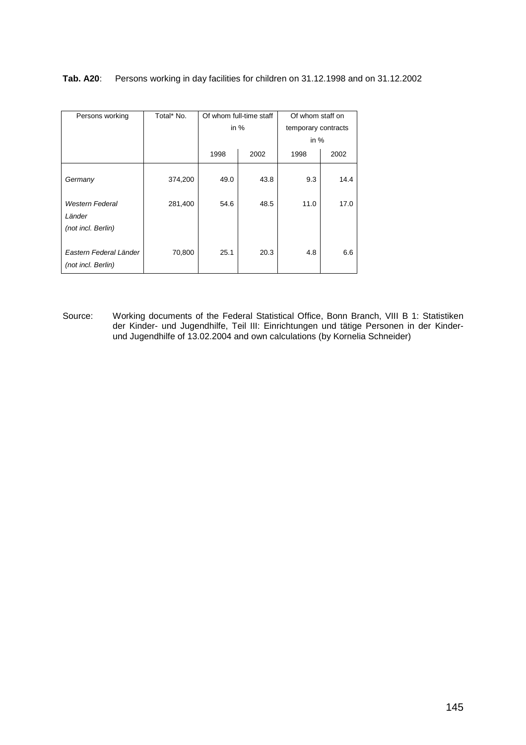**Tab. A20**: Persons working in day facilities for children on 31.12.1998 and on 31.12.2002

| Persons working | Total* No. | Of whom full-time staff in % | | Of whom staff on temporary contracts in % | |
|---|---|---|---|---|---|
| | | 1998 | 2002 | 1998 | 2002 |
| *Germany* | 374,200 | 49.0 | 43.8 | 9.3 | 14.4 |
| *Western Federal Länder (not incl. Berlin)* | 281,400 | 54.6 | 48.5 | 11.0 | 17.0 |
| *Eastern Federal Länder (not incl. Berlin)* | 70,800 | 25.1 | 20.3 | 4.8 | 6.6 |

Source: Working documents of the Federal Statistical Office, Bonn Branch, VIII B 1: Statistiken der Kinder- und Jugendhilfe, Teil III: Einrichtungen und tätige Personen in der Kinder- und Jugendhilfe of 13.02.2004 and own calculations (by Kornelia Schneider)